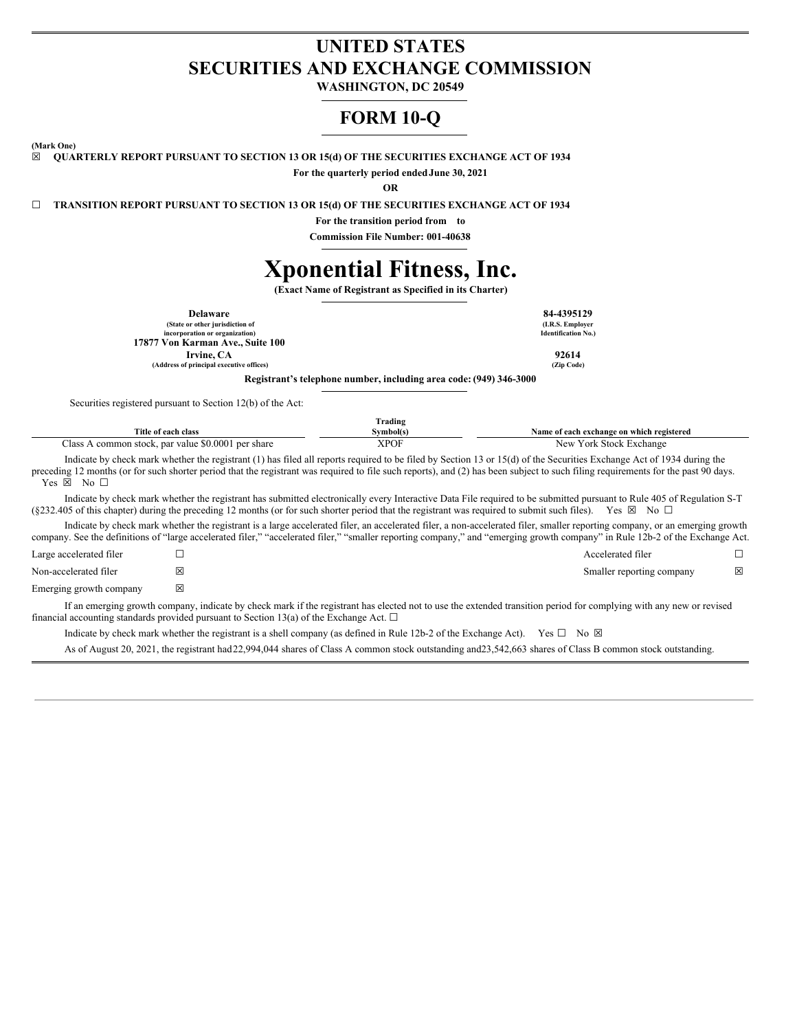# UNITED STATES
# SECURITIES AND EXCHANGE COMMISSION

**WASHINGTON, DC 20549**

# FORM 10-Q

**(Mark One)**

☒ **QUARTERLY REPORT PURSUANT TO SECTION 13 OR 15(d) OF THE SECURITIES EXCHANGE ACT OF 1934**

**For the quarterly period ended June 30, 2021**

**OR**

☐ **TRANSITION REPORT PURSUANT TO SECTION 13 OR 15(d) OF THE SECURITIES EXCHANGE ACT OF 1934**

**For the transition period from to**

**Commission File Number: 001-40638**

# Xponential Fitness, Inc.

**(Exact Name of Registrant as Specified in its Charter)**

| | |
|---|---|
| **Delaware** | **84-4395129** |
| **(State or other jurisdiction of incorporation or organization)** | **(I.R.S. Employer Identification No.)** |
| **17877 Von Karman Ave., Suite 100 Irvine, CA** | **92614** |
| **(Address of principal executive offices)** | **(Zip Code)** |

**Registrant's telephone number, including area code: (949) 346-3000**

Securities registered pursuant to Section 12(b) of the Act:

| Title of each class | Trading Symbol(s) | Name of each exchange on which registered |
|---|---|---|
| Class A common stock, par value $0.0001 per share | XPOF | New York Stock Exchange |

Indicate by check mark whether the registrant (1) has filed all reports required to be filed by Section 13 or 15(d) of the Securities Exchange Act of 1934 during the preceding 12 months (or for such shorter period that the registrant was required to file such reports), and (2) has been subject to such filing requirements for the past 90 days. Yes ☒ No ☐

Indicate by check mark whether the registrant has submitted electronically every Interactive Data File required to be submitted pursuant to Rule 405 of Regulation S-T (§232.405 of this chapter) during the preceding 12 months (or for such shorter period that the registrant was required to submit such files). Yes ☒ No ☐

Indicate by check mark whether the registrant is a large accelerated filer, an accelerated filer, a non-accelerated filer, smaller reporting company, or an emerging growth company. See the definitions of "large accelerated filer," "accelerated filer," "smaller reporting company," and "emerging growth company" in Rule 12b-2 of the Exchange Act.

| | | | |
|---|---|---|---|
| Large accelerated filer | ☐ | Accelerated filer | ☐ |
| Non-accelerated filer | ☒ | Smaller reporting company | ☒ |
| Emerging growth company | ☒ | | |

If an emerging growth company, indicate by check mark if the registrant has elected not to use the extended transition period for complying with any new or revised financial accounting standards provided pursuant to Section 13(a) of the Exchange Act. ☐

Indicate by check mark whether the registrant is a shell company (as defined in Rule 12b-2 of the Exchange Act). Yes ☐ No ☒

As of August 20, 2021, the registrant had 22,994,044 shares of Class A common stock outstanding and 23,542,663 shares of Class B common stock outstanding.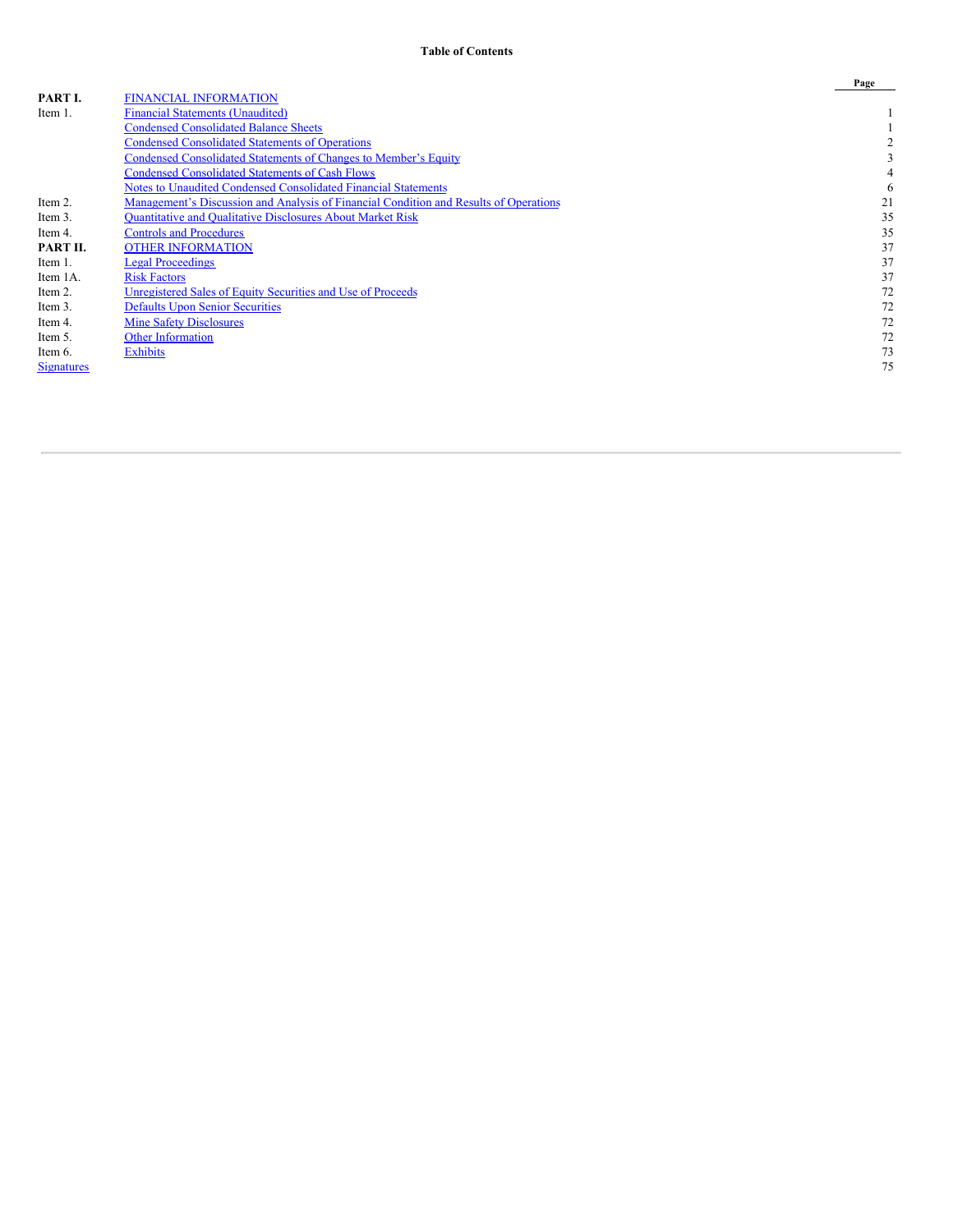**Table of Contents**

| | | Page |
|---|---|---|
| **PART I.** | FINANCIAL INFORMATION | |
| Item 1. | Financial Statements (Unaudited) | 1 |
| | Condensed Consolidated Balance Sheets | 1 |
| | Condensed Consolidated Statements of Operations | 2 |
| | Condensed Consolidated Statements of Changes to Member’s Equity | 3 |
| | Condensed Consolidated Statements of Cash Flows | 4 |
| | Notes to Unaudited Condensed Consolidated Financial Statements | 6 |
| Item 2. | Management’s Discussion and Analysis of Financial Condition and Results of Operations | 21 |
| Item 3. | Quantitative and Qualitative Disclosures About Market Risk | 35 |
| Item 4. | Controls and Procedures | 35 |
| **PART II.** | OTHER INFORMATION | 37 |
| Item 1. | Legal Proceedings | 37 |
| Item 1A. | Risk Factors | 37 |
| Item 2. | Unregistered Sales of Equity Securities and Use of Proceeds | 72 |
| Item 3. | Defaults Upon Senior Securities | 72 |
| Item 4. | Mine Safety Disclosures | 72 |
| Item 5. | Other Information | 72 |
| Item 6. | Exhibits | 73 |
| Signatures | | 75 |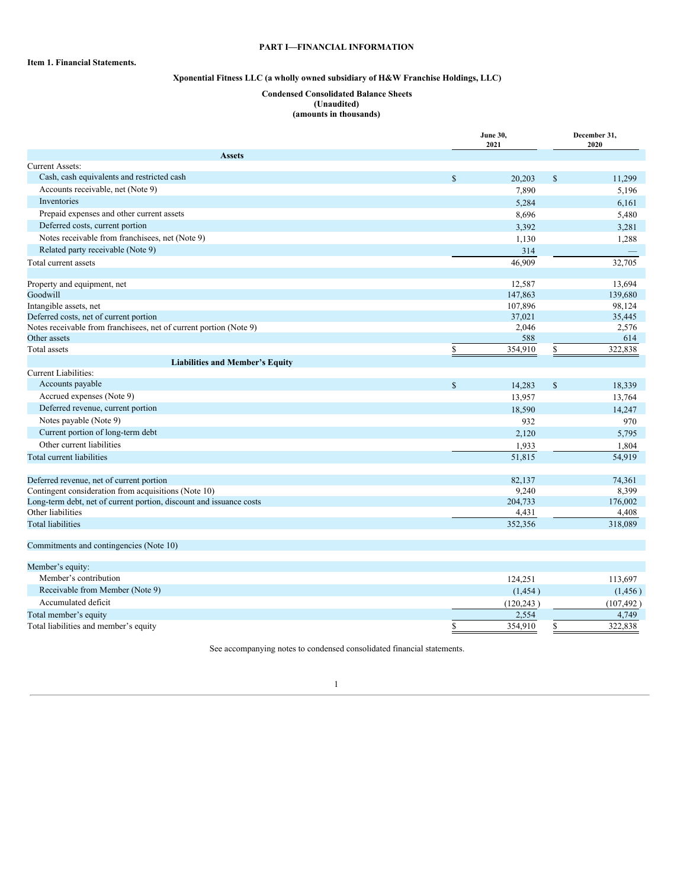# PART I—FINANCIAL INFORMATION

## Item 1. Financial Statements.

### Xponential Fitness LLC (a wholly owned subsidiary of H&W Franchise Holdings, LLC)

### Condensed Consolidated Balance Sheets
**(Unaudited)**
**(amounts in thousands)**

| | June 30, 2021 | December 31, 2020 |
|---|---|---|
| **Assets** | | |
| Current Assets: | | |
| Cash, cash equivalents and restricted cash | $ 20,203 | $ 11,299 |
| Accounts receivable, net (Note 9) | 7,890 | 5,196 |
| Inventories | 5,284 | 6,161 |
| Prepaid expenses and other current assets | 8,696 | 5,480 |
| Deferred costs, current portion | 3,392 | 3,281 |
| Notes receivable from franchisees, net (Note 9) | 1,130 | 1,288 |
| Related party receivable (Note 9) | 314 | — |
| Total current assets | 46,909 | 32,705 |
| | | |
| Property and equipment, net | 12,587 | 13,694 |
| Goodwill | 147,863 | 139,680 |
| Intangible assets, net | 107,896 | 98,124 |
| Deferred costs, net of current portion | 37,021 | 35,445 |
| Notes receivable from franchisees, net of current portion (Note 9) | 2,046 | 2,576 |
| Other assets | 588 | 614 |
| Total assets | $ 354,910 | $ 322,838 |
| **Liabilities and Member's Equity** | | |
| Current Liabilities: | | |
| Accounts payable | $ 14,283 | $ 18,339 |
| Accrued expenses (Note 9) | 13,957 | 13,764 |
| Deferred revenue, current portion | 18,590 | 14,247 |
| Notes payable (Note 9) | 932 | 970 |
| Current portion of long-term debt | 2,120 | 5,795 |
| Other current liabilities | 1,933 | 1,804 |
| Total current liabilities | 51,815 | 54,919 |
| | | |
| Deferred revenue, net of current portion | 82,137 | 74,361 |
| Contingent consideration from acquisitions (Note 10) | 9,240 | 8,399 |
| Long-term debt, net of current portion, discount and issuance costs | 204,733 | 176,002 |
| Other liabilities | 4,431 | 4,408 |
| Total liabilities | 352,356 | 318,089 |
| | | |
| Commitments and contingencies (Note 10) | | |
| | | |
| Member's equity: | | |
| Member's contribution | 124,251 | 113,697 |
| Receivable from Member (Note 9) | (1,454) | (1,456) |
| Accumulated deficit | (120,243) | (107,492) |
| Total member's equity | 2,554 | 4,749 |
| Total liabilities and member's equity | $ 354,910 | $ 322,838 |

See accompanying notes to condensed consolidated financial statements.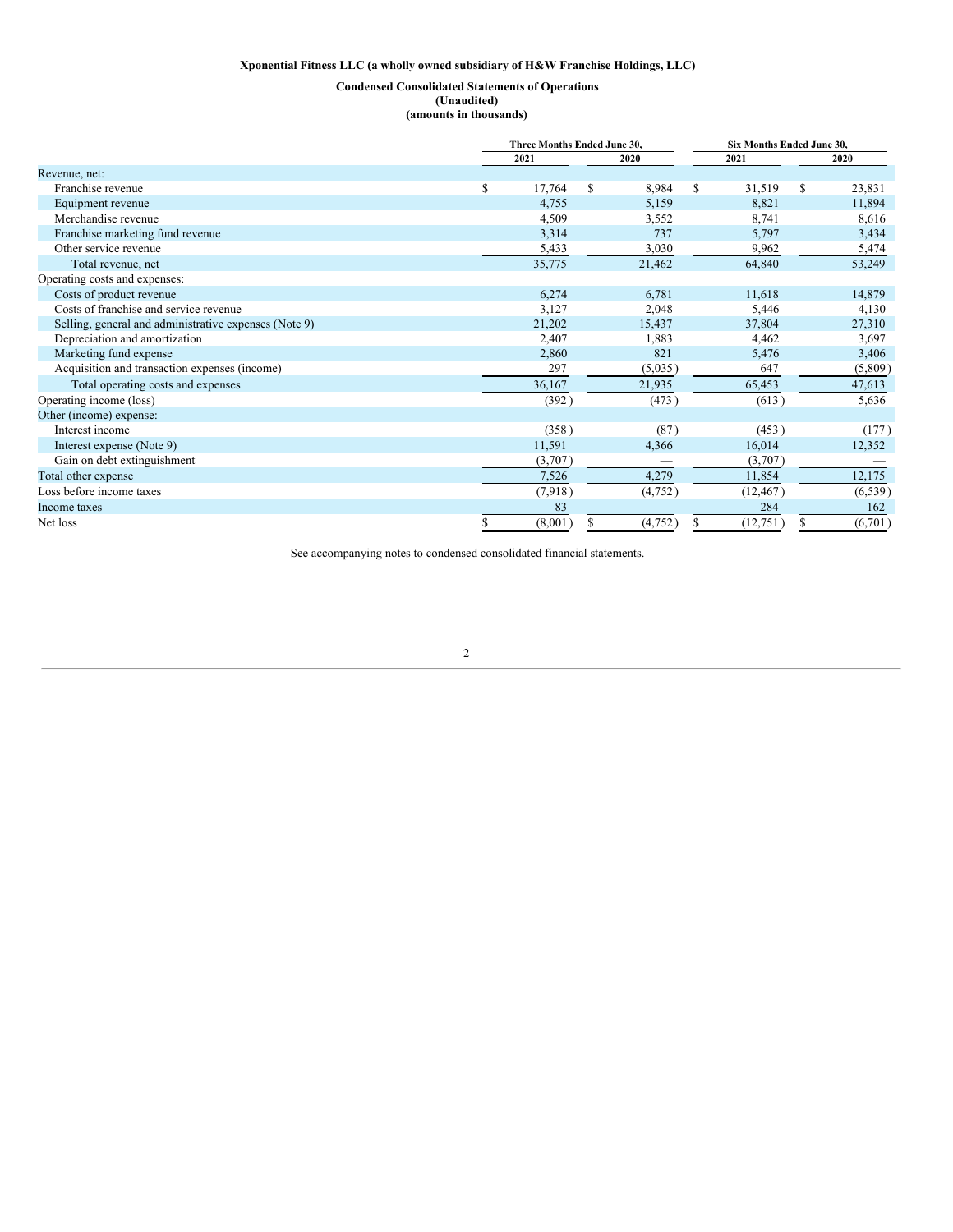**Xponential Fitness LLC (a wholly owned subsidiary of H&W Franchise Holdings, LLC)**

**Condensed Consolidated Statements of Operations**
**(Unaudited)**
**(amounts in thousands)**

| | Three Months Ended June 30, | | Six Months Ended June 30, | |
|---|---|---|---|---|
| | 2021 | 2020 | 2021 | 2020 |
| Revenue, net: | | | | |
| Franchise revenue | $ 17,764 | $ 8,984 | $ 31,519 | $ 23,831 |
| Equipment revenue | 4,755 | 5,159 | 8,821 | 11,894 |
| Merchandise revenue | 4,509 | 3,552 | 8,741 | 8,616 |
| Franchise marketing fund revenue | 3,314 | 737 | 5,797 | 3,434 |
| Other service revenue | 5,433 | 3,030 | 9,962 | 5,474 |
| Total revenue, net | 35,775 | 21,462 | 64,840 | 53,249 |
| Operating costs and expenses: | | | | |
| Costs of product revenue | 6,274 | 6,781 | 11,618 | 14,879 |
| Costs of franchise and service revenue | 3,127 | 2,048 | 5,446 | 4,130 |
| Selling, general and administrative expenses (Note 9) | 21,202 | 15,437 | 37,804 | 27,310 |
| Depreciation and amortization | 2,407 | 1,883 | 4,462 | 3,697 |
| Marketing fund expense | 2,860 | 821 | 5,476 | 3,406 |
| Acquisition and transaction expenses (income) | 297 | (5,035) | 647 | (5,809) |
| Total operating costs and expenses | 36,167 | 21,935 | 65,453 | 47,613 |
| Operating income (loss) | (392) | (473) | (613) | 5,636 |
| Other (income) expense: | | | | |
| Interest income | (358) | (87) | (453) | (177) |
| Interest expense (Note 9) | 11,591 | 4,366 | 16,014 | 12,352 |
| Gain on debt extinguishment | (3,707) | — | (3,707) | — |
| Total other expense | 7,526 | 4,279 | 11,854 | 12,175 |
| Loss before income taxes | (7,918) | (4,752) | (12,467) | (6,539) |
| Income taxes | 83 | — | 284 | 162 |
| Net loss | $ (8,001) | $ (4,752) | $ (12,751) | $ (6,701) |

See accompanying notes to condensed consolidated financial statements.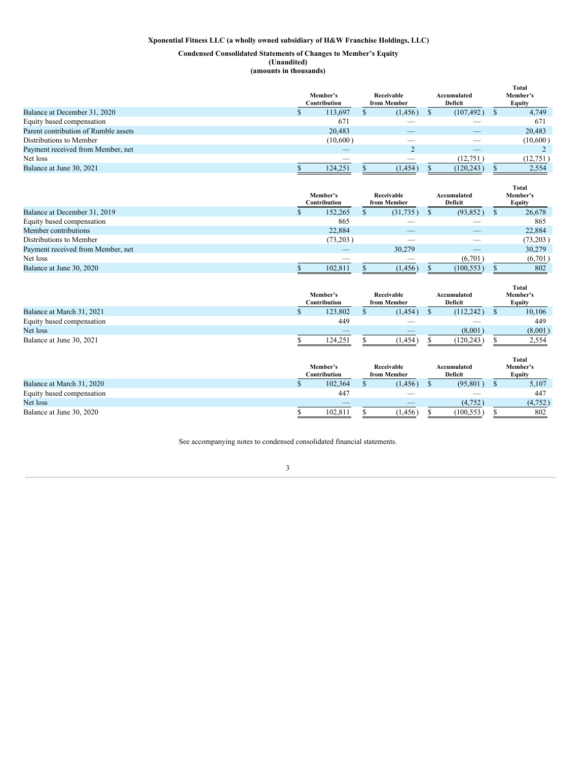**Xponential Fitness LLC (a wholly owned subsidiary of H&W Franchise Holdings, LLC)**

**Condensed Consolidated Statements of Changes to Member's Equity**
**(Unaudited)**
**(amounts in thousands)**

| | Member's Contribution | Receivable from Member | Accumulated Deficit | Total Member's Equity |
|---|---|---|---|---|
| Balance at December 31, 2020 | $ 113,697 | $ (1,456) | $ (107,492) | $ 4,749 |
| Equity based compensation | 671 | — | — | 671 |
| Parent contribution of Rumble assets | 20,483 | — | — | 20,483 |
| Distributions to Member | (10,600) | — | — | (10,600) |
| Payment received from Member, net | — | 2 | — | 2 |
| Net loss | — | — | (12,751) | (12,751) |
| Balance at June 30, 2021 | $ 124,251 | $ (1,454) | $ (120,243) | $ 2,554 |

| | Member's Contribution | Receivable from Member | Accumulated Deficit | Total Member's Equity |
|---|---|---|---|---|
| Balance at December 31, 2019 | $ 152,265 | $ (31,735) | $ (93,852) | $ 26,678 |
| Equity based compensation | 865 | — | — | 865 |
| Member contributions | 22,884 | — | — | 22,884 |
| Distributions to Member | (73,203) | — | — | (73,203) |
| Payment received from Member, net | — | 30,279 | — | 30,279 |
| Net loss | — | — | (6,701) | (6,701) |
| Balance at June 30, 2020 | $ 102,811 | $ (1,456) | $ (100,553) | $ 802 |

| | Member's Contribution | Receivable from Member | Accumulated Deficit | Total Member's Equity |
|---|---|---|---|---|
| Balance at March 31, 2021 | $ 123,802 | $ (1,454) | $ (112,242) | $ 10,106 |
| Equity based compensation | 449 | — | — | 449 |
| Net loss | — | — | (8,001) | (8,001) |
| Balance at June 30, 2021 | $ 124,251 | $ (1,454) | $ (120,243) | $ 2,554 |

| | Member's Contribution | Receivable from Member | Accumulated Deficit | Total Member's Equity |
|---|---|---|---|---|
| Balance at March 31, 2020 | $ 102,364 | $ (1,456) | $ (95,801) | $ 5,107 |
| Equity based compensation | 447 | — | — | 447 |
| Net loss | — | — | (4,752) | (4,752) |
| Balance at June 30, 2020 | $ 102,811 | $ (1,456) | $ (100,553) | $ 802 |

See accompanying notes to condensed consolidated financial statements.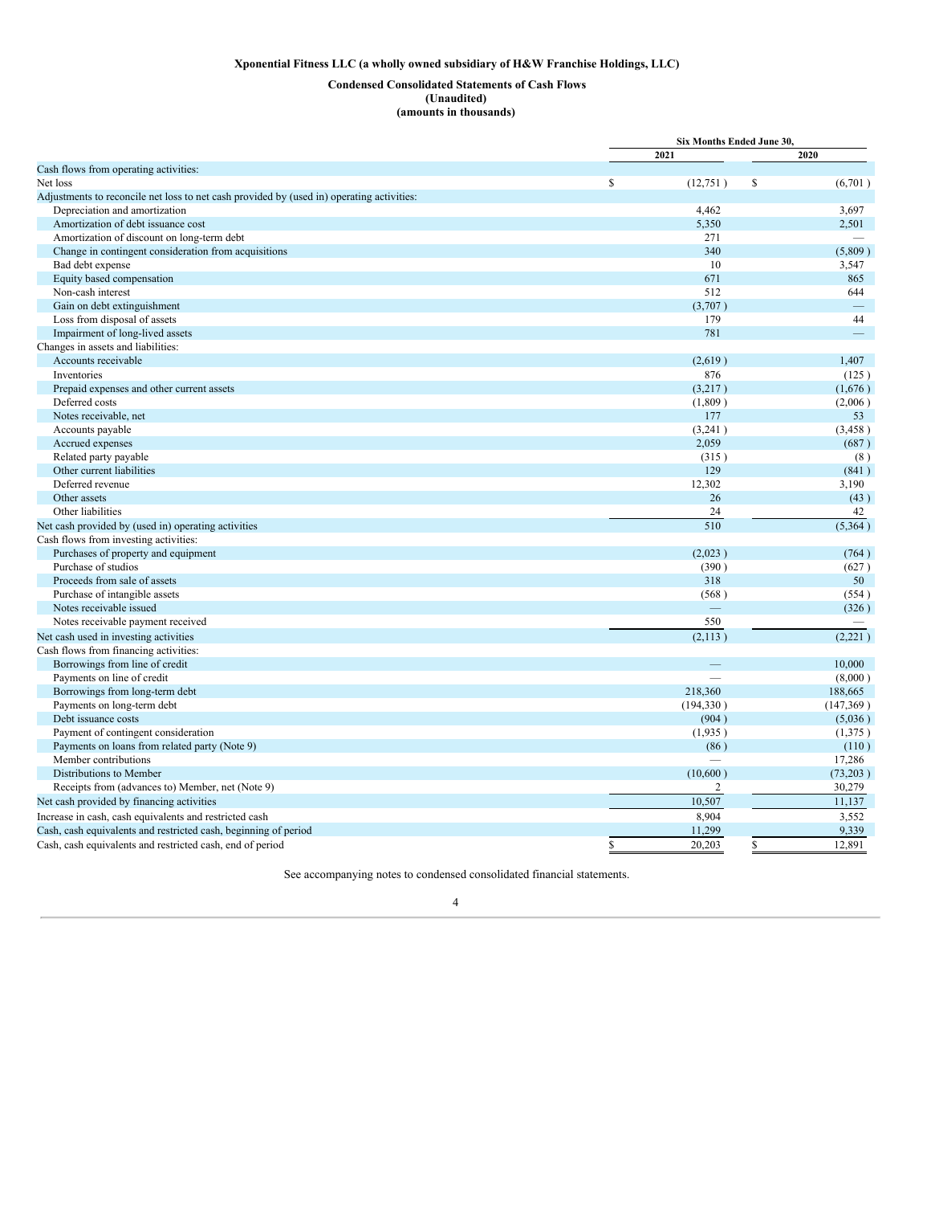**Xponential Fitness LLC (a wholly owned subsidiary of H&W Franchise Holdings, LLC)**

**Condensed Consolidated Statements of Cash Flows**
**(Unaudited)**
**(amounts in thousands)**

| | Six Months Ended June 30, | |
|---|---|---|
| | 2021 | 2020 |
| Cash flows from operating activities: | | |
| Net loss | $ (12,751) | $ (6,701) |
| Adjustments to reconcile net loss to net cash provided by (used in) operating activities: | | |
| Depreciation and amortization | 4,462 | 3,697 |
| Amortization of debt issuance cost | 5,350 | 2,501 |
| Amortization of discount on long-term debt | 271 | — |
| Change in contingent consideration from acquisitions | 340 | (5,809) |
| Bad debt expense | 10 | 3,547 |
| Equity based compensation | 671 | 865 |
| Non-cash interest | 512 | 644 |
| Gain on debt extinguishment | (3,707) | — |
| Loss from disposal of assets | 179 | 44 |
| Impairment of long-lived assets | 781 | — |
| Changes in assets and liabilities: | | |
| Accounts receivable | (2,619) | 1,407 |
| Inventories | 876 | (125) |
| Prepaid expenses and other current assets | (3,217) | (1,676) |
| Deferred costs | (1,809) | (2,006) |
| Notes receivable, net | 177 | 53 |
| Accounts payable | (3,241) | (3,458) |
| Accrued expenses | 2,059 | (687) |
| Related party payable | (315) | (8) |
| Other current liabilities | 129 | (841) |
| Deferred revenue | 12,302 | 3,190 |
| Other assets | 26 | (43) |
| Other liabilities | 24 | 42 |
| Net cash provided by (used in) operating activities | 510 | (5,364) |
| Cash flows from investing activities: | | |
| Purchases of property and equipment | (2,023) | (764) |
| Purchase of studios | (390) | (627) |
| Proceeds from sale of assets | 318 | 50 |
| Purchase of intangible assets | (568) | (554) |
| Notes receivable issued | — | (326) |
| Notes receivable payment received | 550 | — |
| Net cash used in investing activities | (2,113) | (2,221) |
| Cash flows from financing activities: | | |
| Borrowings from line of credit | — | 10,000 |
| Payments on line of credit | — | (8,000) |
| Borrowings from long-term debt | 218,360 | 188,665 |
| Payments on long-term debt | (194,330) | (147,369) |
| Debt issuance costs | (904) | (5,036) |
| Payment of contingent consideration | (1,935) | (1,375) |
| Payments on loans from related party (Note 9) | (86) | (110) |
| Member contributions | — | 17,286 |
| Distributions to Member | (10,600) | (73,203) |
| Receipts from (advances to) Member, net (Note 9) | 2 | 30,279 |
| Net cash provided by financing activities | 10,507 | 11,137 |
| Increase in cash, cash equivalents and restricted cash | 8,904 | 3,552 |
| Cash, cash equivalents and restricted cash, beginning of period | 11,299 | 9,339 |
| Cash, cash equivalents and restricted cash, end of period | $ 20,203 | $ 12,891 |

See accompanying notes to condensed consolidated financial statements.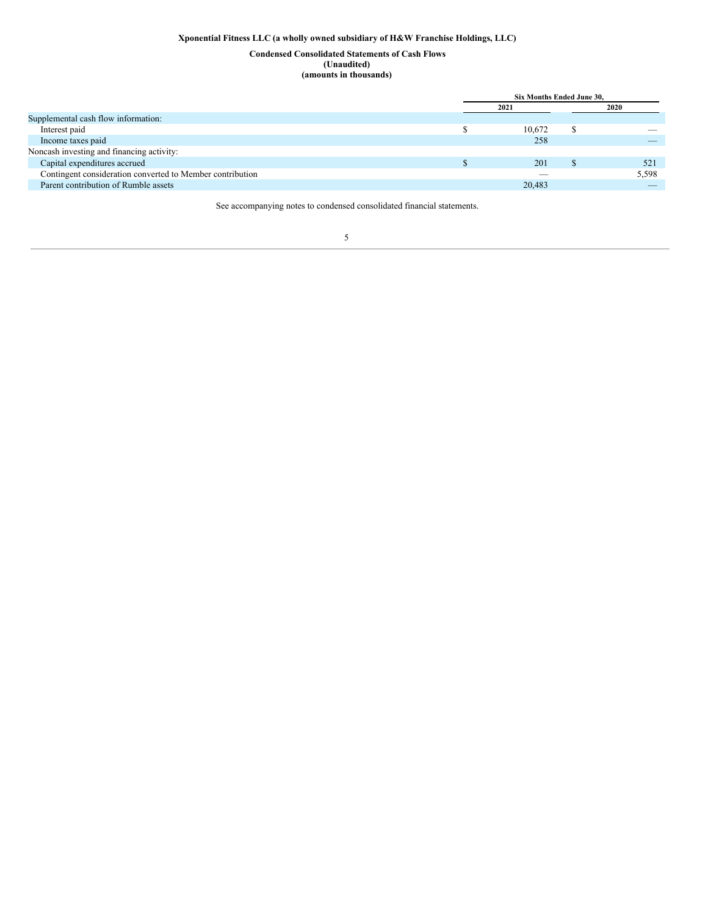**Xponential Fitness LLC (a wholly owned subsidiary of H&W Franchise Holdings, LLC)**

**Condensed Consolidated Statements of Cash Flows**
**(Unaudited)**
**(amounts in thousands)**

| | Six Months Ended June 30, | |
|---|---|---|
| | 2021 | 2020 |
| Supplemental cash flow information: | | |
| Interest paid | $ 10,672 | $ — |
| Income taxes paid | 258 | — |
| Noncash investing and financing activity: | | |
| Capital expenditures accrued | $ 201 | $ 521 |
| Contingent consideration converted to Member contribution | — | 5,598 |
| Parent contribution of Rumble assets | 20,483 | — |

See accompanying notes to condensed consolidated financial statements.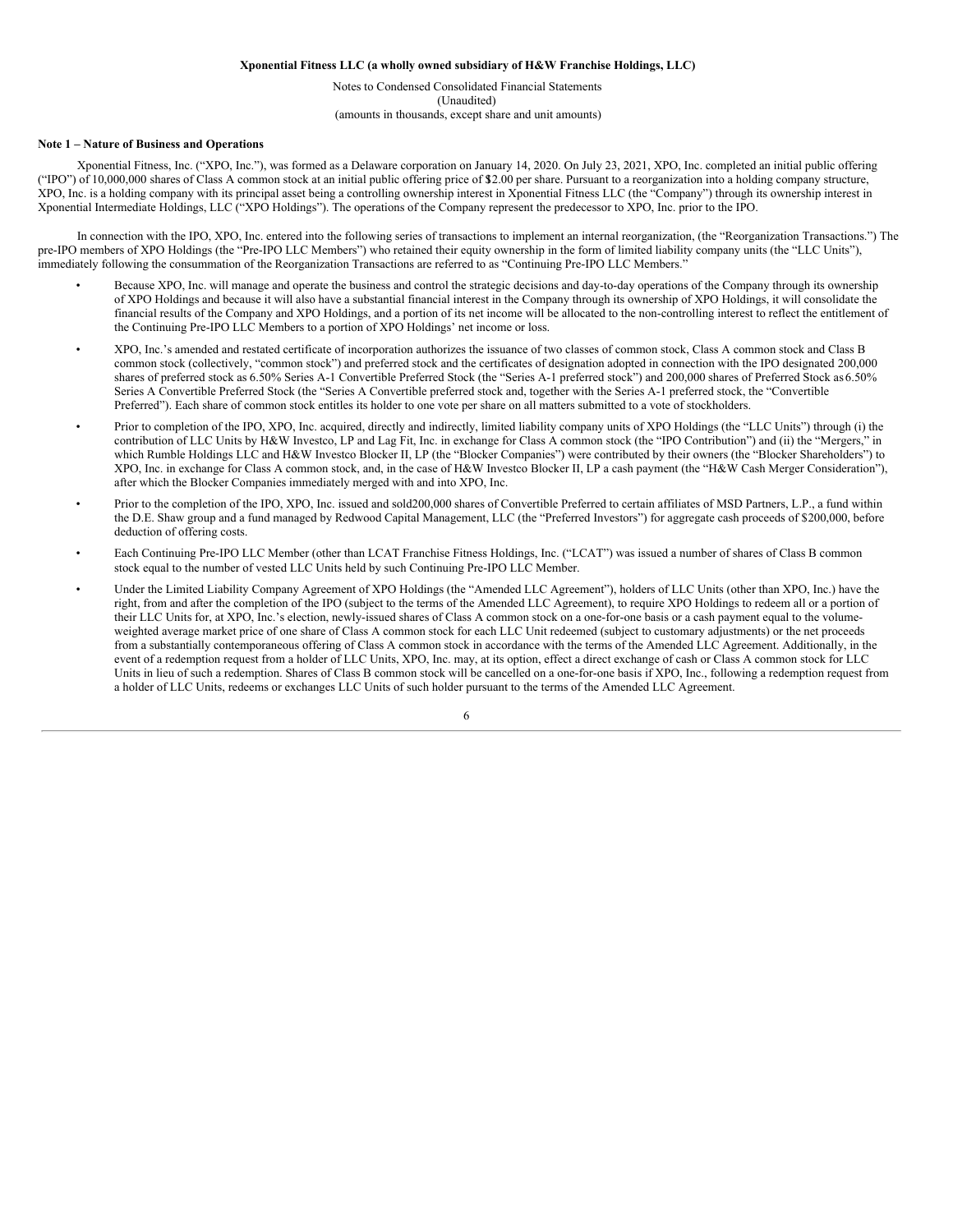**Xponential Fitness LLC (a wholly owned subsidiary of H&W Franchise Holdings, LLC)**

Notes to Condensed Consolidated Financial Statements
(Unaudited)
(amounts in thousands, except share and unit amounts)

**Note 1 – Nature of Business and Operations**

Xponential Fitness, Inc. ("XPO, Inc."), was formed as a Delaware corporation on January 14, 2020. On July 23, 2021, XPO, Inc. completed an initial public offering ("IPO") of 10,000,000 shares of Class A common stock at an initial public offering price of $12.00 per share. Pursuant to a reorganization into a holding company structure, XPO, Inc. is a holding company with its principal asset being a controlling ownership interest in Xponential Fitness LLC (the "Company") through its ownership interest in Xponential Intermediate Holdings, LLC ("XPO Holdings"). The operations of the Company represent the predecessor to XPO, Inc. prior to the IPO.

In connection with the IPO, XPO, Inc. entered into the following series of transactions to implement an internal reorganization, (the "Reorganization Transactions.") The pre-IPO members of XPO Holdings (the "Pre-IPO LLC Members") who retained their equity ownership in the form of limited liability company units (the "LLC Units"), immediately following the consummation of the Reorganization Transactions are referred to as "Continuing Pre-IPO LLC Members."

- Because XPO, Inc. will manage and operate the business and control the strategic decisions and day-to-day operations of the Company through its ownership of XPO Holdings and because it will also have a substantial financial interest in the Company through its ownership of XPO Holdings, it will consolidate the financial results of the Company and XPO Holdings, and a portion of its net income will be allocated to the non-controlling interest to reflect the entitlement of the Continuing Pre-IPO LLC Members to a portion of XPO Holdings' net income or loss.
- XPO, Inc.'s amended and restated certificate of incorporation authorizes the issuance of two classes of common stock, Class A common stock and Class B common stock (collectively, "common stock") and preferred stock and the certificates of designation adopted in connection with the IPO designated 200,000 shares of preferred stock as 6.50% Series A-1 Convertible Preferred Stock (the "Series A-1 preferred stock") and 200,000 shares of Preferred Stock as 6.50% Series A Convertible Preferred Stock (the "Series A Convertible preferred stock and, together with the Series A-1 preferred stock, the "Convertible Preferred"). Each share of common stock entitles its holder to one vote per share on all matters submitted to a vote of stockholders.
- Prior to completion of the IPO, XPO, Inc. acquired, directly and indirectly, limited liability company units of XPO Holdings (the "LLC Units") through (i) the contribution of LLC Units by H&W Investco, LP and Lag Fit, Inc. in exchange for Class A common stock (the "IPO Contribution") and (ii) the "Mergers," in which Rumble Holdings LLC and H&W Investco Blocker II, LP (the "Blocker Companies") were contributed by their owners (the "Blocker Shareholders") to XPO, Inc. in exchange for Class A common stock, and, in the case of H&W Investco Blocker II, LP a cash payment (the "H&W Cash Merger Consideration"), after which the Blocker Companies immediately merged with and into XPO, Inc.
- Prior to the completion of the IPO, XPO, Inc. issued and sold 200,000 shares of Convertible Preferred to certain affiliates of MSD Partners, L.P., a fund within the D.E. Shaw group and a fund managed by Redwood Capital Management, LLC (the "Preferred Investors") for aggregate cash proceeds of $200,000, before deduction of offering costs.
- Each Continuing Pre-IPO LLC Member (other than LCAT Franchise Fitness Holdings, Inc. ("LCAT") was issued a number of shares of Class B common stock equal to the number of vested LLC Units held by such Continuing Pre-IPO LLC Member.
- Under the Limited Liability Company Agreement of XPO Holdings (the "Amended LLC Agreement"), holders of LLC Units (other than XPO, Inc.) have the right, from and after the completion of the IPO (subject to the terms of the Amended LLC Agreement), to require XPO Holdings to redeem all or a portion of their LLC Units for, at XPO, Inc.'s election, newly-issued shares of Class A common stock on a one-for-one basis or a cash payment equal to the volume-weighted average market price of one share of Class A common stock for each LLC Unit redeemed (subject to customary adjustments) or the net proceeds from a substantially contemporaneous offering of Class A common stock in accordance with the terms of the Amended LLC Agreement. Additionally, in the event of a redemption request from a holder of LLC Units, XPO, Inc. may, at its option, effect a direct exchange of cash or Class A common stock for LLC Units in lieu of such a redemption. Shares of Class B common stock will be cancelled on a one-for-one basis if XPO, Inc., following a redemption request from a holder of LLC Units, redeems or exchanges LLC Units of such holder pursuant to the terms of the Amended LLC Agreement.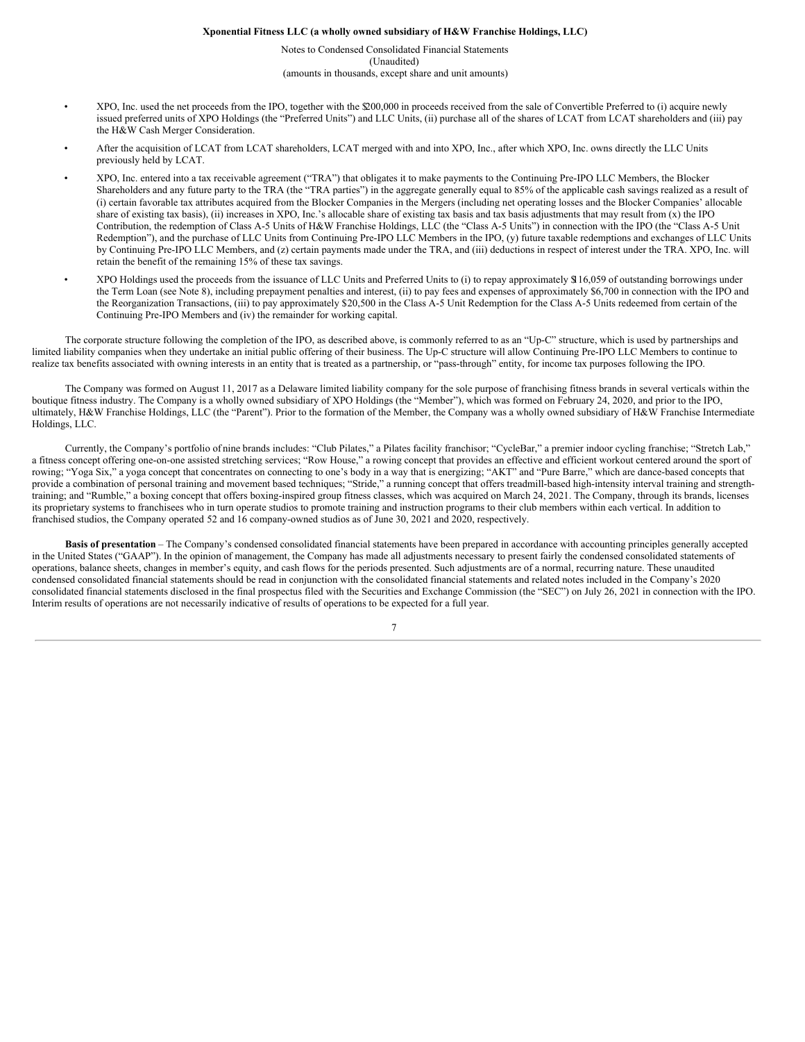- XPO, Inc. used the net proceeds from the IPO, together with the $200,000 in proceeds received from the sale of Convertible Preferred to (i) acquire newly issued preferred units of XPO Holdings (the "Preferred Units") and LLC Units, (ii) purchase all of the shares of LCAT from LCAT shareholders and (iii) pay the H&W Cash Merger Consideration.
- After the acquisition of LCAT from LCAT shareholders, LCAT merged with and into XPO, Inc., after which XPO, Inc. owns directly the LLC Units previously held by LCAT.
- XPO, Inc. entered into a tax receivable agreement ("TRA") that obligates it to make payments to the Continuing Pre-IPO LLC Members, the Blocker Shareholders and any future party to the TRA (the "TRA parties") in the aggregate generally equal to 85% of the applicable cash savings realized as a result of (i) certain favorable tax attributes acquired from the Blocker Companies in the Mergers (including net operating losses and the Blocker Companies' allocable share of existing tax basis), (ii) increases in XPO, Inc.'s allocable share of existing tax basis and tax basis adjustments that may result from (x) the IPO Contribution, the redemption of Class A-5 Units of H&W Franchise Holdings, LLC (the "Class A-5 Units") in connection with the IPO (the "Class A-5 Unit Redemption"), and the purchase of LLC Units from Continuing Pre-IPO LLC Members in the IPO, (y) future taxable redemptions and exchanges of LLC Units by Continuing Pre-IPO LLC Members, and (z) certain payments made under the TRA, and (iii) deductions in respect of interest under the TRA. XPO, Inc. will retain the benefit of the remaining 15% of these tax savings.
- XPO Holdings used the proceeds from the issuance of LLC Units and Preferred Units to (i) to repay approximately $116,059 of outstanding borrowings under the Term Loan (see Note 8), including prepayment penalties and interest, (ii) to pay fees and expenses of approximately $6,700 in connection with the IPO and the Reorganization Transactions, (iii) to pay approximately $20,500 in the Class A-5 Unit Redemption for the Class A-5 Units redeemed from certain of the Continuing Pre-IPO Members and (iv) the remainder for working capital.

The corporate structure following the completion of the IPO, as described above, is commonly referred to as an "Up-C" structure, which is used by partnerships and limited liability companies when they undertake an initial public offering of their business. The Up-C structure will allow Continuing Pre-IPO LLC Members to continue to realize tax benefits associated with owning interests in an entity that is treated as a partnership, or "pass-through" entity, for income tax purposes following the IPO.

The Company was formed on August 11, 2017 as a Delaware limited liability company for the sole purpose of franchising fitness brands in several verticals within the boutique fitness industry. The Company is a wholly owned subsidiary of XPO Holdings (the "Member"), which was formed on February 24, 2020, and prior to the IPO, ultimately, H&W Franchise Holdings, LLC (the "Parent"). Prior to the formation of the Member, the Company was a wholly owned subsidiary of H&W Franchise Intermediate Holdings, LLC.

Currently, the Company's portfolio of nine brands includes: "Club Pilates," a Pilates facility franchisor; "CycleBar," a premier indoor cycling franchise; "Stretch Lab," a fitness concept offering one-on-one assisted stretching services; "Row House," a rowing concept that provides an effective and efficient workout centered around the sport of rowing; "Yoga Six," a yoga concept that concentrates on connecting to one's body in a way that is energizing; "AKT" and "Pure Barre," which are dance-based concepts that provide a combination of personal training and movement based techniques; "Stride," a running concept that offers treadmill-based high-intensity interval training and strength-training; and "Rumble," a boxing concept that offers boxing-inspired group fitness classes, which was acquired on March 24, 2021. The Company, through its brands, licenses its proprietary systems to franchisees who in turn operate studios to promote training and instruction programs to their club members within each vertical. In addition to franchised studios, the Company operated 52 and 16 company-owned studios as of June 30, 2021 and 2020, respectively.

**Basis of presentation** – The Company's condensed consolidated financial statements have been prepared in accordance with accounting principles generally accepted in the United States ("GAAP"). In the opinion of management, the Company has made all adjustments necessary to present fairly the condensed consolidated statements of operations, balance sheets, changes in member's equity, and cash flows for the periods presented. Such adjustments are of a normal, recurring nature. These unaudited condensed consolidated financial statements should be read in conjunction with the consolidated financial statements and related notes included in the Company's 2020 consolidated financial statements disclosed in the final prospectus filed with the Securities and Exchange Commission (the "SEC") on July 26, 2021 in connection with the IPO. Interim results of operations are not necessarily indicative of results of operations to be expected for a full year.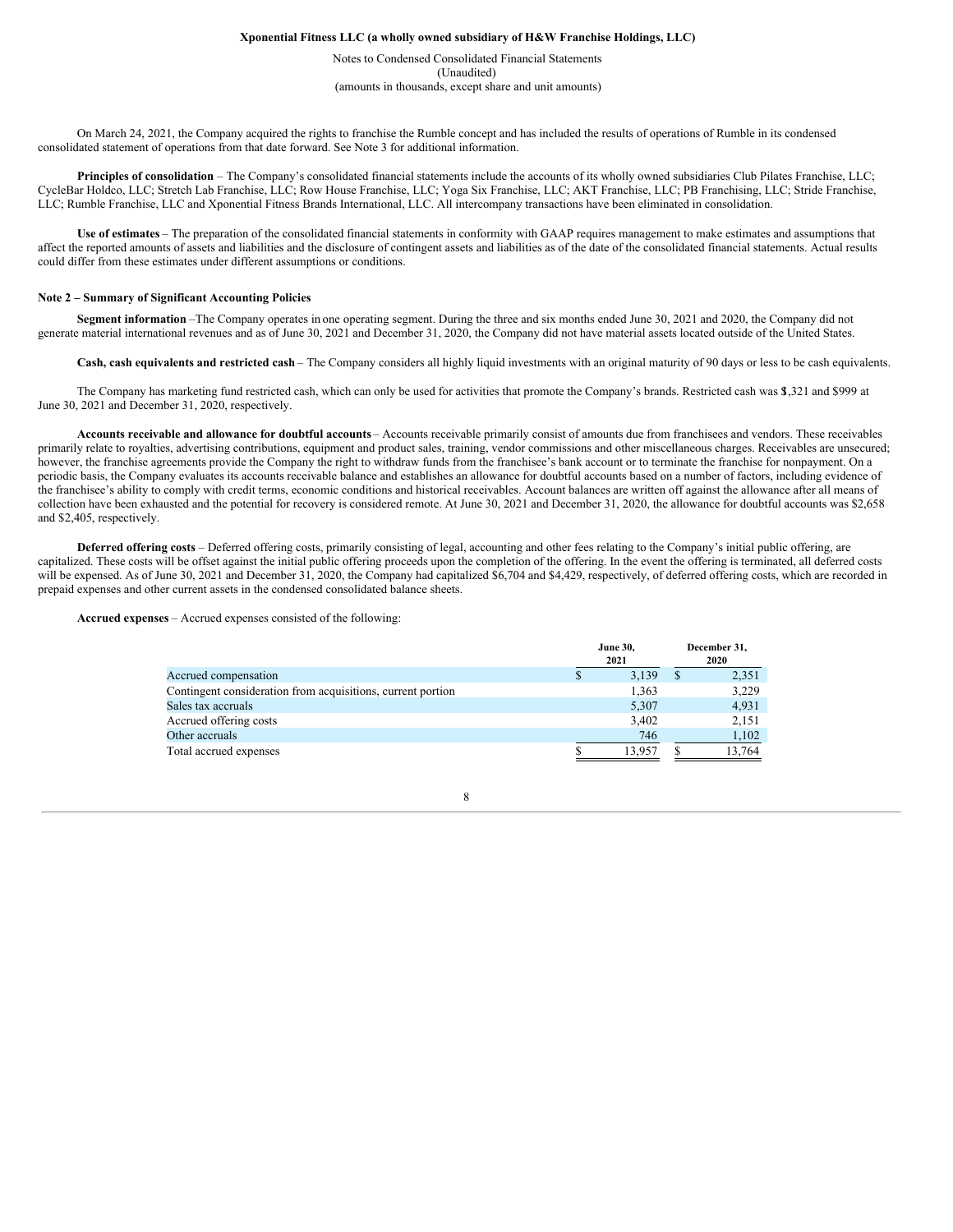On March 24, 2021, the Company acquired the rights to franchise the Rumble concept and has included the results of operations of Rumble in its condensed consolidated statement of operations from that date forward. See Note 3 for additional information.

**Principles of consolidation** – The Company's consolidated financial statements include the accounts of its wholly owned subsidiaries Club Pilates Franchise, LLC; CycleBar Holdco, LLC; Stretch Lab Franchise, LLC; Row House Franchise, LLC; Yoga Six Franchise, LLC; AKT Franchise, LLC; PB Franchising, LLC; Stride Franchise, LLC; Rumble Franchise, LLC and Xponential Fitness Brands International, LLC. All intercompany transactions have been eliminated in consolidation.

**Use of estimates** – The preparation of the consolidated financial statements in conformity with GAAP requires management to make estimates and assumptions that affect the reported amounts of assets and liabilities and the disclosure of contingent assets and liabilities as of the date of the consolidated financial statements. Actual results could differ from these estimates under different assumptions or conditions.

## Note 2 – Summary of Significant Accounting Policies

**Segment information** –The Company operates in one operating segment. During the three and six months ended June 30, 2021 and 2020, the Company did not generate material international revenues and as of June 30, 2021 and December 31, 2020, the Company did not have material assets located outside of the United States.

**Cash, cash equivalents and restricted cash** – The Company considers all highly liquid investments with an original maturity of 90 days or less to be cash equivalents.

The Company has marketing fund restricted cash, which can only be used for activities that promote the Company's brands. Restricted cash was $1,321 and $999 at June 30, 2021 and December 31, 2020, respectively.

**Accounts receivable and allowance for doubtful accounts** – Accounts receivable primarily consist of amounts due from franchisees and vendors. These receivables primarily relate to royalties, advertising contributions, equipment and product sales, training, vendor commissions and other miscellaneous charges. Receivables are unsecured; however, the franchise agreements provide the Company the right to withdraw funds from the franchisee's bank account or to terminate the franchise for nonpayment. On a periodic basis, the Company evaluates its accounts receivable balance and establishes an allowance for doubtful accounts based on a number of factors, including evidence of the franchisee's ability to comply with credit terms, economic conditions and historical receivables. Account balances are written off against the allowance after all means of collection have been exhausted and the potential for recovery is considered remote. At June 30, 2021 and December 31, 2020, the allowance for doubtful accounts was $2,658 and $2,405, respectively.

**Deferred offering costs** – Deferred offering costs, primarily consisting of legal, accounting and other fees relating to the Company's initial public offering, are capitalized. These costs will be offset against the initial public offering proceeds upon the completion of the offering. In the event the offering is terminated, all deferred costs will be expensed. As of June 30, 2021 and December 31, 2020, the Company had capitalized $6,704 and $4,429, respectively, of deferred offering costs, which are recorded in prepaid expenses and other current assets in the condensed consolidated balance sheets.

**Accrued expenses** – Accrued expenses consisted of the following:

| | June 30, 2021 | December 31, 2020 |
|---|---|---|
| Accrued compensation | $ 3,139 | $ 2,351 |
| Contingent consideration from acquisitions, current portion | 1,363 | 3,229 |
| Sales tax accruals | 5,307 | 4,931 |
| Accrued offering costs | 3,402 | 2,151 |
| Other accruals | 746 | 1,102 |
| Total accrued expenses | $ 13,957 | $ 13,764 |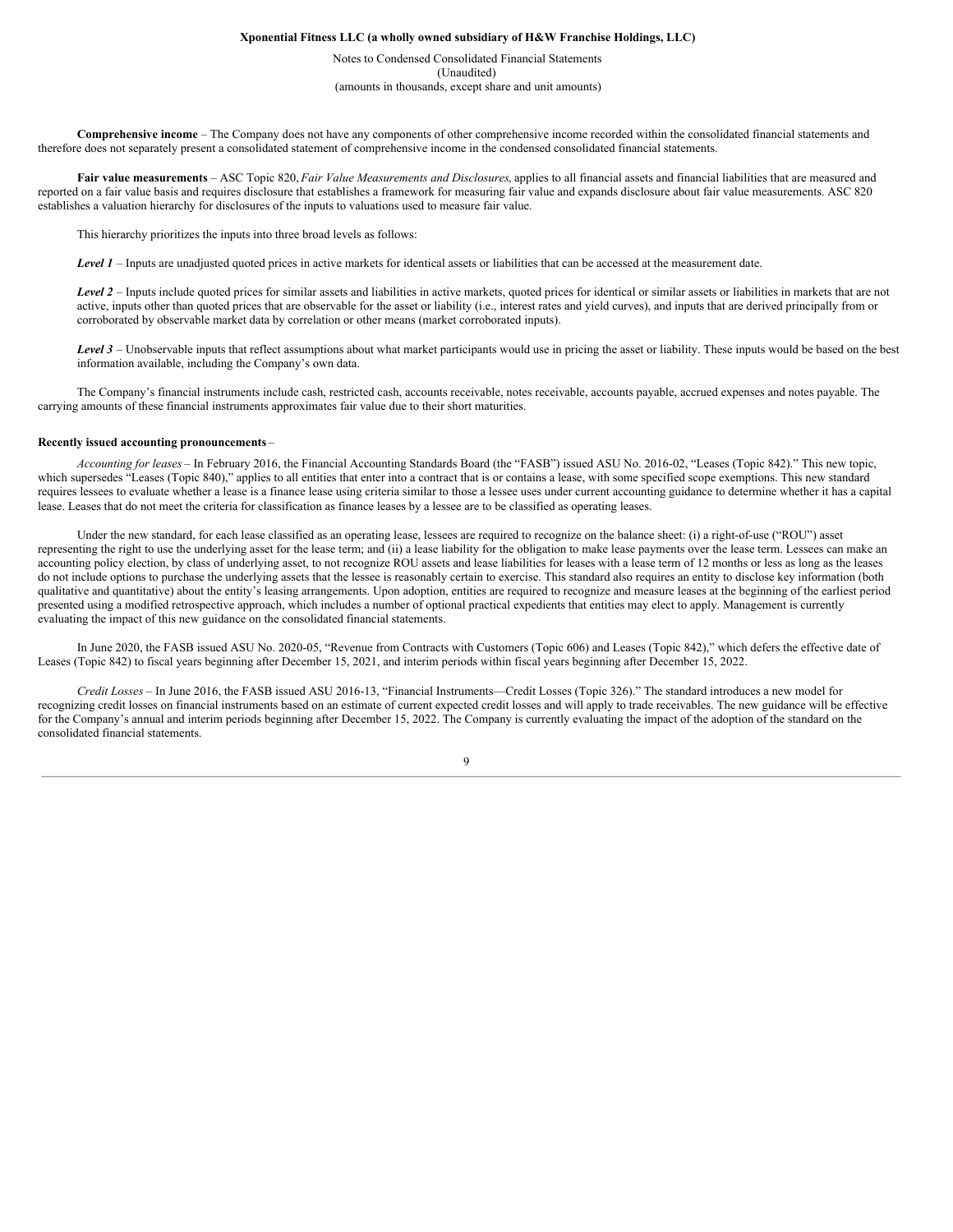**Comprehensive income** – The Company does not have any components of other comprehensive income recorded within the consolidated financial statements and therefore does not separately present a consolidated statement of comprehensive income in the condensed consolidated financial statements.

**Fair value measurements** – ASC Topic 820, *Fair Value Measurements and Disclosures*, applies to all financial assets and financial liabilities that are measured and reported on a fair value basis and requires disclosure that establishes a framework for measuring fair value and expands disclosure about fair value measurements. ASC 820 establishes a valuation hierarchy for disclosures of the inputs to valuations used to measure fair value.

This hierarchy prioritizes the inputs into three broad levels as follows:

***Level 1*** – Inputs are unadjusted quoted prices in active markets for identical assets or liabilities that can be accessed at the measurement date.

***Level 2*** – Inputs include quoted prices for similar assets and liabilities in active markets, quoted prices for identical or similar assets or liabilities in markets that are not active, inputs other than quoted prices that are observable for the asset or liability (i.e., interest rates and yield curves), and inputs that are derived principally from or corroborated by observable market data by correlation or other means (market corroborated inputs).

***Level 3*** – Unobservable inputs that reflect assumptions about what market participants would use in pricing the asset or liability. These inputs would be based on the best information available, including the Company's own data.

The Company's financial instruments include cash, restricted cash, accounts receivable, notes receivable, accounts payable, accrued expenses and notes payable. The carrying amounts of these financial instruments approximates fair value due to their short maturities.

**Recently issued accounting pronouncements** –

*Accounting for leases* – In February 2016, the Financial Accounting Standards Board (the "FASB") issued ASU No. 2016-02, "Leases (Topic 842)." This new topic, which supersedes "Leases (Topic 840)," applies to all entities that enter into a contract that is or contains a lease, with some specified scope exemptions. This new standard requires lessees to evaluate whether a lease is a finance lease using criteria similar to those a lessee uses under current accounting guidance to determine whether it has a capital lease. Leases that do not meet the criteria for classification as finance leases by a lessee are to be classified as operating leases.

Under the new standard, for each lease classified as an operating lease, lessees are required to recognize on the balance sheet: (i) a right-of-use ("ROU") asset representing the right to use the underlying asset for the lease term; and (ii) a lease liability for the obligation to make lease payments over the lease term. Lessees can make an accounting policy election, by class of underlying asset, to not recognize ROU assets and lease liabilities for leases with a lease term of 12 months or less as long as the leases do not include options to purchase the underlying assets that the lessee is reasonably certain to exercise. This standard also requires an entity to disclose key information (both qualitative and quantitative) about the entity's leasing arrangements. Upon adoption, entities are required to recognize and measure leases at the beginning of the earliest period presented using a modified retrospective approach, which includes a number of optional practical expedients that entities may elect to apply. Management is currently evaluating the impact of this new guidance on the consolidated financial statements.

In June 2020, the FASB issued ASU No. 2020-05, "Revenue from Contracts with Customers (Topic 606) and Leases (Topic 842)," which defers the effective date of Leases (Topic 842) to fiscal years beginning after December 15, 2021, and interim periods within fiscal years beginning after December 15, 2022.

*Credit Losses* – In June 2016, the FASB issued ASU 2016-13, "Financial Instruments—Credit Losses (Topic 326)." The standard introduces a new model for recognizing credit losses on financial instruments based on an estimate of current expected credit losses and will apply to trade receivables. The new guidance will be effective for the Company's annual and interim periods beginning after December 15, 2022. The Company is currently evaluating the impact of the adoption of the standard on the consolidated financial statements.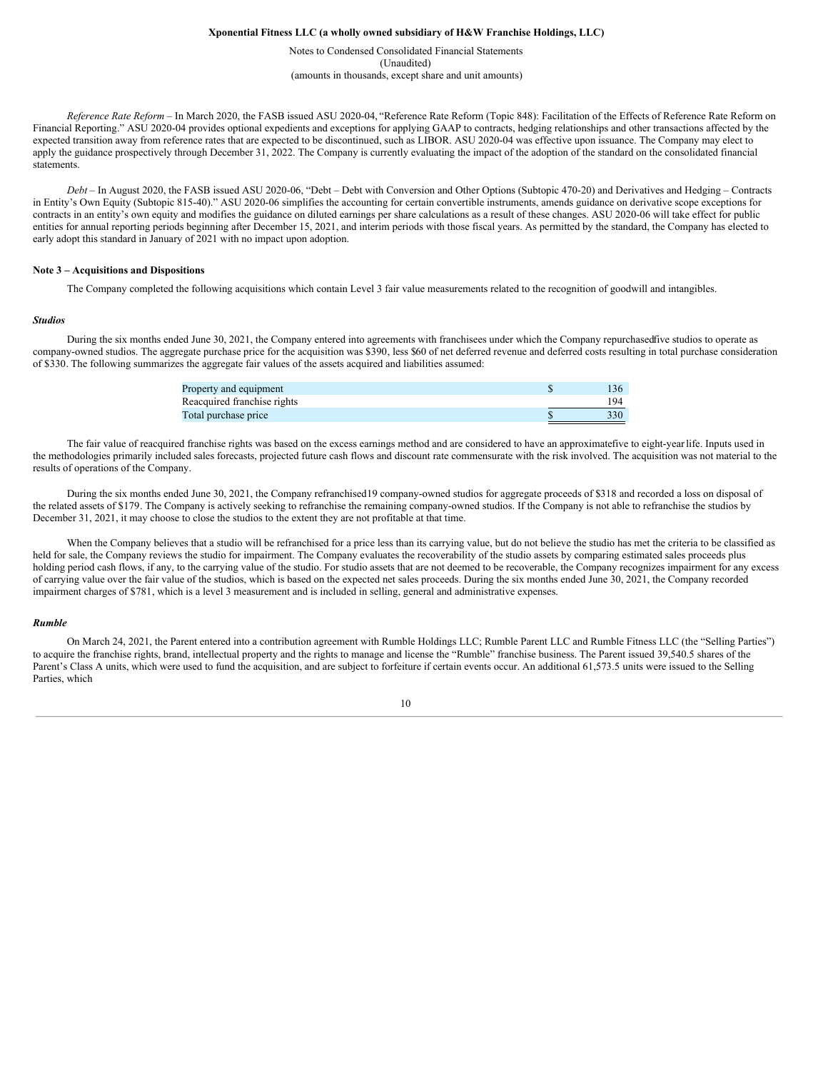*Reference Rate Reform* – In March 2020, the FASB issued ASU 2020-04, "Reference Rate Reform (Topic 848): Facilitation of the Effects of Reference Rate Reform on Financial Reporting." ASU 2020-04 provides optional expedients and exceptions for applying GAAP to contracts, hedging relationships and other transactions affected by the expected transition away from reference rates that are expected to be discontinued, such as LIBOR. ASU 2020-04 was effective upon issuance. The Company may elect to apply the guidance prospectively through December 31, 2022. The Company is currently evaluating the impact of the adoption of the standard on the consolidated financial statements.

*Debt* – In August 2020, the FASB issued ASU 2020-06, "Debt – Debt with Conversion and Other Options (Subtopic 470-20) and Derivatives and Hedging – Contracts in Entity's Own Equity (Subtopic 815-40)." ASU 2020-06 simplifies the accounting for certain convertible instruments, amends guidance on derivative scope exceptions for contracts in an entity's own equity and modifies the guidance on diluted earnings per share calculations as a result of these changes. ASU 2020-06 will take effect for public entities for annual reporting periods beginning after December 15, 2021, and interim periods with those fiscal years. As permitted by the standard, the Company has elected to early adopt this standard in January of 2021 with no impact upon adoption.

**Note 3 – Acquisitions and Dispositions**

The Company completed the following acquisitions which contain Level 3 fair value measurements related to the recognition of goodwill and intangibles.

***Studios***

During the six months ended June 30, 2021, the Company entered into agreements with franchisees under which the Company repurchased five studios to operate as company-owned studios. The aggregate purchase price for the acquisition was $390, less $60 of net deferred revenue and deferred costs resulting in total purchase consideration of $330. The following summarizes the aggregate fair values of the assets acquired and liabilities assumed:

| | |
|---|---|
| Property and equipment | $ 136 |
| Reacquired franchise rights | 194 |
| Total purchase price | $ 330 |

The fair value of reacquired franchise rights was based on the excess earnings method and are considered to have an approximate five to eight-year life. Inputs used in the methodologies primarily included sales forecasts, projected future cash flows and discount rate commensurate with the risk involved. The acquisition was not material to the results of operations of the Company.

During the six months ended June 30, 2021, the Company refranchised 19 company-owned studios for aggregate proceeds of $318 and recorded a loss on disposal of the related assets of $179. The Company is actively seeking to refranchise the remaining company-owned studios. If the Company is not able to refranchise the studios by December 31, 2021, it may choose to close the studios to the extent they are not profitable at that time.

When the Company believes that a studio will be refranchised for a price less than its carrying value, but do not believe the studio has met the criteria to be classified as held for sale, the Company reviews the studio for impairment. The Company evaluates the recoverability of the studio assets by comparing estimated sales proceeds plus holding period cash flows, if any, to the carrying value of the studio. For studio assets that are not deemed to be recoverable, the Company recognizes impairment for any excess of carrying value over the fair value of the studios, which is based on the expected net sales proceeds. During the six months ended June 30, 2021, the Company recorded impairment charges of $781, which is a level 3 measurement and is included in selling, general and administrative expenses.

***Rumble***

On March 24, 2021, the Parent entered into a contribution agreement with Rumble Holdings LLC; Rumble Parent LLC and Rumble Fitness LLC (the "Selling Parties") to acquire the franchise rights, brand, intellectual property and the rights to manage and license the "Rumble" franchise business. The Parent issued 39,540.5 shares of the Parent's Class A units, which were used to fund the acquisition, and are subject to forfeiture if certain events occur. An additional 61,573.5 units were issued to the Selling Parties, which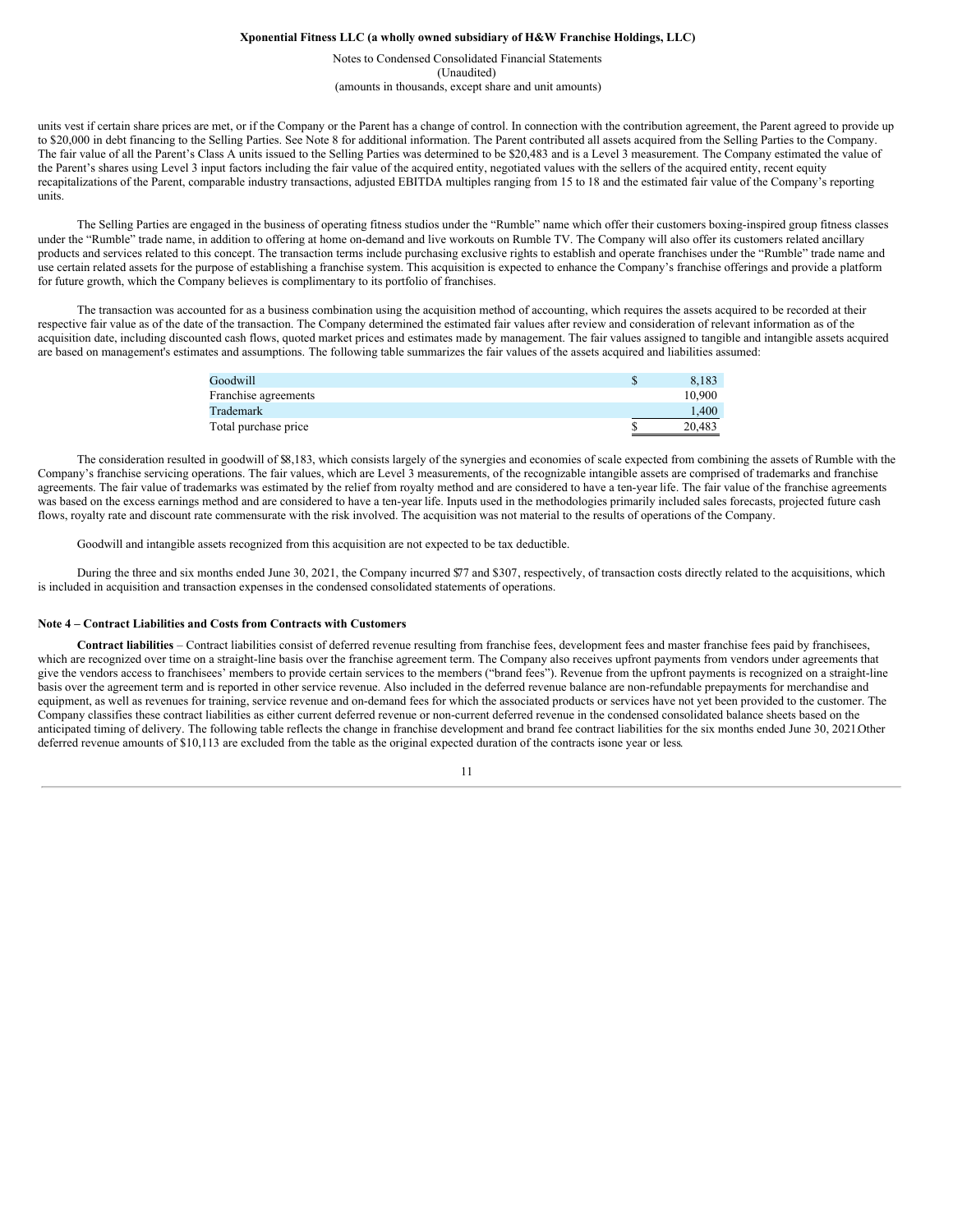units vest if certain share prices are met, or if the Company or the Parent has a change of control. In connection with the contribution agreement, the Parent agreed to provide up to $20,000 in debt financing to the Selling Parties. See Note 8 for additional information. The Parent contributed all assets acquired from the Selling Parties to the Company. The fair value of all the Parent's Class A units issued to the Selling Parties was determined to be $20,483 and is a Level 3 measurement. The Company estimated the value of the Parent's shares using Level 3 input factors including the fair value of the acquired entity, negotiated values with the sellers of the acquired entity, recent equity recapitalizations of the Parent, comparable industry transactions, adjusted EBITDA multiples ranging from 15 to 18 and the estimated fair value of the Company's reporting units.

The Selling Parties are engaged in the business of operating fitness studios under the "Rumble" name which offer their customers boxing-inspired group fitness classes under the "Rumble" trade name, in addition to offering at home on-demand and live workouts on Rumble TV. The Company will also offer its customers related ancillary products and services related to this concept. The transaction terms include purchasing exclusive rights to establish and operate franchises under the "Rumble" trade name and use certain related assets for the purpose of establishing a franchise system. This acquisition is expected to enhance the Company's franchise offerings and provide a platform for future growth, which the Company believes is complimentary to its portfolio of franchises.

The transaction was accounted for as a business combination using the acquisition method of accounting, which requires the assets acquired to be recorded at their respective fair value as of the date of the transaction. The Company determined the estimated fair values after review and consideration of relevant information as of the acquisition date, including discounted cash flows, quoted market prices and estimates made by management. The fair values assigned to tangible and intangible assets acquired are based on management's estimates and assumptions. The following table summarizes the fair values of the assets acquired and liabilities assumed:

| | | |
|---|---|---|
| Goodwill | $ | 8,183 |
| Franchise agreements | | 10,900 |
| Trademark | | 1,400 |
| Total purchase price | $ | 20,483 |

The consideration resulted in goodwill of $8,183, which consists largely of the synergies and economies of scale expected from combining the assets of Rumble with the Company's franchise servicing operations. The fair values, which are Level 3 measurements, of the recognizable intangible assets are comprised of trademarks and franchise agreements. The fair value of trademarks was estimated by the relief from royalty method and are considered to have a ten-year life. The fair value of the franchise agreements was based on the excess earnings method and are considered to have a ten-year life. Inputs used in the methodologies primarily included sales forecasts, projected future cash flows, royalty rate and discount rate commensurate with the risk involved. The acquisition was not material to the results of operations of the Company.

Goodwill and intangible assets recognized from this acquisition are not expected to be tax deductible.

During the three and six months ended June 30, 2021, the Company incurred $77 and $307, respectively, of transaction costs directly related to the acquisitions, which is included in acquisition and transaction expenses in the condensed consolidated statements of operations.

## Note 4 – Contract Liabilities and Costs from Contracts with Customers

**Contract liabilities** – Contract liabilities consist of deferred revenue resulting from franchise fees, development fees and master franchise fees paid by franchisees, which are recognized over time on a straight-line basis over the franchise agreement term. The Company also receives upfront payments from vendors under agreements that give the vendors access to franchisees' members to provide certain services to the members ("brand fees"). Revenue from the upfront payments is recognized on a straight-line basis over the agreement term and is reported in other service revenue. Also included in the deferred revenue balance are non-refundable prepayments for merchandise and equipment, as well as revenues for training, service revenue and on-demand fees for which the associated products or services have not yet been provided to the customer. The Company classifies these contract liabilities as either current deferred revenue or non-current deferred revenue in the condensed consolidated balance sheets based on the anticipated timing of delivery. The following table reflects the change in franchise development and brand fee contract liabilities for the six months ended June 30, 2021. Other deferred revenue amounts of $10,113 are excluded from the table as the original expected duration of the contracts is one year or less.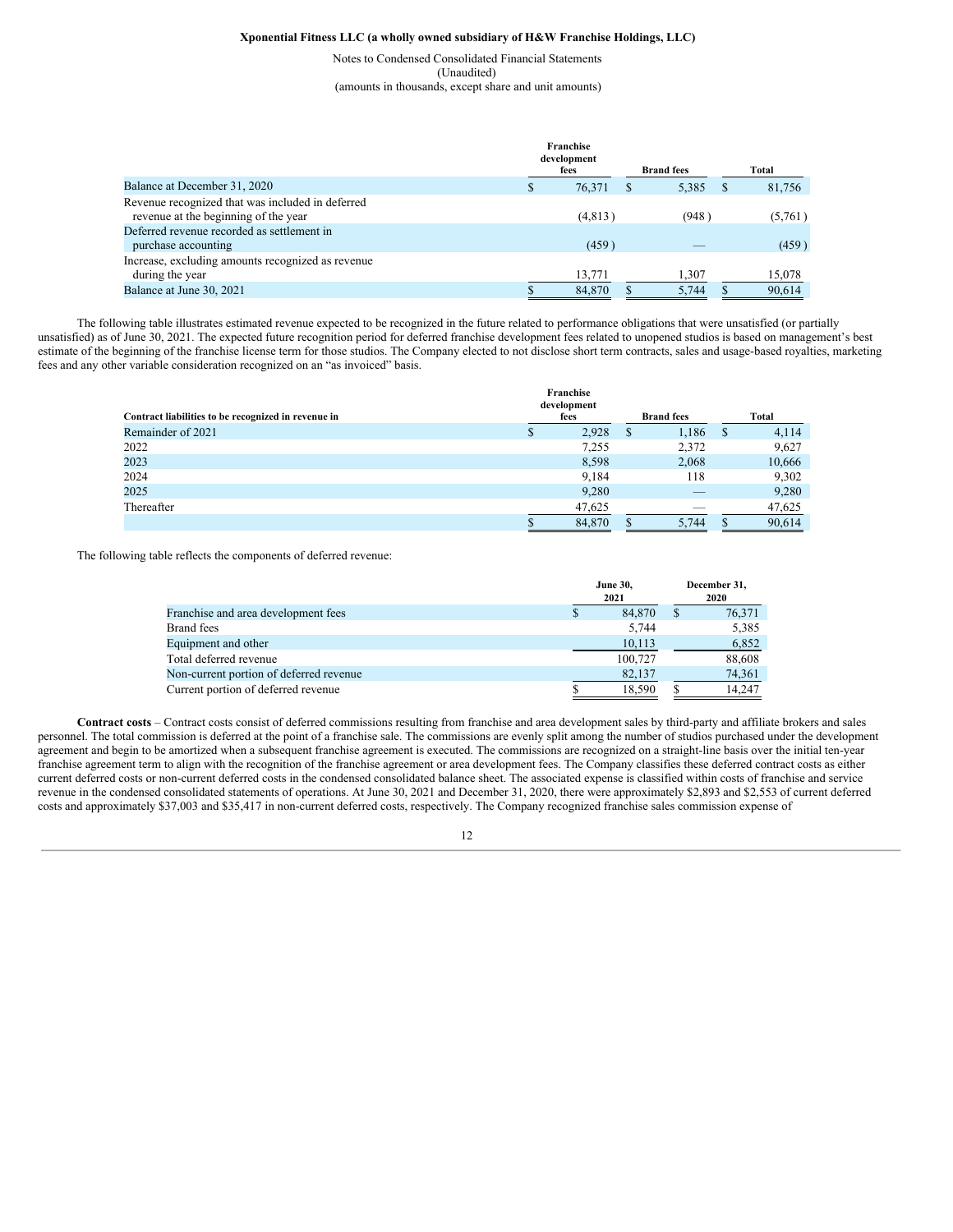| | Franchise development fees | Brand fees | Total |
|---|---|---|---|
| Balance at December 31, 2020 | $ 76,371 | $ 5,385 | $ 81,756 |
| Revenue recognized that was included in deferred revenue at the beginning of the year | (4,813) | (948) | (5,761) |
| Deferred revenue recorded as settlement in purchase accounting | (459) | — | (459) |
| Increase, excluding amounts recognized as revenue during the year | 13,771 | 1,307 | 15,078 |
| Balance at June 30, 2021 | $ 84,870 | $ 5,744 | $ 90,614 |

The following table illustrates estimated revenue expected to be recognized in the future related to performance obligations that were unsatisfied (or partially unsatisfied) as of June 30, 2021. The expected future recognition period for deferred franchise development fees related to unopened studios is based on management's best estimate of the beginning of the franchise license term for those studios. The Company elected to not disclose short term contracts, sales and usage-based royalties, marketing fees and any other variable consideration recognized on an "as invoiced" basis.

| Contract liabilities to be recognized in revenue in | Franchise development fees | Brand fees | Total |
|---|---|---|---|
| Remainder of 2021 | $ 2,928 | $ 1,186 | $ 4,114 |
| 2022 | 7,255 | 2,372 | 9,627 |
| 2023 | 8,598 | 2,068 | 10,666 |
| 2024 | 9,184 | 118 | 9,302 |
| 2025 | 9,280 | — | 9,280 |
| Thereafter | 47,625 | — | 47,625 |
| | $ 84,870 | $ 5,744 | $ 90,614 |

The following table reflects the components of deferred revenue:

| | June 30, 2021 | December 31, 2020 |
|---|---|---|
| Franchise and area development fees | $ 84,870 | $ 76,371 |
| Brand fees | 5,744 | 5,385 |
| Equipment and other | 10,113 | 6,852 |
| Total deferred revenue | 100,727 | 88,608 |
| Non-current portion of deferred revenue | 82,137 | 74,361 |
| Current portion of deferred revenue | $ 18,590 | $ 14,247 |

**Contract costs** – Contract costs consist of deferred commissions resulting from franchise and area development sales by third-party and affiliate brokers and sales personnel. The total commission is deferred at the point of a franchise sale. The commissions are evenly split among the number of studios purchased under the development agreement and begin to be amortized when a subsequent franchise agreement is executed. The commissions are recognized on a straight-line basis over the initial ten-year franchise agreement term to align with the recognition of the franchise agreement or area development fees. The Company classifies these deferred contract costs as either current deferred costs or non-current deferred costs in the condensed consolidated balance sheet. The associated expense is classified within costs of franchise and service revenue in the condensed consolidated statements of operations. At June 30, 2021 and December 31, 2020, there were approximately $2,893 and $2,553 of current deferred costs and approximately $37,003 and $35,417 in non-current deferred costs, respectively. The Company recognized franchise sales commission expense of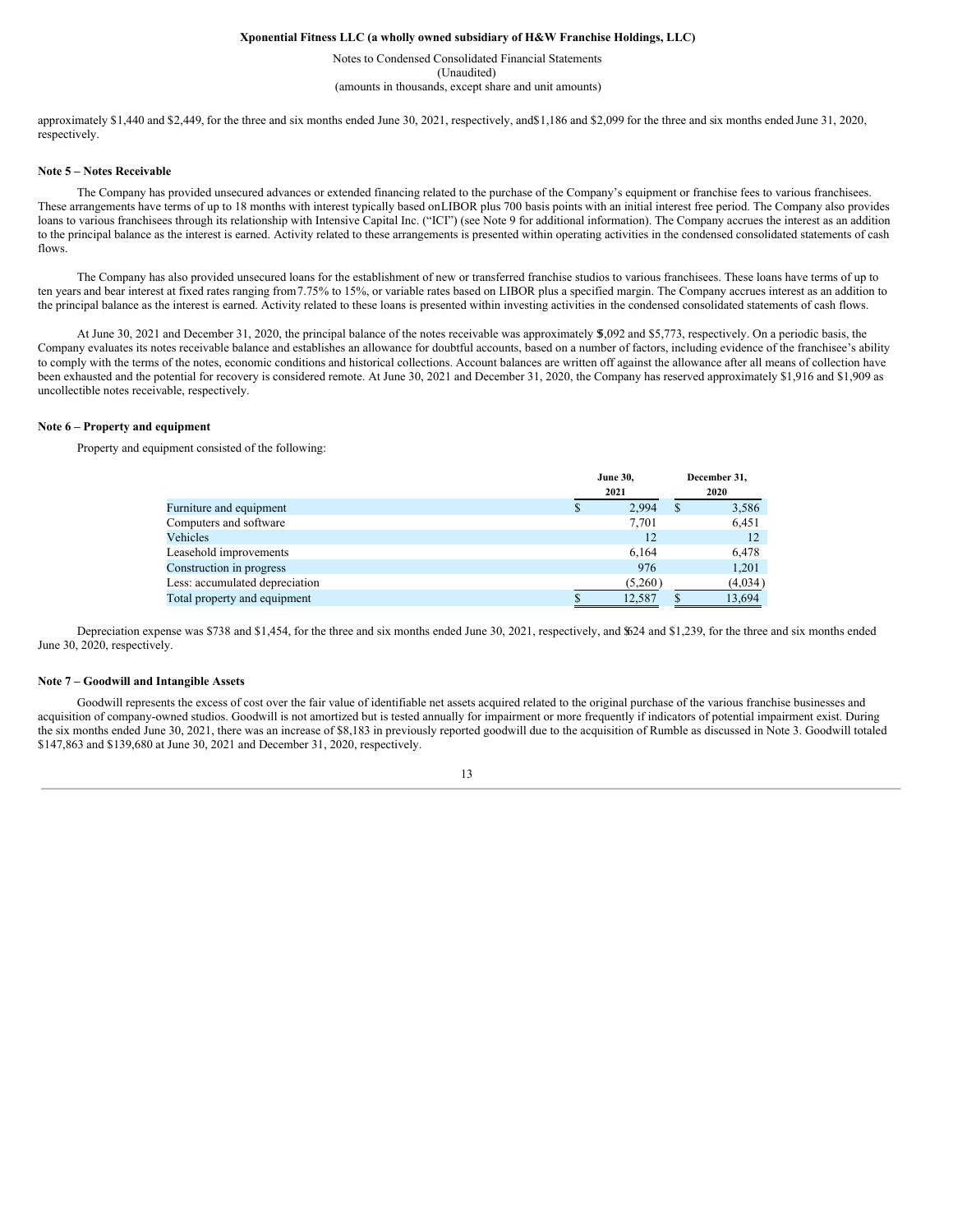approximately $1,440 and $2,449, for the three and six months ended June 30, 2021, respectively, and $1,186 and $2,099 for the three and six months ended June 31, 2020, respectively.

**Note 5 – Notes Receivable**

The Company has provided unsecured advances or extended financing related to the purchase of the Company's equipment or franchise fees to various franchisees. These arrangements have terms of up to 18 months with interest typically based on LIBOR plus 700 basis points with an initial interest free period. The Company also provides loans to various franchisees through its relationship with Intensive Capital Inc. ("ICI") (see Note 9 for additional information). The Company accrues the interest as an addition to the principal balance as the interest is earned. Activity related to these arrangements is presented within operating activities in the condensed consolidated statements of cash flows.

The Company has also provided unsecured loans for the establishment of new or transferred franchise studios to various franchisees. These loans have terms of up to ten years and bear interest at fixed rates ranging from 7.75% to 15%, or variable rates based on LIBOR plus a specified margin. The Company accrues interest as an addition to the principal balance as the interest is earned. Activity related to these loans is presented within investing activities in the condensed consolidated statements of cash flows.

At June 30, 2021 and December 31, 2020, the principal balance of the notes receivable was approximately $5,092 and $5,773, respectively. On a periodic basis, the Company evaluates its notes receivable balance and establishes an allowance for doubtful accounts, based on a number of factors, including evidence of the franchisee's ability to comply with the terms of the notes, economic conditions and historical collections. Account balances are written off against the allowance after all means of collection have been exhausted and the potential for recovery is considered remote. At June 30, 2021 and December 31, 2020, the Company has reserved approximately $1,916 and $1,909 as uncollectible notes receivable, respectively.

**Note 6 – Property and equipment**

Property and equipment consisted of the following:

| | June 30, 2021 | December 31, 2020 |
|---|---|---|
| Furniture and equipment | $ 2,994 | $ 3,586 |
| Computers and software | 7,701 | 6,451 |
| Vehicles | 12 | 12 |
| Leasehold improvements | 6,164 | 6,478 |
| Construction in progress | 976 | 1,201 |
| Less: accumulated depreciation | (5,260) | (4,034) |
| Total property and equipment | $ 12,587 | $ 13,694 |

Depreciation expense was $738 and $1,454, for the three and six months ended June 30, 2021, respectively, and $624 and $1,239, for the three and six months ended June 30, 2020, respectively.

**Note 7 – Goodwill and Intangible Assets**

Goodwill represents the excess of cost over the fair value of identifiable net assets acquired related to the original purchase of the various franchise businesses and acquisition of company-owned studios. Goodwill is not amortized but is tested annually for impairment or more frequently if indicators of potential impairment exist. During the six months ended June 30, 2021, there was an increase of $8,183 in previously reported goodwill due to the acquisition of Rumble as discussed in Note 3. Goodwill totaled $147,863 and $139,680 at June 30, 2021 and December 31, 2020, respectively.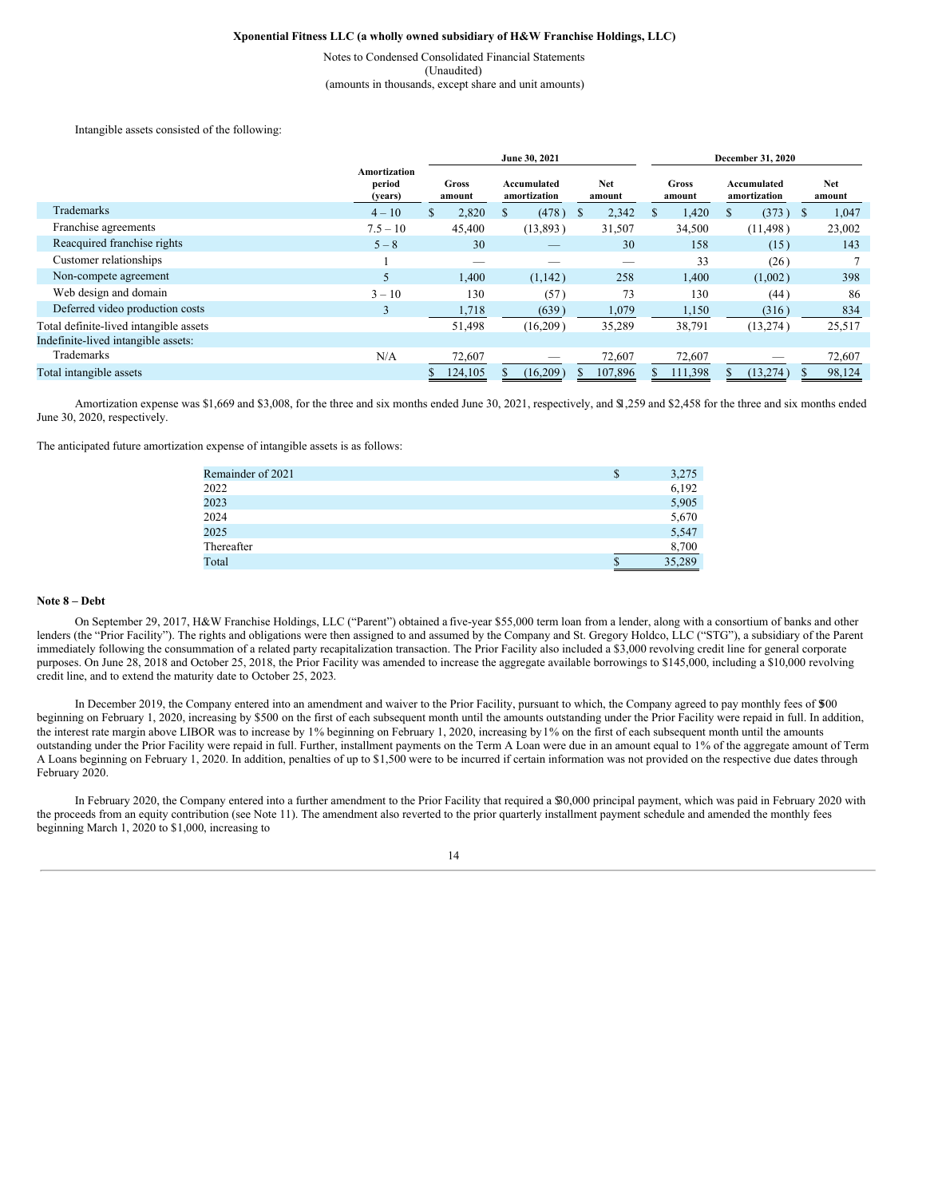Intangible assets consisted of the following:

| | Amortization period (years) | June 30, 2021 | | | December 31, 2020 | | |
|---|---|---|---|---|---|---|---|
| | | Gross amount | Accumulated amortization | Net amount | Gross amount | Accumulated amortization | Net amount |
| Trademarks | 4 – 10 | $ 2,820 | $ (478) | $ 2,342 | $ 1,420 | $ (373) | $ 1,047 |
| Franchise agreements | 7.5 – 10 | 45,400 | (13,893) | 31,507 | 34,500 | (11,498) | 23,002 |
| Reacquired franchise rights | 5 – 8 | 30 | — | 30 | 158 | (15) | 143 |
| Customer relationships | 1 | — | — | — | 33 | (26) | 7 |
| Non-compete agreement | 5 | 1,400 | (1,142) | 258 | 1,400 | (1,002) | 398 |
| Web design and domain | 3 – 10 | 130 | (57) | 73 | 130 | (44) | 86 |
| Deferred video production costs | 3 | 1,718 | (639) | 1,079 | 1,150 | (316) | 834 |
| Total definite-lived intangible assets | | 51,498 | (16,209) | 35,289 | 38,791 | (13,274) | 25,517 |
| Indefinite-lived intangible assets: | | | | | | | |
| Trademarks | N/A | 72,607 | — | 72,607 | 72,607 | — | 72,607 |
| Total intangible assets | | $ 124,105 | $ (16,209) | $ 107,896 | $ 111,398 | $ (13,274) | $ 98,124 |

Amortization expense was $1,669 and $3,008, for the three and six months ended June 30, 2021, respectively, and $1,259 and $2,458 for the three and six months ended June 30, 2020, respectively.

The anticipated future amortization expense of intangible assets is as follows:

| | |
|---|---|
| Remainder of 2021 | $ 3,275 |
| 2022 | 6,192 |
| 2023 | 5,905 |
| 2024 | 5,670 |
| 2025 | 5,547 |
| Thereafter | 8,700 |
| Total | $ 35,289 |

## Note 8 – Debt

On September 29, 2017, H&W Franchise Holdings, LLC ("Parent") obtained a five-year $55,000 term loan from a lender, along with a consortium of banks and other lenders (the "Prior Facility"). The rights and obligations were then assigned to and assumed by the Company and St. Gregory Holdco, LLC ("STG"), a subsidiary of the Parent immediately following the consummation of a related party recapitalization transaction. The Prior Facility also included a $3,000 revolving credit line for general corporate purposes. On June 28, 2018 and October 25, 2018, the Prior Facility was amended to increase the aggregate available borrowings to $145,000, including a $10,000 revolving credit line, and to extend the maturity date to October 25, 2023.

In December 2019, the Company entered into an amendment and waiver to the Prior Facility, pursuant to which, the Company agreed to pay monthly fees of $500 beginning on February 1, 2020, increasing by $500 on the first of each subsequent month until the amounts outstanding under the Prior Facility were repaid in full. In addition, the interest rate margin above LIBOR was to increase by 1% beginning on February 1, 2020, increasing by 1% on the first of each subsequent month until the amounts outstanding under the Prior Facility were repaid in full. Further, installment payments on the Term A Loan were due in an amount equal to 1% of the aggregate amount of Term A Loans beginning on February 1, 2020. In addition, penalties of up to $1,500 were to be incurred if certain information was not provided on the respective due dates through February 2020.

In February 2020, the Company entered into a further amendment to the Prior Facility that required a $30,000 principal payment, which was paid in February 2020 with the proceeds from an equity contribution (see Note 11). The amendment also reverted to the prior quarterly installment payment schedule and amended the monthly fees beginning March 1, 2020 to $1,000, increasing to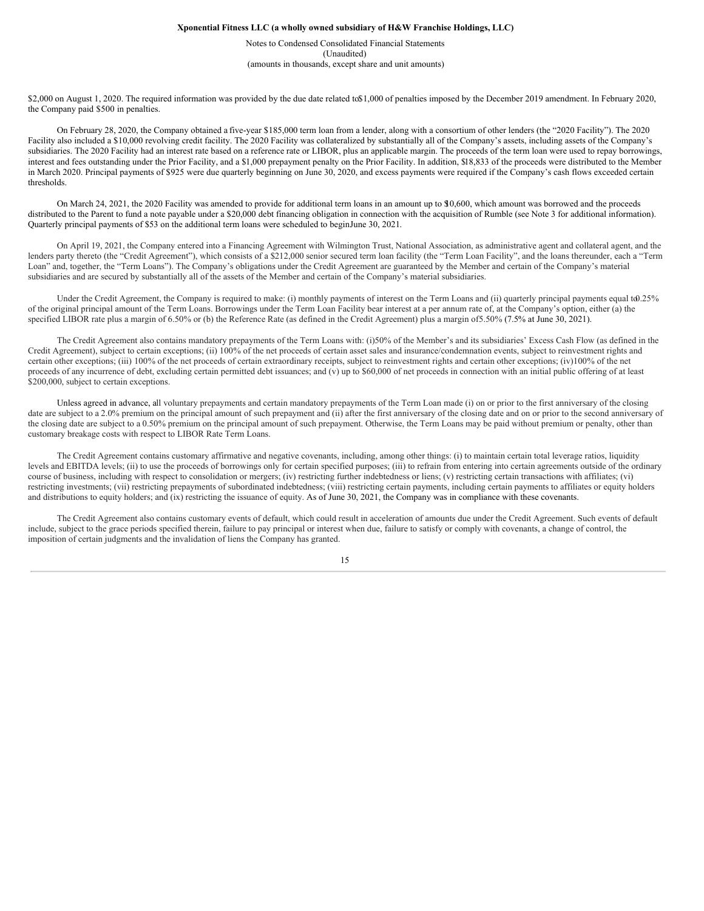$2,000 on August 1, 2020. The required information was provided by the due date related to $1,000 of penalties imposed by the December 2019 amendment. In February 2020, the Company paid $500 in penalties.

On February 28, 2020, the Company obtained a five-year $185,000 term loan from a lender, along with a consortium of other lenders (the "2020 Facility"). The 2020 Facility also included a $10,000 revolving credit facility. The 2020 Facility was collateralized by substantially all of the Company's assets, including assets of the Company's subsidiaries. The 2020 Facility had an interest rate based on a reference rate or LIBOR, plus an applicable margin. The proceeds of the term loan were used to repay borrowings, interest and fees outstanding under the Prior Facility, and a $1,000 prepayment penalty on the Prior Facility. In addition, $18,833 of the proceeds were distributed to the Member in March 2020. Principal payments of $925 were due quarterly beginning on June 30, 2020, and excess payments were required if the Company's cash flows exceeded certain thresholds.

On March 24, 2021, the 2020 Facility was amended to provide for additional term loans in an amount up to $10,600, which amount was borrowed and the proceeds distributed to the Parent to fund a note payable under a $20,000 debt financing obligation in connection with the acquisition of Rumble (see Note 3 for additional information). Quarterly principal payments of $53 on the additional term loans were scheduled to begin June 30, 2021.

On April 19, 2021, the Company entered into a Financing Agreement with Wilmington Trust, National Association, as administrative agent and collateral agent, and the lenders party thereto (the "Credit Agreement"), which consists of a $212,000 senior secured term loan facility (the "Term Loan Facility", and the loans thereunder, each a "Term Loan" and, together, the "Term Loans"). The Company's obligations under the Credit Agreement are guaranteed by the Member and certain of the Company's material subsidiaries and are secured by substantially all of the assets of the Member and certain of the Company's material subsidiaries.

Under the Credit Agreement, the Company is required to make: (i) monthly payments of interest on the Term Loans and (ii) quarterly principal payments equal to 0.25% of the original principal amount of the Term Loans. Borrowings under the Term Loan Facility bear interest at a per annum rate of, at the Company's option, either (a) the specified LIBOR rate plus a margin of 6.50% or (b) the Reference Rate (as defined in the Credit Agreement) plus a margin of 5.50% (7.5% at June 30, 2021).

The Credit Agreement also contains mandatory prepayments of the Term Loans with: (i) 50% of the Member's and its subsidiaries' Excess Cash Flow (as defined in the Credit Agreement), subject to certain exceptions; (ii) 100% of the net proceeds of certain asset sales and insurance/condemnation events, subject to reinvestment rights and certain other exceptions; (iii) 100% of the net proceeds of certain extraordinary receipts, subject to reinvestment rights and certain other exceptions; (iv) 100% of the net proceeds of any incurrence of debt, excluding certain permitted debt issuances; and (v) up to $60,000 of net proceeds in connection with an initial public offering of at least $200,000, subject to certain exceptions.

Unless agreed in advance, all voluntary prepayments and certain mandatory prepayments of the Term Loan made (i) on or prior to the first anniversary of the closing date are subject to a 2.0% premium on the principal amount of such prepayment and (ii) after the first anniversary of the closing date and on or prior to the second anniversary of the closing date are subject to a 0.50% premium on the principal amount of such prepayment. Otherwise, the Term Loans may be paid without premium or penalty, other than customary breakage costs with respect to LIBOR Rate Term Loans.

The Credit Agreement contains customary affirmative and negative covenants, including, among other things: (i) to maintain certain total leverage ratios, liquidity levels and EBITDA levels; (ii) to use the proceeds of borrowings only for certain specified purposes; (iii) to refrain from entering into certain agreements outside of the ordinary course of business, including with respect to consolidation or mergers; (iv) restricting further indebtedness or liens; (v) restricting certain transactions with affiliates; (vi) restricting investments; (vii) restricting prepayments of subordinated indebtedness; (viii) restricting certain payments, including certain payments to affiliates or equity holders and distributions to equity holders; and (ix) restricting the issuance of equity. As of June 30, 2021, the Company was in compliance with these covenants.

The Credit Agreement also contains customary events of default, which could result in acceleration of amounts due under the Credit Agreement. Such events of default include, subject to the grace periods specified therein, failure to pay principal or interest when due, failure to satisfy or comply with covenants, a change of control, the imposition of certain judgments and the invalidation of liens the Company has granted.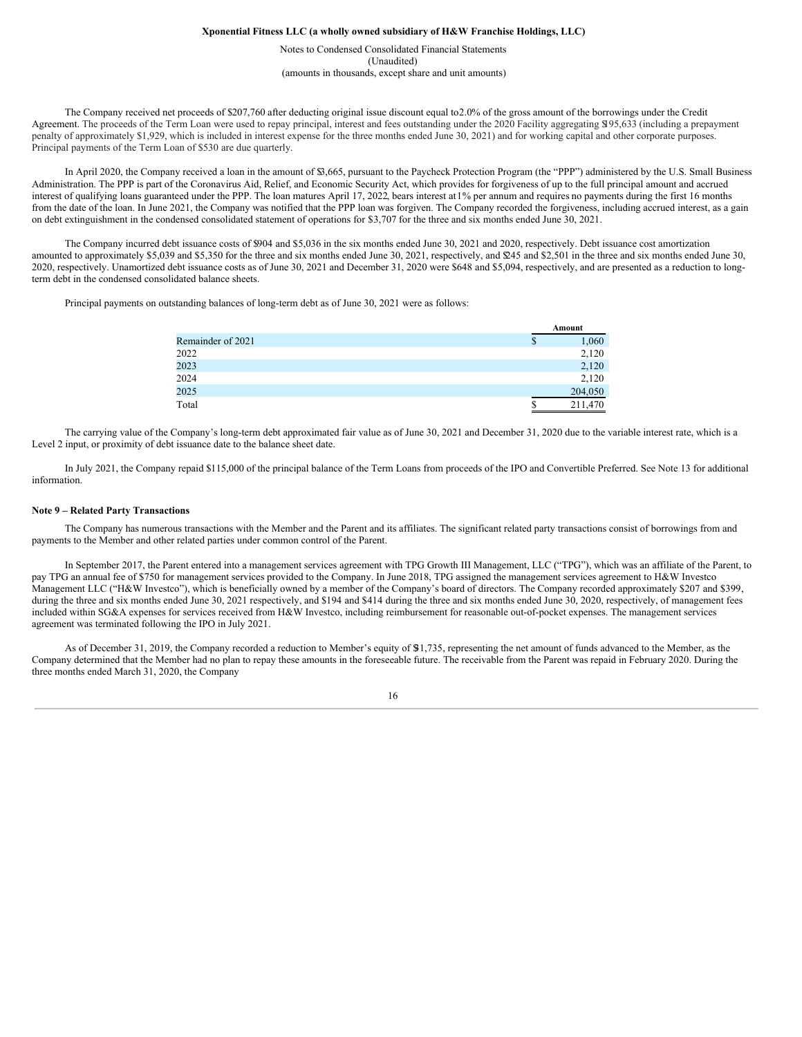The Company received net proceeds of $207,760 after deducting original issue discount equal to 2.0% of the gross amount of the borrowings under the Credit Agreement. The proceeds of the Term Loan were used to repay principal, interest and fees outstanding under the 2020 Facility aggregating $195,633 (including a prepayment penalty of approximately $1,929, which is included in interest expense for the three months ended June 30, 2021) and for working capital and other corporate purposes. Principal payments of the Term Loan of $530 are due quarterly.

In April 2020, the Company received a loan in the amount of $3,665, pursuant to the Paycheck Protection Program (the "PPP") administered by the U.S. Small Business Administration. The PPP is part of the Coronavirus Aid, Relief, and Economic Security Act, which provides for forgiveness of up to the full principal amount and accrued interest of qualifying loans guaranteed under the PPP. The loan matures April 17, 2022, bears interest at 1% per annum and requires no payments during the first 16 months from the date of the loan. In June 2021, the Company was notified that the PPP loan was forgiven. The Company recorded the forgiveness, including accrued interest, as a gain on debt extinguishment in the condensed consolidated statement of operations for $3,707 for the three and six months ended June 30, 2021.

The Company incurred debt issuance costs of $904 and $5,036 in the six months ended June 30, 2021 and 2020, respectively. Debt issuance cost amortization amounted to approximately $5,039 and $5,350 for the three and six months ended June 30, 2021, respectively, and $245 and $2,501 in the three and six months ended June 30, 2020, respectively. Unamortized debt issuance costs as of June 30, 2021 and December 31, 2020 were $648 and $5,094, respectively, and are presented as a reduction to long-term debt in the condensed consolidated balance sheets.

Principal payments on outstanding balances of long-term debt as of June 30, 2021 were as follows:

| | Amount |
|---|---|
| Remainder of 2021 | $ 1,060 |
| 2022 | 2,120 |
| 2023 | 2,120 |
| 2024 | 2,120 |
| 2025 | 204,050 |
| Total | $ 211,470 |

The carrying value of the Company's long-term debt approximated fair value as of June 30, 2021 and December 31, 2020 due to the variable interest rate, which is a Level 2 input, or proximity of debt issuance date to the balance sheet date.

In July 2021, the Company repaid $115,000 of the principal balance of the Term Loans from proceeds of the IPO and Convertible Preferred. See Note 13 for additional information.

**Note 9 – Related Party Transactions**

The Company has numerous transactions with the Member and the Parent and its affiliates. The significant related party transactions consist of borrowings from and payments to the Member and other related parties under common control of the Parent.

In September 2017, the Parent entered into a management services agreement with TPG Growth III Management, LLC ("TPG"), which was an affiliate of the Parent, to pay TPG an annual fee of $750 for management services provided to the Company. In June 2018, TPG assigned the management services agreement to H&W Investco Management LLC ("H&W Investco"), which is beneficially owned by a member of the Company's board of directors. The Company recorded approximately $207 and $399, during the three and six months ended June 30, 2021 respectively, and $194 and $414 during the three and six months ended June 30, 2020, respectively, of management fees included within SG&A expenses for services received from H&W Investco, including reimbursement for reasonable out-of-pocket expenses. The management services agreement was terminated following the IPO in July 2021.

As of December 31, 2019, the Company recorded a reduction to Member's equity of $1,735, representing the net amount of funds advanced to the Member, as the Company determined that the Member had no plan to repay these amounts in the foreseeable future. The receivable from the Parent was repaid in February 2020. During the three months ended March 31, 2020, the Company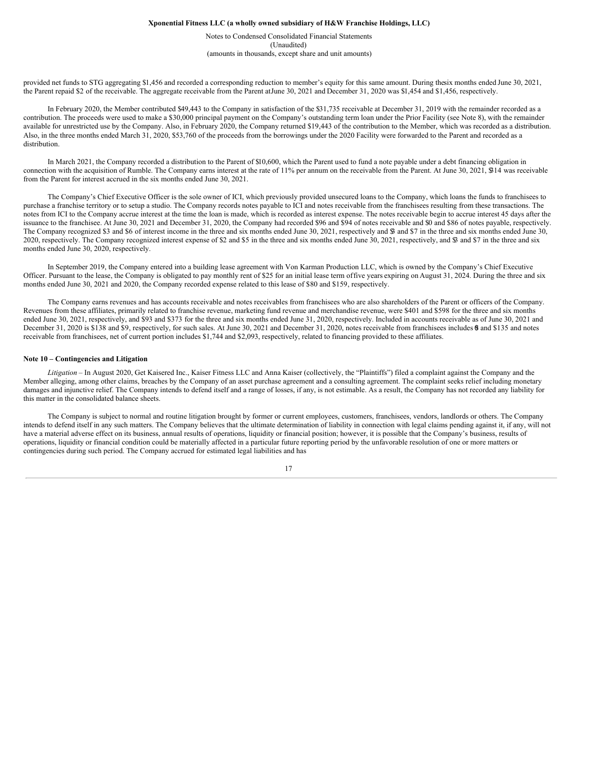provided net funds to STG aggregating $1,456 and recorded a corresponding reduction to member's equity for this same amount. During the six months ended June 30, 2021, the Parent repaid $2 of the receivable. The aggregate receivable from the Parent at June 30, 2021 and December 31, 2020 was $1,454 and $1,456, respectively.

In February 2020, the Member contributed $49,443 to the Company in satisfaction of the $31,735 receivable at December 31, 2019 with the remainder recorded as a contribution. The proceeds were used to make a $30,000 principal payment on the Company's outstanding term loan under the Prior Facility (see Note 8), with the remainder available for unrestricted use by the Company. Also, in February 2020, the Company returned $19,443 of the contribution to the Member, which was recorded as a distribution. Also, in the three months ended March 31, 2020, $53,760 of the proceeds from the borrowings under the 2020 Facility were forwarded to the Parent and recorded as a distribution.

In March 2021, the Company recorded a distribution to the Parent of $10,600, which the Parent used to fund a note payable under a debt financing obligation in connection with the acquisition of Rumble. The Company earns interest at the rate of 11% per annum on the receivable from the Parent. At June 30, 2021, $314 was receivable from the Parent for interest accrued in the six months ended June 30, 2021.

The Company's Chief Executive Officer is the sole owner of ICI, which previously provided unsecured loans to the Company, which loans the funds to franchisees to purchase a franchise territory or to setup a studio. The Company records notes payable to ICI and notes receivable from the franchisees resulting from these transactions. The notes from ICI to the Company accrue interest at the time the loan is made, which is recorded as interest expense. The notes receivable begin to accrue interest 45 days after the issuance to the franchisee. At June 30, 2021 and December 31, 2020, the Company had recorded $96 and $94 of notes receivable and $0 and $86 of notes payable, respectively. The Company recognized $3 and $6 of interest income in the three and six months ended June 30, 2021, respectively and $3 and $7 in the three and six months ended June 30, 2020, respectively. The Company recognized interest expense of $2 and $5 in the three and six months ended June 30, 2021, respectively, and $3 and $7 in the three and six months ended June 30, 2020, respectively.

In September 2019, the Company entered into a building lease agreement with Von Karman Production LLC, which is owned by the Company's Chief Executive Officer. Pursuant to the lease, the Company is obligated to pay monthly rent of $25 for an initial lease term of five years expiring on August 31, 2024. During the three and six months ended June 30, 2021 and 2020, the Company recorded expense related to this lease of $80 and $159, respectively.

The Company earns revenues and has accounts receivable and notes receivables from franchisees who are also shareholders of the Parent or officers of the Company. Revenues from these affiliates, primarily related to franchise revenue, marketing fund revenue and merchandise revenue, were $401 and $598 for the three and six months ended June 30, 2021, respectively, and $93 and $373 for the three and six months ended June 31, 2020, respectively. Included in accounts receivable as of June 30, 2021 and December 31, 2020 is $138 and $9, respectively, for such sales. At June 30, 2021 and December 31, 2020, notes receivable from franchisees includes $0 and $135 and notes receivable from franchisees, net of current portion includes $1,744 and $2,093, respectively, related to financing provided to these affiliates.

### Note 10 – Contingencies and Litigation

*Litigation* – In August 2020, Get Kaisered Inc., Kaiser Fitness LLC and Anna Kaiser (collectively, the "Plaintiffs") filed a complaint against the Company and the Member alleging, among other claims, breaches by the Company of an asset purchase agreement and a consulting agreement. The complaint seeks relief including monetary damages and injunctive relief. The Company intends to defend itself and a range of losses, if any, is not estimable. As a result, the Company has not recorded any liability for this matter in the consolidated balance sheets.

The Company is subject to normal and routine litigation brought by former or current employees, customers, franchisees, vendors, landlords or others. The Company intends to defend itself in any such matters. The Company believes that the ultimate determination of liability in connection with legal claims pending against it, if any, will not have a material adverse effect on its business, annual results of operations, liquidity or financial position; however, it is possible that the Company's business, results of operations, liquidity or financial condition could be materially affected in a particular future reporting period by the unfavorable resolution of one or more matters or contingencies during such period. The Company accrued for estimated legal liabilities and has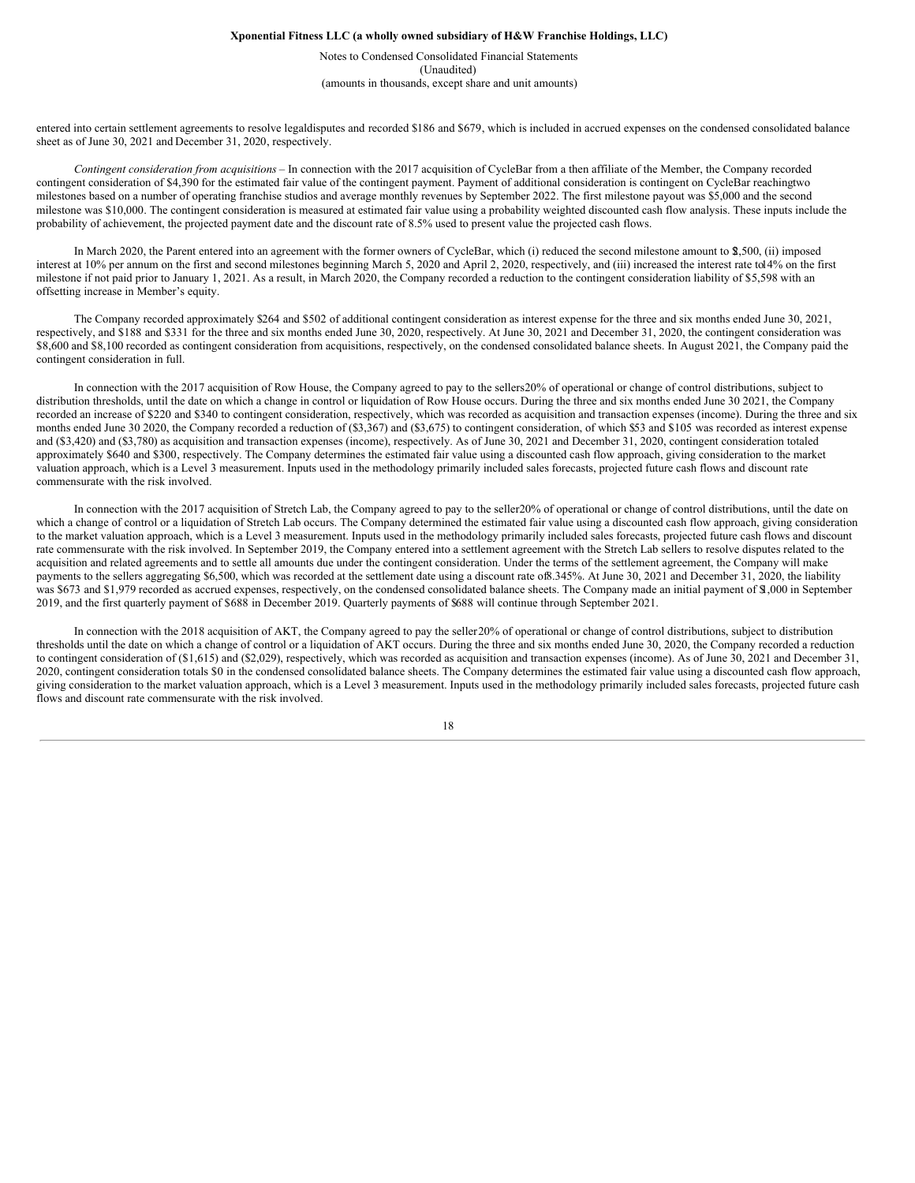entered into certain settlement agreements to resolve legal disputes and recorded $186 and $679, which is included in accrued expenses on the condensed consolidated balance sheet as of June 30, 2021 and December 31, 2020, respectively.

*Contingent consideration from acquisitions* – In connection with the 2017 acquisition of CycleBar from a then affiliate of the Member, the Company recorded contingent consideration of $4,390 for the estimated fair value of the contingent payment. Payment of additional consideration is contingent on CycleBar reaching two milestones based on a number of operating franchise studios and average monthly revenues by September 2022. The first milestone payout was $5,000 and the second milestone was $10,000. The contingent consideration is measured at estimated fair value using a probability weighted discounted cash flow analysis. These inputs include the probability of achievement, the projected payment date and the discount rate of 8.5% used to present value the projected cash flows.

In March 2020, the Parent entered into an agreement with the former owners of CycleBar, which (i) reduced the second milestone amount to $2,500, (ii) imposed interest at 10% per annum on the first and second milestones beginning March 5, 2020 and April 2, 2020, respectively, and (iii) increased the interest rate to 14% on the first milestone if not paid prior to January 1, 2021. As a result, in March 2020, the Company recorded a reduction to the contingent consideration liability of $5,598 with an offsetting increase in Member's equity.

The Company recorded approximately $264 and $502 of additional contingent consideration as interest expense for the three and six months ended June 30, 2021, respectively, and $188 and $331 for the three and six months ended June 30, 2020, respectively. At June 30, 2021 and December 31, 2020, the contingent consideration was $8,600 and $8,100 recorded as contingent consideration from acquisitions, respectively, on the condensed consolidated balance sheets. In August 2021, the Company paid the contingent consideration in full.

In connection with the 2017 acquisition of Row House, the Company agreed to pay to the sellers 20% of operational or change of control distributions, subject to distribution thresholds, until the date on which a change in control or liquidation of Row House occurs. During the three and six months ended June 30 2021, the Company recorded an increase of $220 and $340 to contingent consideration, respectively, which was recorded as acquisition and transaction expenses (income). During the three and six months ended June 30 2020, the Company recorded a reduction of ($3,367) and ($3,675) to contingent consideration, of which $53 and $105 was recorded as interest expense and ($3,420) and ($3,780) as acquisition and transaction expenses (income), respectively. As of June 30, 2021 and December 31, 2020, contingent consideration totaled approximately $640 and $300, respectively. The Company determines the estimated fair value using a discounted cash flow approach, giving consideration to the market valuation approach, which is a Level 3 measurement. Inputs used in the methodology primarily included sales forecasts, projected future cash flows and discount rate commensurate with the risk involved.

In connection with the 2017 acquisition of Stretch Lab, the Company agreed to pay to the seller 20% of operational or change of control distributions, until the date on which a change of control or a liquidation of Stretch Lab occurs. The Company determined the estimated fair value using a discounted cash flow approach, giving consideration to the market valuation approach, which is a Level 3 measurement. Inputs used in the methodology primarily included sales forecasts, projected future cash flows and discount rate commensurate with the risk involved. In September 2019, the Company entered into a settlement agreement with the Stretch Lab sellers to resolve disputes related to the acquisition and related agreements and to settle all amounts due under the contingent consideration. Under the terms of the settlement agreement, the Company will make payments to the sellers aggregating $6,500, which was recorded at the settlement date using a discount rate of 8.345%. At June 30, 2021 and December 31, 2020, the liability was $673 and $1,979 recorded as accrued expenses, respectively, on the condensed consolidated balance sheets. The Company made an initial payment of $1,000 in September 2019, and the first quarterly payment of $688 in December 2019. Quarterly payments of $688 will continue through September 2021.

In connection with the 2018 acquisition of AKT, the Company agreed to pay the seller 20% of operational or change of control distributions, subject to distribution thresholds until the date on which a change of control or a liquidation of AKT occurs. During the three and six months ended June 30, 2020, the Company recorded a reduction to contingent consideration of ($1,615) and ($2,029), respectively, which was recorded as acquisition and transaction expenses (income). As of June 30, 2021 and December 31, 2020, contingent consideration totals $0 in the condensed consolidated balance sheets. The Company determines the estimated fair value using a discounted cash flow approach, giving consideration to the market valuation approach, which is a Level 3 measurement. Inputs used in the methodology primarily included sales forecasts, projected future cash flows and discount rate commensurate with the risk involved.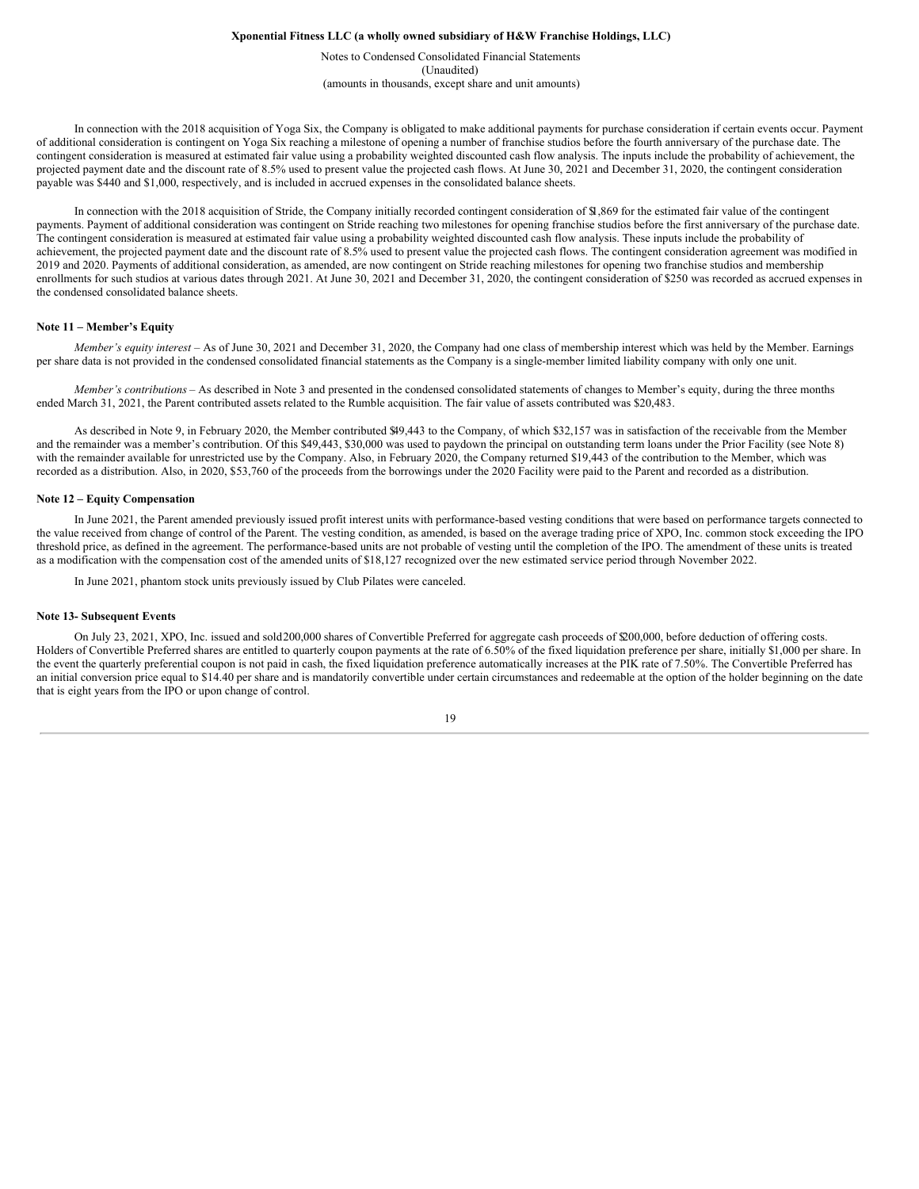In connection with the 2018 acquisition of Yoga Six, the Company is obligated to make additional payments for purchase consideration if certain events occur. Payment of additional consideration is contingent on Yoga Six reaching a milestone of opening a number of franchise studios before the fourth anniversary of the purchase date. The contingent consideration is measured at estimated fair value using a probability weighted discounted cash flow analysis. The inputs include the probability of achievement, the projected payment date and the discount rate of 8.5% used to present value the projected cash flows. At June 30, 2021 and December 31, 2020, the contingent consideration payable was $440 and $1,000, respectively, and is included in accrued expenses in the consolidated balance sheets.

In connection with the 2018 acquisition of Stride, the Company initially recorded contingent consideration of $1,869 for the estimated fair value of the contingent payments. Payment of additional consideration was contingent on Stride reaching two milestones for opening franchise studios before the first anniversary of the purchase date. The contingent consideration is measured at estimated fair value using a probability weighted discounted cash flow analysis. These inputs include the probability of achievement, the projected payment date and the discount rate of 8.5% used to present value the projected cash flows. The contingent consideration agreement was modified in 2019 and 2020. Payments of additional consideration, as amended, are now contingent on Stride reaching milestones for opening two franchise studios and membership enrollments for such studios at various dates through 2021. At June 30, 2021 and December 31, 2020, the contingent consideration of $250 was recorded as accrued expenses in the condensed consolidated balance sheets.

### Note 11 – Member's Equity

*Member's equity interest* – As of June 30, 2021 and December 31, 2020, the Company had one class of membership interest which was held by the Member. Earnings per share data is not provided in the condensed consolidated financial statements as the Company is a single-member limited liability company with only one unit.

*Member's contributions* – As described in Note 3 and presented in the condensed consolidated statements of changes to Member's equity, during the three months ended March 31, 2021, the Parent contributed assets related to the Rumble acquisition. The fair value of assets contributed was $20,483.

As described in Note 9, in February 2020, the Member contributed $49,443 to the Company, of which $32,157 was in satisfaction of the receivable from the Member and the remainder was a member's contribution. Of this $49,443, $30,000 was used to paydown the principal on outstanding term loans under the Prior Facility (see Note 8) with the remainder available for unrestricted use by the Company. Also, in February 2020, the Company returned $19,443 of the contribution to the Member, which was recorded as a distribution. Also, in 2020, $53,760 of the proceeds from the borrowings under the 2020 Facility were paid to the Parent and recorded as a distribution.

### Note 12 – Equity Compensation

In June 2021, the Parent amended previously issued profit interest units with performance-based vesting conditions that were based on performance targets connected to the value received from change of control of the Parent. The vesting condition, as amended, is based on the average trading price of XPO, Inc. common stock exceeding the IPO threshold price, as defined in the agreement. The performance-based units are not probable of vesting until the completion of the IPO. The amendment of these units is treated as a modification with the compensation cost of the amended units of $18,127 recognized over the new estimated service period through November 2022.

In June 2021, phantom stock units previously issued by Club Pilates were canceled.

### Note 13- Subsequent Events

On July 23, 2021, XPO, Inc. issued and sold 200,000 shares of Convertible Preferred for aggregate cash proceeds of $200,000, before deduction of offering costs. Holders of Convertible Preferred shares are entitled to quarterly coupon payments at the rate of 6.50% of the fixed liquidation preference per share, initially $1,000 per share. In the event the quarterly preferential coupon is not paid in cash, the fixed liquidation preference automatically increases at the PIK rate of 7.50%. The Convertible Preferred has an initial conversion price equal to $14.40 per share and is mandatorily convertible under certain circumstances and redeemable at the option of the holder beginning on the date that is eight years from the IPO or upon change of control.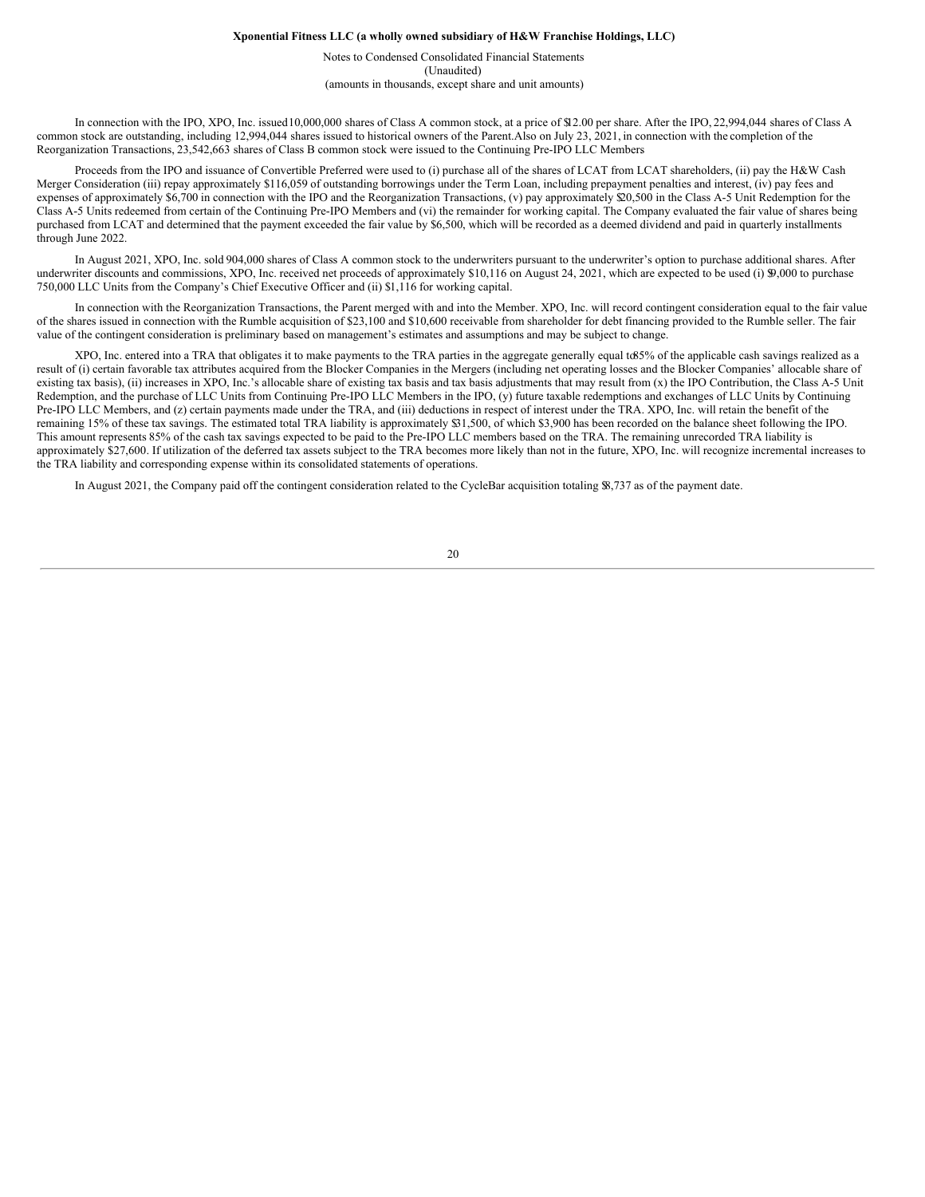In connection with the IPO, XPO, Inc. issued 10,000,000 shares of Class A common stock, at a price of $12.00 per share. After the IPO, 22,994,044 shares of Class A common stock are outstanding, including 12,994,044 shares issued to historical owners of the Parent. Also on July 23, 2021, in connection with the completion of the Reorganization Transactions, 23,542,663 shares of Class B common stock were issued to the Continuing Pre-IPO LLC Members

Proceeds from the IPO and issuance of Convertible Preferred were used to (i) purchase all of the shares of LCAT from LCAT shareholders, (ii) pay the H&W Cash Merger Consideration (iii) repay approximately $116,059 of outstanding borrowings under the Term Loan, including prepayment penalties and interest, (iv) pay fees and expenses of approximately $6,700 in connection with the IPO and the Reorganization Transactions, (v) pay approximately $20,500 in the Class A-5 Unit Redemption for the Class A-5 Units redeemed from certain of the Continuing Pre-IPO Members and (vi) the remainder for working capital. The Company evaluated the fair value of shares being purchased from LCAT and determined that the payment exceeded the fair value by $6,500, which will be recorded as a deemed dividend and paid in quarterly installments through June 2022.

In August 2021, XPO, Inc. sold 904,000 shares of Class A common stock to the underwriters pursuant to the underwriter's option to purchase additional shares. After underwriter discounts and commissions, XPO, Inc. received net proceeds of approximately $10,116 on August 24, 2021, which are expected to be used (i) $9,000 to purchase 750,000 LLC Units from the Company's Chief Executive Officer and (ii) $1,116 for working capital.

In connection with the Reorganization Transactions, the Parent merged with and into the Member. XPO, Inc. will record contingent consideration equal to the fair value of the shares issued in connection with the Rumble acquisition of $23,100 and $10,600 receivable from shareholder for debt financing provided to the Rumble seller. The fair value of the contingent consideration is preliminary based on management's estimates and assumptions and may be subject to change.

XPO, Inc. entered into a TRA that obligates it to make payments to the TRA parties in the aggregate generally equal to 85% of the applicable cash savings realized as a result of (i) certain favorable tax attributes acquired from the Blocker Companies in the Mergers (including net operating losses and the Blocker Companies' allocable share of existing tax basis), (ii) increases in XPO, Inc.'s allocable share of existing tax basis and tax basis adjustments that may result from (x) the IPO Contribution, the Class A-5 Unit Redemption, and the purchase of LLC Units from Continuing Pre-IPO LLC Members in the IPO, (y) future taxable redemptions and exchanges of LLC Units by Continuing Pre-IPO LLC Members, and (z) certain payments made under the TRA, and (iii) deductions in respect of interest under the TRA. XPO, Inc. will retain the benefit of the remaining 15% of these tax savings. The estimated total TRA liability is approximately $31,500, of which $3,900 has been recorded on the balance sheet following the IPO. This amount represents 85% of the cash tax savings expected to be paid to the Pre-IPO LLC members based on the TRA. The remaining unrecorded TRA liability is approximately $27,600. If utilization of the deferred tax assets subject to the TRA becomes more likely than not in the future, XPO, Inc. will recognize incremental increases to the TRA liability and corresponding expense within its consolidated statements of operations.

In August 2021, the Company paid off the contingent consideration related to the CycleBar acquisition totaling $8,737 as of the payment date.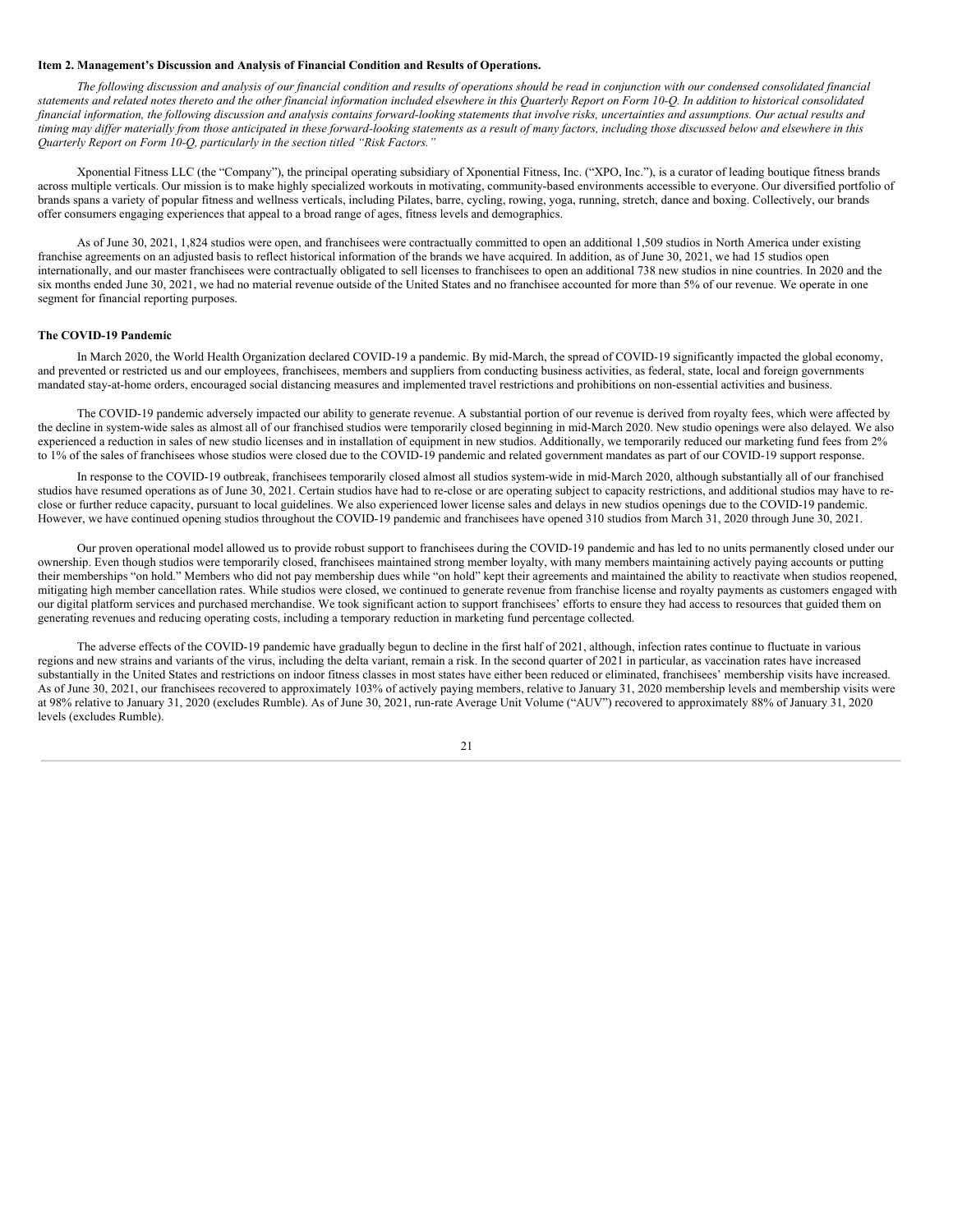**Item 2. Management's Discussion and Analysis of Financial Condition and Results of Operations.**

*The following discussion and analysis of our financial condition and results of operations should be read in conjunction with our condensed consolidated financial statements and related notes thereto and the other financial information included elsewhere in this Quarterly Report on Form 10-Q. In addition to historical consolidated financial information, the following discussion and analysis contains forward-looking statements that involve risks, uncertainties and assumptions. Our actual results and timing may differ materially from those anticipated in these forward-looking statements as a result of many factors, including those discussed below and elsewhere in this Quarterly Report on Form 10-Q, particularly in the section titled "Risk Factors."*

Xponential Fitness LLC (the "Company"), the principal operating subsidiary of Xponential Fitness, Inc. ("XPO, Inc."), is a curator of leading boutique fitness brands across multiple verticals. Our mission is to make highly specialized workouts in motivating, community-based environments accessible to everyone. Our diversified portfolio of brands spans a variety of popular fitness and wellness verticals, including Pilates, barre, cycling, rowing, yoga, running, stretch, dance and boxing. Collectively, our brands offer consumers engaging experiences that appeal to a broad range of ages, fitness levels and demographics.

As of June 30, 2021, 1,824 studios were open, and franchisees were contractually committed to open an additional 1,509 studios in North America under existing franchise agreements on an adjusted basis to reflect historical information of the brands we have acquired. In addition, as of June 30, 2021, we had 15 studios open internationally, and our master franchisees were contractually obligated to sell licenses to franchisees to open an additional 738 new studios in nine countries. In 2020 and the six months ended June 30, 2021, we had no material revenue outside of the United States and no franchisee accounted for more than 5% of our revenue. We operate in one segment for financial reporting purposes.

**The COVID-19 Pandemic**

In March 2020, the World Health Organization declared COVID-19 a pandemic. By mid-March, the spread of COVID-19 significantly impacted the global economy, and prevented or restricted us and our employees, franchisees, members and suppliers from conducting business activities, as federal, state, local and foreign governments mandated stay-at-home orders, encouraged social distancing measures and implemented travel restrictions and prohibitions on non-essential activities and business.

The COVID-19 pandemic adversely impacted our ability to generate revenue. A substantial portion of our revenue is derived from royalty fees, which were affected by the decline in system-wide sales as almost all of our franchised studios were temporarily closed beginning in mid-March 2020. New studio openings were also delayed. We also experienced a reduction in sales of new studio licenses and in installation of equipment in new studios. Additionally, we temporarily reduced our marketing fund fees from 2% to 1% of the sales of franchisees whose studios were closed due to the COVID-19 pandemic and related government mandates as part of our COVID-19 support response.

In response to the COVID-19 outbreak, franchisees temporarily closed almost all studios system-wide in mid-March 2020, although substantially all of our franchised studios have resumed operations as of June 30, 2021. Certain studios have had to re-close or are operating subject to capacity restrictions, and additional studios may have to re-close or further reduce capacity, pursuant to local guidelines. We also experienced lower license sales and delays in new studios openings due to the COVID-19 pandemic. However, we have continued opening studios throughout the COVID-19 pandemic and franchisees have opened 310 studios from March 31, 2020 through June 30, 2021.

Our proven operational model allowed us to provide robust support to franchisees during the COVID-19 pandemic and has led to no units permanently closed under our ownership. Even though studios were temporarily closed, franchisees maintained strong member loyalty, with many members maintaining actively paying accounts or putting their memberships "on hold." Members who did not pay membership dues while "on hold" kept their agreements and maintained the ability to reactivate when studios reopened, mitigating high member cancellation rates. While studios were closed, we continued to generate revenue from franchise license and royalty payments as customers engaged with our digital platform services and purchased merchandise. We took significant action to support franchisees' efforts to ensure they had access to resources that guided them on generating revenues and reducing operating costs, including a temporary reduction in marketing fund percentage collected.

The adverse effects of the COVID-19 pandemic have gradually begun to decline in the first half of 2021, although, infection rates continue to fluctuate in various regions and new strains and variants of the virus, including the delta variant, remain a risk. In the second quarter of 2021 in particular, as vaccination rates have increased substantially in the United States and restrictions on indoor fitness classes in most states have either been reduced or eliminated, franchisees' membership visits have increased. As of June 30, 2021, our franchisees recovered to approximately 103% of actively paying members, relative to January 31, 2020 membership levels and membership visits were at 98% relative to January 31, 2020 (excludes Rumble). As of June 30, 2021, run-rate Average Unit Volume ("AUV") recovered to approximately 88% of January 31, 2020 levels (excludes Rumble).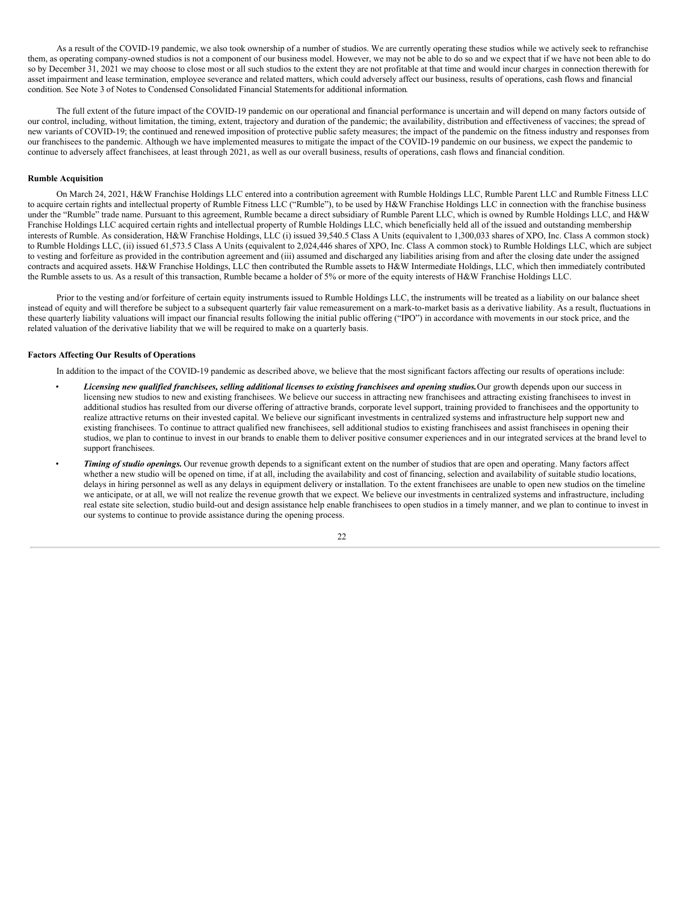As a result of the COVID-19 pandemic, we also took ownership of a number of studios. We are currently operating these studios while we actively seek to refranchise them, as operating company-owned studios is not a component of our business model. However, we may not be able to do so and we expect that if we have not been able to do so by December 31, 2021 we may choose to close most or all such studios to the extent they are not profitable at that time and would incur charges in connection therewith for asset impairment and lease termination, employee severance and related matters, which could adversely affect our business, results of operations, cash flows and financial condition. See Note 3 of Notes to Condensed Consolidated Financial Statements for additional information.

The full extent of the future impact of the COVID-19 pandemic on our operational and financial performance is uncertain and will depend on many factors outside of our control, including, without limitation, the timing, extent, trajectory and duration of the pandemic; the availability, distribution and effectiveness of vaccines; the spread of new variants of COVID-19; the continued and renewed imposition of protective public safety measures; the impact of the pandemic on the fitness industry and responses from our franchisees to the pandemic. Although we have implemented measures to mitigate the impact of the COVID-19 pandemic on our business, we expect the pandemic to continue to adversely affect franchisees, at least through 2021, as well as our overall business, results of operations, cash flows and financial condition.

**Rumble Acquisition**

On March 24, 2021, H&W Franchise Holdings LLC entered into a contribution agreement with Rumble Holdings LLC, Rumble Parent LLC and Rumble Fitness LLC to acquire certain rights and intellectual property of Rumble Fitness LLC ("Rumble"), to be used by H&W Franchise Holdings LLC in connection with the franchise business under the "Rumble" trade name. Pursuant to this agreement, Rumble became a direct subsidiary of Rumble Parent LLC, which is owned by Rumble Holdings LLC, and H&W Franchise Holdings LLC acquired certain rights and intellectual property of Rumble Holdings LLC, which beneficially held all of the issued and outstanding membership interests of Rumble. As consideration, H&W Franchise Holdings, LLC (i) issued 39,540.5 Class A Units (equivalent to 1,300,033 shares of XPO, Inc. Class A common stock) to Rumble Holdings LLC, (ii) issued 61,573.5 Class A Units (equivalent to 2,024,446 shares of XPO, Inc. Class A common stock) to Rumble Holdings LLC, which are subject to vesting and forfeiture as provided in the contribution agreement and (iii) assumed and discharged any liabilities arising from and after the closing date under the assigned contracts and acquired assets. H&W Franchise Holdings, LLC then contributed the Rumble assets to H&W Intermediate Holdings, LLC, which then immediately contributed the Rumble assets to us. As a result of this transaction, Rumble became a holder of 5% or more of the equity interests of H&W Franchise Holdings LLC.

Prior to the vesting and/or forfeiture of certain equity instruments issued to Rumble Holdings LLC, the instruments will be treated as a liability on our balance sheet instead of equity and will therefore be subject to a subsequent quarterly fair value remeasurement on a mark-to-market basis as a derivative liability. As a result, fluctuations in these quarterly liability valuations will impact our financial results following the initial public offering ("IPO") in accordance with movements in our stock price, and the related valuation of the derivative liability that we will be required to make on a quarterly basis.

**Factors Affecting Our Results of Operations**

In addition to the impact of the COVID-19 pandemic as described above, we believe that the most significant factors affecting our results of operations include:

- ***Licensing new qualified franchisees, selling additional licenses to existing franchisees and opening studios.*** Our growth depends upon our success in licensing new studios to new and existing franchisees. We believe our success in attracting new franchisees and attracting existing franchisees to invest in additional studios has resulted from our diverse offering of attractive brands, corporate level support, training provided to franchisees and the opportunity to realize attractive returns on their invested capital. We believe our significant investments in centralized systems and infrastructure help support new and existing franchisees. To continue to attract qualified new franchisees, sell additional studios to existing franchisees and assist franchisees in opening their studios, we plan to continue to invest in our brands to enable them to deliver positive consumer experiences and in our integrated services at the brand level to support franchisees.
- ***Timing of studio openings.*** Our revenue growth depends to a significant extent on the number of studios that are open and operating. Many factors affect whether a new studio will be opened on time, if at all, including the availability and cost of financing, selection and availability of suitable studio locations, delays in hiring personnel as well as any delays in equipment delivery or installation. To the extent franchisees are unable to open new studios on the timeline we anticipate, or at all, we will not realize the revenue growth that we expect. We believe our investments in centralized systems and infrastructure, including real estate site selection, studio build-out and design assistance help enable franchisees to open studios in a timely manner, and we plan to continue to invest in our systems to continue to provide assistance during the opening process.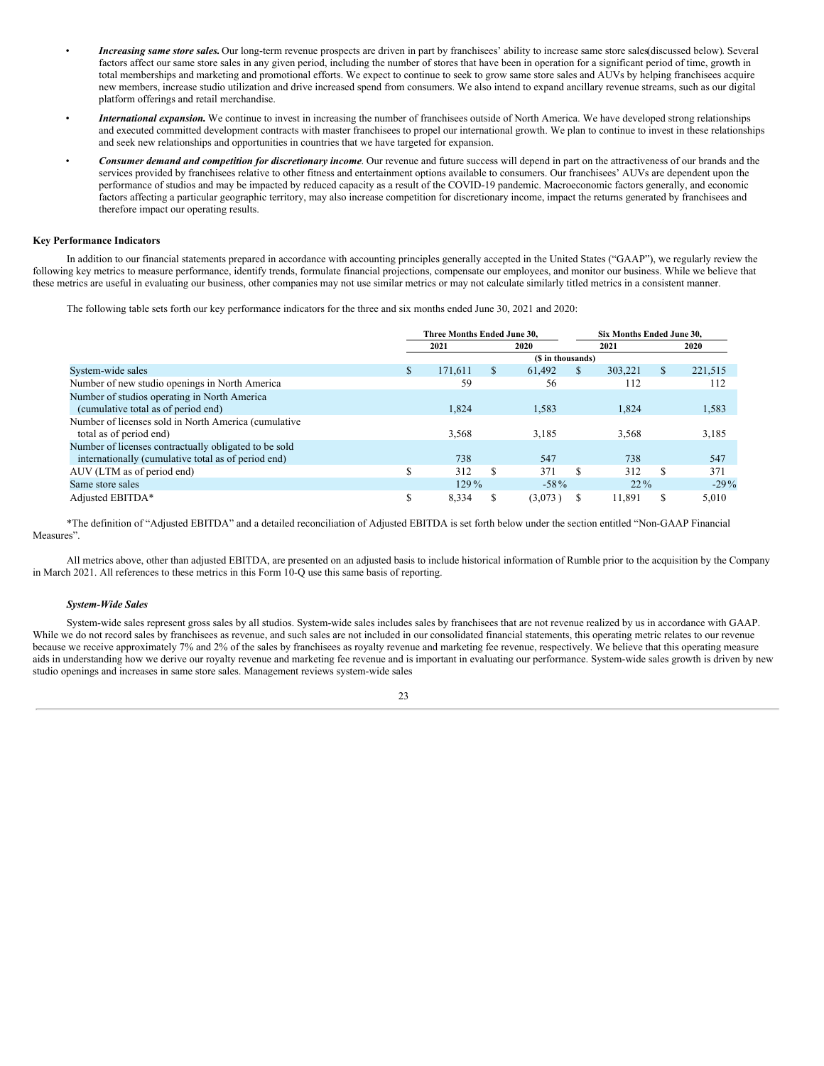- ***Increasing same store sales.*** Our long-term revenue prospects are driven in part by franchisees' ability to increase same store sales (discussed below). Several factors affect our same store sales in any given period, including the number of stores that have been in operation for a significant period of time, growth in total memberships and marketing and promotional efforts. We expect to continue to seek to grow same store sales and AUVs by helping franchisees acquire new members, increase studio utilization and drive increased spend from consumers. We also intend to expand ancillary revenue streams, such as our digital platform offerings and retail merchandise.
- ***International expansion.*** We continue to invest in increasing the number of franchisees outside of North America. We have developed strong relationships and executed committed development contracts with master franchisees to propel our international growth. We plan to continue to invest in these relationships and seek new relationships and opportunities in countries that we have targeted for expansion.
- ***Consumer demand and competition for discretionary income***. Our revenue and future success will depend in part on the attractiveness of our brands and the services provided by franchisees relative to other fitness and entertainment options available to consumers. Our franchisees' AUVs are dependent upon the performance of studios and may be impacted by reduced capacity as a result of the COVID-19 pandemic. Macroeconomic factors generally, and economic factors affecting a particular geographic territory, may also increase competition for discretionary income, impact the returns generated by franchisees and therefore impact our operating results.

**Key Performance Indicators**

In addition to our financial statements prepared in accordance with accounting principles generally accepted in the United States ("GAAP"), we regularly review the following key metrics to measure performance, identify trends, formulate financial projections, compensate our employees, and monitor our business. While we believe that these metrics are useful in evaluating our business, other companies may not use similar metrics or may not calculate similarly titled metrics in a consistent manner.

The following table sets forth our key performance indicators for the three and six months ended June 30, 2021 and 2020:

| | Three Months Ended June 30, | | Six Months Ended June 30, | |
|---|---|---|---|---|
| | 2021 | 2020 | 2021 | 2020 |
| | ($ in thousands) | | | |
| System-wide sales | $ 171,611 | $ 61,492 | $ 303,221 | $ 221,515 |
| Number of new studio openings in North America | 59 | 56 | 112 | 112 |
| Number of studios operating in North America (cumulative total as of period end) | 1,824 | 1,583 | 1,824 | 1,583 |
| Number of licenses sold in North America (cumulative total as of period end) | 3,568 | 3,185 | 3,568 | 3,185 |
| Number of licenses contractually obligated to be sold internationally (cumulative total as of period end) | 738 | 547 | 738 | 547 |
| AUV (LTM as of period end) | $ 312 | $ 371 | $ 312 | $ 371 |
| Same store sales | 129 % | -58 % | 22 % | -29 % |
| Adjusted EBITDA* | $ 8,334 | $ (3,073 ) | $ 11,891 | $ 5,010 |

*The definition of "Adjusted EBITDA" and a detailed reconciliation of Adjusted EBITDA is set forth below under the section entitled "Non-GAAP Financial Measures".

All metrics above, other than adjusted EBITDA, are presented on an adjusted basis to include historical information of Rumble prior to the acquisition by the Company in March 2021. All references to these metrics in this Form 10-Q use this same basis of reporting.

***System-Wide Sales***

System-wide sales represent gross sales by all studios. System-wide sales includes sales by franchisees that are not revenue realized by us in accordance with GAAP. While we do not record sales by franchisees as revenue, and such sales are not included in our consolidated financial statements, this operating metric relates to our revenue because we receive approximately 7% and 2% of the sales by franchisees as royalty revenue and marketing fee revenue, respectively. We believe that this operating measure aids in understanding how we derive our royalty revenue and marketing fee revenue and is important in evaluating our performance. System-wide sales growth is driven by new studio openings and increases in same store sales. Management reviews system-wide sales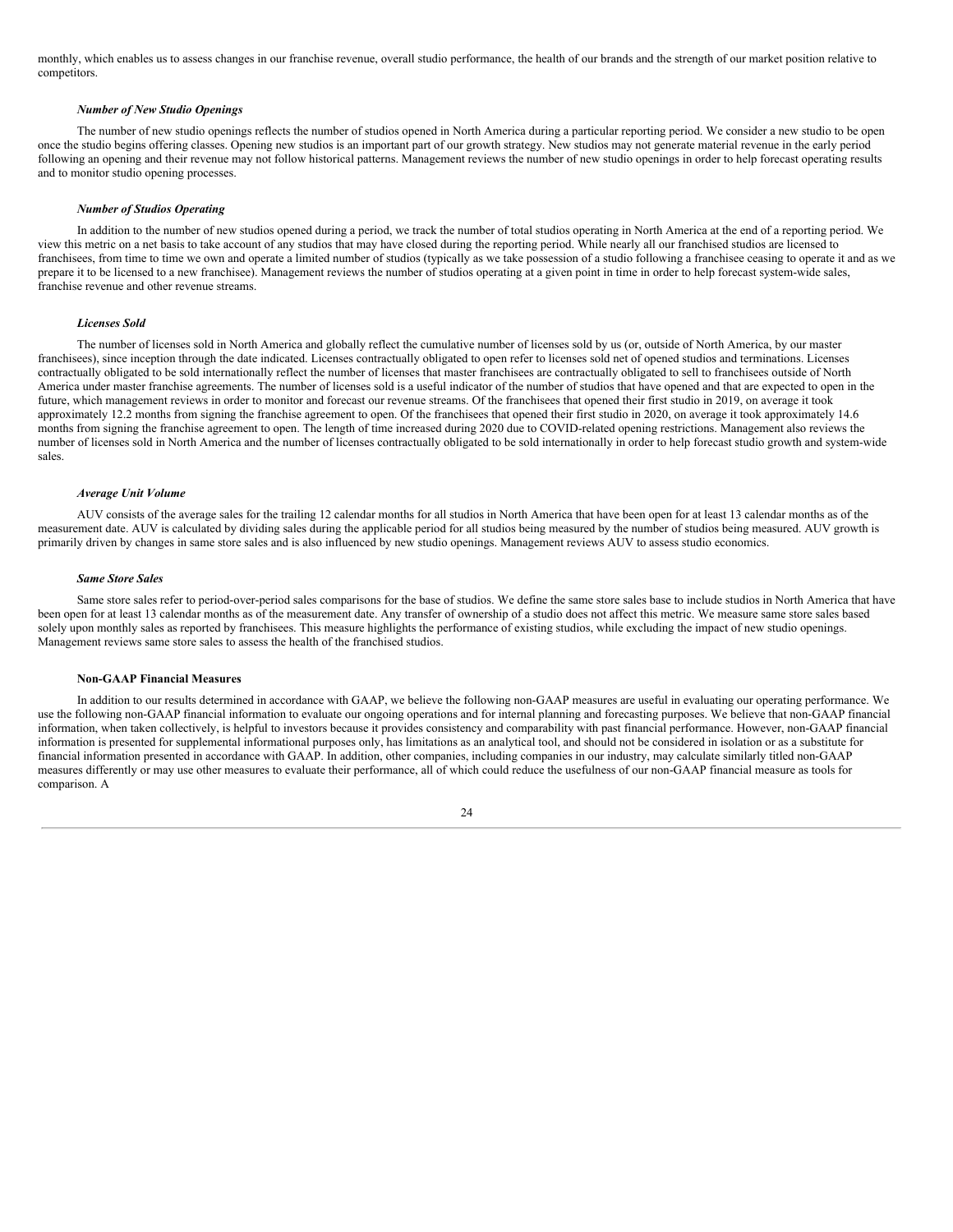monthly, which enables us to assess changes in our franchise revenue, overall studio performance, the health of our brands and the strength of our market position relative to competitors.

***Number of New Studio Openings***

The number of new studio openings reflects the number of studios opened in North America during a particular reporting period. We consider a new studio to be open once the studio begins offering classes. Opening new studios is an important part of our growth strategy. New studios may not generate material revenue in the early period following an opening and their revenue may not follow historical patterns. Management reviews the number of new studio openings in order to help forecast operating results and to monitor studio opening processes.

***Number of Studios Operating***

In addition to the number of new studios opened during a period, we track the number of total studios operating in North America at the end of a reporting period. We view this metric on a net basis to take account of any studios that may have closed during the reporting period. While nearly all our franchised studios are licensed to franchisees, from time to time we own and operate a limited number of studios (typically as we take possession of a studio following a franchisee ceasing to operate it and as we prepare it to be licensed to a new franchisee). Management reviews the number of studios operating at a given point in time in order to help forecast system-wide sales, franchise revenue and other revenue streams.

***Licenses Sold***

The number of licenses sold in North America and globally reflect the cumulative number of licenses sold by us (or, outside of North America, by our master franchisees), since inception through the date indicated. Licenses contractually obligated to open refer to licenses sold net of opened studios and terminations. Licenses contractually obligated to be sold internationally reflect the number of licenses that master franchisees are contractually obligated to sell to franchisees outside of North America under master franchise agreements. The number of licenses sold is a useful indicator of the number of studios that have opened and that are expected to open in the future, which management reviews in order to monitor and forecast our revenue streams. Of the franchisees that opened their first studio in 2019, on average it took approximately 12.2 months from signing the franchise agreement to open. Of the franchisees that opened their first studio in 2020, on average it took approximately 14.6 months from signing the franchise agreement to open. The length of time increased during 2020 due to COVID-related opening restrictions. Management also reviews the number of licenses sold in North America and the number of licenses contractually obligated to be sold internationally in order to help forecast studio growth and system-wide sales.

***Average Unit Volume***

AUV consists of the average sales for the trailing 12 calendar months for all studios in North America that have been open for at least 13 calendar months as of the measurement date. AUV is calculated by dividing sales during the applicable period for all studios being measured by the number of studios being measured. AUV growth is primarily driven by changes in same store sales and is also influenced by new studio openings. Management reviews AUV to assess studio economics.

***Same Store Sales***

Same store sales refer to period-over-period sales comparisons for the base of studios. We define the same store sales base to include studios in North America that have been open for at least 13 calendar months as of the measurement date. Any transfer of ownership of a studio does not affect this metric. We measure same store sales based solely upon monthly sales as reported by franchisees. This measure highlights the performance of existing studios, while excluding the impact of new studio openings. Management reviews same store sales to assess the health of the franchised studios.

**Non-GAAP Financial Measures**

In addition to our results determined in accordance with GAAP, we believe the following non-GAAP measures are useful in evaluating our operating performance. We use the following non-GAAP financial information to evaluate our ongoing operations and for internal planning and forecasting purposes. We believe that non-GAAP financial information, when taken collectively, is helpful to investors because it provides consistency and comparability with past financial performance. However, non-GAAP financial information is presented for supplemental informational purposes only, has limitations as an analytical tool, and should not be considered in isolation or as a substitute for financial information presented in accordance with GAAP. In addition, other companies, including companies in our industry, may calculate similarly titled non-GAAP measures differently or may use other measures to evaluate their performance, all of which could reduce the usefulness of our non-GAAP financial measure as tools for comparison. A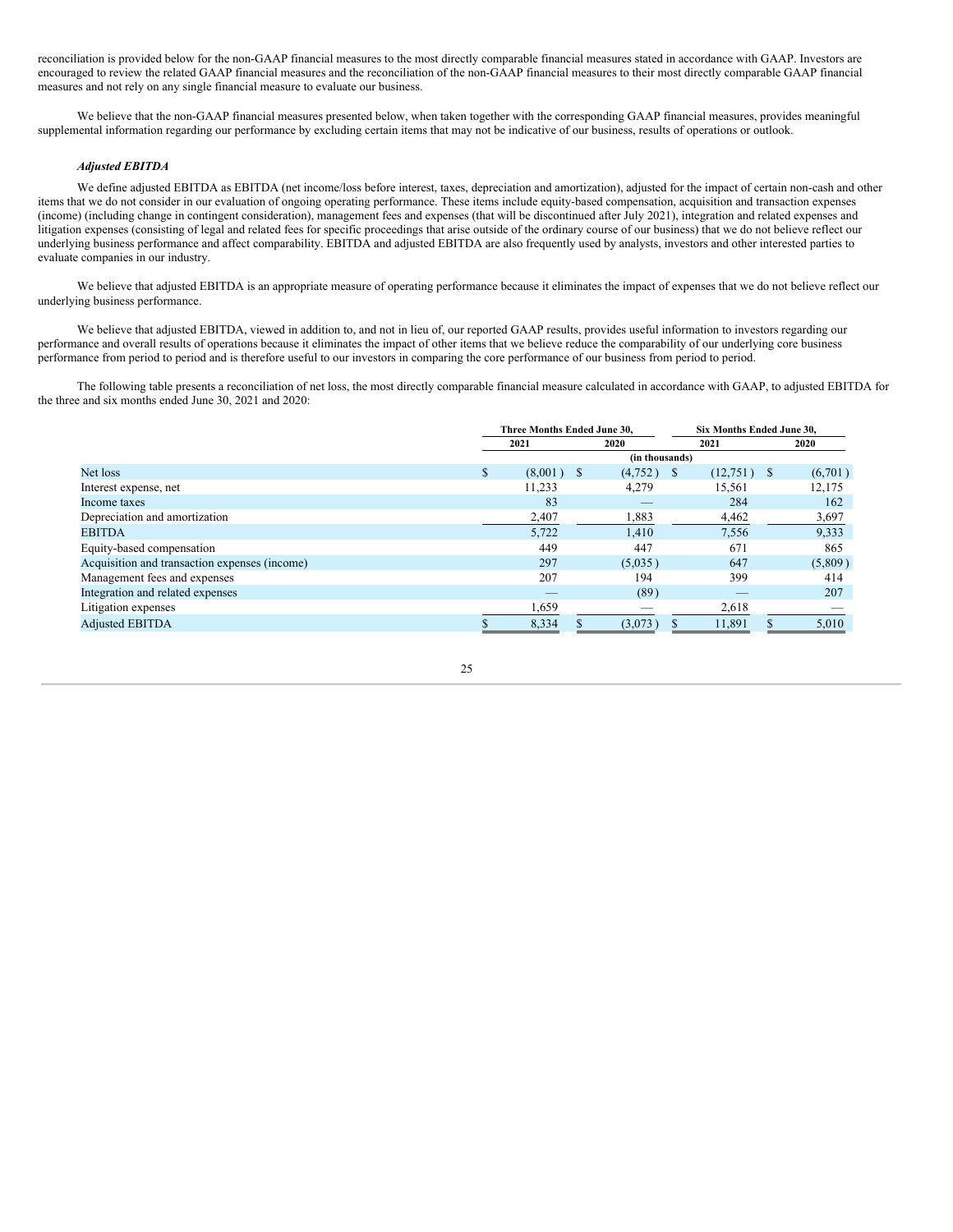reconciliation is provided below for the non-GAAP financial measures to the most directly comparable financial measures stated in accordance with GAAP. Investors are encouraged to review the related GAAP financial measures and the reconciliation of the non-GAAP financial measures to their most directly comparable GAAP financial measures and not rely on any single financial measure to evaluate our business.

We believe that the non-GAAP financial measures presented below, when taken together with the corresponding GAAP financial measures, provides meaningful supplemental information regarding our performance by excluding certain items that may not be indicative of our business, results of operations or outlook.

***Adjusted EBITDA***

We define adjusted EBITDA as EBITDA (net income/loss before interest, taxes, depreciation and amortization), adjusted for the impact of certain non-cash and other items that we do not consider in our evaluation of ongoing operating performance. These items include equity-based compensation, acquisition and transaction expenses (income) (including change in contingent consideration), management fees and expenses (that will be discontinued after July 2021), integration and related expenses and litigation expenses (consisting of legal and related fees for specific proceedings that arise outside of the ordinary course of our business) that we do not believe reflect our underlying business performance and affect comparability. EBITDA and adjusted EBITDA are also frequently used by analysts, investors and other interested parties to evaluate companies in our industry.

We believe that adjusted EBITDA is an appropriate measure of operating performance because it eliminates the impact of expenses that we do not believe reflect our underlying business performance.

We believe that adjusted EBITDA, viewed in addition to, and not in lieu of, our reported GAAP results, provides useful information to investors regarding our performance and overall results of operations because it eliminates the impact of other items that we believe reduce the comparability of our underlying core business performance from period to period and is therefore useful to our investors in comparing the core performance of our business from period to period.

The following table presents a reconciliation of net loss, the most directly comparable financial measure calculated in accordance with GAAP, to adjusted EBITDA for the three and six months ended June 30, 2021 and 2020:

| | Three Months Ended June 30, | | Six Months Ended June 30, | |
|---|---|---|---|---|
| | 2021 | 2020 | 2021 | 2020 |
| | (in thousands) | | | |
| Net loss | $ (8,001) | $ (4,752) | $ (12,751) | $ (6,701) |
| Interest expense, net | 11,233 | 4,279 | 15,561 | 12,175 |
| Income taxes | 83 | — | 284 | 162 |
| Depreciation and amortization | 2,407 | 1,883 | 4,462 | 3,697 |
| EBITDA | 5,722 | 1,410 | 7,556 | 9,333 |
| Equity-based compensation | 449 | 447 | 671 | 865 |
| Acquisition and transaction expenses (income) | 297 | (5,035) | 647 | (5,809) |
| Management fees and expenses | 207 | 194 | 399 | 414 |
| Integration and related expenses | — | (89) | — | 207 |
| Litigation expenses | 1,659 | — | 2,618 | — |
| Adjusted EBITDA | $ 8,334 | $ (3,073) | $ 11,891 | $ 5,010 |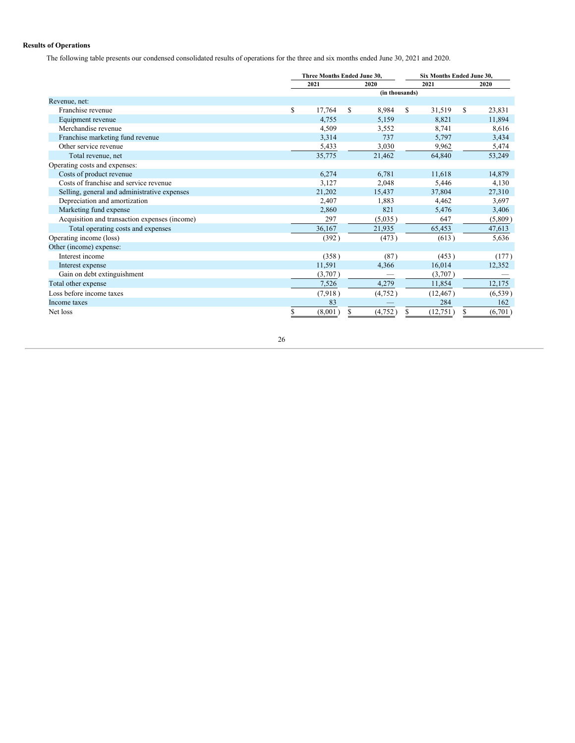**Results of Operations**

The following table presents our condensed consolidated results of operations for the three and six months ended June 30, 2021 and 2020.

| | Three Months Ended June 30, | | Six Months Ended June 30, | |
|---|---|---|---|---|
| | 2021 | 2020 | 2021 | 2020 |
| | (in thousands) | | | |
| Revenue, net: | | | | |
| Franchise revenue | $ 17,764 | $ 8,984 | $ 31,519 | $ 23,831 |
| Equipment revenue | 4,755 | 5,159 | 8,821 | 11,894 |
| Merchandise revenue | 4,509 | 3,552 | 8,741 | 8,616 |
| Franchise marketing fund revenue | 3,314 | 737 | 5,797 | 3,434 |
| Other service revenue | 5,433 | 3,030 | 9,962 | 5,474 |
| Total revenue, net | 35,775 | 21,462 | 64,840 | 53,249 |
| Operating costs and expenses: | | | | |
| Costs of product revenue | 6,274 | 6,781 | 11,618 | 14,879 |
| Costs of franchise and service revenue | 3,127 | 2,048 | 5,446 | 4,130 |
| Selling, general and administrative expenses | 21,202 | 15,437 | 37,804 | 27,310 |
| Depreciation and amortization | 2,407 | 1,883 | 4,462 | 3,697 |
| Marketing fund expense | 2,860 | 821 | 5,476 | 3,406 |
| Acquisition and transaction expenses (income) | 297 | (5,035) | 647 | (5,809) |
| Total operating costs and expenses | 36,167 | 21,935 | 65,453 | 47,613 |
| Operating income (loss) | (392) | (473) | (613) | 5,636 |
| Other (income) expense: | | | | |
| Interest income | (358) | (87) | (453) | (177) |
| Interest expense | 11,591 | 4,366 | 16,014 | 12,352 |
| Gain on debt extinguishment | (3,707) | — | (3,707) | — |
| Total other expense | 7,526 | 4,279 | 11,854 | 12,175 |
| Loss before income taxes | (7,918) | (4,752) | (12,467) | (6,539) |
| Income taxes | 83 | — | 284 | 162 |
| Net loss | $ (8,001) | $ (4,752) | $ (12,751) | $ (6,701) |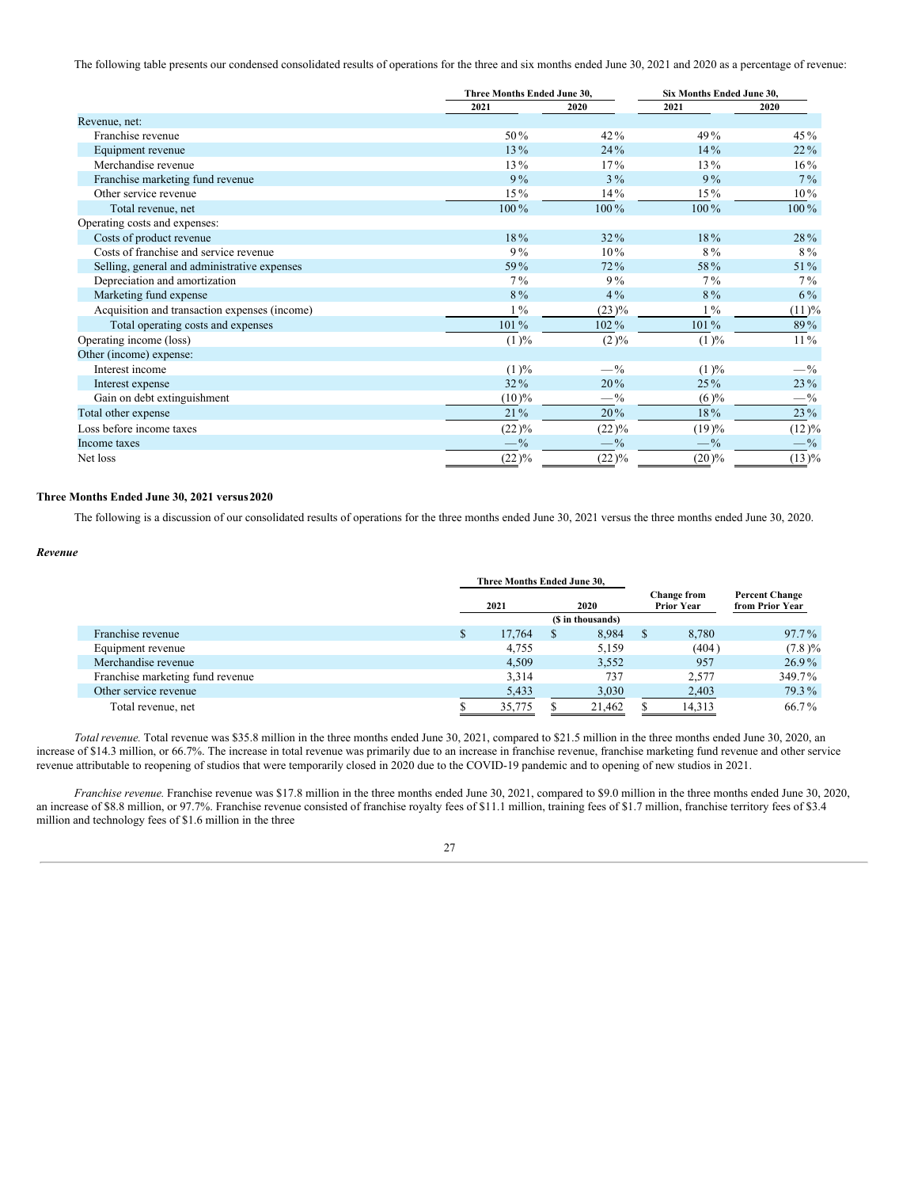The following table presents our condensed consolidated results of operations for the three and six months ended June 30, 2021 and 2020 as a percentage of revenue:

| | Three Months Ended June 30, | | Six Months Ended June 30, | |
|---|---|---|---|---|
| | 2021 | 2020 | 2021 | 2020 |
| Revenue, net: | | | | |
| Franchise revenue | 50% | 42% | 49% | 45% |
| Equipment revenue | 13% | 24% | 14% | 22% |
| Merchandise revenue | 13% | 17% | 13% | 16% |
| Franchise marketing fund revenue | 9% | 3% | 9% | 7% |
| Other service revenue | 15% | 14% | 15% | 10% |
| Total revenue, net | 100% | 100% | 100% | 100% |
| Operating costs and expenses: | | | | |
| Costs of product revenue | 18% | 32% | 18% | 28% |
| Costs of franchise and service revenue | 9% | 10% | 8% | 8% |
| Selling, general and administrative expenses | 59% | 72% | 58% | 51% |
| Depreciation and amortization | 7% | 9% | 7% | 7% |
| Marketing fund expense | 8% | 4% | 8% | 6% |
| Acquisition and transaction expenses (income) | 1% | (23)% | 1% | (11)% |
| Total operating costs and expenses | 101% | 102% | 101% | 89% |
| Operating income (loss) | (1)% | (2)% | (1)% | 11% |
| Other (income) expense: | | | | |
| Interest income | (1)% | —% | (1)% | —% |
| Interest expense | 32% | 20% | 25% | 23% |
| Gain on debt extinguishment | (10)% | —% | (6)% | —% |
| Total other expense | 21% | 20% | 18% | 23% |
| Loss before income taxes | (22)% | (22)% | (19)% | (12)% |
| Income taxes | —% | —% | —% | —% |
| Net loss | (22)% | (22)% | (20)% | (13)% |

## Three Months Ended June 30, 2021 versus 2020

The following is a discussion of our consolidated results of operations for the three months ended June 30, 2021 versus the three months ended June 30, 2020.

### *Revenue*

| | Three Months Ended June 30, | | Change from Prior Year | Percent Change from Prior Year |
|---|---|---|---|---|
| | 2021 | 2020 | | |
| | ($ in thousands) | | | |
| Franchise revenue | $ 17,764 | $ 8,984 | $ 8,780 | 97.7% |
| Equipment revenue | 4,755 | 5,159 | (404) | (7.8)% |
| Merchandise revenue | 4,509 | 3,552 | 957 | 26.9% |
| Franchise marketing fund revenue | 3,314 | 737 | 2,577 | 349.7% |
| Other service revenue | 5,433 | 3,030 | 2,403 | 79.3% |
| Total revenue, net | $ 35,775 | $ 21,462 | $ 14,313 | 66.7% |

*Total revenue.* Total revenue was $35.8 million in the three months ended June 30, 2021, compared to $21.5 million in the three months ended June 30, 2020, an increase of $14.3 million, or 66.7%. The increase in total revenue was primarily due to an increase in franchise revenue, franchise marketing fund revenue and other service revenue attributable to reopening of studios that were temporarily closed in 2020 due to the COVID-19 pandemic and to opening of new studios in 2021.

*Franchise revenue.* Franchise revenue was $17.8 million in the three months ended June 30, 2021, compared to $9.0 million in the three months ended June 30, 2020, an increase of $8.8 million, or 97.7%. Franchise revenue consisted of franchise royalty fees of $11.1 million, training fees of $1.7 million, franchise territory fees of $3.4 million and technology fees of $1.6 million in the three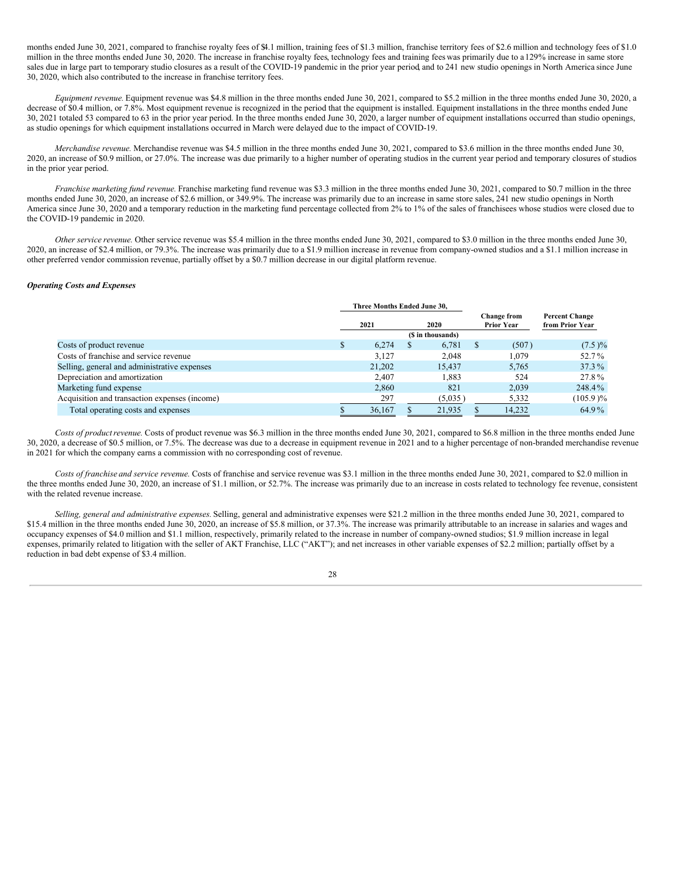months ended June 30, 2021, compared to franchise royalty fees of $4.1 million, training fees of $1.3 million, franchise territory fees of $2.6 million and technology fees of $1.0 million in the three months ended June 30, 2020. The increase in franchise royalty fees, technology fees and training fees was primarily due to a 129% increase in same store sales due in large part to temporary studio closures as a result of the COVID-19 pandemic in the prior year period, and to 241 new studio openings in North America since June 30, 2020, which also contributed to the increase in franchise territory fees.

*Equipment revenue.* Equipment revenue was $4.8 million in the three months ended June 30, 2021, compared to $5.2 million in the three months ended June 30, 2020, a decrease of $0.4 million, or 7.8%. Most equipment revenue is recognized in the period that the equipment is installed. Equipment installations in the three months ended June 30, 2021 totaled 53 compared to 63 in the prior year period. In the three months ended June 30, 2020, a larger number of equipment installations occurred than studio openings, as studio openings for which equipment installations occurred in March were delayed due to the impact of COVID-19.

*Merchandise revenue.* Merchandise revenue was $4.5 million in the three months ended June 30, 2021, compared to $3.6 million in the three months ended June 30, 2020, an increase of $0.9 million, or 27.0%. The increase was due primarily to a higher number of operating studios in the current year period and temporary closures of studios in the prior year period.

*Franchise marketing fund revenue.* Franchise marketing fund revenue was $3.3 million in the three months ended June 30, 2021, compared to $0.7 million in the three months ended June 30, 2020, an increase of $2.6 million, or 349.9%. The increase was primarily due to an increase in same store sales, 241 new studio openings in North America since June 30, 2020 and a temporary reduction in the marketing fund percentage collected from 2% to 1% of the sales of franchisees whose studios were closed due to the COVID-19 pandemic in 2020.

*Other service revenue.* Other service revenue was $5.4 million in the three months ended June 30, 2021, compared to $3.0 million in the three months ended June 30, 2020, an increase of $2.4 million, or 79.3%. The increase was primarily due to a $1.9 million increase in revenue from company-owned studios and a $1.1 million increase in other preferred vendor commission revenue, partially offset by a $0.7 million decrease in our digital platform revenue.

***Operating Costs and Expenses***

| | Three Months Ended June 30, | | Change from Prior Year | Percent Change from Prior Year |
|---|---|---|---|---|
| | 2021 | 2020 | | |
| | ($ in thousands) | | | |
| Costs of product revenue | $ 6,274 | $ 6,781 | $ (507) | (7.5)% |
| Costs of franchise and service revenue | 3,127 | 2,048 | 1,079 | 52.7% |
| Selling, general and administrative expenses | 21,202 | 15,437 | 5,765 | 37.3% |
| Depreciation and amortization | 2,407 | 1,883 | 524 | 27.8% |
| Marketing fund expense | 2,860 | 821 | 2,039 | 248.4% |
| Acquisition and transaction expenses (income) | 297 | (5,035) | 5,332 | (105.9)% |
| Total operating costs and expenses | $ 36,167 | $ 21,935 | $ 14,232 | 64.9% |

*Costs of product revenue.* Costs of product revenue was $6.3 million in the three months ended June 30, 2021, compared to $6.8 million in the three months ended June 30, 2020, a decrease of $0.5 million, or 7.5%. The decrease was due to a decrease in equipment revenue in 2021 and to a higher percentage of non-branded merchandise revenue in 2021 for which the company earns a commission with no corresponding cost of revenue.

*Costs of franchise and service revenue.* Costs of franchise and service revenue was $3.1 million in the three months ended June 30, 2021, compared to $2.0 million in the three months ended June 30, 2020, an increase of $1.1 million, or 52.7%. The increase was primarily due to an increase in costs related to technology fee revenue, consistent with the related revenue increase.

*Selling, general and administrative expenses.* Selling, general and administrative expenses were $21.2 million in the three months ended June 30, 2021, compared to $15.4 million in the three months ended June 30, 2020, an increase of $5.8 million, or 37.3%. The increase was primarily attributable to an increase in salaries and wages and occupancy expenses of $4.0 million and $1.1 million, respectively, primarily related to the increase in number of company-owned studios; $1.9 million increase in legal expenses, primarily related to litigation with the seller of AKT Franchise, LLC ("AKT"); and net increases in other variable expenses of $2.2 million; partially offset by a reduction in bad debt expense of $3.4 million.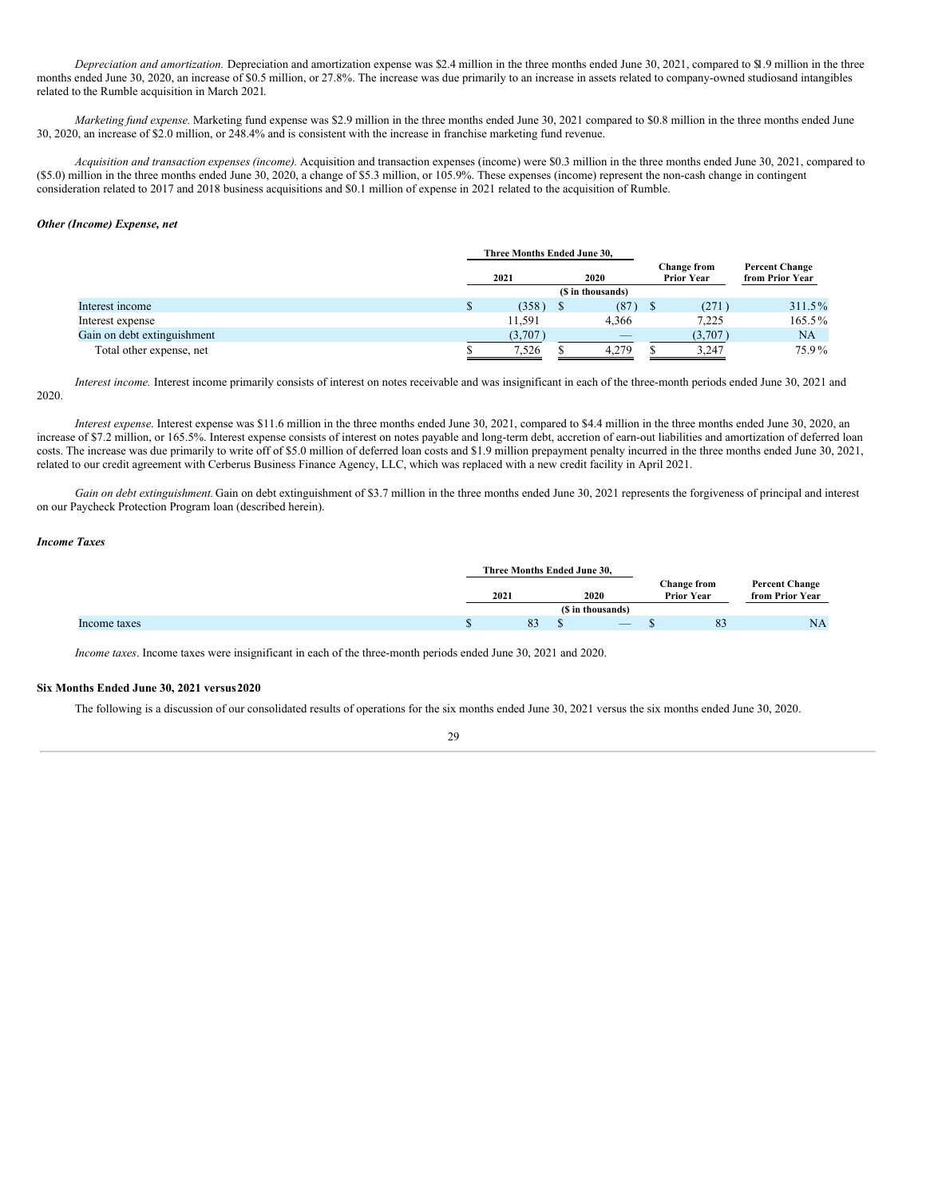*Depreciation and amortization.* Depreciation and amortization expense was $2.4 million in the three months ended June 30, 2021, compared to $1.9 million in the three months ended June 30, 2020, an increase of $0.5 million, or 27.8%. The increase was due primarily to an increase in assets related to company-owned studiosand intangibles related to the Rumble acquisition in March 2021.

*Marketing fund expense.* Marketing fund expense was $2.9 million in the three months ended June 30, 2021 compared to $0.8 million in the three months ended June 30, 2020, an increase of $2.0 million, or 248.4% and is consistent with the increase in franchise marketing fund revenue.

*Acquisition and transaction expenses (income).* Acquisition and transaction expenses (income) were $0.3 million in the three months ended June 30, 2021, compared to ($5.0) million in the three months ended June 30, 2020, a change of $5.3 million, or 105.9%. These expenses (income) represent the non-cash change in contingent consideration related to 2017 and 2018 business acquisitions and $0.1 million of expense in 2021 related to the acquisition of Rumble.

***Other (Income) Expense, net***

| | Three Months Ended June 30, | | Change from Prior Year | Percent Change from Prior Year |
|---|---|---|---|---|
| | 2021 | 2020 | | |
| | ($ in thousands) | | | |
| Interest income | $ (358) | $ (87) | $ (271) | 311.5% |
| Interest expense | 11,591 | 4,366 | 7,225 | 165.5% |
| Gain on debt extinguishment | (3,707) | — | (3,707) | NA |
| Total other expense, net | $ 7,526 | $ 4,279 | $ 3,247 | 75.9% |

*Interest income.* Interest income primarily consists of interest on notes receivable and was insignificant in each of the three-month periods ended June 30, 2021 and 2020.

*Interest expense*. Interest expense was $11.6 million in the three months ended June 30, 2021, compared to $4.4 million in the three months ended June 30, 2020, an increase of $7.2 million, or 165.5%. Interest expense consists of interest on notes payable and long-term debt, accretion of earn-out liabilities and amortization of deferred loan costs. The increase was due primarily to write off of $5.0 million of deferred loan costs and $1.9 million prepayment penalty incurred in the three months ended June 30, 2021, related to our credit agreement with Cerberus Business Finance Agency, LLC, which was replaced with a new credit facility in April 2021.

*Gain on debt extinguishment.* Gain on debt extinguishment of $3.7 million in the three months ended June 30, 2021 represents the forgiveness of principal and interest on our Paycheck Protection Program loan (described herein).

***Income Taxes***

| | Three Months Ended June 30, | | Change from Prior Year | Percent Change from Prior Year |
|---|---|---|---|---|
| | 2021 | 2020 | | |
| | ($ in thousands) | | | |
| Income taxes | $ 83 | $ — | $ 83 | NA |

*Income taxes*. Income taxes were insignificant in each of the three-month periods ended June 30, 2021 and 2020.

**Six Months Ended June 30, 2021 versus 2020**

The following is a discussion of our consolidated results of operations for the six months ended June 30, 2021 versus the six months ended June 30, 2020.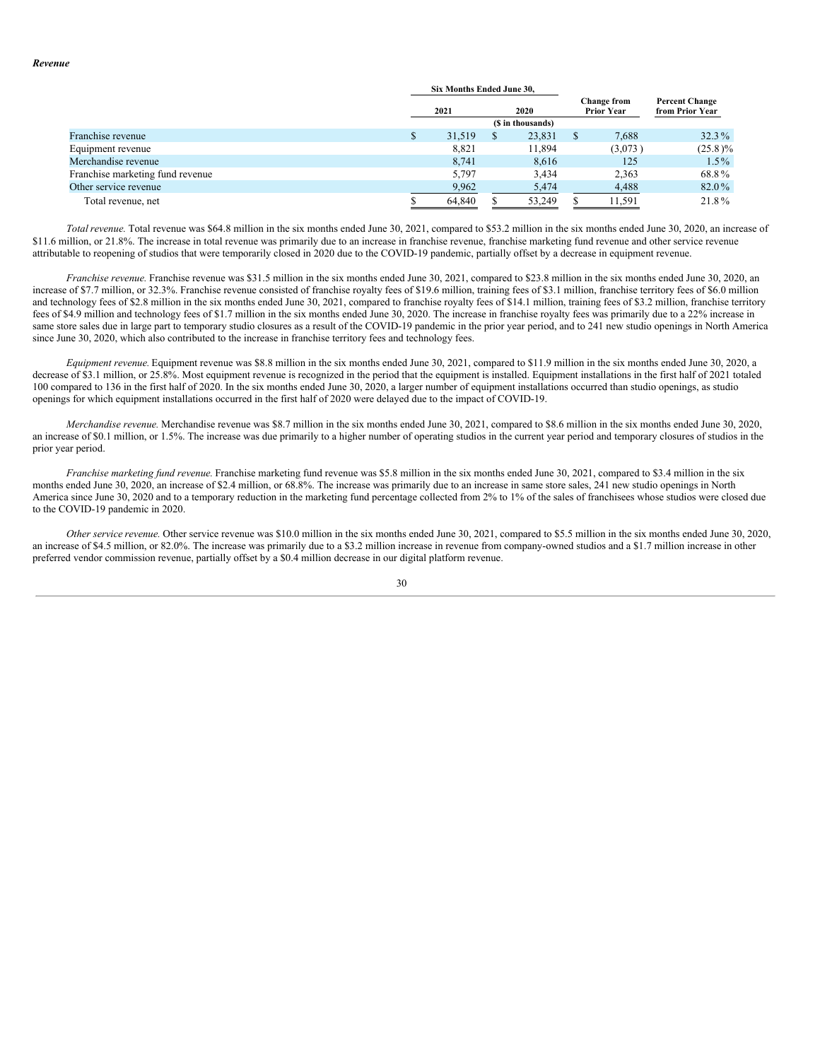***Revenue***

| | Six Months Ended June 30, | | Change from Prior Year | Percent Change from Prior Year |
|---|---|---|---|---|
| | 2021 | 2020 | | |
| | ($ in thousands) | | | |
| Franchise revenue | $ 31,519 | $ 23,831 | $ 7,688 | 32.3 % |
| Equipment revenue | 8,821 | 11,894 | (3,073 ) | (25.8 )% |
| Merchandise revenue | 8,741 | 8,616 | 125 | 1.5 % |
| Franchise marketing fund revenue | 5,797 | 3,434 | 2,363 | 68.8 % |
| Other service revenue | 9,962 | 5,474 | 4,488 | 82.0 % |
| Total revenue, net | $ 64,840 | $ 53,249 | $ 11,591 | 21.8 % |

*Total revenue.* Total revenue was $64.8 million in the six months ended June 30, 2021, compared to $53.2 million in the six months ended June 30, 2020, an increase of $11.6 million, or 21.8%. The increase in total revenue was primarily due to an increase in franchise revenue, franchise marketing fund revenue and other service revenue attributable to reopening of studios that were temporarily closed in 2020 due to the COVID-19 pandemic, partially offset by a decrease in equipment revenue.

*Franchise revenue.* Franchise revenue was $31.5 million in the six months ended June 30, 2021, compared to $23.8 million in the six months ended June 30, 2020, an increase of $7.7 million, or 32.3%. Franchise revenue consisted of franchise royalty fees of $19.6 million, training fees of $3.1 million, franchise territory fees of $6.0 million and technology fees of $2.8 million in the six months ended June 30, 2021, compared to franchise royalty fees of $14.1 million, training fees of $3.2 million, franchise territory fees of $4.9 million and technology fees of $1.7 million in the six months ended June 30, 2020. The increase in franchise royalty fees was primarily due to a 22% increase in same store sales due in large part to temporary studio closures as a result of the COVID-19 pandemic in the prior year period, and to 241 new studio openings in North America since June 30, 2020, which also contributed to the increase in franchise territory fees and technology fees.

*Equipment revenue.* Equipment revenue was $8.8 million in the six months ended June 30, 2021, compared to $11.9 million in the six months ended June 30, 2020, a decrease of $3.1 million, or 25.8%. Most equipment revenue is recognized in the period that the equipment is installed. Equipment installations in the first half of 2021 totaled 100 compared to 136 in the first half of 2020. In the six months ended June 30, 2020, a larger number of equipment installations occurred than studio openings, as studio openings for which equipment installations occurred in the first half of 2020 were delayed due to the impact of COVID-19.

*Merchandise revenue.* Merchandise revenue was $8.7 million in the six months ended June 30, 2021, compared to $8.6 million in the six months ended June 30, 2020, an increase of $0.1 million, or 1.5%. The increase was due primarily to a higher number of operating studios in the current year period and temporary closures of studios in the prior year period.

*Franchise marketing fund revenue.* Franchise marketing fund revenue was $5.8 million in the six months ended June 30, 2021, compared to $3.4 million in the six months ended June 30, 2020, an increase of $2.4 million, or 68.8%. The increase was primarily due to an increase in same store sales, 241 new studio openings in North America since June 30, 2020 and to a temporary reduction in the marketing fund percentage collected from 2% to 1% of the sales of franchisees whose studios were closed due to the COVID-19 pandemic in 2020.

*Other service revenue.* Other service revenue was $10.0 million in the six months ended June 30, 2021, compared to $5.5 million in the six months ended June 30, 2020, an increase of $4.5 million, or 82.0%. The increase was primarily due to a $3.2 million increase in revenue from company-owned studios and a $1.7 million increase in other preferred vendor commission revenue, partially offset by a $0.4 million decrease in our digital platform revenue.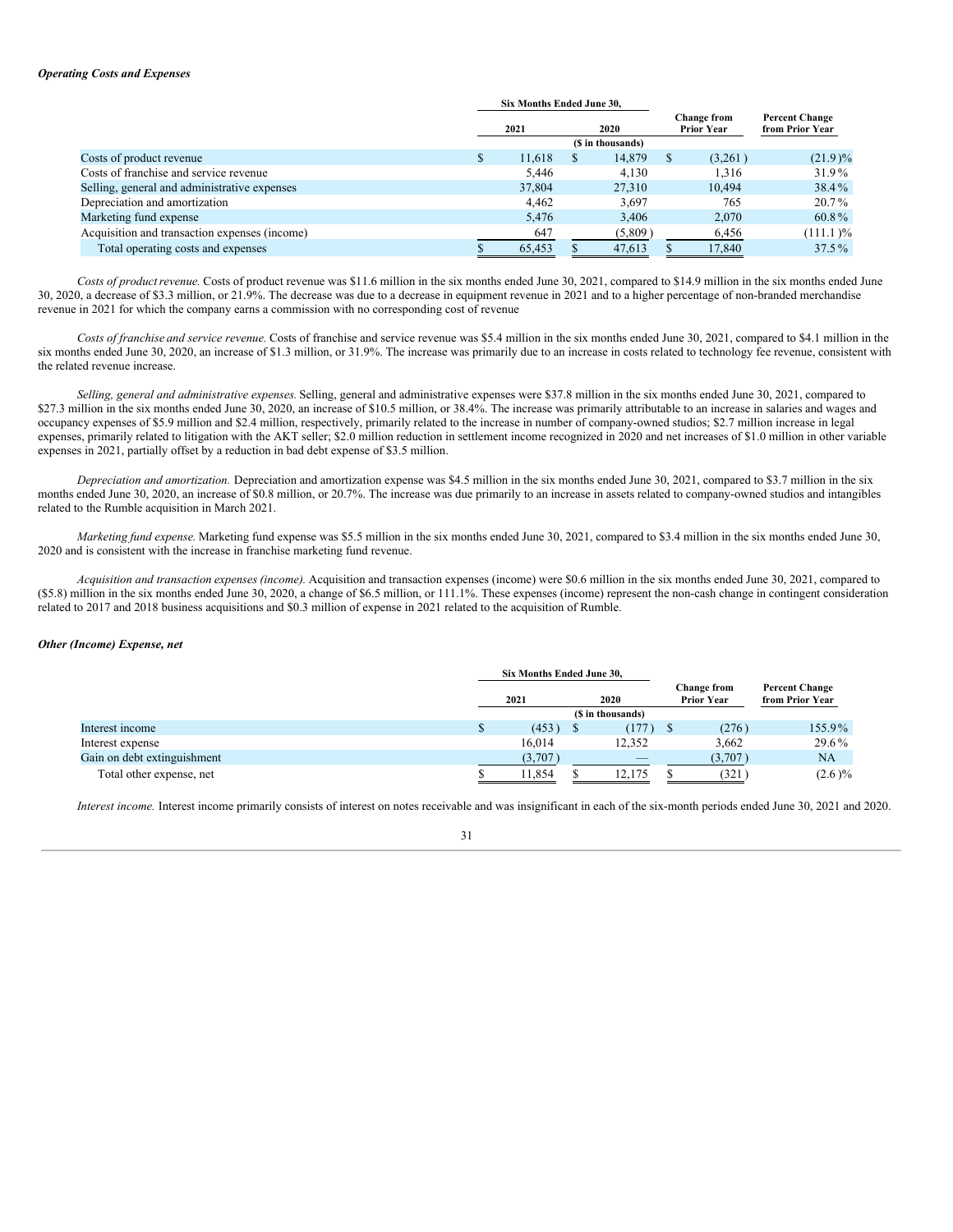***Operating Costs and Expenses***

| | Six Months Ended June 30, | | | |
|---|---|---|---|---|
| | 2021 | 2020 | Change from Prior Year | Percent Change from Prior Year |
| | ($ in thousands) | | | |
| Costs of product revenue | $ 11,618 | $ 14,879 | $ (3,261) | (21.9)% |
| Costs of franchise and service revenue | 5,446 | 4,130 | 1,316 | 31.9% |
| Selling, general and administrative expenses | 37,804 | 27,310 | 10,494 | 38.4% |
| Depreciation and amortization | 4,462 | 3,697 | 765 | 20.7% |
| Marketing fund expense | 5,476 | 3,406 | 2,070 | 60.8% |
| Acquisition and transaction expenses (income) | 647 | (5,809) | 6,456 | (111.1)% |
| Total operating costs and expenses | $ 65,453 | $ 47,613 | $ 17,840 | 37.5% |

*Costs of product revenue.* Costs of product revenue was $11.6 million in the six months ended June 30, 2021, compared to $14.9 million in the six months ended June 30, 2020, a decrease of $3.3 million, or 21.9%. The decrease was due to a decrease in equipment revenue in 2021 and to a higher percentage of non-branded merchandise revenue in 2021 for which the company earns a commission with no corresponding cost of revenue

*Costs of franchise and service revenue.* Costs of franchise and service revenue was $5.4 million in the six months ended June 30, 2021, compared to $4.1 million in the six months ended June 30, 2020, an increase of $1.3 million, or 31.9%. The increase was primarily due to an increase in costs related to technology fee revenue, consistent with the related revenue increase.

*Selling, general and administrative expenses.* Selling, general and administrative expenses were $37.8 million in the six months ended June 30, 2021, compared to $27.3 million in the six months ended June 30, 2020, an increase of $10.5 million, or 38.4%. The increase was primarily attributable to an increase in salaries and wages and occupancy expenses of $5.9 million and $2.4 million, respectively, primarily related to the increase in number of company-owned studios; $2.7 million increase in legal expenses, primarily related to litigation with the AKT seller; $2.0 million reduction in settlement income recognized in 2020 and net increases of $1.0 million in other variable expenses in 2021, partially offset by a reduction in bad debt expense of $3.5 million.

*Depreciation and amortization.* Depreciation and amortization expense was $4.5 million in the six months ended June 30, 2021, compared to $3.7 million in the six months ended June 30, 2020, an increase of $0.8 million, or 20.7%. The increase was due primarily to an increase in assets related to company-owned studios and intangibles related to the Rumble acquisition in March 2021.

*Marketing fund expense.* Marketing fund expense was $5.5 million in the six months ended June 30, 2021, compared to $3.4 million in the six months ended June 30, 2020 and is consistent with the increase in franchise marketing fund revenue.

*Acquisition and transaction expenses (income).* Acquisition and transaction expenses (income) were $0.6 million in the six months ended June 30, 2021, compared to ($5.8) million in the six months ended June 30, 2020, a change of $6.5 million, or 111.1%. These expenses (income) represent the non-cash change in contingent consideration related to 2017 and 2018 business acquisitions and $0.3 million of expense in 2021 related to the acquisition of Rumble.

***Other (Income) Expense, net***

| | Six Months Ended June 30, | | | |
|---|---|---|---|---|
| | 2021 | 2020 | Change from Prior Year | Percent Change from Prior Year |
| | ($ in thousands) | | | |
| Interest income | $ (453) | $ (177) | $ (276) | 155.9% |
| Interest expense | 16,014 | 12,352 | 3,662 | 29.6% |
| Gain on debt extinguishment | (3,707) | — | (3,707) | NA |
| Total other expense, net | $ 11,854 | $ 12,175 | $ (321) | (2.6)% |

*Interest income.* Interest income primarily consists of interest on notes receivable and was insignificant in each of the six-month periods ended June 30, 2021 and 2020.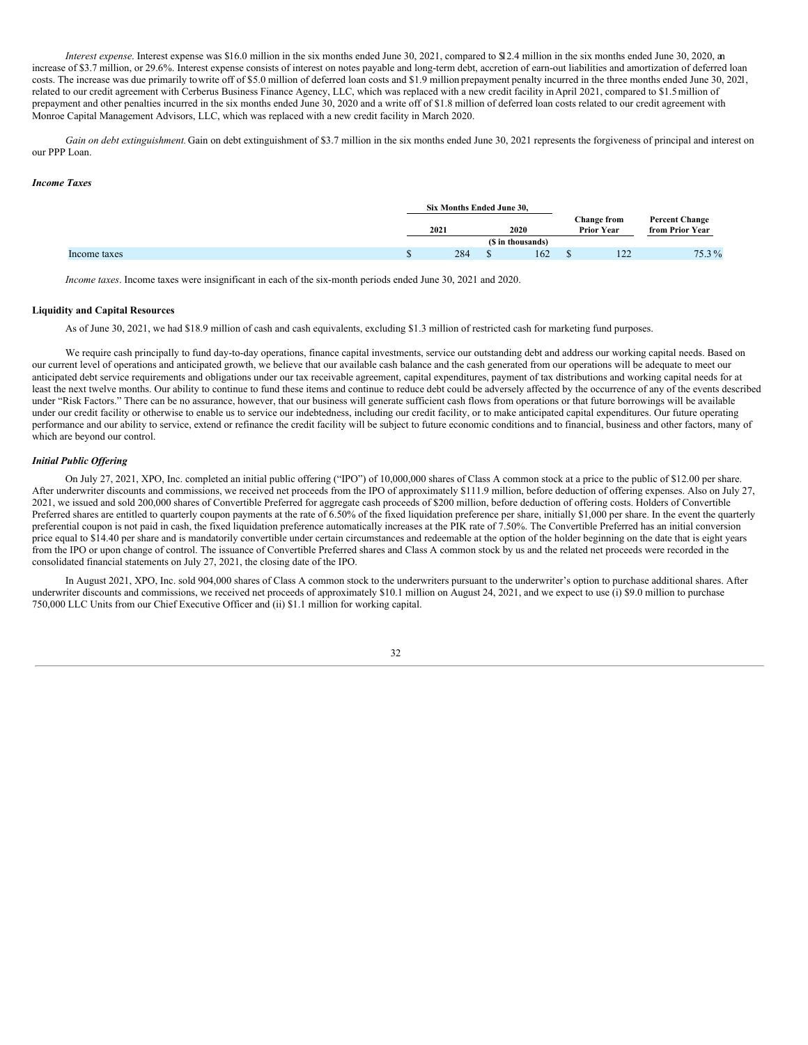*Interest expense*. Interest expense was $16.0 million in the six months ended June 30, 2021, compared to $12.4 million in the six months ended June 30, 2020, an increase of $3.7 million, or 29.6%. Interest expense consists of interest on notes payable and long-term debt, accretion of earn-out liabilities and amortization of deferred loan costs. The increase was due primarily to write off of $5.0 million of deferred loan costs and $1.9 million prepayment penalty incurred in the three months ended June 30, 2021, related to our credit agreement with Cerberus Business Finance Agency, LLC, which was replaced with a new credit facility in April 2021, compared to $1.5 million of prepayment and other penalties incurred in the six months ended June 30, 2020 and a write off of $1.8 million of deferred loan costs related to our credit agreement with Monroe Capital Management Advisors, LLC, which was replaced with a new credit facility in March 2020.

*Gain on debt extinguishment.* Gain on debt extinguishment of $3.7 million in the six months ended June 30, 2021 represents the forgiveness of principal and interest on our PPP Loan.

***Income Taxes***

| | Six Months Ended June 30, | | Change from Prior Year | Percent Change from Prior Year |
|---|---|---|---|---|
| | 2021 | 2020 | | |
| | ($ in thousands) | | | |
| Income taxes | $ 284 | $ 162 | $ 122 | 75.3 % |

*Income taxes*. Income taxes were insignificant in each of the six-month periods ended June 30, 2021 and 2020.

**Liquidity and Capital Resources**

As of June 30, 2021, we had $18.9 million of cash and cash equivalents, excluding $1.3 million of restricted cash for marketing fund purposes.

We require cash principally to fund day-to-day operations, finance capital investments, service our outstanding debt and address our working capital needs. Based on our current level of operations and anticipated growth, we believe that our available cash balance and the cash generated from our operations will be adequate to meet our anticipated debt service requirements and obligations under our tax receivable agreement, capital expenditures, payment of tax distributions and working capital needs for at least the next twelve months. Our ability to continue to fund these items and continue to reduce debt could be adversely affected by the occurrence of any of the events described under "Risk Factors." There can be no assurance, however, that our business will generate sufficient cash flows from operations or that future borrowings will be available under our credit facility or otherwise to enable us to service our indebtedness, including our credit facility, or to make anticipated capital expenditures. Our future operating performance and our ability to service, extend or refinance the credit facility will be subject to future economic conditions and to financial, business and other factors, many of which are beyond our control.

***Initial Public Offering***

On July 27, 2021, XPO, Inc. completed an initial public offering ("IPO") of 10,000,000 shares of Class A common stock at a price to the public of $12.00 per share. After underwriter discounts and commissions, we received net proceeds from the IPO of approximately $111.9 million, before deduction of offering expenses. Also on July 27, 2021, we issued and sold 200,000 shares of Convertible Preferred for aggregate cash proceeds of $200 million, before deduction of offering costs. Holders of Convertible Preferred shares are entitled to quarterly coupon payments at the rate of 6.50% of the fixed liquidation preference per share, initially $1,000 per share. In the event the quarterly preferential coupon is not paid in cash, the fixed liquidation preference automatically increases at the PIK rate of 7.50%. The Convertible Preferred has an initial conversion price equal to $14.40 per share and is mandatorily convertible under certain circumstances and redeemable at the option of the holder beginning on the date that is eight years from the IPO or upon change of control. The issuance of Convertible Preferred shares and Class A common stock by us and the related net proceeds were recorded in the consolidated financial statements on July 27, 2021, the closing date of the IPO.

In August 2021, XPO, Inc. sold 904,000 shares of Class A common stock to the underwriters pursuant to the underwriter's option to purchase additional shares. After underwriter discounts and commissions, we received net proceeds of approximately $10.1 million on August 24, 2021, and we expect to use (i) $9.0 million to purchase 750,000 LLC Units from our Chief Executive Officer and (ii) $1.1 million for working capital.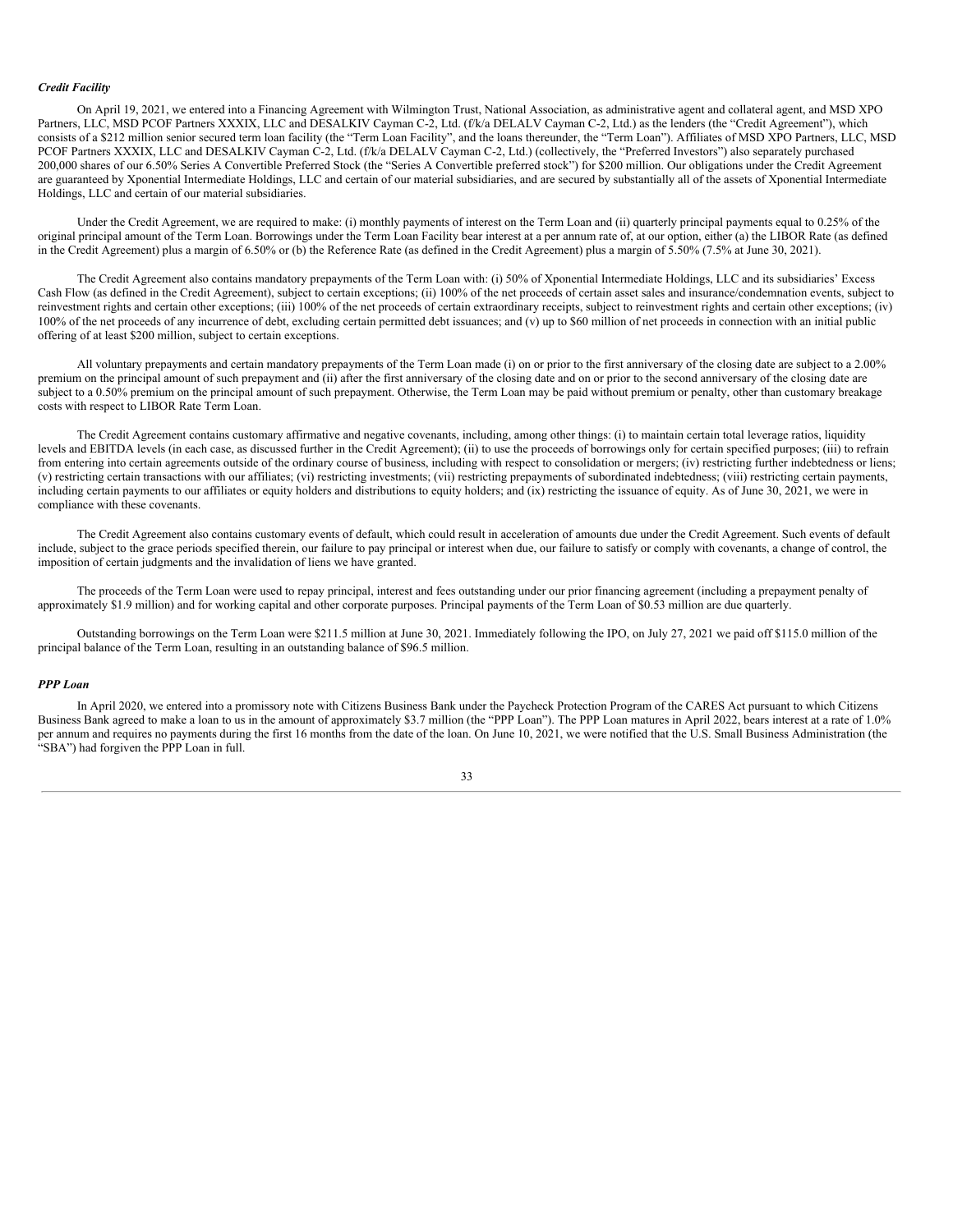***Credit Facility***

On April 19, 2021, we entered into a Financing Agreement with Wilmington Trust, National Association, as administrative agent and collateral agent, and MSD XPO Partners, LLC, MSD PCOF Partners XXXIX, LLC and DESALKIV Cayman C-2, Ltd. (f/k/a DELALV Cayman C-2, Ltd.) as the lenders (the "Credit Agreement"), which consists of a $212 million senior secured term loan facility (the "Term Loan Facility", and the loans thereunder, the "Term Loan"). Affiliates of MSD XPO Partners, LLC, MSD PCOF Partners XXXIX, LLC and DESALKIV Cayman C-2, Ltd. (f/k/a DELALV Cayman C-2, Ltd.) (collectively, the "Preferred Investors") also separately purchased 200,000 shares of our 6.50% Series A Convertible Preferred Stock (the "Series A Convertible preferred stock") for $200 million. Our obligations under the Credit Agreement are guaranteed by Xponential Intermediate Holdings, LLC and certain of our material subsidiaries, and are secured by substantially all of the assets of Xponential Intermediate Holdings, LLC and certain of our material subsidiaries.

Under the Credit Agreement, we are required to make: (i) monthly payments of interest on the Term Loan and (ii) quarterly principal payments equal to 0.25% of the original principal amount of the Term Loan. Borrowings under the Term Loan Facility bear interest at a per annum rate of, at our option, either (a) the LIBOR Rate (as defined in the Credit Agreement) plus a margin of 6.50% or (b) the Reference Rate (as defined in the Credit Agreement) plus a margin of 5.50% (7.5% at June 30, 2021).

The Credit Agreement also contains mandatory prepayments of the Term Loan with: (i) 50% of Xponential Intermediate Holdings, LLC and its subsidiaries' Excess Cash Flow (as defined in the Credit Agreement), subject to certain exceptions; (ii) 100% of the net proceeds of certain asset sales and insurance/condemnation events, subject to reinvestment rights and certain other exceptions; (iii) 100% of the net proceeds of certain extraordinary receipts, subject to reinvestment rights and certain other exceptions; (iv) 100% of the net proceeds of any incurrence of debt, excluding certain permitted debt issuances; and (v) up to $60 million of net proceeds in connection with an initial public offering of at least $200 million, subject to certain exceptions.

All voluntary prepayments and certain mandatory prepayments of the Term Loan made (i) on or prior to the first anniversary of the closing date are subject to a 2.00% premium on the principal amount of such prepayment and (ii) after the first anniversary of the closing date and on or prior to the second anniversary of the closing date are subject to a 0.50% premium on the principal amount of such prepayment. Otherwise, the Term Loan may be paid without premium or penalty, other than customary breakage costs with respect to LIBOR Rate Term Loan.

The Credit Agreement contains customary affirmative and negative covenants, including, among other things: (i) to maintain certain total leverage ratios, liquidity levels and EBITDA levels (in each case, as discussed further in the Credit Agreement); (ii) to use the proceeds of borrowings only for certain specified purposes; (iii) to refrain from entering into certain agreements outside of the ordinary course of business, including with respect to consolidation or mergers; (iv) restricting further indebtedness or liens; (v) restricting certain transactions with our affiliates; (vi) restricting investments; (vii) restricting prepayments of subordinated indebtedness; (viii) restricting certain payments, including certain payments to our affiliates or equity holders and distributions to equity holders; and (ix) restricting the issuance of equity. As of June 30, 2021, we were in compliance with these covenants.

The Credit Agreement also contains customary events of default, which could result in acceleration of amounts due under the Credit Agreement. Such events of default include, subject to the grace periods specified therein, our failure to pay principal or interest when due, our failure to satisfy or comply with covenants, a change of control, the imposition of certain judgments and the invalidation of liens we have granted.

The proceeds of the Term Loan were used to repay principal, interest and fees outstanding under our prior financing agreement (including a prepayment penalty of approximately $1.9 million) and for working capital and other corporate purposes. Principal payments of the Term Loan of $0.53 million are due quarterly.

Outstanding borrowings on the Term Loan were $211.5 million at June 30, 2021. Immediately following the IPO, on July 27, 2021 we paid off $115.0 million of the principal balance of the Term Loan, resulting in an outstanding balance of $96.5 million.

***PPP Loan***

In April 2020, we entered into a promissory note with Citizens Business Bank under the Paycheck Protection Program of the CARES Act pursuant to which Citizens Business Bank agreed to make a loan to us in the amount of approximately $3.7 million (the "PPP Loan"). The PPP Loan matures in April 2022, bears interest at a rate of 1.0% per annum and requires no payments during the first 16 months from the date of the loan. On June 10, 2021, we were notified that the U.S. Small Business Administration (the "SBA") had forgiven the PPP Loan in full.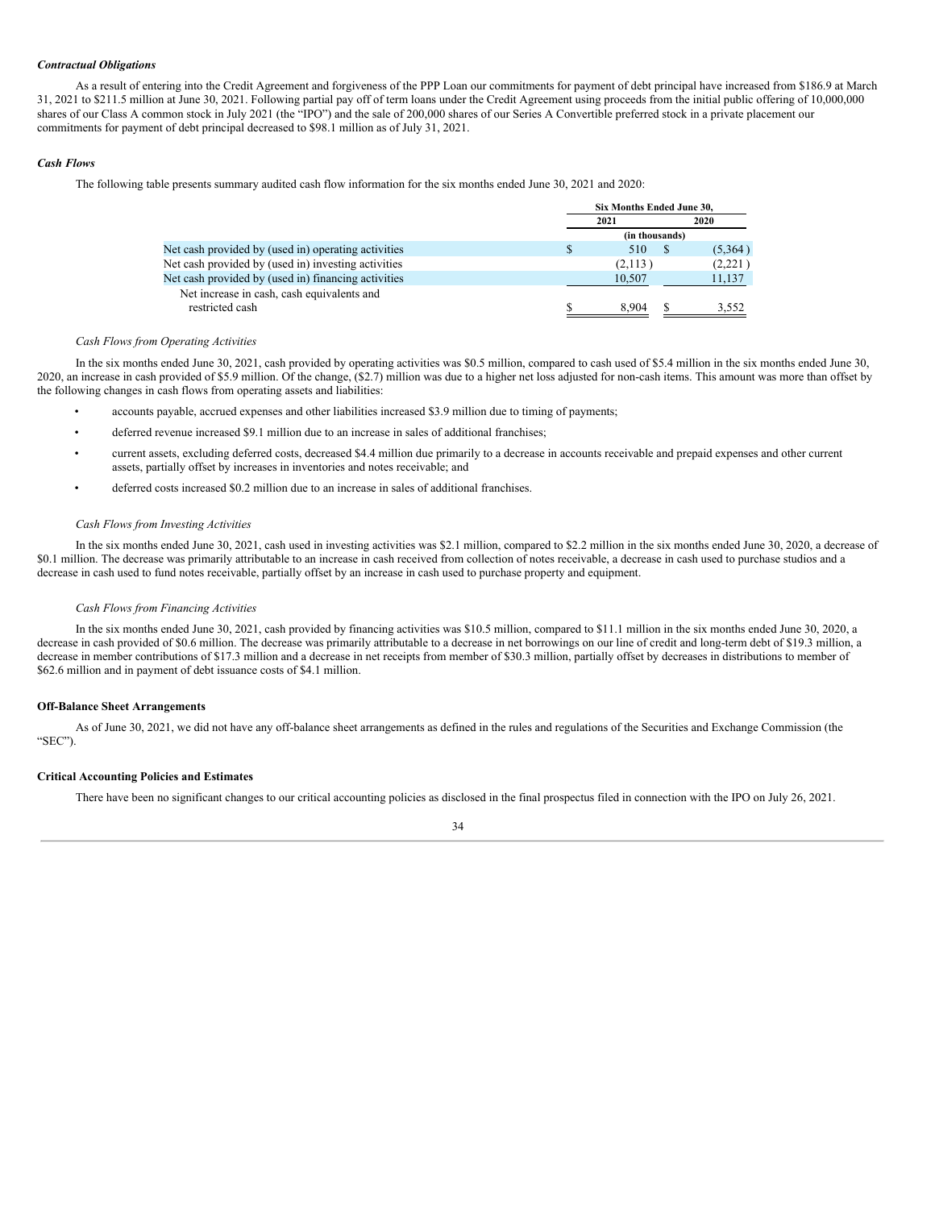***Contractual Obligations***

As a result of entering into the Credit Agreement and forgiveness of the PPP Loan our commitments for payment of debt principal have increased from $186.9 at March 31, 2021 to $211.5 million at June 30, 2021. Following partial pay off of term loans under the Credit Agreement using proceeds from the initial public offering of 10,000,000 shares of our Class A common stock in July 2021 (the "IPO") and the sale of 200,000 shares of our Series A Convertible preferred stock in a private placement our commitments for payment of debt principal decreased to $98.1 million as of July 31, 2021.

***Cash Flows***

The following table presents summary audited cash flow information for the six months ended June 30, 2021 and 2020:

| | Six Months Ended June 30, | |
|---|---|---|
| | 2021 | 2020 |
| | (in thousands) | |
| Net cash provided by (used in) operating activities | $ 510 | $ (5,364) |
| Net cash provided by (used in) investing activities | (2,113) | (2,221) |
| Net cash provided by (used in) financing activities | 10,507 | 11,137 |
| Net increase in cash, cash equivalents and restricted cash | $ 8,904 | $ 3,552 |

*Cash Flows from Operating Activities*

In the six months ended June 30, 2021, cash provided by operating activities was $0.5 million, compared to cash used of $5.4 million in the six months ended June 30, 2020, an increase in cash provided of $5.9 million. Of the change, ($2.7) million was due to a higher net loss adjusted for non-cash items. This amount was more than offset by the following changes in cash flows from operating assets and liabilities:

- accounts payable, accrued expenses and other liabilities increased $3.9 million due to timing of payments;
- deferred revenue increased $9.1 million due to an increase in sales of additional franchises;
- current assets, excluding deferred costs, decreased $4.4 million due primarily to a decrease in accounts receivable and prepaid expenses and other current assets, partially offset by increases in inventories and notes receivable; and
- deferred costs increased $0.2 million due to an increase in sales of additional franchises.

*Cash Flows from Investing Activities*

In the six months ended June 30, 2021, cash used in investing activities was $2.1 million, compared to $2.2 million in the six months ended June 30, 2020, a decrease of $0.1 million. The decrease was primarily attributable to an increase in cash received from collection of notes receivable, a decrease in cash used to purchase studios and a decrease in cash used to fund notes receivable, partially offset by an increase in cash used to purchase property and equipment.

*Cash Flows from Financing Activities*

In the six months ended June 30, 2021, cash provided by financing activities was $10.5 million, compared to $11.1 million in the six months ended June 30, 2020, a decrease in cash provided of $0.6 million. The decrease was primarily attributable to a decrease in net borrowings on our line of credit and long-term debt of $19.3 million, a decrease in member contributions of $17.3 million and a decrease in net receipts from member of $30.3 million, partially offset by decreases in distributions to member of $62.6 million and in payment of debt issuance costs of $4.1 million.

**Off-Balance Sheet Arrangements**

As of June 30, 2021, we did not have any off-balance sheet arrangements as defined in the rules and regulations of the Securities and Exchange Commission (the "SEC").

**Critical Accounting Policies and Estimates**

There have been no significant changes to our critical accounting policies as disclosed in the final prospectus filed in connection with the IPO on July 26, 2021.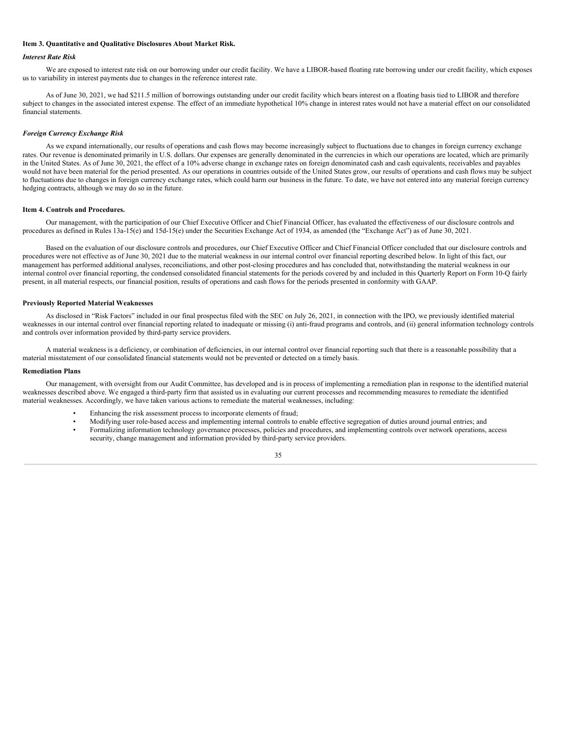### Item 3. Quantitative and Qualitative Disclosures About Market Risk.

*Interest Rate Risk*

We are exposed to interest rate risk on our borrowing under our credit facility. We have a LIBOR-based floating rate borrowing under our credit facility, which exposes us to variability in interest payments due to changes in the reference interest rate.

As of June 30, 2021, we had $211.5 million of borrowings outstanding under our credit facility which bears interest on a floating basis tied to LIBOR and therefore subject to changes in the associated interest expense. The effect of an immediate hypothetical 10% change in interest rates would not have a material effect on our consolidated financial statements.

*Foreign Currency Exchange Risk*

As we expand internationally, our results of operations and cash flows may become increasingly subject to fluctuations due to changes in foreign currency exchange rates. Our revenue is denominated primarily in U.S. dollars. Our expenses are generally denominated in the currencies in which our operations are located, which are primarily in the United States. As of June 30, 2021, the effect of a 10% adverse change in exchange rates on foreign denominated cash and cash equivalents, receivables and payables would not have been material for the period presented. As our operations in countries outside of the United States grow, our results of operations and cash flows may be subject to fluctuations due to changes in foreign currency exchange rates, which could harm our business in the future. To date, we have not entered into any material foreign currency hedging contracts, although we may do so in the future.

### Item 4. Controls and Procedures.

Our management, with the participation of our Chief Executive Officer and Chief Financial Officer, has evaluated the effectiveness of our disclosure controls and procedures as defined in Rules 13a-15(e) and 15d-15(e) under the Securities Exchange Act of 1934, as amended (the "Exchange Act") as of June 30, 2021.

Based on the evaluation of our disclosure controls and procedures, our Chief Executive Officer and Chief Financial Officer concluded that our disclosure controls and procedures were not effective as of June 30, 2021 due to the material weakness in our internal control over financial reporting described below. In light of this fact, our management has performed additional analyses, reconciliations, and other post-closing procedures and has concluded that, notwithstanding the material weakness in our internal control over financial reporting, the condensed consolidated financial statements for the periods covered by and included in this Quarterly Report on Form 10-Q fairly present, in all material respects, our financial position, results of operations and cash flows for the periods presented in conformity with GAAP.

**Previously Reported Material Weaknesses**

As disclosed in "Risk Factors" included in our final prospectus filed with the SEC on July 26, 2021, in connection with the IPO, we previously identified material weaknesses in our internal control over financial reporting related to inadequate or missing (i) anti-fraud programs and controls, and (ii) general information technology controls and controls over information provided by third-party service providers.

A material weakness is a deficiency, or combination of deficiencies, in our internal control over financial reporting such that there is a reasonable possibility that a material misstatement of our consolidated financial statements would not be prevented or detected on a timely basis.

**Remediation Plans**

Our management, with oversight from our Audit Committee, has developed and is in process of implementing a remediation plan in response to the identified material weaknesses described above. We engaged a third-party firm that assisted us in evaluating our current processes and recommending measures to remediate the identified material weaknesses. Accordingly, we have taken various actions to remediate the material weaknesses, including:

- Enhancing the risk assessment process to incorporate elements of fraud;
- Modifying user role-based access and implementing internal controls to enable effective segregation of duties around journal entries; and
- Formalizing information technology governance processes, policies and procedures, and implementing controls over network operations, access security, change management and information provided by third-party service providers.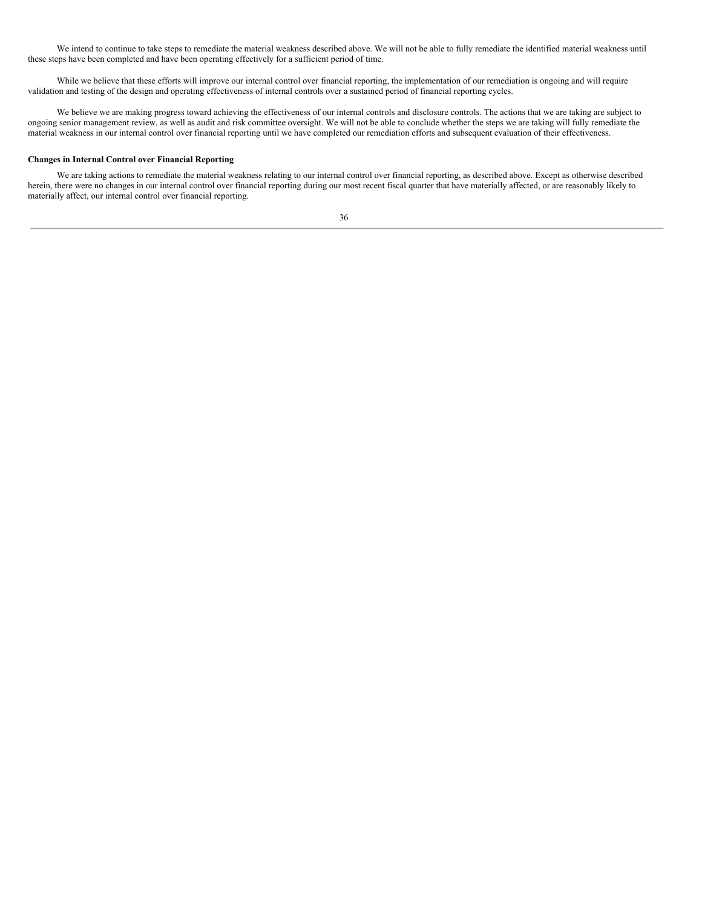We intend to continue to take steps to remediate the material weakness described above. We will not be able to fully remediate the identified material weakness until these steps have been completed and have been operating effectively for a sufficient period of time.

While we believe that these efforts will improve our internal control over financial reporting, the implementation of our remediation is ongoing and will require validation and testing of the design and operating effectiveness of internal controls over a sustained period of financial reporting cycles.

We believe we are making progress toward achieving the effectiveness of our internal controls and disclosure controls. The actions that we are taking are subject to ongoing senior management review, as well as audit and risk committee oversight. We will not be able to conclude whether the steps we are taking will fully remediate the material weakness in our internal control over financial reporting until we have completed our remediation efforts and subsequent evaluation of their effectiveness.

**Changes in Internal Control over Financial Reporting**

We are taking actions to remediate the material weakness relating to our internal control over financial reporting, as described above. Except as otherwise described herein, there were no changes in our internal control over financial reporting during our most recent fiscal quarter that have materially affected, or are reasonably likely to materially affect, our internal control over financial reporting.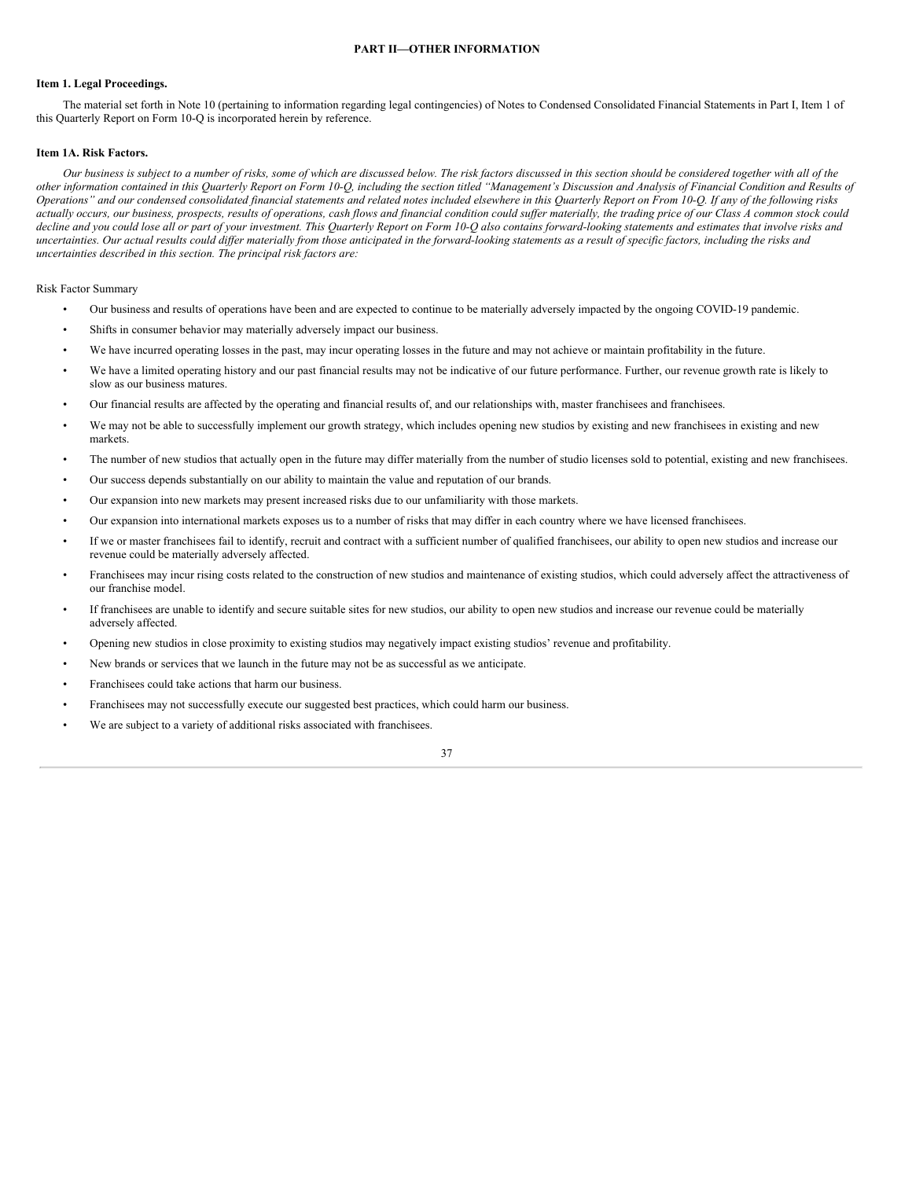## PART II—OTHER INFORMATION

### Item 1. Legal Proceedings.

The material set forth in Note 10 (pertaining to information regarding legal contingencies) of Notes to Condensed Consolidated Financial Statements in Part I, Item 1 of this Quarterly Report on Form 10-Q is incorporated herein by reference.

### Item 1A. Risk Factors.

*Our business is subject to a number of risks, some of which are discussed below. The risk factors discussed in this section should be considered together with all of the other information contained in this Quarterly Report on Form 10-Q, including the section titled "Management's Discussion and Analysis of Financial Condition and Results of Operations" and our condensed consolidated financial statements and related notes included elsewhere in this Quarterly Report on From 10-Q. If any of the following risks actually occurs, our business, prospects, results of operations, cash flows and financial condition could suffer materially, the trading price of our Class A common stock could decline and you could lose all or part of your investment. This Quarterly Report on Form 10-Q also contains forward-looking statements and estimates that involve risks and uncertainties. Our actual results could differ materially from those anticipated in the forward-looking statements as a result of specific factors, including the risks and uncertainties described in this section. The principal risk factors are:*

Risk Factor Summary

- Our business and results of operations have been and are expected to continue to be materially adversely impacted by the ongoing COVID-19 pandemic.
- Shifts in consumer behavior may materially adversely impact our business.
- We have incurred operating losses in the past, may incur operating losses in the future and may not achieve or maintain profitability in the future.
- We have a limited operating history and our past financial results may not be indicative of our future performance. Further, our revenue growth rate is likely to slow as our business matures.
- Our financial results are affected by the operating and financial results of, and our relationships with, master franchisees and franchisees.
- We may not be able to successfully implement our growth strategy, which includes opening new studios by existing and new franchisees in existing and new markets.
- The number of new studios that actually open in the future may differ materially from the number of studio licenses sold to potential, existing and new franchisees.
- Our success depends substantially on our ability to maintain the value and reputation of our brands.
- Our expansion into new markets may present increased risks due to our unfamiliarity with those markets.
- Our expansion into international markets exposes us to a number of risks that may differ in each country where we have licensed franchisees.
- If we or master franchisees fail to identify, recruit and contract with a sufficient number of qualified franchisees, our ability to open new studios and increase our revenue could be materially adversely affected.
- Franchisees may incur rising costs related to the construction of new studios and maintenance of existing studios, which could adversely affect the attractiveness of our franchise model.
- If franchisees are unable to identify and secure suitable sites for new studios, our ability to open new studios and increase our revenue could be materially adversely affected.
- Opening new studios in close proximity to existing studios may negatively impact existing studios' revenue and profitability.
- New brands or services that we launch in the future may not be as successful as we anticipate.
- Franchisees could take actions that harm our business.
- Franchisees may not successfully execute our suggested best practices, which could harm our business.
- We are subject to a variety of additional risks associated with franchisees.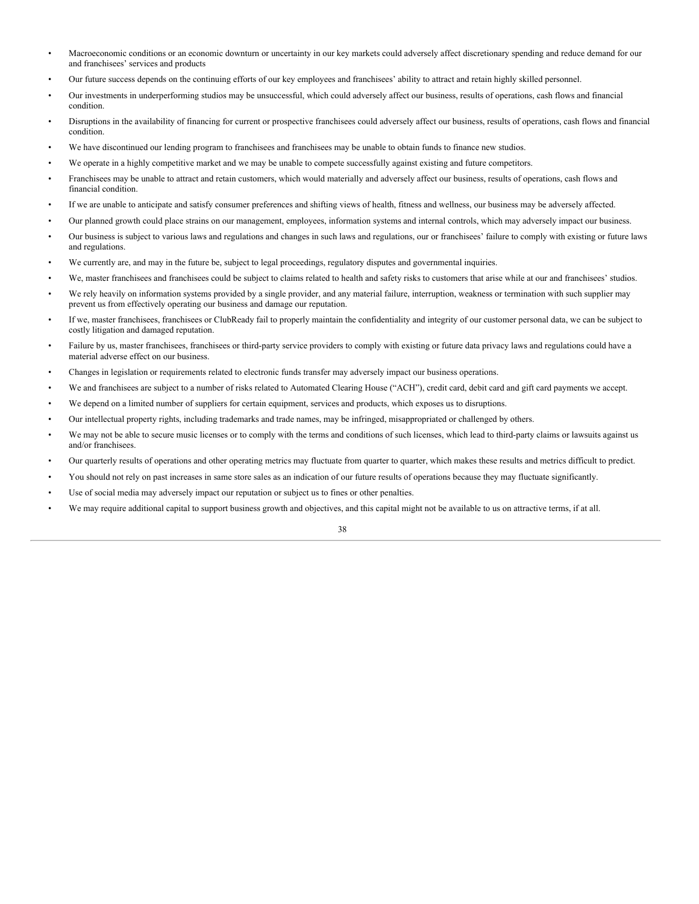- Macroeconomic conditions or an economic downturn or uncertainty in our key markets could adversely affect discretionary spending and reduce demand for our and franchisees' services and products
- Our future success depends on the continuing efforts of our key employees and franchisees' ability to attract and retain highly skilled personnel.
- Our investments in underperforming studios may be unsuccessful, which could adversely affect our business, results of operations, cash flows and financial condition.
- Disruptions in the availability of financing for current or prospective franchisees could adversely affect our business, results of operations, cash flows and financial condition.
- We have discontinued our lending program to franchisees and franchisees may be unable to obtain funds to finance new studios.
- We operate in a highly competitive market and we may be unable to compete successfully against existing and future competitors.
- Franchisees may be unable to attract and retain customers, which would materially and adversely affect our business, results of operations, cash flows and financial condition.
- If we are unable to anticipate and satisfy consumer preferences and shifting views of health, fitness and wellness, our business may be adversely affected.
- Our planned growth could place strains on our management, employees, information systems and internal controls, which may adversely impact our business.
- Our business is subject to various laws and regulations and changes in such laws and regulations, our or franchisees' failure to comply with existing or future laws and regulations.
- We currently are, and may in the future be, subject to legal proceedings, regulatory disputes and governmental inquiries.
- We, master franchisees and franchisees could be subject to claims related to health and safety risks to customers that arise while at our and franchisees' studios.
- We rely heavily on information systems provided by a single provider, and any material failure, interruption, weakness or termination with such supplier may prevent us from effectively operating our business and damage our reputation.
- If we, master franchisees, franchisees or ClubReady fail to properly maintain the confidentiality and integrity of our customer personal data, we can be subject to costly litigation and damaged reputation.
- Failure by us, master franchisees, franchisees or third-party service providers to comply with existing or future data privacy laws and regulations could have a material adverse effect on our business.
- Changes in legislation or requirements related to electronic funds transfer may adversely impact our business operations.
- We and franchisees are subject to a number of risks related to Automated Clearing House ("ACH"), credit card, debit card and gift card payments we accept.
- We depend on a limited number of suppliers for certain equipment, services and products, which exposes us to disruptions.
- Our intellectual property rights, including trademarks and trade names, may be infringed, misappropriated or challenged by others.
- We may not be able to secure music licenses or to comply with the terms and conditions of such licenses, which lead to third-party claims or lawsuits against us and/or franchisees.
- Our quarterly results of operations and other operating metrics may fluctuate from quarter to quarter, which makes these results and metrics difficult to predict.
- You should not rely on past increases in same store sales as an indication of our future results of operations because they may fluctuate significantly.
- Use of social media may adversely impact our reputation or subject us to fines or other penalties.
- We may require additional capital to support business growth and objectives, and this capital might not be available to us on attractive terms, if at all.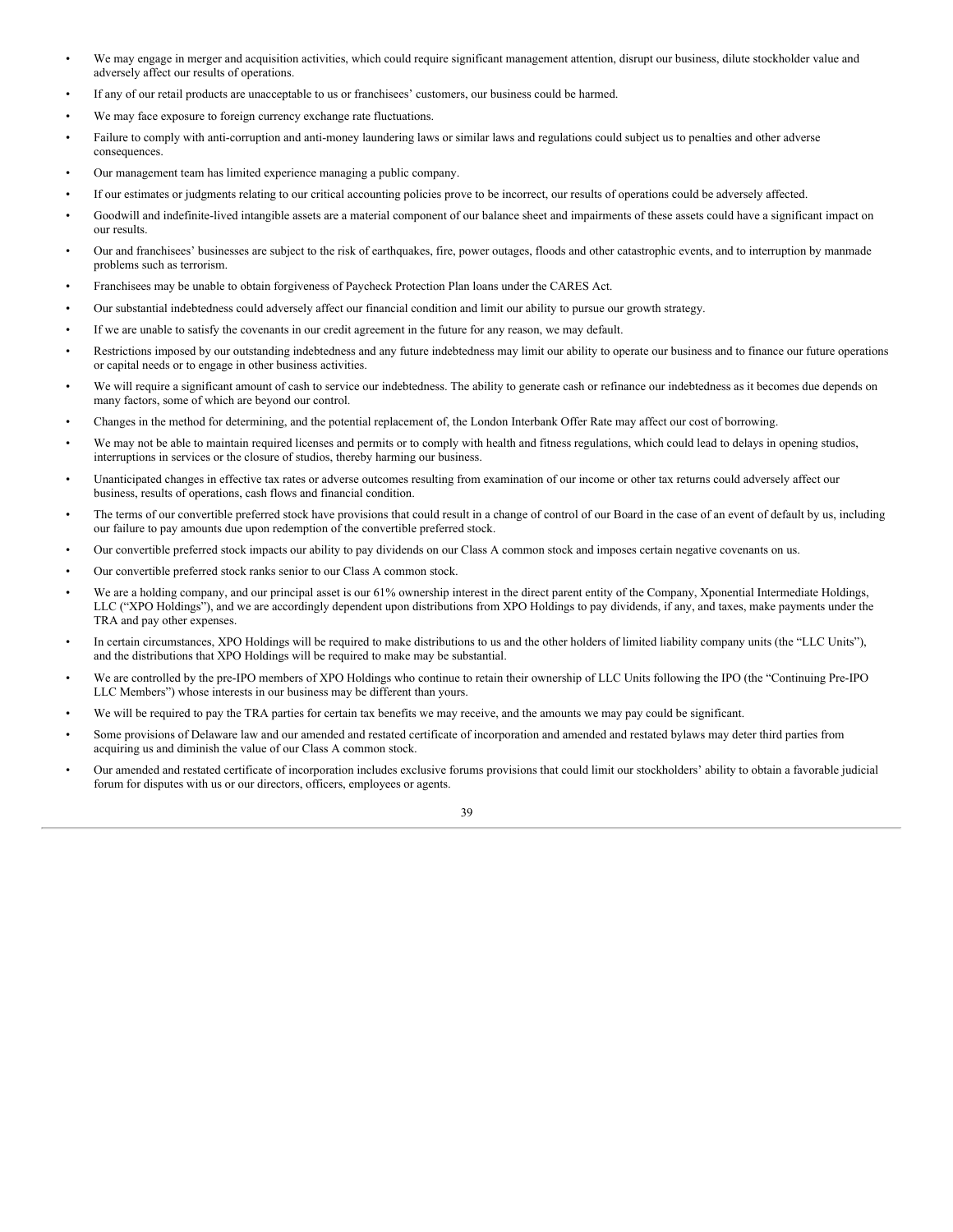- We may engage in merger and acquisition activities, which could require significant management attention, disrupt our business, dilute stockholder value and adversely affect our results of operations.
- If any of our retail products are unacceptable to us or franchisees' customers, our business could be harmed.
- We may face exposure to foreign currency exchange rate fluctuations.
- Failure to comply with anti-corruption and anti-money laundering laws or similar laws and regulations could subject us to penalties and other adverse consequences.
- Our management team has limited experience managing a public company.
- If our estimates or judgments relating to our critical accounting policies prove to be incorrect, our results of operations could be adversely affected.
- Goodwill and indefinite-lived intangible assets are a material component of our balance sheet and impairments of these assets could have a significant impact on our results.
- Our and franchisees' businesses are subject to the risk of earthquakes, fire, power outages, floods and other catastrophic events, and to interruption by manmade problems such as terrorism.
- Franchisees may be unable to obtain forgiveness of Paycheck Protection Plan loans under the CARES Act.
- Our substantial indebtedness could adversely affect our financial condition and limit our ability to pursue our growth strategy.
- If we are unable to satisfy the covenants in our credit agreement in the future for any reason, we may default.
- Restrictions imposed by our outstanding indebtedness and any future indebtedness may limit our ability to operate our business and to finance our future operations or capital needs or to engage in other business activities.
- We will require a significant amount of cash to service our indebtedness. The ability to generate cash or refinance our indebtedness as it becomes due depends on many factors, some of which are beyond our control.
- Changes in the method for determining, and the potential replacement of, the London Interbank Offer Rate may affect our cost of borrowing.
- We may not be able to maintain required licenses and permits or to comply with health and fitness regulations, which could lead to delays in opening studios, interruptions in services or the closure of studios, thereby harming our business.
- Unanticipated changes in effective tax rates or adverse outcomes resulting from examination of our income or other tax returns could adversely affect our business, results of operations, cash flows and financial condition.
- The terms of our convertible preferred stock have provisions that could result in a change of control of our Board in the case of an event of default by us, including our failure to pay amounts due upon redemption of the convertible preferred stock.
- Our convertible preferred stock impacts our ability to pay dividends on our Class A common stock and imposes certain negative covenants on us.
- Our convertible preferred stock ranks senior to our Class A common stock.
- We are a holding company, and our principal asset is our 61% ownership interest in the direct parent entity of the Company, Xponential Intermediate Holdings, LLC ("XPO Holdings"), and we are accordingly dependent upon distributions from XPO Holdings to pay dividends, if any, and taxes, make payments under the TRA and pay other expenses.
- In certain circumstances, XPO Holdings will be required to make distributions to us and the other holders of limited liability company units (the "LLC Units"), and the distributions that XPO Holdings will be required to make may be substantial.
- We are controlled by the pre-IPO members of XPO Holdings who continue to retain their ownership of LLC Units following the IPO (the "Continuing Pre-IPO LLC Members") whose interests in our business may be different than yours.
- We will be required to pay the TRA parties for certain tax benefits we may receive, and the amounts we may pay could be significant.
- Some provisions of Delaware law and our amended and restated certificate of incorporation and amended and restated bylaws may deter third parties from acquiring us and diminish the value of our Class A common stock.
- Our amended and restated certificate of incorporation includes exclusive forums provisions that could limit our stockholders' ability to obtain a favorable judicial forum for disputes with us or our directors, officers, employees or agents.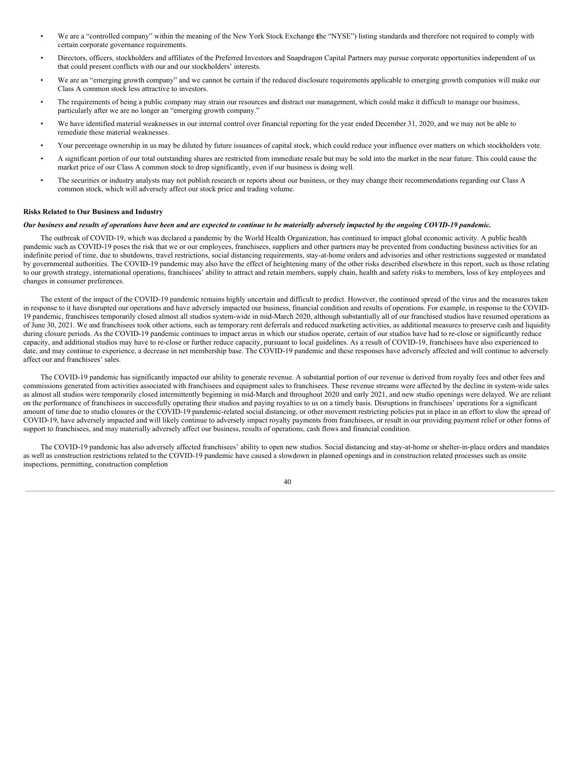- We are a "controlled company" within the meaning of the New York Stock Exchange (the "NYSE") listing standards and therefore not required to comply with certain corporate governance requirements.
- Directors, officers, stockholders and affiliates of the Preferred Investors and Snapdragon Capital Partners may pursue corporate opportunities independent of us that could present conflicts with our and our stockholders' interests.
- We are an "emerging growth company" and we cannot be certain if the reduced disclosure requirements applicable to emerging growth companies will make our Class A common stock less attractive to investors.
- The requirements of being a public company may strain our resources and distract our management, which could make it difficult to manage our business, particularly after we are no longer an "emerging growth company."
- We have identified material weaknesses in our internal control over financial reporting for the year ended December 31, 2020, and we may not be able to remediate these material weaknesses.
- Your percentage ownership in us may be diluted by future issuances of capital stock, which could reduce your influence over matters on which stockholders vote.
- A significant portion of our total outstanding shares are restricted from immediate resale but may be sold into the market in the near future. This could cause the market price of our Class A common stock to drop significantly, even if our business is doing well.
- The securities or industry analysts may not publish research or reports about our business, or they may change their recommendations regarding our Class A common stock, which will adversely affect our stock price and trading volume.

**Risks Related to Our Business and Industry**

***Our business and results of operations have been and are expected to continue to be materially adversely impacted by the ongoing COVID-19 pandemic.***

The outbreak of COVID-19, which was declared a pandemic by the World Health Organization, has continued to impact global economic activity. A public health pandemic such as COVID-19 poses the risk that we or our employees, franchisees, suppliers and other partners may be prevented from conducting business activities for an indefinite period of time, due to shutdowns, travel restrictions, social distancing requirements, stay-at-home orders and advisories and other restrictions suggested or mandated by governmental authorities. The COVID-19 pandemic may also have the effect of heightening many of the other risks described elsewhere in this report, such as those relating to our growth strategy, international operations, franchisees' ability to attract and retain members, supply chain, health and safety risks to members, loss of key employees and changes in consumer preferences.

The extent of the impact of the COVID-19 pandemic remains highly uncertain and difficult to predict. However, the continued spread of the virus and the measures taken in response to it have disrupted our operations and have adversely impacted our business, financial condition and results of operations. For example, in response to the COVID-19 pandemic, franchisees temporarily closed almost all studios system-wide in mid-March 2020, although substantially all of our franchised studios have resumed operations as of June 30, 2021. We and franchisees took other actions, such as temporary rent deferrals and reduced marketing activities, as additional measures to preserve cash and liquidity during closure periods. As the COVID-19 pandemic continues to impact areas in which our studios operate, certain of our studios have had to re-close or significantly reduce capacity, and additional studios may have to re-close or further reduce capacity, pursuant to local guidelines. As a result of COVID-19, franchisees have also experienced to date, and may continue to experience, a decrease in net membership base. The COVID-19 pandemic and these responses have adversely affected and will continue to adversely affect our and franchisees' sales.

The COVID-19 pandemic has significantly impacted our ability to generate revenue. A substantial portion of our revenue is derived from royalty fees and other fees and commissions generated from activities associated with franchisees and equipment sales to franchisees. These revenue streams were affected by the decline in system-wide sales as almost all studios were temporarily closed intermittently beginning in mid-March and throughout 2020 and early 2021, and new studio openings were delayed. We are reliant on the performance of franchisees in successfully operating their studios and paying royalties to us on a timely basis. Disruptions in franchisees' operations for a significant amount of time due to studio closures or the COVID-19 pandemic-related social distancing, or other movement restricting policies put in place in an effort to slow the spread of COVID-19, have adversely impacted and will likely continue to adversely impact royalty payments from franchisees, or result in our providing payment relief or other forms of support to franchisees, and may materially adversely affect our business, results of operations, cash flows and financial condition.

The COVID-19 pandemic has also adversely affected franchisees' ability to open new studios. Social distancing and stay-at-home or shelter-in-place orders and mandates as well as construction restrictions related to the COVID-19 pandemic have caused a slowdown in planned openings and in construction related processes such as onsite inspections, permitting, construction completion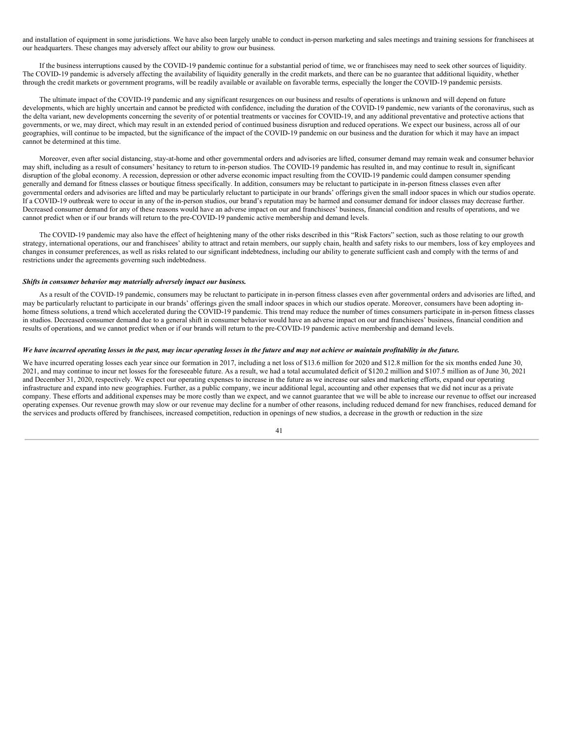and installation of equipment in some jurisdictions. We have also been largely unable to conduct in-person marketing and sales meetings and training sessions for franchisees at our headquarters. These changes may adversely affect our ability to grow our business.

If the business interruptions caused by the COVID-19 pandemic continue for a substantial period of time, we or franchisees may need to seek other sources of liquidity. The COVID-19 pandemic is adversely affecting the availability of liquidity generally in the credit markets, and there can be no guarantee that additional liquidity, whether through the credit markets or government programs, will be readily available or available on favorable terms, especially the longer the COVID-19 pandemic persists.

The ultimate impact of the COVID-19 pandemic and any significant resurgences on our business and results of operations is unknown and will depend on future developments, which are highly uncertain and cannot be predicted with confidence, including the duration of the COVID-19 pandemic, new variants of the coronavirus, such as the delta variant, new developments concerning the severity of or potential treatments or vaccines for COVID-19, and any additional preventative and protective actions that governments, or we, may direct, which may result in an extended period of continued business disruption and reduced operations. We expect our business, across all of our geographies, will continue to be impacted, but the significance of the impact of the COVID-19 pandemic on our business and the duration for which it may have an impact cannot be determined at this time.

Moreover, even after social distancing, stay-at-home and other governmental orders and advisories are lifted, consumer demand may remain weak and consumer behavior may shift, including as a result of consumers' hesitancy to return to in-person studios. The COVID-19 pandemic has resulted in, and may continue to result in, significant disruption of the global economy. A recession, depression or other adverse economic impact resulting from the COVID-19 pandemic could dampen consumer spending generally and demand for fitness classes or boutique fitness specifically. In addition, consumers may be reluctant to participate in in-person fitness classes even after governmental orders and advisories are lifted and may be particularly reluctant to participate in our brands' offerings given the small indoor spaces in which our studios operate. If a COVID-19 outbreak were to occur in any of the in-person studios, our brand's reputation may be harmed and consumer demand for indoor classes may decrease further. Decreased consumer demand for any of these reasons would have an adverse impact on our and franchisees' business, financial condition and results of operations, and we cannot predict when or if our brands will return to the pre-COVID-19 pandemic active membership and demand levels.

The COVID-19 pandemic may also have the effect of heightening many of the other risks described in this "Risk Factors" section, such as those relating to our growth strategy, international operations, our and franchisees' ability to attract and retain members, our supply chain, health and safety risks to our members, loss of key employees and changes in consumer preferences, as well as risks related to our significant indebtedness, including our ability to generate sufficient cash and comply with the terms of and restrictions under the agreements governing such indebtedness.

***Shifts in consumer behavior may materially adversely impact our business.***

As a result of the COVID-19 pandemic, consumers may be reluctant to participate in in-person fitness classes even after governmental orders and advisories are lifted, and may be particularly reluctant to participate in our brands' offerings given the small indoor spaces in which our studios operate. Moreover, consumers have been adopting in-home fitness solutions, a trend which accelerated during the COVID-19 pandemic. This trend may reduce the number of times consumers participate in in-person fitness classes in studios. Decreased consumer demand due to a general shift in consumer behavior would have an adverse impact on our and franchisees' business, financial condition and results of operations, and we cannot predict when or if our brands will return to the pre-COVID-19 pandemic active membership and demand levels.

***We have incurred operating losses in the past, may incur operating losses in the future and may not achieve or maintain profitability in the future.***

We have incurred operating losses each year since our formation in 2017, including a net loss of $13.6 million for 2020 and $12.8 million for the six months ended June 30, 2021, and may continue to incur net losses for the foreseeable future. As a result, we had a total accumulated deficit of $120.2 million and $107.5 million as of June 30, 2021 and December 31, 2020, respectively. We expect our operating expenses to increase in the future as we increase our sales and marketing efforts, expand our operating infrastructure and expand into new geographies. Further, as a public company, we incur additional legal, accounting and other expenses that we did not incur as a private company. These efforts and additional expenses may be more costly than we expect, and we cannot guarantee that we will be able to increase our revenue to offset our increased operating expenses. Our revenue growth may slow or our revenue may decline for a number of other reasons, including reduced demand for new franchises, reduced demand for the services and products offered by franchisees, increased competition, reduction in openings of new studios, a decrease in the growth or reduction in the size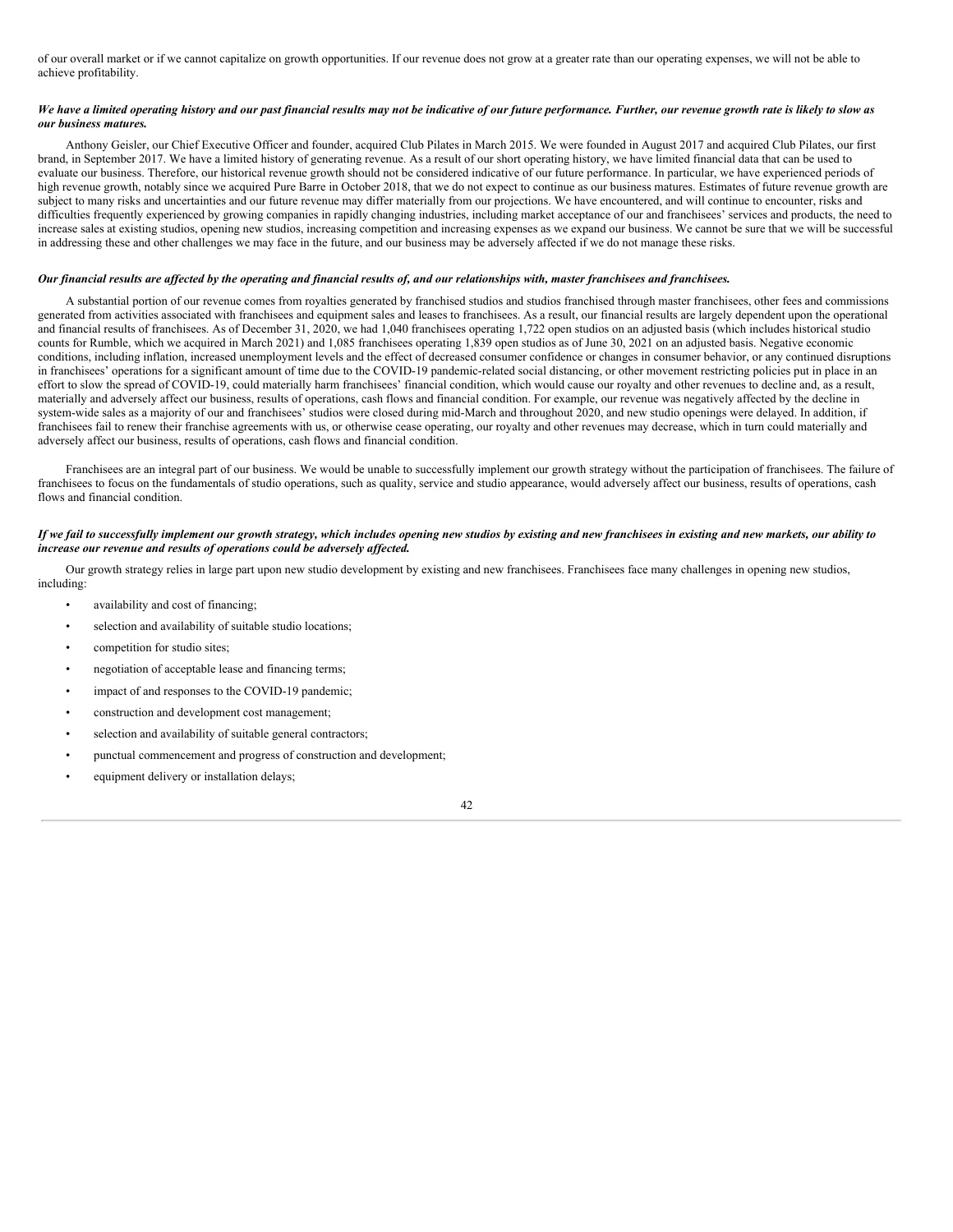of our overall market or if we cannot capitalize on growth opportunities. If our revenue does not grow at a greater rate than our operating expenses, we will not be able to achieve profitability.

***We have a limited operating history and our past financial results may not be indicative of our future performance. Further, our revenue growth rate is likely to slow as our business matures.***

Anthony Geisler, our Chief Executive Officer and founder, acquired Club Pilates in March 2015. We were founded in August 2017 and acquired Club Pilates, our first brand, in September 2017. We have a limited history of generating revenue. As a result of our short operating history, we have limited financial data that can be used to evaluate our business. Therefore, our historical revenue growth should not be considered indicative of our future performance. In particular, we have experienced periods of high revenue growth, notably since we acquired Pure Barre in October 2018, that we do not expect to continue as our business matures. Estimates of future revenue growth are subject to many risks and uncertainties and our future revenue may differ materially from our projections. We have encountered, and will continue to encounter, risks and difficulties frequently experienced by growing companies in rapidly changing industries, including market acceptance of our and franchisees' services and products, the need to increase sales at existing studios, opening new studios, increasing competition and increasing expenses as we expand our business. We cannot be sure that we will be successful in addressing these and other challenges we may face in the future, and our business may be adversely affected if we do not manage these risks.

***Our financial results are affected by the operating and financial results of, and our relationships with, master franchisees and franchisees.***

A substantial portion of our revenue comes from royalties generated by franchised studios and studios franchised through master franchisees, other fees and commissions generated from activities associated with franchisees and equipment sales and leases to franchisees. As a result, our financial results are largely dependent upon the operational and financial results of franchisees. As of December 31, 2020, we had 1,040 franchisees operating 1,722 open studios on an adjusted basis (which includes historical studio counts for Rumble, which we acquired in March 2021) and 1,085 franchisees operating 1,839 open studios as of June 30, 2021 on an adjusted basis. Negative economic conditions, including inflation, increased unemployment levels and the effect of decreased consumer confidence or changes in consumer behavior, or any continued disruptions in franchisees' operations for a significant amount of time due to the COVID-19 pandemic-related social distancing, or other movement restricting policies put in place in an effort to slow the spread of COVID-19, could materially harm franchisees' financial condition, which would cause our royalty and other revenues to decline and, as a result, materially and adversely affect our business, results of operations, cash flows and financial condition. For example, our revenue was negatively affected by the decline in system-wide sales as a majority of our and franchisees' studios were closed during mid-March and throughout 2020, and new studio openings were delayed. In addition, if franchisees fail to renew their franchise agreements with us, or otherwise cease operating, our royalty and other revenues may decrease, which in turn could materially and adversely affect our business, results of operations, cash flows and financial condition.

Franchisees are an integral part of our business. We would be unable to successfully implement our growth strategy without the participation of franchisees. The failure of franchisees to focus on the fundamentals of studio operations, such as quality, service and studio appearance, would adversely affect our business, results of operations, cash flows and financial condition.

***If we fail to successfully implement our growth strategy, which includes opening new studios by existing and new franchisees in existing and new markets, our ability to increase our revenue and results of operations could be adversely affected.***

Our growth strategy relies in large part upon new studio development by existing and new franchisees. Franchisees face many challenges in opening new studios, including:

- availability and cost of financing;
- selection and availability of suitable studio locations;
- competition for studio sites;
- negotiation of acceptable lease and financing terms;
- impact of and responses to the COVID-19 pandemic;
- construction and development cost management;
- selection and availability of suitable general contractors;
- punctual commencement and progress of construction and development;
- equipment delivery or installation delays;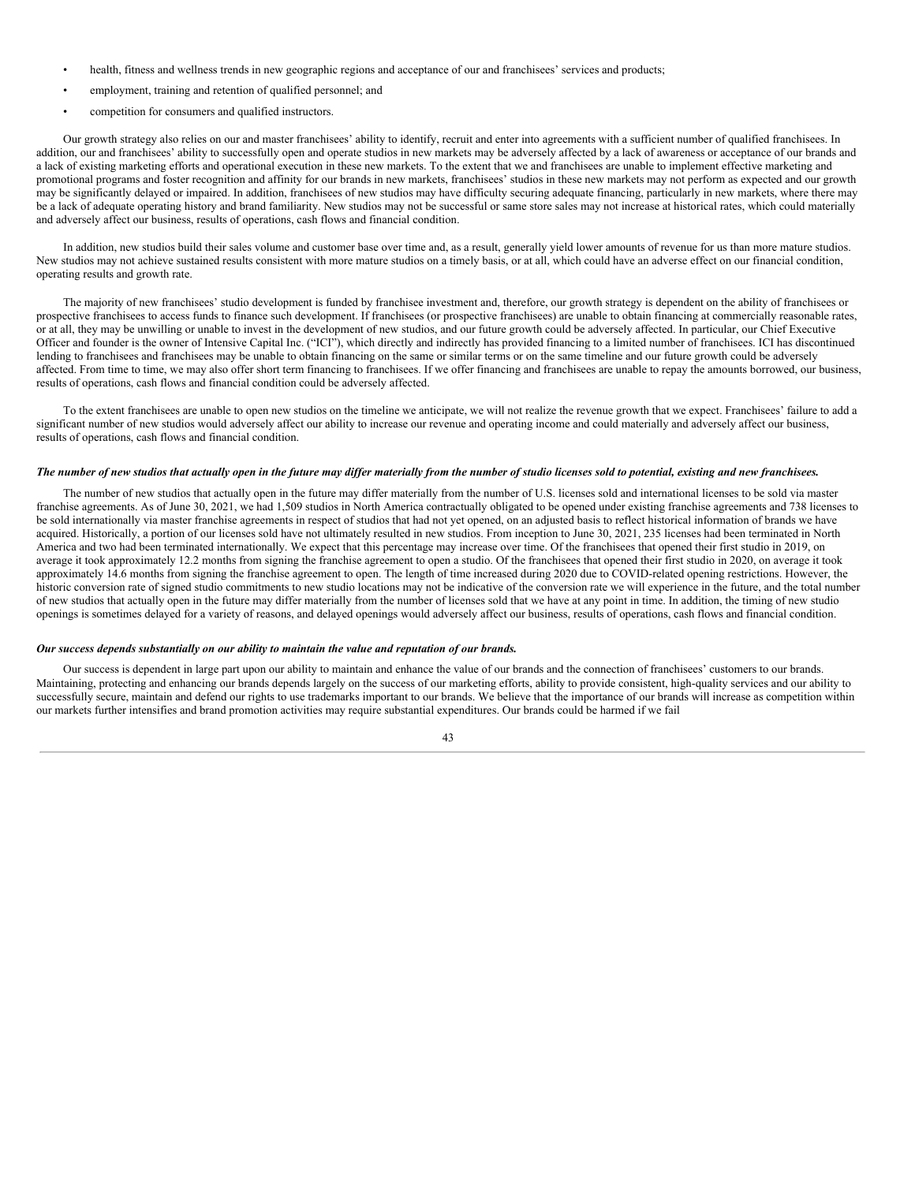- health, fitness and wellness trends in new geographic regions and acceptance of our and franchisees' services and products;
- employment, training and retention of qualified personnel; and
- competition for consumers and qualified instructors.

Our growth strategy also relies on our and master franchisees' ability to identify, recruit and enter into agreements with a sufficient number of qualified franchisees. In addition, our and franchisees' ability to successfully open and operate studios in new markets may be adversely affected by a lack of awareness or acceptance of our brands and a lack of existing marketing efforts and operational execution in these new markets. To the extent that we and franchisees are unable to implement effective marketing and promotional programs and foster recognition and affinity for our brands in new markets, franchisees' studios in these new markets may not perform as expected and our growth may be significantly delayed or impaired. In addition, franchisees of new studios may have difficulty securing adequate financing, particularly in new markets, where there may be a lack of adequate operating history and brand familiarity. New studios may not be successful or same store sales may not increase at historical rates, which could materially and adversely affect our business, results of operations, cash flows and financial condition.

In addition, new studios build their sales volume and customer base over time and, as a result, generally yield lower amounts of revenue for us than more mature studios. New studios may not achieve sustained results consistent with more mature studios on a timely basis, or at all, which could have an adverse effect on our financial condition, operating results and growth rate.

The majority of new franchisees' studio development is funded by franchisee investment and, therefore, our growth strategy is dependent on the ability of franchisees or prospective franchisees to access funds to finance such development. If franchisees (or prospective franchisees) are unable to obtain financing at commercially reasonable rates, or at all, they may be unwilling or unable to invest in the development of new studios, and our future growth could be adversely affected. In particular, our Chief Executive Officer and founder is the owner of Intensive Capital Inc. ("ICI"), which directly and indirectly has provided financing to a limited number of franchisees. ICI has discontinued lending to franchisees and franchisees may be unable to obtain financing on the same or similar terms or on the same timeline and our future growth could be adversely affected. From time to time, we may also offer short term financing to franchisees. If we offer financing and franchisees are unable to repay the amounts borrowed, our business, results of operations, cash flows and financial condition could be adversely affected.

To the extent franchisees are unable to open new studios on the timeline we anticipate, we will not realize the revenue growth that we expect. Franchisees' failure to add a significant number of new studios would adversely affect our ability to increase our revenue and operating income and could materially and adversely affect our business, results of operations, cash flows and financial condition.

***The number of new studios that actually open in the future may differ materially from the number of studio licenses sold to potential, existing and new franchisees.***

The number of new studios that actually open in the future may differ materially from the number of U.S. licenses sold and international licenses to be sold via master franchise agreements. As of June 30, 2021, we had 1,509 studios in North America contractually obligated to be opened under existing franchise agreements and 738 licenses to be sold internationally via master franchise agreements in respect of studios that had not yet opened, on an adjusted basis to reflect historical information of brands we have acquired. Historically, a portion of our licenses sold have not ultimately resulted in new studios. From inception to June 30, 2021, 235 licenses had been terminated in North America and two had been terminated internationally. We expect that this percentage may increase over time. Of the franchisees that opened their first studio in 2019, on average it took approximately 12.2 months from signing the franchise agreement to open a studio. Of the franchisees that opened their first studio in 2020, on average it took approximately 14.6 months from signing the franchise agreement to open. The length of time increased during 2020 due to COVID-related opening restrictions. However, the historic conversion rate of signed studio commitments to new studio locations may not be indicative of the conversion rate we will experience in the future, and the total number of new studios that actually open in the future may differ materially from the number of licenses sold that we have at any point in time. In addition, the timing of new studio openings is sometimes delayed for a variety of reasons, and delayed openings would adversely affect our business, results of operations, cash flows and financial condition.

***Our success depends substantially on our ability to maintain the value and reputation of our brands.***

Our success is dependent in large part upon our ability to maintain and enhance the value of our brands and the connection of franchisees' customers to our brands. Maintaining, protecting and enhancing our brands depends largely on the success of our marketing efforts, ability to provide consistent, high-quality services and our ability to successfully secure, maintain and defend our rights to use trademarks important to our brands. We believe that the importance of our brands will increase as competition within our markets further intensifies and brand promotion activities may require substantial expenditures. Our brands could be harmed if we fail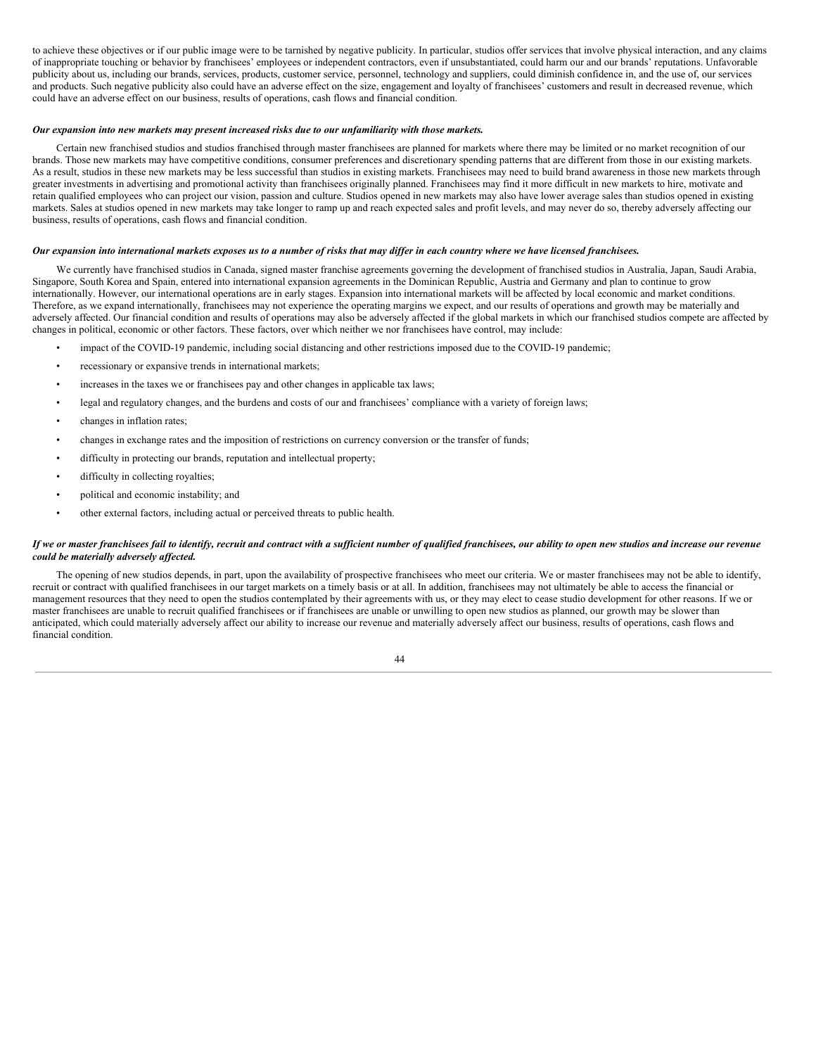to achieve these objectives or if our public image were to be tarnished by negative publicity. In particular, studios offer services that involve physical interaction, and any claims of inappropriate touching or behavior by franchisees' employees or independent contractors, even if unsubstantiated, could harm our and our brands' reputations. Unfavorable publicity about us, including our brands, services, products, customer service, personnel, technology and suppliers, could diminish confidence in, and the use of, our services and products. Such negative publicity also could have an adverse effect on the size, engagement and loyalty of franchisees' customers and result in decreased revenue, which could have an adverse effect on our business, results of operations, cash flows and financial condition.

***Our expansion into new markets may present increased risks due to our unfamiliarity with those markets.***

Certain new franchised studios and studios franchised through master franchisees are planned for markets where there may be limited or no market recognition of our brands. Those new markets may have competitive conditions, consumer preferences and discretionary spending patterns that are different from those in our existing markets. As a result, studios in these new markets may be less successful than studios in existing markets. Franchisees may need to build brand awareness in those new markets through greater investments in advertising and promotional activity than franchisees originally planned. Franchisees may find it more difficult in new markets to hire, motivate and retain qualified employees who can project our vision, passion and culture. Studios opened in new markets may also have lower average sales than studios opened in existing markets. Sales at studios opened in new markets may take longer to ramp up and reach expected sales and profit levels, and may never do so, thereby adversely affecting our business, results of operations, cash flows and financial condition.

***Our expansion into international markets exposes us to a number of risks that may differ in each country where we have licensed franchisees.***

We currently have franchised studios in Canada, signed master franchise agreements governing the development of franchised studios in Australia, Japan, Saudi Arabia, Singapore, South Korea and Spain, entered into international expansion agreements in the Dominican Republic, Austria and Germany and plan to continue to grow internationally. However, our international operations are in early stages. Expansion into international markets will be affected by local economic and market conditions. Therefore, as we expand internationally, franchisees may not experience the operating margins we expect, and our results of operations and growth may be materially and adversely affected. Our financial condition and results of operations may also be adversely affected if the global markets in which our franchised studios compete are affected by changes in political, economic or other factors. These factors, over which neither we nor franchisees have control, may include:

- impact of the COVID-19 pandemic, including social distancing and other restrictions imposed due to the COVID-19 pandemic;
- recessionary or expansive trends in international markets;
- increases in the taxes we or franchisees pay and other changes in applicable tax laws;
- legal and regulatory changes, and the burdens and costs of our and franchisees' compliance with a variety of foreign laws;
- changes in inflation rates;
- changes in exchange rates and the imposition of restrictions on currency conversion or the transfer of funds;
- difficulty in protecting our brands, reputation and intellectual property;
- difficulty in collecting royalties;
- political and economic instability; and
- other external factors, including actual or perceived threats to public health.

***If we or master franchisees fail to identify, recruit and contract with a sufficient number of qualified franchisees, our ability to open new studios and increase our revenue could be materially adversely affected.***

The opening of new studios depends, in part, upon the availability of prospective franchisees who meet our criteria. We or master franchisees may not be able to identify, recruit or contract with qualified franchisees in our target markets on a timely basis or at all. In addition, franchisees may not ultimately be able to access the financial or management resources that they need to open the studios contemplated by their agreements with us, or they may elect to cease studio development for other reasons. If we or master franchisees are unable to recruit qualified franchisees or if franchisees are unable or unwilling to open new studios as planned, our growth may be slower than anticipated, which could materially adversely affect our ability to increase our revenue and materially adversely affect our business, results of operations, cash flows and financial condition.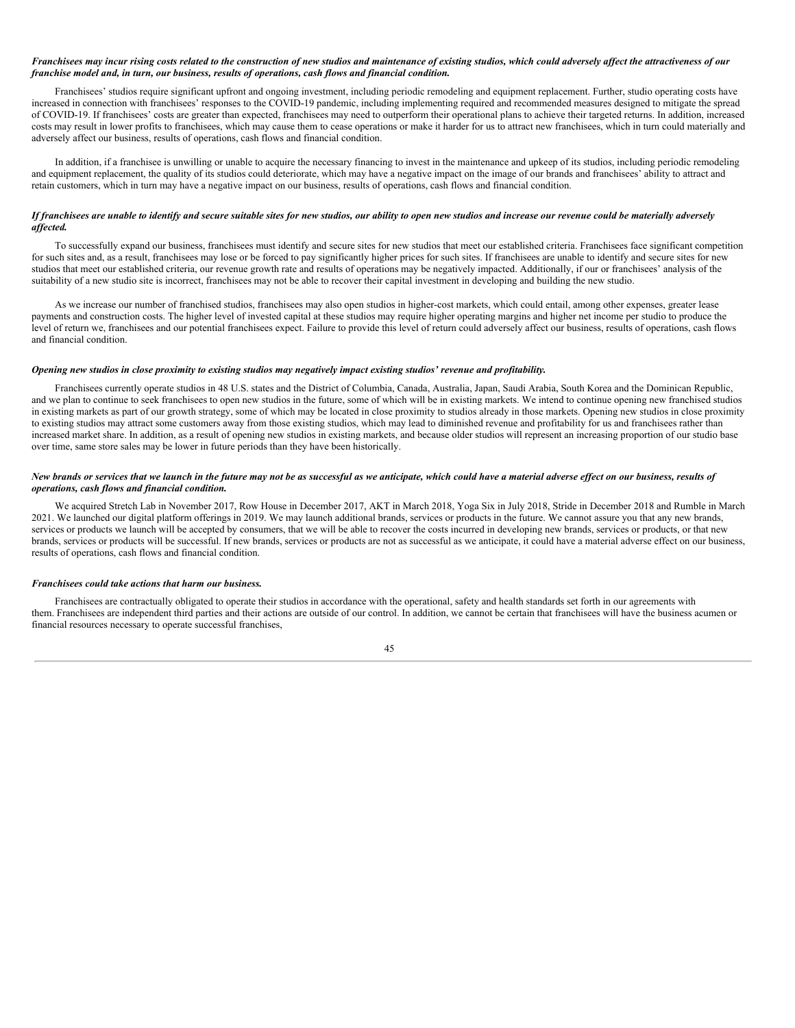***Franchisees may incur rising costs related to the construction of new studios and maintenance of existing studios, which could adversely affect the attractiveness of our franchise model and, in turn, our business, results of operations, cash flows and financial condition.***

Franchisees' studios require significant upfront and ongoing investment, including periodic remodeling and equipment replacement. Further, studio operating costs have increased in connection with franchisees' responses to the COVID-19 pandemic, including implementing required and recommended measures designed to mitigate the spread of COVID-19. If franchisees' costs are greater than expected, franchisees may need to outperform their operational plans to achieve their targeted returns. In addition, increased costs may result in lower profits to franchisees, which may cause them to cease operations or make it harder for us to attract new franchisees, which in turn could materially and adversely affect our business, results of operations, cash flows and financial condition.

In addition, if a franchisee is unwilling or unable to acquire the necessary financing to invest in the maintenance and upkeep of its studios, including periodic remodeling and equipment replacement, the quality of its studios could deteriorate, which may have a negative impact on the image of our brands and franchisees' ability to attract and retain customers, which in turn may have a negative impact on our business, results of operations, cash flows and financial condition.

***If franchisees are unable to identify and secure suitable sites for new studios, our ability to open new studios and increase our revenue could be materially adversely affected.***

To successfully expand our business, franchisees must identify and secure sites for new studios that meet our established criteria. Franchisees face significant competition for such sites and, as a result, franchisees may lose or be forced to pay significantly higher prices for such sites. If franchisees are unable to identify and secure sites for new studios that meet our established criteria, our revenue growth rate and results of operations may be negatively impacted. Additionally, if our or franchisees' analysis of the suitability of a new studio site is incorrect, franchisees may not be able to recover their capital investment in developing and building the new studio.

As we increase our number of franchised studios, franchisees may also open studios in higher-cost markets, which could entail, among other expenses, greater lease payments and construction costs. The higher level of invested capital at these studios may require higher operating margins and higher net income per studio to produce the level of return we, franchisees and our potential franchisees expect. Failure to provide this level of return could adversely affect our business, results of operations, cash flows and financial condition.

***Opening new studios in close proximity to existing studios may negatively impact existing studios' revenue and profitability.***

Franchisees currently operate studios in 48 U.S. states and the District of Columbia, Canada, Australia, Japan, Saudi Arabia, South Korea and the Dominican Republic, and we plan to continue to seek franchisees to open new studios in the future, some of which will be in existing markets. We intend to continue opening new franchised studios in existing markets as part of our growth strategy, some of which may be located in close proximity to studios already in those markets. Opening new studios in close proximity to existing studios may attract some customers away from those existing studios, which may lead to diminished revenue and profitability for us and franchisees rather than increased market share. In addition, as a result of opening new studios in existing markets, and because older studios will represent an increasing proportion of our studio base over time, same store sales may be lower in future periods than they have been historically.

***New brands or services that we launch in the future may not be as successful as we anticipate, which could have a material adverse effect on our business, results of operations, cash flows and financial condition.***

We acquired Stretch Lab in November 2017, Row House in December 2017, AKT in March 2018, Yoga Six in July 2018, Stride in December 2018 and Rumble in March 2021. We launched our digital platform offerings in 2019. We may launch additional brands, services or products in the future. We cannot assure you that any new brands, services or products we launch will be accepted by consumers, that we will be able to recover the costs incurred in developing new brands, services or products, or that new brands, services or products will be successful. If new brands, services or products are not as successful as we anticipate, it could have a material adverse effect on our business, results of operations, cash flows and financial condition.

***Franchisees could take actions that harm our business.***

Franchisees are contractually obligated to operate their studios in accordance with the operational, safety and health standards set forth in our agreements with them. Franchisees are independent third parties and their actions are outside of our control. In addition, we cannot be certain that franchisees will have the business acumen or financial resources necessary to operate successful franchises,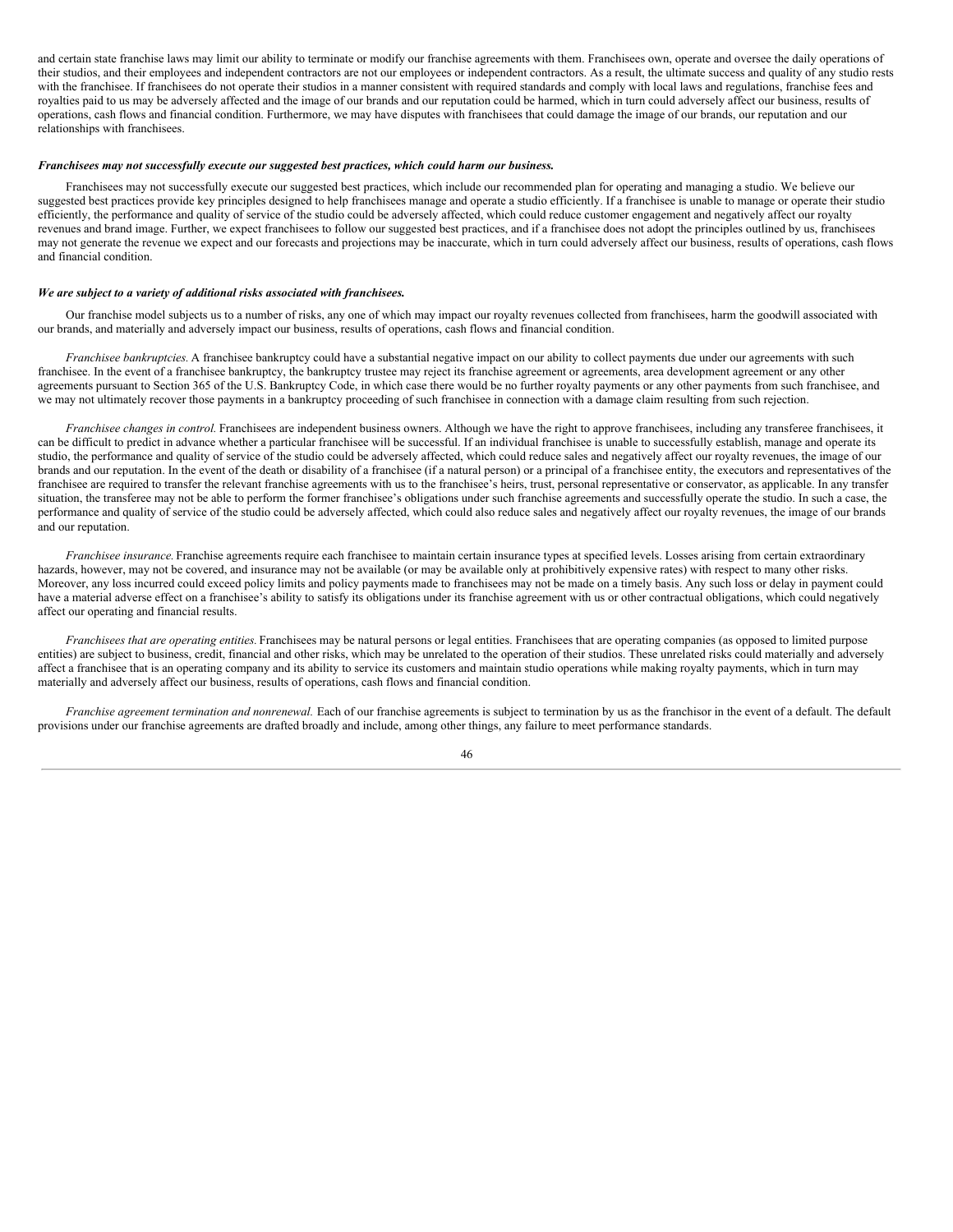and certain state franchise laws may limit our ability to terminate or modify our franchise agreements with them. Franchisees own, operate and oversee the daily operations of their studios, and their employees and independent contractors are not our employees or independent contractors. As a result, the ultimate success and quality of any studio rests with the franchisee. If franchisees do not operate their studios in a manner consistent with required standards and comply with local laws and regulations, franchise fees and royalties paid to us may be adversely affected and the image of our brands and our reputation could be harmed, which in turn could adversely affect our business, results of operations, cash flows and financial condition. Furthermore, we may have disputes with franchisees that could damage the image of our brands, our reputation and our relationships with franchisees.

***Franchisees may not successfully execute our suggested best practices, which could harm our business.***

Franchisees may not successfully execute our suggested best practices, which include our recommended plan for operating and managing a studio. We believe our suggested best practices provide key principles designed to help franchisees manage and operate a studio efficiently. If a franchisee is unable to manage or operate their studio efficiently, the performance and quality of service of the studio could be adversely affected, which could reduce customer engagement and negatively affect our royalty revenues and brand image. Further, we expect franchisees to follow our suggested best practices, and if a franchisee does not adopt the principles outlined by us, franchisees may not generate the revenue we expect and our forecasts and projections may be inaccurate, which in turn could adversely affect our business, results of operations, cash flows and financial condition.

***We are subject to a variety of additional risks associated with franchisees.***

Our franchise model subjects us to a number of risks, any one of which may impact our royalty revenues collected from franchisees, harm the goodwill associated with our brands, and materially and adversely impact our business, results of operations, cash flows and financial condition.

*Franchisee bankruptcies.* A franchisee bankruptcy could have a substantial negative impact on our ability to collect payments due under our agreements with such franchisee. In the event of a franchisee bankruptcy, the bankruptcy trustee may reject its franchise agreement or agreements, area development agreement or any other agreements pursuant to Section 365 of the U.S. Bankruptcy Code, in which case there would be no further royalty payments or any other payments from such franchisee, and we may not ultimately recover those payments in a bankruptcy proceeding of such franchisee in connection with a damage claim resulting from such rejection.

*Franchisee changes in control.* Franchisees are independent business owners. Although we have the right to approve franchisees, including any transferee franchisees, it can be difficult to predict in advance whether a particular franchisee will be successful. If an individual franchisee is unable to successfully establish, manage and operate its studio, the performance and quality of service of the studio could be adversely affected, which could reduce sales and negatively affect our royalty revenues, the image of our brands and our reputation. In the event of the death or disability of a franchisee (if a natural person) or a principal of a franchisee entity, the executors and representatives of the franchisee are required to transfer the relevant franchise agreements with us to the franchisee's heirs, trust, personal representative or conservator, as applicable. In any transfer situation, the transferee may not be able to perform the former franchisee's obligations under such franchise agreements and successfully operate the studio. In such a case, the performance and quality of service of the studio could be adversely affected, which could also reduce sales and negatively affect our royalty revenues, the image of our brands and our reputation.

*Franchisee insurance.* Franchise agreements require each franchisee to maintain certain insurance types at specified levels. Losses arising from certain extraordinary hazards, however, may not be covered, and insurance may not be available (or may be available only at prohibitively expensive rates) with respect to many other risks. Moreover, any loss incurred could exceed policy limits and policy payments made to franchisees may not be made on a timely basis. Any such loss or delay in payment could have a material adverse effect on a franchisee's ability to satisfy its obligations under its franchise agreement with us or other contractual obligations, which could negatively affect our operating and financial results.

*Franchisees that are operating entities.* Franchisees may be natural persons or legal entities. Franchisees that are operating companies (as opposed to limited purpose entities) are subject to business, credit, financial and other risks, which may be unrelated to the operation of their studios. These unrelated risks could materially and adversely affect a franchisee that is an operating company and its ability to service its customers and maintain studio operations while making royalty payments, which in turn may materially and adversely affect our business, results of operations, cash flows and financial condition.

*Franchise agreement termination and nonrenewal.* Each of our franchise agreements is subject to termination by us as the franchisor in the event of a default. The default provisions under our franchise agreements are drafted broadly and include, among other things, any failure to meet performance standards.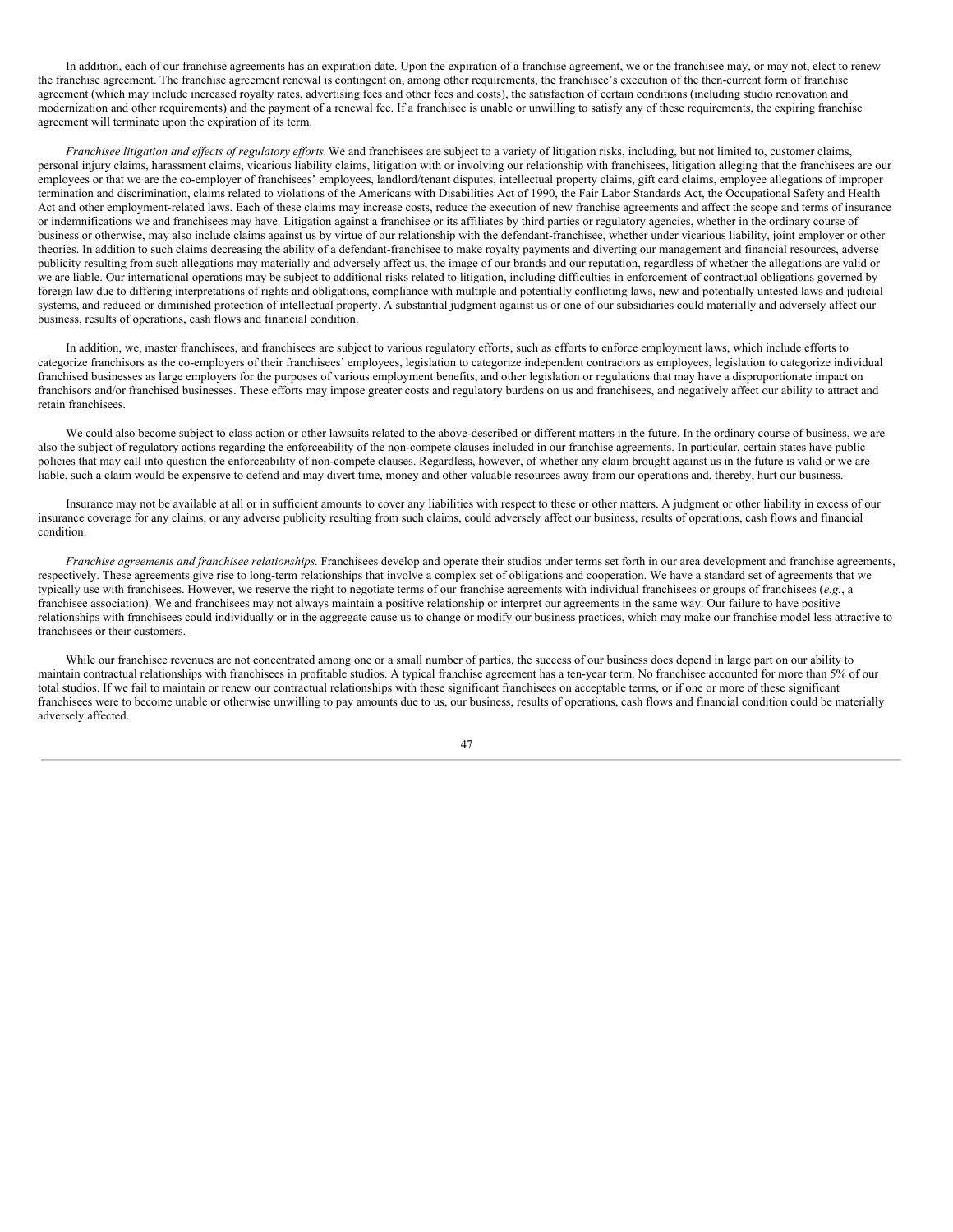In addition, each of our franchise agreements has an expiration date. Upon the expiration of a franchise agreement, we or the franchisee may, or may not, elect to renew the franchise agreement. The franchise agreement renewal is contingent on, among other requirements, the franchisee's execution of the then-current form of franchise agreement (which may include increased royalty rates, advertising fees and other fees and costs), the satisfaction of certain conditions (including studio renovation and modernization and other requirements) and the payment of a renewal fee. If a franchisee is unable or unwilling to satisfy any of these requirements, the expiring franchise agreement will terminate upon the expiration of its term.

*Franchisee litigation and effects of regulatory efforts.* We and franchisees are subject to a variety of litigation risks, including, but not limited to, customer claims, personal injury claims, harassment claims, vicarious liability claims, litigation with or involving our relationship with franchisees, litigation alleging that the franchisees are our employees or that we are the co-employer of franchisees' employees, landlord/tenant disputes, intellectual property claims, gift card claims, employee allegations of improper termination and discrimination, claims related to violations of the Americans with Disabilities Act of 1990, the Fair Labor Standards Act, the Occupational Safety and Health Act and other employment-related laws. Each of these claims may increase costs, reduce the execution of new franchise agreements and affect the scope and terms of insurance or indemnifications we and franchisees may have. Litigation against a franchisee or its affiliates by third parties or regulatory agencies, whether in the ordinary course of business or otherwise, may also include claims against us by virtue of our relationship with the defendant-franchisee, whether under vicarious liability, joint employer or other theories. In addition to such claims decreasing the ability of a defendant-franchisee to make royalty payments and diverting our management and financial resources, adverse publicity resulting from such allegations may materially and adversely affect us, the image of our brands and our reputation, regardless of whether the allegations are valid or we are liable. Our international operations may be subject to additional risks related to litigation, including difficulties in enforcement of contractual obligations governed by foreign law due to differing interpretations of rights and obligations, compliance with multiple and potentially conflicting laws, new and potentially untested laws and judicial systems, and reduced or diminished protection of intellectual property. A substantial judgment against us or one of our subsidiaries could materially and adversely affect our business, results of operations, cash flows and financial condition.

In addition, we, master franchisees, and franchisees are subject to various regulatory efforts, such as efforts to enforce employment laws, which include efforts to categorize franchisors as the co-employers of their franchisees' employees, legislation to categorize independent contractors as employees, legislation to categorize individual franchised businesses as large employers for the purposes of various employment benefits, and other legislation or regulations that may have a disproportionate impact on franchisors and/or franchised businesses. These efforts may impose greater costs and regulatory burdens on us and franchisees, and negatively affect our ability to attract and retain franchisees.

We could also become subject to class action or other lawsuits related to the above-described or different matters in the future. In the ordinary course of business, we are also the subject of regulatory actions regarding the enforceability of the non-compete clauses included in our franchise agreements. In particular, certain states have public policies that may call into question the enforceability of non-compete clauses. Regardless, however, of whether any claim brought against us in the future is valid or we are liable, such a claim would be expensive to defend and may divert time, money and other valuable resources away from our operations and, thereby, hurt our business.

Insurance may not be available at all or in sufficient amounts to cover any liabilities with respect to these or other matters. A judgment or other liability in excess of our insurance coverage for any claims, or any adverse publicity resulting from such claims, could adversely affect our business, results of operations, cash flows and financial condition.

*Franchise agreements and franchisee relationships.* Franchisees develop and operate their studios under terms set forth in our area development and franchise agreements, respectively. These agreements give rise to long-term relationships that involve a complex set of obligations and cooperation. We have a standard set of agreements that we typically use with franchisees. However, we reserve the right to negotiate terms of our franchise agreements with individual franchisees or groups of franchisees (*e.g.*, a franchisee association). We and franchisees may not always maintain a positive relationship or interpret our agreements in the same way. Our failure to have positive relationships with franchisees could individually or in the aggregate cause us to change or modify our business practices, which may make our franchise model less attractive to franchisees or their customers.

While our franchisee revenues are not concentrated among one or a small number of parties, the success of our business does depend in large part on our ability to maintain contractual relationships with franchisees in profitable studios. A typical franchise agreement has a ten-year term. No franchisee accounted for more than 5% of our total studios. If we fail to maintain or renew our contractual relationships with these significant franchisees on acceptable terms, or if one or more of these significant franchisees were to become unable or otherwise unwilling to pay amounts due to us, our business, results of operations, cash flows and financial condition could be materially adversely affected.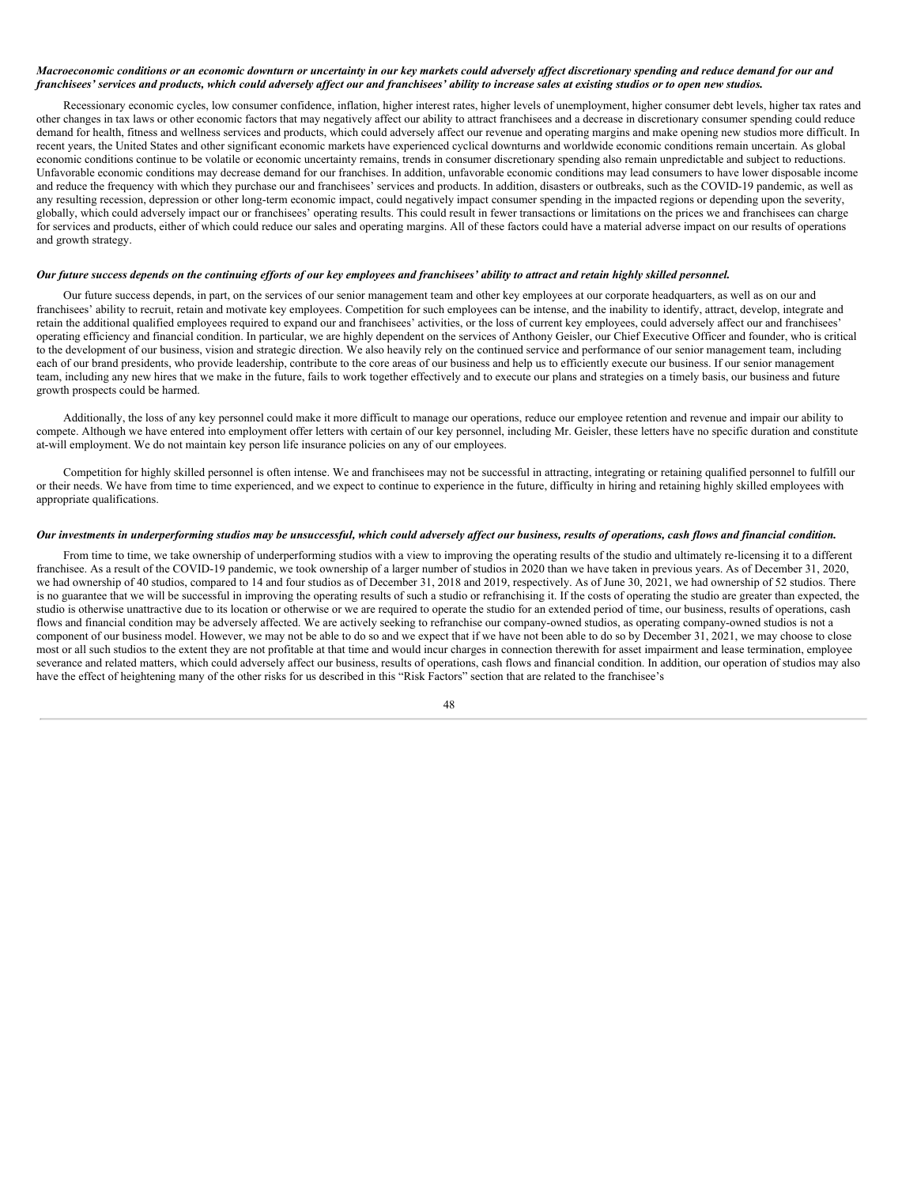***Macroeconomic conditions or an economic downturn or uncertainty in our key markets could adversely affect discretionary spending and reduce demand for our and franchisees' services and products, which could adversely affect our and franchisees' ability to increase sales at existing studios or to open new studios.***

Recessionary economic cycles, low consumer confidence, inflation, higher interest rates, higher levels of unemployment, higher consumer debt levels, higher tax rates and other changes in tax laws or other economic factors that may negatively affect our ability to attract franchisees and a decrease in discretionary consumer spending could reduce demand for health, fitness and wellness services and products, which could adversely affect our revenue and operating margins and make opening new studios more difficult. In recent years, the United States and other significant economic markets have experienced cyclical downturns and worldwide economic conditions remain uncertain. As global economic conditions continue to be volatile or economic uncertainty remains, trends in consumer discretionary spending also remain unpredictable and subject to reductions. Unfavorable economic conditions may decrease demand for our franchises. In addition, unfavorable economic conditions may lead consumers to have lower disposable income and reduce the frequency with which they purchase our and franchisees' services and products. In addition, disasters or outbreaks, such as the COVID-19 pandemic, as well as any resulting recession, depression or other long-term economic impact, could negatively impact consumer spending in the impacted regions or depending upon the severity, globally, which could adversely impact our or franchisees' operating results. This could result in fewer transactions or limitations on the prices we and franchisees can charge for services and products, either of which could reduce our sales and operating margins. All of these factors could have a material adverse impact on our results of operations and growth strategy.

***Our future success depends on the continuing efforts of our key employees and franchisees' ability to attract and retain highly skilled personnel.***

Our future success depends, in part, on the services of our senior management team and other key employees at our corporate headquarters, as well as on our and franchisees' ability to recruit, retain and motivate key employees. Competition for such employees can be intense, and the inability to identify, attract, develop, integrate and retain the additional qualified employees required to expand our and franchisees' activities, or the loss of current key employees, could adversely affect our and franchisees' operating efficiency and financial condition. In particular, we are highly dependent on the services of Anthony Geisler, our Chief Executive Officer and founder, who is critical to the development of our business, vision and strategic direction. We also heavily rely on the continued service and performance of our senior management team, including each of our brand presidents, who provide leadership, contribute to the core areas of our business and help us to efficiently execute our business. If our senior management team, including any new hires that we make in the future, fails to work together effectively and to execute our plans and strategies on a timely basis, our business and future growth prospects could be harmed.

Additionally, the loss of any key personnel could make it more difficult to manage our operations, reduce our employee retention and revenue and impair our ability to compete. Although we have entered into employment offer letters with certain of our key personnel, including Mr. Geisler, these letters have no specific duration and constitute at-will employment. We do not maintain key person life insurance policies on any of our employees.

Competition for highly skilled personnel is often intense. We and franchisees may not be successful in attracting, integrating or retaining qualified personnel to fulfill our or their needs. We have from time to time experienced, and we expect to continue to experience in the future, difficulty in hiring and retaining highly skilled employees with appropriate qualifications.

***Our investments in underperforming studios may be unsuccessful, which could adversely affect our business, results of operations, cash flows and financial condition.***

From time to time, we take ownership of underperforming studios with a view to improving the operating results of the studio and ultimately re-licensing it to a different franchisee. As a result of the COVID-19 pandemic, we took ownership of a larger number of studios in 2020 than we have taken in previous years. As of December 31, 2020, we had ownership of 40 studios, compared to 14 and four studios as of December 31, 2018 and 2019, respectively. As of June 30, 2021, we had ownership of 52 studios. There is no guarantee that we will be successful in improving the operating results of such a studio or refranchising it. If the costs of operating the studio are greater than expected, the studio is otherwise unattractive due to its location or otherwise or we are required to operate the studio for an extended period of time, our business, results of operations, cash flows and financial condition may be adversely affected. We are actively seeking to refranchise our company-owned studios, as operating company-owned studios is not a component of our business model. However, we may not be able to do so and we expect that if we have not been able to do so by December 31, 2021, we may choose to close most or all such studios to the extent they are not profitable at that time and would incur charges in connection therewith for asset impairment and lease termination, employee severance and related matters, which could adversely affect our business, results of operations, cash flows and financial condition. In addition, our operation of studios may also have the effect of heightening many of the other risks for us described in this "Risk Factors" section that are related to the franchisee's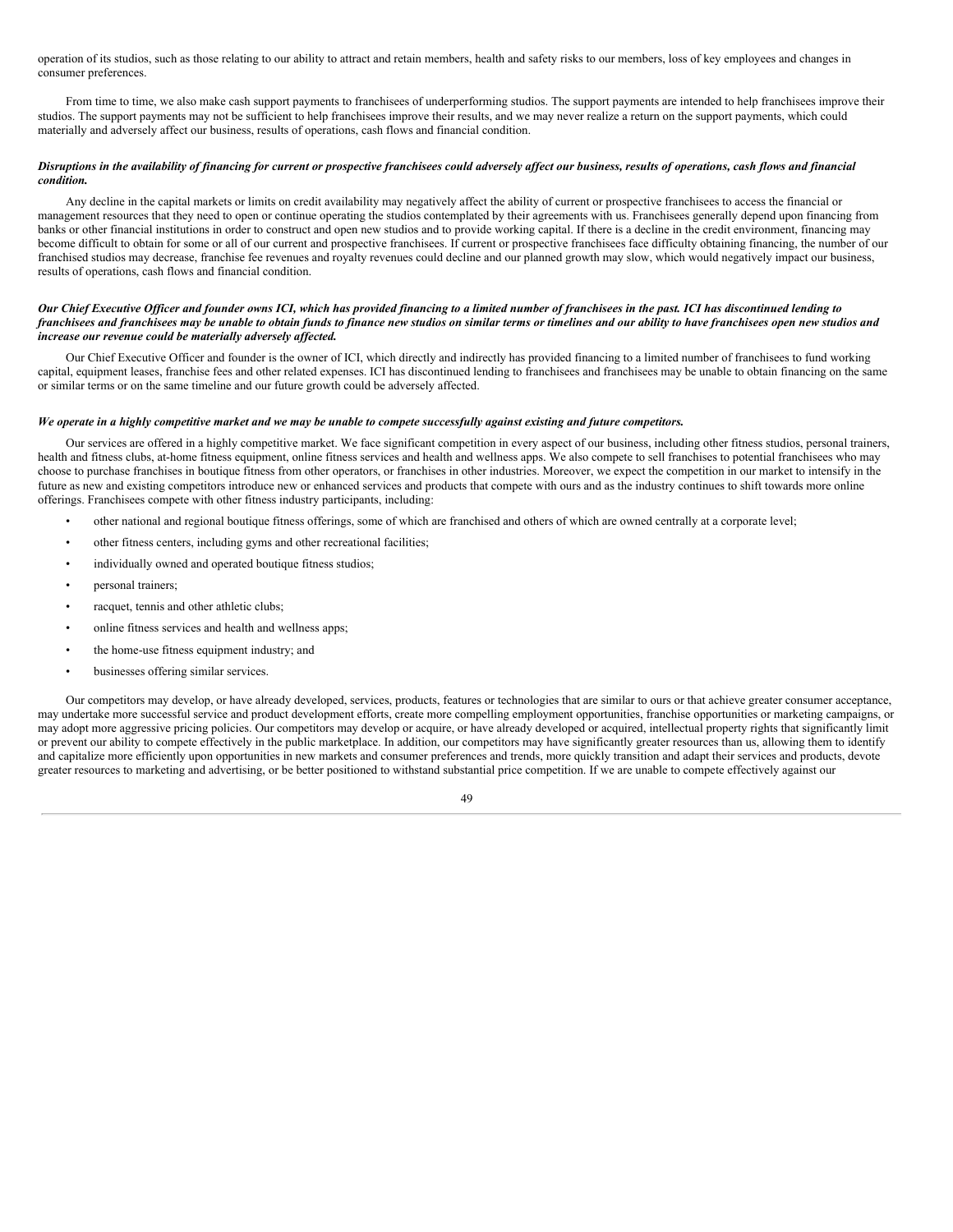operation of its studios, such as those relating to our ability to attract and retain members, health and safety risks to our members, loss of key employees and changes in consumer preferences.

From time to time, we also make cash support payments to franchisees of underperforming studios. The support payments are intended to help franchisees improve their studios. The support payments may not be sufficient to help franchisees improve their results, and we may never realize a return on the support payments, which could materially and adversely affect our business, results of operations, cash flows and financial condition.

***Disruptions in the availability of financing for current or prospective franchisees could adversely affect our business, results of operations, cash flows and financial condition.***

Any decline in the capital markets or limits on credit availability may negatively affect the ability of current or prospective franchisees to access the financial or management resources that they need to open or continue operating the studios contemplated by their agreements with us. Franchisees generally depend upon financing from banks or other financial institutions in order to construct and open new studios and to provide working capital. If there is a decline in the credit environment, financing may become difficult to obtain for some or all of our current and prospective franchisees. If current or prospective franchisees face difficulty obtaining financing, the number of our franchised studios may decrease, franchise fee revenues and royalty revenues could decline and our planned growth may slow, which would negatively impact our business, results of operations, cash flows and financial condition.

***Our Chief Executive Officer and founder owns ICI, which has provided financing to a limited number of franchisees in the past. ICI has discontinued lending to franchisees and franchisees may be unable to obtain funds to finance new studios on similar terms or timelines and our ability to have franchisees open new studios and increase our revenue could be materially adversely affected.***

Our Chief Executive Officer and founder is the owner of ICI, which directly and indirectly has provided financing to a limited number of franchisees to fund working capital, equipment leases, franchise fees and other related expenses. ICI has discontinued lending to franchisees and franchisees may be unable to obtain financing on the same or similar terms or on the same timeline and our future growth could be adversely affected.

***We operate in a highly competitive market and we may be unable to compete successfully against existing and future competitors.***

Our services are offered in a highly competitive market. We face significant competition in every aspect of our business, including other fitness studios, personal trainers, health and fitness clubs, at-home fitness equipment, online fitness services and health and wellness apps. We also compete to sell franchises to potential franchisees who may choose to purchase franchises in boutique fitness from other operators, or franchises in other industries. Moreover, we expect the competition in our market to intensify in the future as new and existing competitors introduce new or enhanced services and products that compete with ours and as the industry continues to shift towards more online offerings. Franchisees compete with other fitness industry participants, including:

- other national and regional boutique fitness offerings, some of which are franchised and others of which are owned centrally at a corporate level;
- other fitness centers, including gyms and other recreational facilities;
- individually owned and operated boutique fitness studios;
- personal trainers;
- racquet, tennis and other athletic clubs;
- online fitness services and health and wellness apps;
- the home-use fitness equipment industry; and
- businesses offering similar services.

Our competitors may develop, or have already developed, services, products, features or technologies that are similar to ours or that achieve greater consumer acceptance, may undertake more successful service and product development efforts, create more compelling employment opportunities, franchise opportunities or marketing campaigns, or may adopt more aggressive pricing policies. Our competitors may develop or acquire, or have already developed or acquired, intellectual property rights that significantly limit or prevent our ability to compete effectively in the public marketplace. In addition, our competitors may have significantly greater resources than us, allowing them to identify and capitalize more efficiently upon opportunities in new markets and consumer preferences and trends, more quickly transition and adapt their services and products, devote greater resources to marketing and advertising, or be better positioned to withstand substantial price competition. If we are unable to compete effectively against our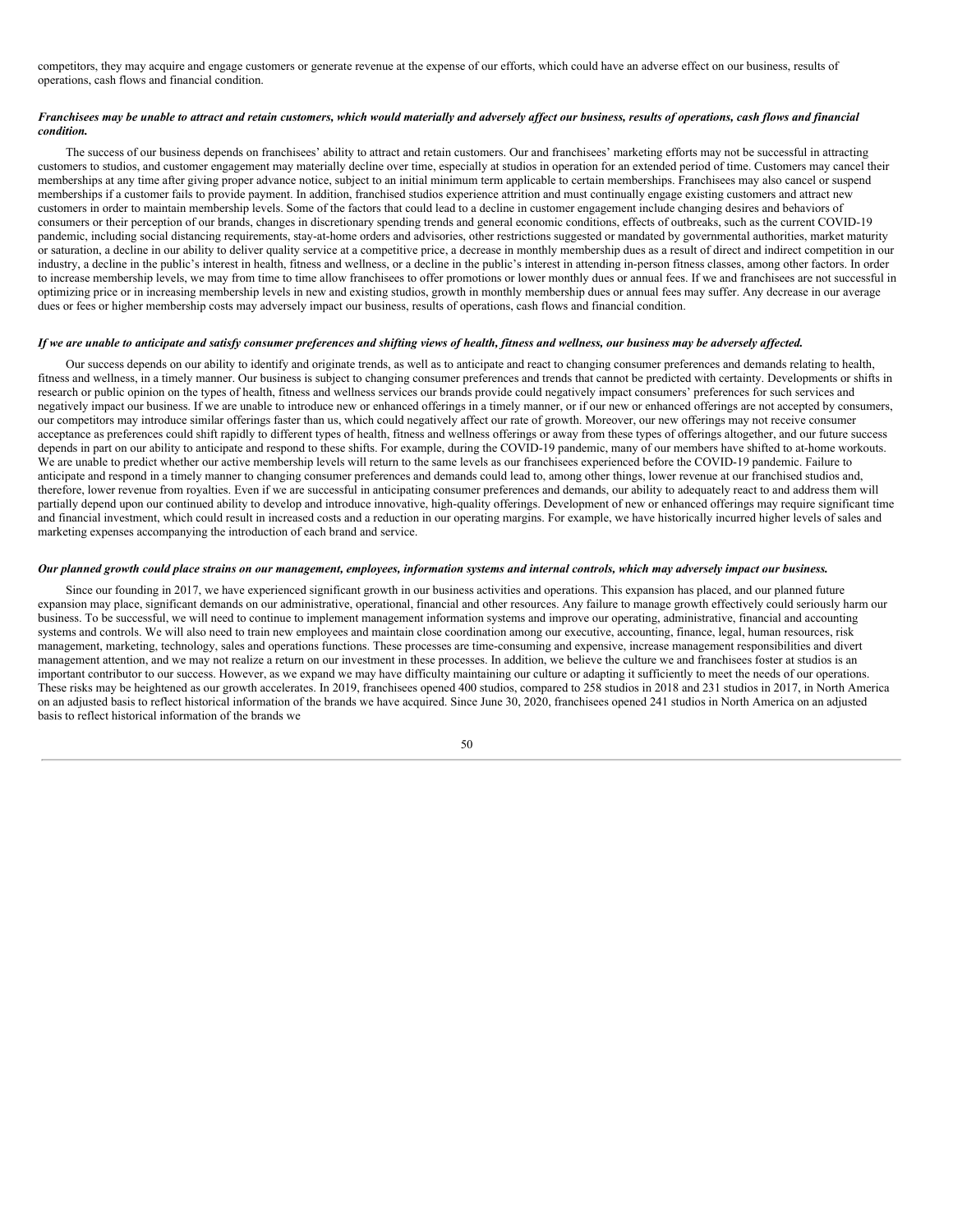competitors, they may acquire and engage customers or generate revenue at the expense of our efforts, which could have an adverse effect on our business, results of operations, cash flows and financial condition.

***Franchisees may be unable to attract and retain customers, which would materially and adversely affect our business, results of operations, cash flows and financial condition.***

The success of our business depends on franchisees' ability to attract and retain customers. Our and franchisees' marketing efforts may not be successful in attracting customers to studios, and customer engagement may materially decline over time, especially at studios in operation for an extended period of time. Customers may cancel their memberships at any time after giving proper advance notice, subject to an initial minimum term applicable to certain memberships. Franchisees may also cancel or suspend memberships if a customer fails to provide payment. In addition, franchised studios experience attrition and must continually engage existing customers and attract new customers in order to maintain membership levels. Some of the factors that could lead to a decline in customer engagement include changing desires and behaviors of consumers or their perception of our brands, changes in discretionary spending trends and general economic conditions, effects of outbreaks, such as the current COVID-19 pandemic, including social distancing requirements, stay-at-home orders and advisories, other restrictions suggested or mandated by governmental authorities, market maturity or saturation, a decline in our ability to deliver quality service at a competitive price, a decrease in monthly membership dues as a result of direct and indirect competition in our industry, a decline in the public's interest in health, fitness and wellness, or a decline in the public's interest in attending in-person fitness classes, among other factors. In order to increase membership levels, we may from time to time allow franchisees to offer promotions or lower monthly dues or annual fees. If we and franchisees are not successful in optimizing price or in increasing membership levels in new and existing studios, growth in monthly membership dues or annual fees may suffer. Any decrease in our average dues or fees or higher membership costs may adversely impact our business, results of operations, cash flows and financial condition.

***If we are unable to anticipate and satisfy consumer preferences and shifting views of health, fitness and wellness, our business may be adversely affected.***

Our success depends on our ability to identify and originate trends, as well as to anticipate and react to changing consumer preferences and demands relating to health, fitness and wellness, in a timely manner. Our business is subject to changing consumer preferences and trends that cannot be predicted with certainty. Developments or shifts in research or public opinion on the types of health, fitness and wellness services our brands provide could negatively impact consumers' preferences for such services and negatively impact our business. If we are unable to introduce new or enhanced offerings in a timely manner, or if our new or enhanced offerings are not accepted by consumers, our competitors may introduce similar offerings faster than us, which could negatively affect our rate of growth. Moreover, our new offerings may not receive consumer acceptance as preferences could shift rapidly to different types of health, fitness and wellness offerings or away from these types of offerings altogether, and our future success depends in part on our ability to anticipate and respond to these shifts. For example, during the COVID-19 pandemic, many of our members have shifted to at-home workouts. We are unable to predict whether our active membership levels will return to the same levels as our franchisees experienced before the COVID-19 pandemic. Failure to anticipate and respond in a timely manner to changing consumer preferences and demands could lead to, among other things, lower revenue at our franchised studios and, therefore, lower revenue from royalties. Even if we are successful in anticipating consumer preferences and demands, our ability to adequately react to and address them will partially depend upon our continued ability to develop and introduce innovative, high-quality offerings. Development of new or enhanced offerings may require significant time and financial investment, which could result in increased costs and a reduction in our operating margins. For example, we have historically incurred higher levels of sales and marketing expenses accompanying the introduction of each brand and service.

***Our planned growth could place strains on our management, employees, information systems and internal controls, which may adversely impact our business.***

Since our founding in 2017, we have experienced significant growth in our business activities and operations. This expansion has placed, and our planned future expansion may place, significant demands on our administrative, operational, financial and other resources. Any failure to manage growth effectively could seriously harm our business. To be successful, we will need to continue to implement management information systems and improve our operating, administrative, financial and accounting systems and controls. We will also need to train new employees and maintain close coordination among our executive, accounting, finance, legal, human resources, risk management, marketing, technology, sales and operations functions. These processes are time-consuming and expensive, increase management responsibilities and divert management attention, and we may not realize a return on our investment in these processes. In addition, we believe the culture we and franchisees foster at studios is an important contributor to our success. However, as we expand we may have difficulty maintaining our culture or adapting it sufficiently to meet the needs of our operations. These risks may be heightened as our growth accelerates. In 2019, franchisees opened 400 studios, compared to 258 studios in 2018 and 231 studios in 2017, in North America on an adjusted basis to reflect historical information of the brands we have acquired. Since June 30, 2020, franchisees opened 241 studios in North America on an adjusted basis to reflect historical information of the brands we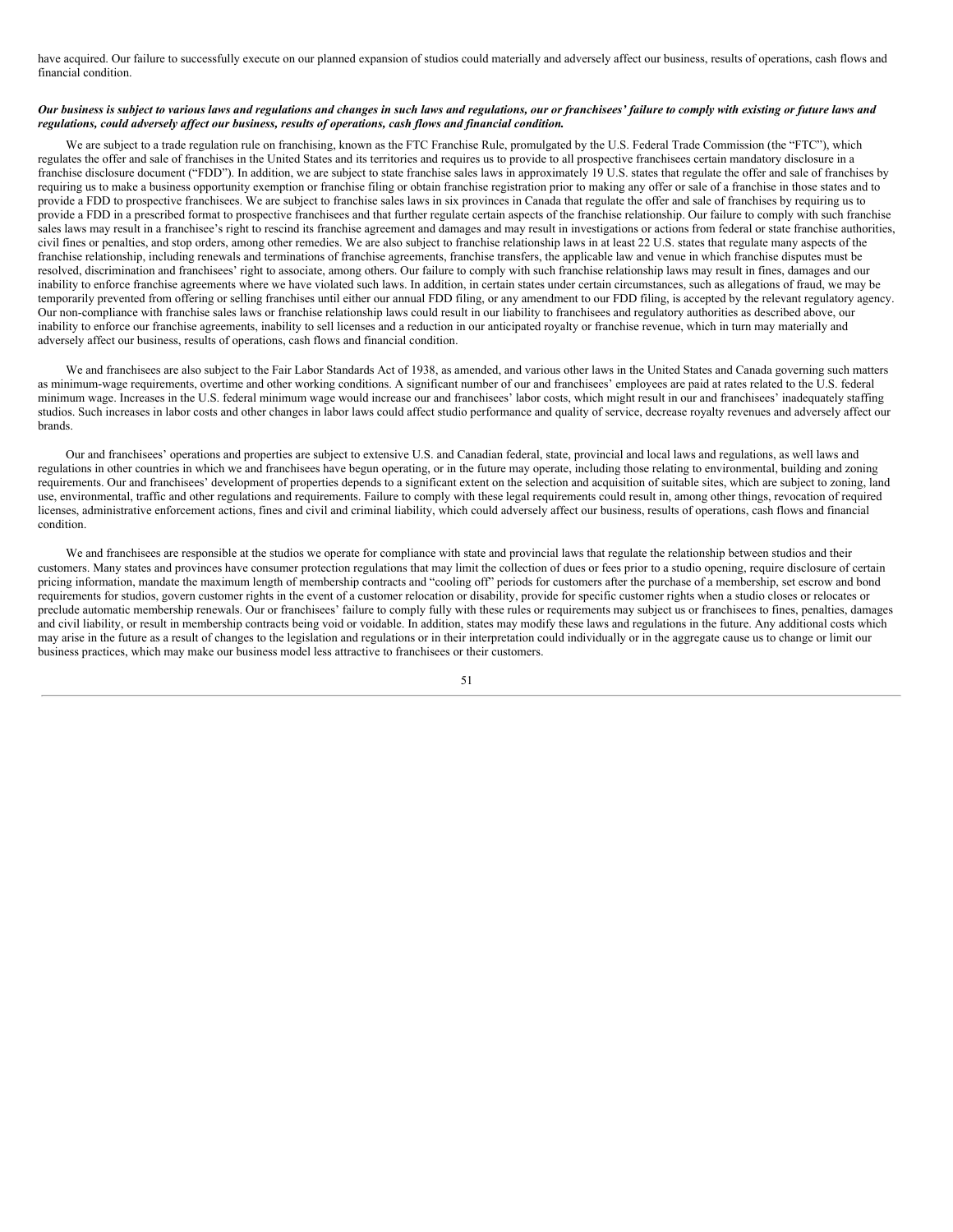have acquired. Our failure to successfully execute on our planned expansion of studios could materially and adversely affect our business, results of operations, cash flows and financial condition.

***Our business is subject to various laws and regulations and changes in such laws and regulations, our or franchisees' failure to comply with existing or future laws and regulations, could adversely affect our business, results of operations, cash flows and financial condition.***

We are subject to a trade regulation rule on franchising, known as the FTC Franchise Rule, promulgated by the U.S. Federal Trade Commission (the "FTC"), which regulates the offer and sale of franchises in the United States and its territories and requires us to provide to all prospective franchisees certain mandatory disclosure in a franchise disclosure document ("FDD"). In addition, we are subject to state franchise sales laws in approximately 19 U.S. states that regulate the offer and sale of franchises by requiring us to make a business opportunity exemption or franchise filing or obtain franchise registration prior to making any offer or sale of a franchise in those states and to provide a FDD to prospective franchisees. We are subject to franchise sales laws in six provinces in Canada that regulate the offer and sale of franchises by requiring us to provide a FDD in a prescribed format to prospective franchisees and that further regulate certain aspects of the franchise relationship. Our failure to comply with such franchise sales laws may result in a franchisee's right to rescind its franchise agreement and damages and may result in investigations or actions from federal or state franchise authorities, civil fines or penalties, and stop orders, among other remedies. We are also subject to franchise relationship laws in at least 22 U.S. states that regulate many aspects of the franchise relationship, including renewals and terminations of franchise agreements, franchise transfers, the applicable law and venue in which franchise disputes must be resolved, discrimination and franchisees' right to associate, among others. Our failure to comply with such franchise relationship laws may result in fines, damages and our inability to enforce franchise agreements where we have violated such laws. In addition, in certain states under certain circumstances, such as allegations of fraud, we may be temporarily prevented from offering or selling franchises until either our annual FDD filing, or any amendment to our FDD filing, is accepted by the relevant regulatory agency. Our non-compliance with franchise sales laws or franchise relationship laws could result in our liability to franchisees and regulatory authorities as described above, our inability to enforce our franchise agreements, inability to sell licenses and a reduction in our anticipated royalty or franchise revenue, which in turn may materially and adversely affect our business, results of operations, cash flows and financial condition.

We and franchisees are also subject to the Fair Labor Standards Act of 1938, as amended, and various other laws in the United States and Canada governing such matters as minimum-wage requirements, overtime and other working conditions. A significant number of our and franchisees' employees are paid at rates related to the U.S. federal minimum wage. Increases in the U.S. federal minimum wage would increase our and franchisees' labor costs, which might result in our and franchisees' inadequately staffing studios. Such increases in labor costs and other changes in labor laws could affect studio performance and quality of service, decrease royalty revenues and adversely affect our brands.

Our and franchisees' operations and properties are subject to extensive U.S. and Canadian federal, state, provincial and local laws and regulations, as well laws and regulations in other countries in which we and franchisees have begun operating, or in the future may operate, including those relating to environmental, building and zoning requirements. Our and franchisees' development of properties depends to a significant extent on the selection and acquisition of suitable sites, which are subject to zoning, land use, environmental, traffic and other regulations and requirements. Failure to comply with these legal requirements could result in, among other things, revocation of required licenses, administrative enforcement actions, fines and civil and criminal liability, which could adversely affect our business, results of operations, cash flows and financial condition.

We and franchisees are responsible at the studios we operate for compliance with state and provincial laws that regulate the relationship between studios and their customers. Many states and provinces have consumer protection regulations that may limit the collection of dues or fees prior to a studio opening, require disclosure of certain pricing information, mandate the maximum length of membership contracts and "cooling off" periods for customers after the purchase of a membership, set escrow and bond requirements for studios, govern customer rights in the event of a customer relocation or disability, provide for specific customer rights when a studio closes or relocates or preclude automatic membership renewals. Our or franchisees' failure to comply fully with these rules or requirements may subject us or franchisees to fines, penalties, damages and civil liability, or result in membership contracts being void or voidable. In addition, states may modify these laws and regulations in the future. Any additional costs which may arise in the future as a result of changes to the legislation and regulations or in their interpretation could individually or in the aggregate cause us to change or limit our business practices, which may make our business model less attractive to franchisees or their customers.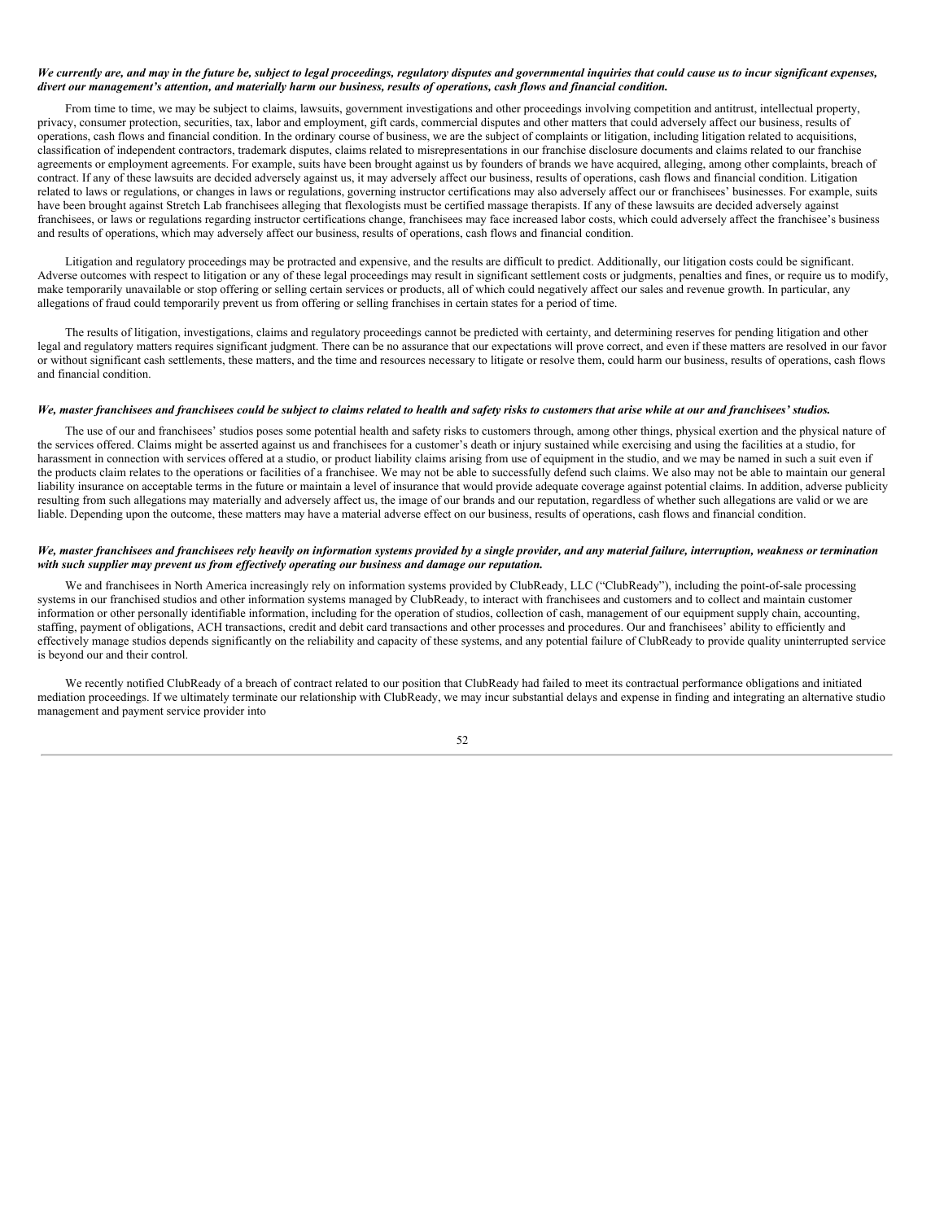***We currently are, and may in the future be, subject to legal proceedings, regulatory disputes and governmental inquiries that could cause us to incur significant expenses, divert our management's attention, and materially harm our business, results of operations, cash flows and financial condition.***

From time to time, we may be subject to claims, lawsuits, government investigations and other proceedings involving competition and antitrust, intellectual property, privacy, consumer protection, securities, tax, labor and employment, gift cards, commercial disputes and other matters that could adversely affect our business, results of operations, cash flows and financial condition. In the ordinary course of business, we are the subject of complaints or litigation, including litigation related to acquisitions, classification of independent contractors, trademark disputes, claims related to misrepresentations in our franchise disclosure documents and claims related to our franchise agreements or employment agreements. For example, suits have been brought against us by founders of brands we have acquired, alleging, among other complaints, breach of contract. If any of these lawsuits are decided adversely against us, it may adversely affect our business, results of operations, cash flows and financial condition. Litigation related to laws or regulations, or changes in laws or regulations, governing instructor certifications may also adversely affect our or franchisees' businesses. For example, suits have been brought against Stretch Lab franchisees alleging that flexologists must be certified massage therapists. If any of these lawsuits are decided adversely against franchisees, or laws or regulations regarding instructor certifications change, franchisees may face increased labor costs, which could adversely affect the franchisee's business and results of operations, which may adversely affect our business, results of operations, cash flows and financial condition.

Litigation and regulatory proceedings may be protracted and expensive, and the results are difficult to predict. Additionally, our litigation costs could be significant. Adverse outcomes with respect to litigation or any of these legal proceedings may result in significant settlement costs or judgments, penalties and fines, or require us to modify, make temporarily unavailable or stop offering or selling certain services or products, all of which could negatively affect our sales and revenue growth. In particular, any allegations of fraud could temporarily prevent us from offering or selling franchises in certain states for a period of time.

The results of litigation, investigations, claims and regulatory proceedings cannot be predicted with certainty, and determining reserves for pending litigation and other legal and regulatory matters requires significant judgment. There can be no assurance that our expectations will prove correct, and even if these matters are resolved in our favor or without significant cash settlements, these matters, and the time and resources necessary to litigate or resolve them, could harm our business, results of operations, cash flows and financial condition.

***We, master franchisees and franchisees could be subject to claims related to health and safety risks to customers that arise while at our and franchisees' studios.***

The use of our and franchisees' studios poses some potential health and safety risks to customers through, among other things, physical exertion and the physical nature of the services offered. Claims might be asserted against us and franchisees for a customer's death or injury sustained while exercising and using the facilities at a studio, for harassment in connection with services offered at a studio, or product liability claims arising from use of equipment in the studio, and we may be named in such a suit even if the products claim relates to the operations or facilities of a franchisee. We may not be able to successfully defend such claims. We also may not be able to maintain our general liability insurance on acceptable terms in the future or maintain a level of insurance that would provide adequate coverage against potential claims. In addition, adverse publicity resulting from such allegations may materially and adversely affect us, the image of our brands and our reputation, regardless of whether such allegations are valid or we are liable. Depending upon the outcome, these matters may have a material adverse effect on our business, results of operations, cash flows and financial condition.

***We, master franchisees and franchisees rely heavily on information systems provided by a single provider, and any material failure, interruption, weakness or termination with such supplier may prevent us from effectively operating our business and damage our reputation.***

We and franchisees in North America increasingly rely on information systems provided by ClubReady, LLC ("ClubReady"), including the point-of-sale processing systems in our franchised studios and other information systems managed by ClubReady, to interact with franchisees and customers and to collect and maintain customer information or other personally identifiable information, including for the operation of studios, collection of cash, management of our equipment supply chain, accounting, staffing, payment of obligations, ACH transactions, credit and debit card transactions and other processes and procedures. Our and franchisees' ability to efficiently and effectively manage studios depends significantly on the reliability and capacity of these systems, and any potential failure of ClubReady to provide quality uninterrupted service is beyond our and their control.

We recently notified ClubReady of a breach of contract related to our position that ClubReady had failed to meet its contractual performance obligations and initiated mediation proceedings. If we ultimately terminate our relationship with ClubReady, we may incur substantial delays and expense in finding and integrating an alternative studio management and payment service provider into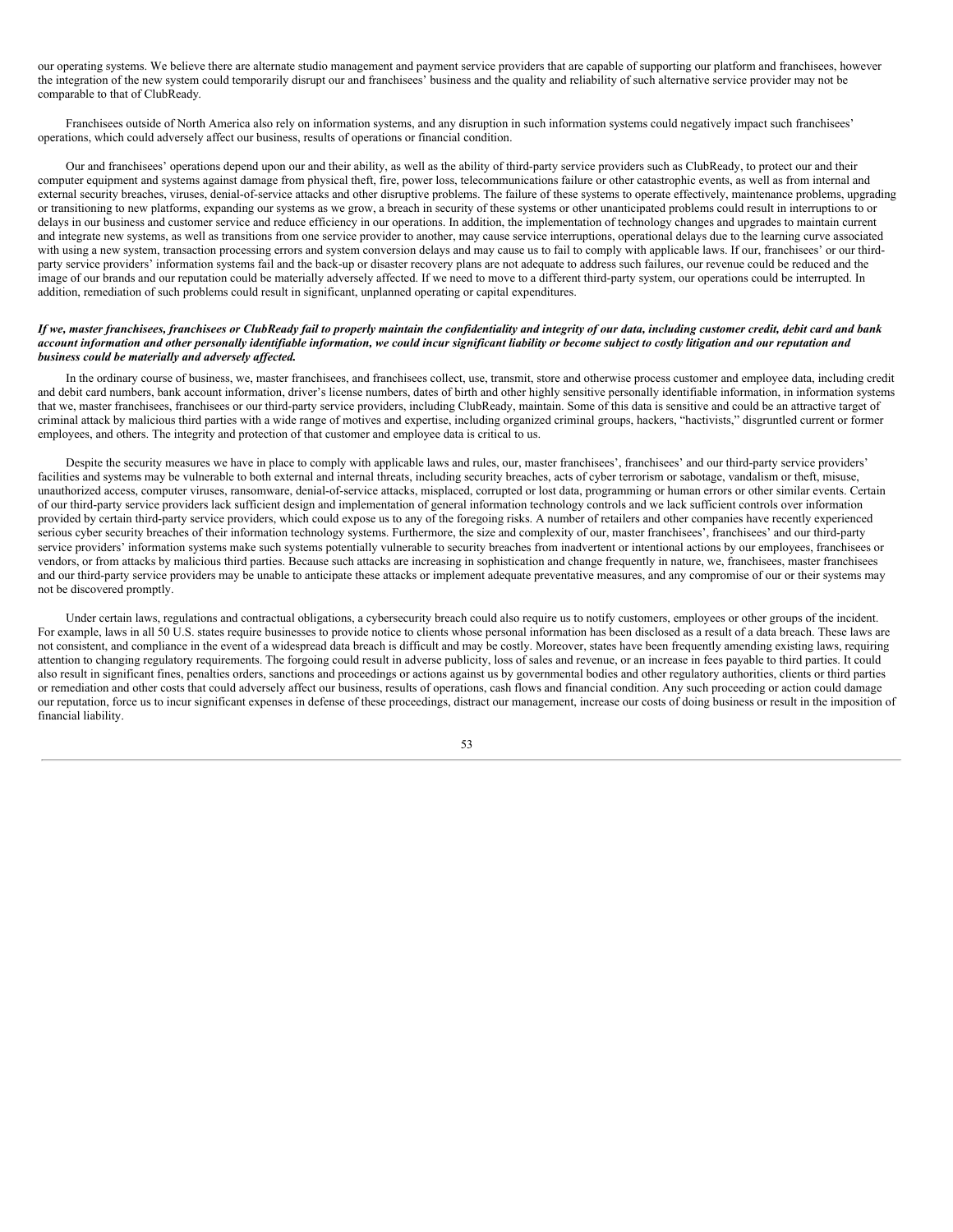our operating systems. We believe there are alternate studio management and payment service providers that are capable of supporting our platform and franchisees, however the integration of the new system could temporarily disrupt our and franchisees' business and the quality and reliability of such alternative service provider may not be comparable to that of ClubReady.

Franchisees outside of North America also rely on information systems, and any disruption in such information systems could negatively impact such franchisees' operations, which could adversely affect our business, results of operations or financial condition.

Our and franchisees' operations depend upon our and their ability, as well as the ability of third-party service providers such as ClubReady, to protect our and their computer equipment and systems against damage from physical theft, fire, power loss, telecommunications failure or other catastrophic events, as well as from internal and external security breaches, viruses, denial-of-service attacks and other disruptive problems. The failure of these systems to operate effectively, maintenance problems, upgrading or transitioning to new platforms, expanding our systems as we grow, a breach in security of these systems or other unanticipated problems could result in interruptions to or delays in our business and customer service and reduce efficiency in our operations. In addition, the implementation of technology changes and upgrades to maintain current and integrate new systems, as well as transitions from one service provider to another, may cause service interruptions, operational delays due to the learning curve associated with using a new system, transaction processing errors and system conversion delays and may cause us to fail to comply with applicable laws. If our, franchisees' or our third-party service providers' information systems fail and the back-up or disaster recovery plans are not adequate to address such failures, our revenue could be reduced and the image of our brands and our reputation could be materially adversely affected. If we need to move to a different third-party system, our operations could be interrupted. In addition, remediation of such problems could result in significant, unplanned operating or capital expenditures.

***If we, master franchisees, franchisees or ClubReady fail to properly maintain the confidentiality and integrity of our data, including customer credit, debit card and bank account information and other personally identifiable information, we could incur significant liability or become subject to costly litigation and our reputation and business could be materially and adversely affected.***

In the ordinary course of business, we, master franchisees, and franchisees collect, use, transmit, store and otherwise process customer and employee data, including credit and debit card numbers, bank account information, driver's license numbers, dates of birth and other highly sensitive personally identifiable information, in information systems that we, master franchisees, franchisees or our third-party service providers, including ClubReady, maintain. Some of this data is sensitive and could be an attractive target of criminal attack by malicious third parties with a wide range of motives and expertise, including organized criminal groups, hackers, "hactivists," disgruntled current or former employees, and others. The integrity and protection of that customer and employee data is critical to us.

Despite the security measures we have in place to comply with applicable laws and rules, our, master franchisees', franchisees' and our third-party service providers' facilities and systems may be vulnerable to both external and internal threats, including security breaches, acts of cyber terrorism or sabotage, vandalism or theft, misuse, unauthorized access, computer viruses, ransomware, denial-of-service attacks, misplaced, corrupted or lost data, programming or human errors or other similar events. Certain of our third-party service providers lack sufficient design and implementation of general information technology controls and we lack sufficient controls over information provided by certain third-party service providers, which could expose us to any of the foregoing risks. A number of retailers and other companies have recently experienced serious cyber security breaches of their information technology systems. Furthermore, the size and complexity of our, master franchisees', franchisees' and our third-party service providers' information systems make such systems potentially vulnerable to security breaches from inadvertent or intentional actions by our employees, franchisees or vendors, or from attacks by malicious third parties. Because such attacks are increasing in sophistication and change frequently in nature, we, franchisees, master franchisees and our third-party service providers may be unable to anticipate these attacks or implement adequate preventative measures, and any compromise of our or their systems may not be discovered promptly.

Under certain laws, regulations and contractual obligations, a cybersecurity breach could also require us to notify customers, employees or other groups of the incident. For example, laws in all 50 U.S. states require businesses to provide notice to clients whose personal information has been disclosed as a result of a data breach. These laws are not consistent, and compliance in the event of a widespread data breach is difficult and may be costly. Moreover, states have been frequently amending existing laws, requiring attention to changing regulatory requirements. The forgoing could result in adverse publicity, loss of sales and revenue, or an increase in fees payable to third parties. It could also result in significant fines, penalties orders, sanctions and proceedings or actions against us by governmental bodies and other regulatory authorities, clients or third parties or remediation and other costs that could adversely affect our business, results of operations, cash flows and financial condition. Any such proceeding or action could damage our reputation, force us to incur significant expenses in defense of these proceedings, distract our management, increase our costs of doing business or result in the imposition of financial liability.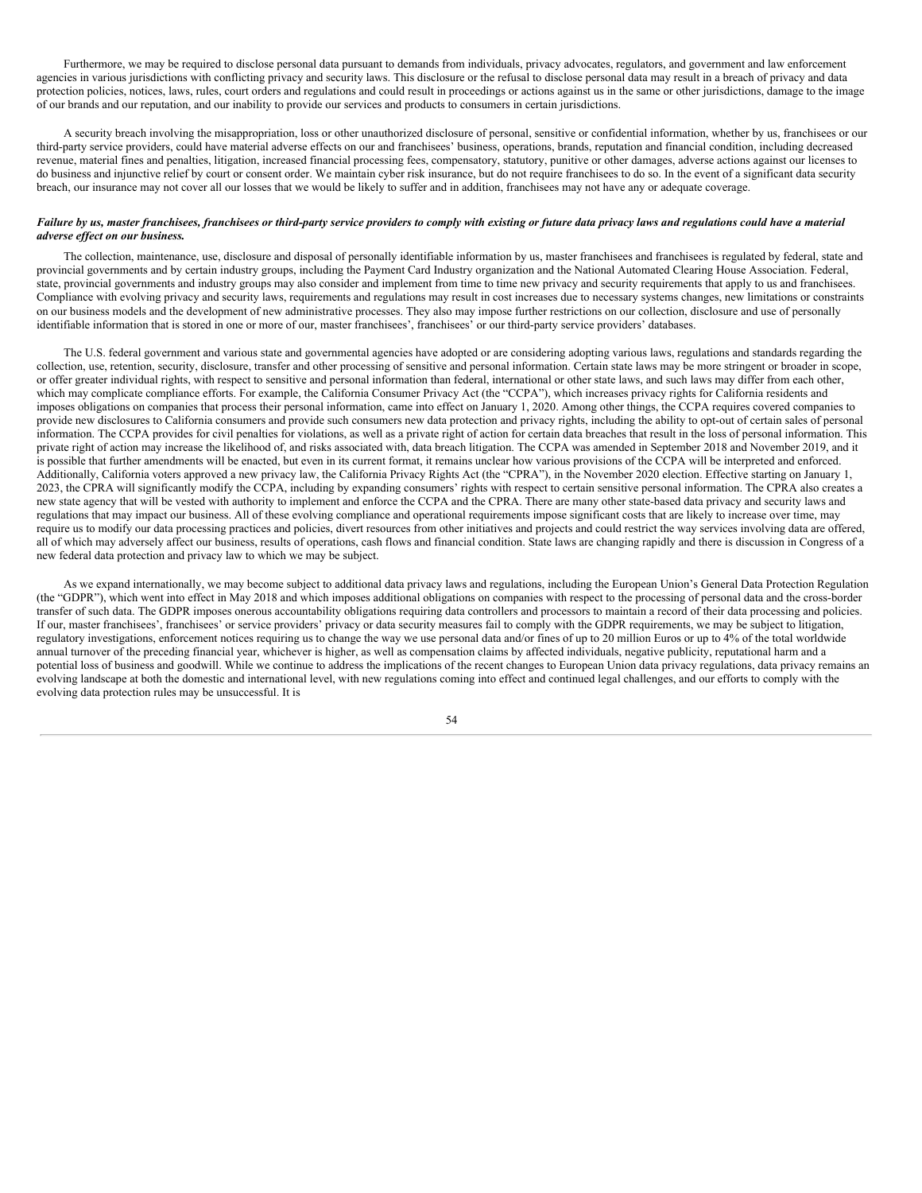Furthermore, we may be required to disclose personal data pursuant to demands from individuals, privacy advocates, regulators, and government and law enforcement agencies in various jurisdictions with conflicting privacy and security laws. This disclosure or the refusal to disclose personal data may result in a breach of privacy and data protection policies, notices, laws, rules, court orders and regulations and could result in proceedings or actions against us in the same or other jurisdictions, damage to the image of our brands and our reputation, and our inability to provide our services and products to consumers in certain jurisdictions.

A security breach involving the misappropriation, loss or other unauthorized disclosure of personal, sensitive or confidential information, whether by us, franchisees or our third-party service providers, could have material adverse effects on our and franchisees' business, operations, brands, reputation and financial condition, including decreased revenue, material fines and penalties, litigation, increased financial processing fees, compensatory, statutory, punitive or other damages, adverse actions against our licenses to do business and injunctive relief by court or consent order. We maintain cyber risk insurance, but do not require franchisees to do so. In the event of a significant data security breach, our insurance may not cover all our losses that we would be likely to suffer and in addition, franchisees may not have any or adequate coverage.

***Failure by us, master franchisees, franchisees or third-party service providers to comply with existing or future data privacy laws and regulations could have a material adverse effect on our business.***

The collection, maintenance, use, disclosure and disposal of personally identifiable information by us, master franchisees and franchisees is regulated by federal, state and provincial governments and by certain industry groups, including the Payment Card Industry organization and the National Automated Clearing House Association. Federal, state, provincial governments and industry groups may also consider and implement from time to time new privacy and security requirements that apply to us and franchisees. Compliance with evolving privacy and security laws, requirements and regulations may result in cost increases due to necessary systems changes, new limitations or constraints on our business models and the development of new administrative processes. They also may impose further restrictions on our collection, disclosure and use of personally identifiable information that is stored in one or more of our, master franchisees', franchisees' or our third-party service providers' databases.

The U.S. federal government and various state and governmental agencies have adopted or are considering adopting various laws, regulations and standards regarding the collection, use, retention, security, disclosure, transfer and other processing of sensitive and personal information. Certain state laws may be more stringent or broader in scope, or offer greater individual rights, with respect to sensitive and personal information than federal, international or other state laws, and such laws may differ from each other, which may complicate compliance efforts. For example, the California Consumer Privacy Act (the "CCPA"), which increases privacy rights for California residents and imposes obligations on companies that process their personal information, came into effect on January 1, 2020. Among other things, the CCPA requires covered companies to provide new disclosures to California consumers and provide such consumers new data protection and privacy rights, including the ability to opt-out of certain sales of personal information. The CCPA provides for civil penalties for violations, as well as a private right of action for certain data breaches that result in the loss of personal information. This private right of action may increase the likelihood of, and risks associated with, data breach litigation. The CCPA was amended in September 2018 and November 2019, and it is possible that further amendments will be enacted, but even in its current format, it remains unclear how various provisions of the CCPA will be interpreted and enforced. Additionally, California voters approved a new privacy law, the California Privacy Rights Act (the "CPRA"), in the November 2020 election. Effective starting on January 1, 2023, the CPRA will significantly modify the CCPA, including by expanding consumers' rights with respect to certain sensitive personal information. The CPRA also creates a new state agency that will be vested with authority to implement and enforce the CCPA and the CPRA. There are many other state-based data privacy and security laws and regulations that may impact our business. All of these evolving compliance and operational requirements impose significant costs that are likely to increase over time, may require us to modify our data processing practices and policies, divert resources from other initiatives and projects and could restrict the way services involving data are offered, all of which may adversely affect our business, results of operations, cash flows and financial condition. State laws are changing rapidly and there is discussion in Congress of a new federal data protection and privacy law to which we may be subject.

As we expand internationally, we may become subject to additional data privacy laws and regulations, including the European Union's General Data Protection Regulation (the "GDPR"), which went into effect in May 2018 and which imposes additional obligations on companies with respect to the processing of personal data and the cross-border transfer of such data. The GDPR imposes onerous accountability obligations requiring data controllers and processors to maintain a record of their data processing and policies. If our, master franchisees', franchisees' or service providers' privacy or data security measures fail to comply with the GDPR requirements, we may be subject to litigation, regulatory investigations, enforcement notices requiring us to change the way we use personal data and/or fines of up to 20 million Euros or up to 4% of the total worldwide annual turnover of the preceding financial year, whichever is higher, as well as compensation claims by affected individuals, negative publicity, reputational harm and a potential loss of business and goodwill. While we continue to address the implications of the recent changes to European Union data privacy regulations, data privacy remains an evolving landscape at both the domestic and international level, with new regulations coming into effect and continued legal challenges, and our efforts to comply with the evolving data protection rules may be unsuccessful. It is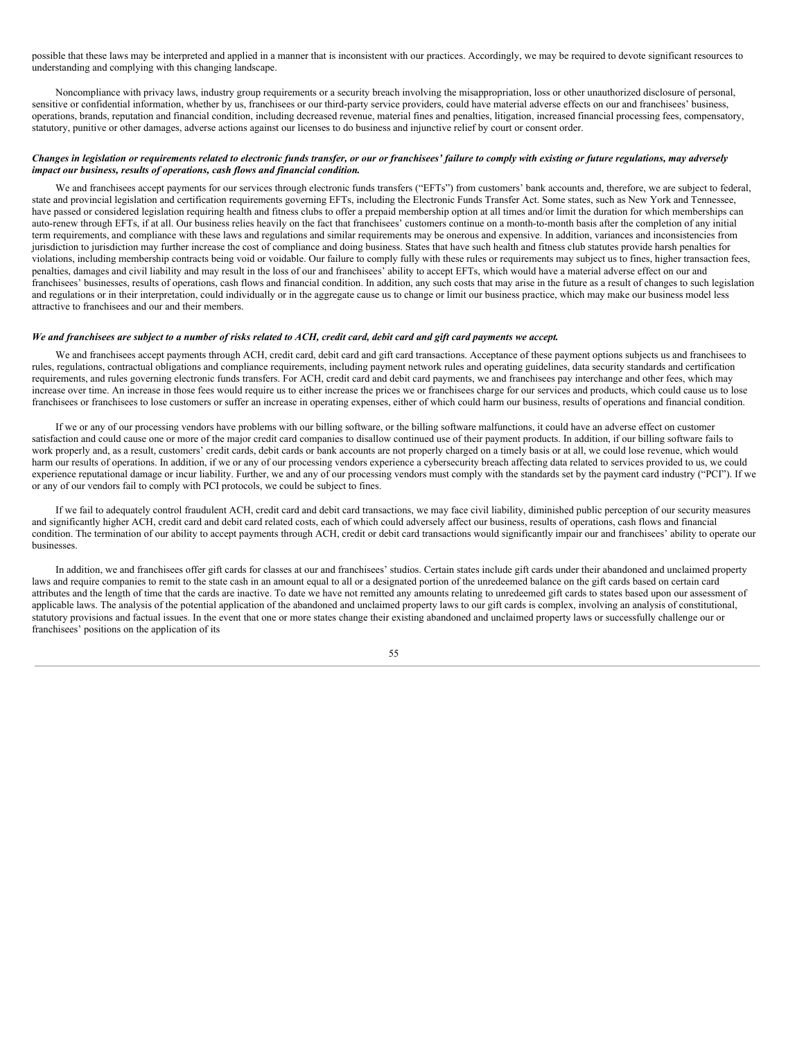possible that these laws may be interpreted and applied in a manner that is inconsistent with our practices. Accordingly, we may be required to devote significant resources to understanding and complying with this changing landscape.

Noncompliance with privacy laws, industry group requirements or a security breach involving the misappropriation, loss or other unauthorized disclosure of personal, sensitive or confidential information, whether by us, franchisees or our third-party service providers, could have material adverse effects on our and franchisees' business, operations, brands, reputation and financial condition, including decreased revenue, material fines and penalties, litigation, increased financial processing fees, compensatory, statutory, punitive or other damages, adverse actions against our licenses to do business and injunctive relief by court or consent order.

***Changes in legislation or requirements related to electronic funds transfer, or our or franchisees' failure to comply with existing or future regulations, may adversely impact our business, results of operations, cash flows and financial condition.***

We and franchisees accept payments for our services through electronic funds transfers ("EFTs") from customers' bank accounts and, therefore, we are subject to federal, state and provincial legislation and certification requirements governing EFTs, including the Electronic Funds Transfer Act. Some states, such as New York and Tennessee, have passed or considered legislation requiring health and fitness clubs to offer a prepaid membership option at all times and/or limit the duration for which memberships can auto-renew through EFTs, if at all. Our business relies heavily on the fact that franchisees' customers continue on a month-to-month basis after the completion of any initial term requirements, and compliance with these laws and regulations and similar requirements may be onerous and expensive. In addition, variances and inconsistencies from jurisdiction to jurisdiction may further increase the cost of compliance and doing business. States that have such health and fitness club statutes provide harsh penalties for violations, including membership contracts being void or voidable. Our failure to comply fully with these rules or requirements may subject us to fines, higher transaction fees, penalties, damages and civil liability and may result in the loss of our and franchisees' ability to accept EFTs, which would have a material adverse effect on our and franchisees' businesses, results of operations, cash flows and financial condition. In addition, any such costs that may arise in the future as a result of changes to such legislation and regulations or in their interpretation, could individually or in the aggregate cause us to change or limit our business practice, which may make our business model less attractive to franchisees and our and their members.

***We and franchisees are subject to a number of risks related to ACH, credit card, debit card and gift card payments we accept.***

We and franchisees accept payments through ACH, credit card, debit card and gift card transactions. Acceptance of these payment options subjects us and franchisees to rules, regulations, contractual obligations and compliance requirements, including payment network rules and operating guidelines, data security standards and certification requirements, and rules governing electronic funds transfers. For ACH, credit card and debit card payments, we and franchisees pay interchange and other fees, which may increase over time. An increase in those fees would require us to either increase the prices we or franchisees charge for our services and products, which could cause us to lose franchisees or franchisees to lose customers or suffer an increase in operating expenses, either of which could harm our business, results of operations and financial condition.

If we or any of our processing vendors have problems with our billing software, or the billing software malfunctions, it could have an adverse effect on customer satisfaction and could cause one or more of the major credit card companies to disallow continued use of their payment products. In addition, if our billing software fails to work properly and, as a result, customers' credit cards, debit cards or bank accounts are not properly charged on a timely basis or at all, we could lose revenue, which would harm our results of operations. In addition, if we or any of our processing vendors experience a cybersecurity breach affecting data related to services provided to us, we could experience reputational damage or incur liability. Further, we and any of our processing vendors must comply with the standards set by the payment card industry ("PCI"). If we or any of our vendors fail to comply with PCI protocols, we could be subject to fines.

If we fail to adequately control fraudulent ACH, credit card and debit card transactions, we may face civil liability, diminished public perception of our security measures and significantly higher ACH, credit card and debit card related costs, each of which could adversely affect our business, results of operations, cash flows and financial condition. The termination of our ability to accept payments through ACH, credit or debit card transactions would significantly impair our and franchisees' ability to operate our businesses.

In addition, we and franchisees offer gift cards for classes at our and franchisees' studios. Certain states include gift cards under their abandoned and unclaimed property laws and require companies to remit to the state cash in an amount equal to all or a designated portion of the unredeemed balance on the gift cards based on certain card attributes and the length of time that the cards are inactive. To date we have not remitted any amounts relating to unredeemed gift cards to states based upon our assessment of applicable laws. The analysis of the potential application of the abandoned and unclaimed property laws to our gift cards is complex, involving an analysis of constitutional, statutory provisions and factual issues. In the event that one or more states change their existing abandoned and unclaimed property laws or successfully challenge our or franchisees' positions on the application of its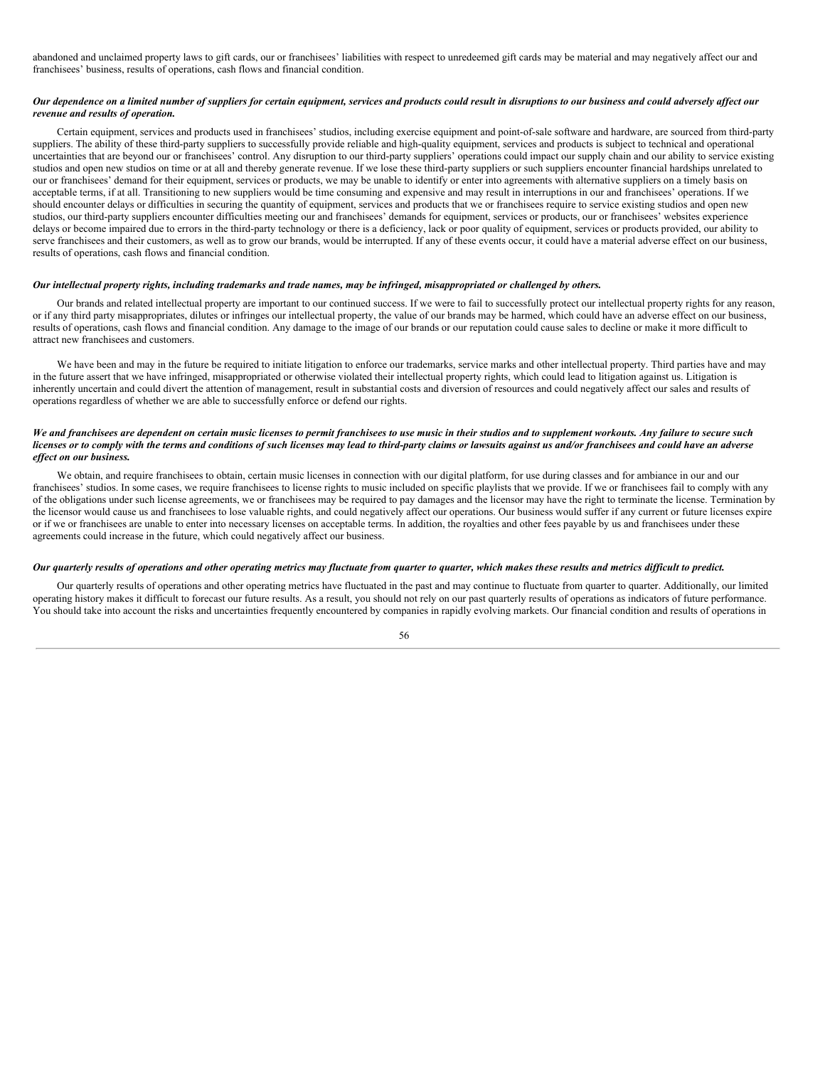abandoned and unclaimed property laws to gift cards, our or franchisees' liabilities with respect to unredeemed gift cards may be material and may negatively affect our and franchisees' business, results of operations, cash flows and financial condition.

***Our dependence on a limited number of suppliers for certain equipment, services and products could result in disruptions to our business and could adversely affect our revenue and results of operation.***

Certain equipment, services and products used in franchisees' studios, including exercise equipment and point-of-sale software and hardware, are sourced from third-party suppliers. The ability of these third-party suppliers to successfully provide reliable and high-quality equipment, services and products is subject to technical and operational uncertainties that are beyond our or franchisees' control. Any disruption to our third-party suppliers' operations could impact our supply chain and our ability to service existing studios and open new studios on time or at all and thereby generate revenue. If we lose these third-party suppliers or such suppliers encounter financial hardships unrelated to our or franchisees' demand for their equipment, services or products, we may be unable to identify or enter into agreements with alternative suppliers on a timely basis on acceptable terms, if at all. Transitioning to new suppliers would be time consuming and expensive and may result in interruptions in our and franchisees' operations. If we should encounter delays or difficulties in securing the quantity of equipment, services and products that we or franchisees require to service existing studios and open new studios, our third-party suppliers encounter difficulties meeting our and franchisees' demands for equipment, services or products, our or franchisees' websites experience delays or become impaired due to errors in the third-party technology or there is a deficiency, lack or poor quality of equipment, services or products provided, our ability to serve franchisees and their customers, as well as to grow our brands, would be interrupted. If any of these events occur, it could have a material adverse effect on our business, results of operations, cash flows and financial condition.

***Our intellectual property rights, including trademarks and trade names, may be infringed, misappropriated or challenged by others.***

Our brands and related intellectual property are important to our continued success. If we were to fail to successfully protect our intellectual property rights for any reason, or if any third party misappropriates, dilutes or infringes our intellectual property, the value of our brands may be harmed, which could have an adverse effect on our business, results of operations, cash flows and financial condition. Any damage to the image of our brands or our reputation could cause sales to decline or make it more difficult to attract new franchisees and customers.

We have been and may in the future be required to initiate litigation to enforce our trademarks, service marks and other intellectual property. Third parties have and may in the future assert that we have infringed, misappropriated or otherwise violated their intellectual property rights, which could lead to litigation against us. Litigation is inherently uncertain and could divert the attention of management, result in substantial costs and diversion of resources and could negatively affect our sales and results of operations regardless of whether we are able to successfully enforce or defend our rights.

***We and franchisees are dependent on certain music licenses to permit franchisees to use music in their studios and to supplement workouts. Any failure to secure such licenses or to comply with the terms and conditions of such licenses may lead to third-party claims or lawsuits against us and/or franchisees and could have an adverse effect on our business.***

We obtain, and require franchisees to obtain, certain music licenses in connection with our digital platform, for use during classes and for ambiance in our and our franchisees' studios. In some cases, we require franchisees to license rights to music included on specific playlists that we provide. If we or franchisees fail to comply with any of the obligations under such license agreements, we or franchisees may be required to pay damages and the licensor may have the right to terminate the license. Termination by the licensor would cause us and franchisees to lose valuable rights, and could negatively affect our operations. Our business would suffer if any current or future licenses expire or if we or franchisees are unable to enter into necessary licenses on acceptable terms. In addition, the royalties and other fees payable by us and franchisees under these agreements could increase in the future, which could negatively affect our business.

***Our quarterly results of operations and other operating metrics may fluctuate from quarter to quarter, which makes these results and metrics difficult to predict.***

Our quarterly results of operations and other operating metrics have fluctuated in the past and may continue to fluctuate from quarter to quarter. Additionally, our limited operating history makes it difficult to forecast our future results. As a result, you should not rely on our past quarterly results of operations as indicators of future performance. You should take into account the risks and uncertainties frequently encountered by companies in rapidly evolving markets. Our financial condition and results of operations in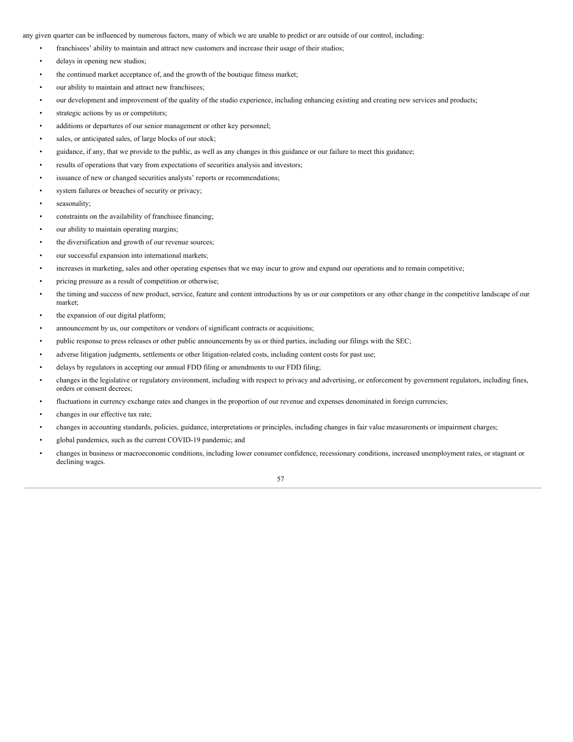any given quarter can be influenced by numerous factors, many of which we are unable to predict or are outside of our control, including:

- franchisees' ability to maintain and attract new customers and increase their usage of their studios;
- delays in opening new studios;
- the continued market acceptance of, and the growth of the boutique fitness market;
- our ability to maintain and attract new franchisees;
- our development and improvement of the quality of the studio experience, including enhancing existing and creating new services and products;
- strategic actions by us or competitors;
- additions or departures of our senior management or other key personnel;
- sales, or anticipated sales, of large blocks of our stock;
- guidance, if any, that we provide to the public, as well as any changes in this guidance or our failure to meet this guidance;
- results of operations that vary from expectations of securities analysis and investors;
- issuance of new or changed securities analysts' reports or recommendations;
- system failures or breaches of security or privacy;
- seasonality;
- constraints on the availability of franchisee financing;
- our ability to maintain operating margins;
- the diversification and growth of our revenue sources;
- our successful expansion into international markets;
- increases in marketing, sales and other operating expenses that we may incur to grow and expand our operations and to remain competitive;
- pricing pressure as a result of competition or otherwise;
- the timing and success of new product, service, feature and content introductions by us or our competitors or any other change in the competitive landscape of our market;
- the expansion of our digital platform;
- announcement by us, our competitors or vendors of significant contracts or acquisitions;
- public response to press releases or other public announcements by us or third parties, including our filings with the SEC;
- adverse litigation judgments, settlements or other litigation-related costs, including content costs for past use;
- delays by regulators in accepting our annual FDD filing or amendments to our FDD filing;
- changes in the legislative or regulatory environment, including with respect to privacy and advertising, or enforcement by government regulators, including fines, orders or consent decrees;
- fluctuations in currency exchange rates and changes in the proportion of our revenue and expenses denominated in foreign currencies;
- changes in our effective tax rate;
- changes in accounting standards, policies, guidance, interpretations or principles, including changes in fair value measurements or impairment charges;
- global pandemics, such as the current COVID-19 pandemic; and
- changes in business or macroeconomic conditions, including lower consumer confidence, recessionary conditions, increased unemployment rates, or stagnant or declining wages.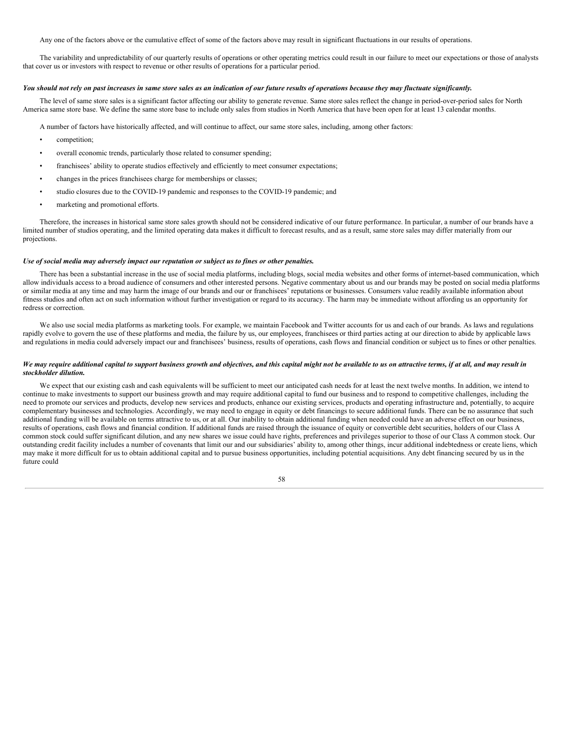Any one of the factors above or the cumulative effect of some of the factors above may result in significant fluctuations in our results of operations.

The variability and unpredictability of our quarterly results of operations or other operating metrics could result in our failure to meet our expectations or those of analysts that cover us or investors with respect to revenue or other results of operations for a particular period.

***You should not rely on past increases in same store sales as an indication of our future results of operations because they may fluctuate significantly.***

The level of same store sales is a significant factor affecting our ability to generate revenue. Same store sales reflect the change in period-over-period sales for North America same store base. We define the same store base to include only sales from studios in North America that have been open for at least 13 calendar months.

A number of factors have historically affected, and will continue to affect, our same store sales, including, among other factors:

- competition;
- overall economic trends, particularly those related to consumer spending;
- franchisees' ability to operate studios effectively and efficiently to meet consumer expectations;
- changes in the prices franchisees charge for memberships or classes;
- studio closures due to the COVID-19 pandemic and responses to the COVID-19 pandemic; and
- marketing and promotional efforts.

Therefore, the increases in historical same store sales growth should not be considered indicative of our future performance. In particular, a number of our brands have a limited number of studios operating, and the limited operating data makes it difficult to forecast results, and as a result, same store sales may differ materially from our projections.

***Use of social media may adversely impact our reputation or subject us to fines or other penalties.***

There has been a substantial increase in the use of social media platforms, including blogs, social media websites and other forms of internet-based communication, which allow individuals access to a broad audience of consumers and other interested persons. Negative commentary about us and our brands may be posted on social media platforms or similar media at any time and may harm the image of our brands and our or franchisees' reputations or businesses. Consumers value readily available information about fitness studios and often act on such information without further investigation or regard to its accuracy. The harm may be immediate without affording us an opportunity for redress or correction.

We also use social media platforms as marketing tools. For example, we maintain Facebook and Twitter accounts for us and each of our brands. As laws and regulations rapidly evolve to govern the use of these platforms and media, the failure by us, our employees, franchisees or third parties acting at our direction to abide by applicable laws and regulations in media could adversely impact our and franchisees' business, results of operations, cash flows and financial condition or subject us to fines or other penalties.

***We may require additional capital to support business growth and objectives, and this capital might not be available to us on attractive terms, if at all, and may result in stockholder dilution.***

We expect that our existing cash and cash equivalents will be sufficient to meet our anticipated cash needs for at least the next twelve months. In addition, we intend to continue to make investments to support our business growth and may require additional capital to fund our business and to respond to competitive challenges, including the need to promote our services and products, develop new services and products, enhance our existing services, products and operating infrastructure and, potentially, to acquire complementary businesses and technologies. Accordingly, we may need to engage in equity or debt financings to secure additional funds. There can be no assurance that such additional funding will be available on terms attractive to us, or at all. Our inability to obtain additional funding when needed could have an adverse effect on our business, results of operations, cash flows and financial condition. If additional funds are raised through the issuance of equity or convertible debt securities, holders of our Class A common stock could suffer significant dilution, and any new shares we issue could have rights, preferences and privileges superior to those of our Class A common stock. Our outstanding credit facility includes a number of covenants that limit our and our subsidiaries' ability to, among other things, incur additional indebtedness or create liens, which may make it more difficult for us to obtain additional capital and to pursue business opportunities, including potential acquisitions. Any debt financing secured by us in the future could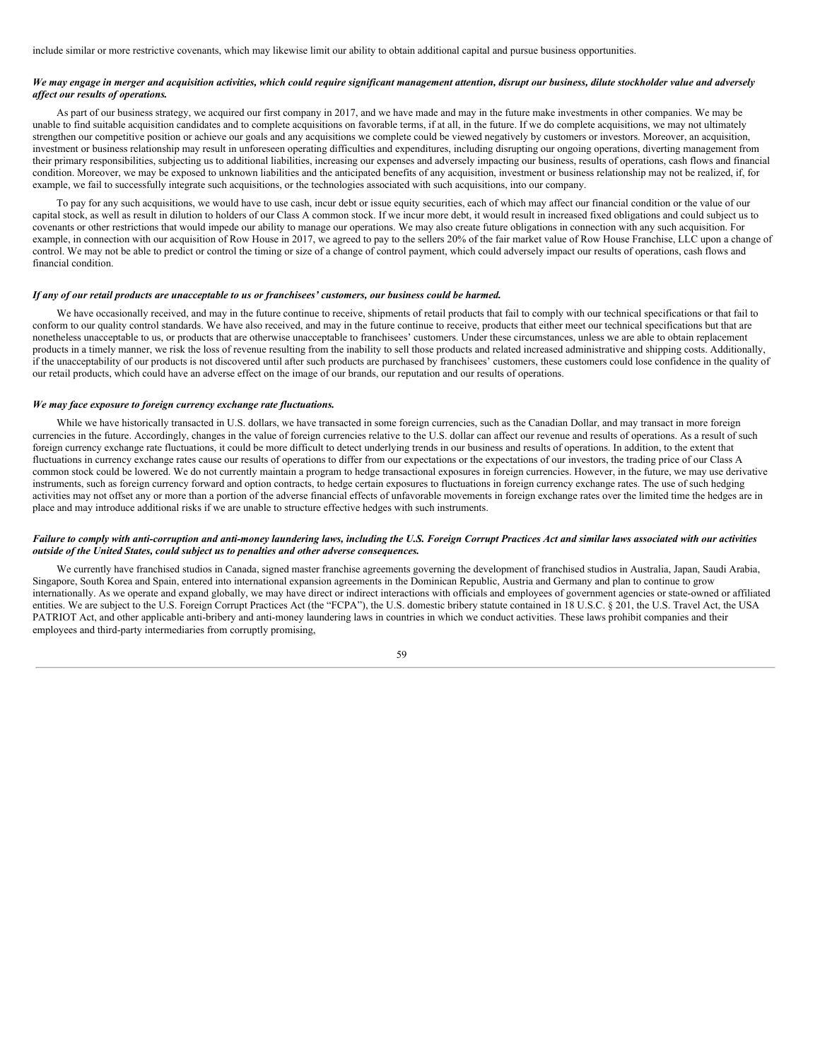include similar or more restrictive covenants, which may likewise limit our ability to obtain additional capital and pursue business opportunities.

***We may engage in merger and acquisition activities, which could require significant management attention, disrupt our business, dilute stockholder value and adversely affect our results of operations.***

As part of our business strategy, we acquired our first company in 2017, and we have made and may in the future make investments in other companies. We may be unable to find suitable acquisition candidates and to complete acquisitions on favorable terms, if at all, in the future. If we do complete acquisitions, we may not ultimately strengthen our competitive position or achieve our goals and any acquisitions we complete could be viewed negatively by customers or investors. Moreover, an acquisition, investment or business relationship may result in unforeseen operating difficulties and expenditures, including disrupting our ongoing operations, diverting management from their primary responsibilities, subjecting us to additional liabilities, increasing our expenses and adversely impacting our business, results of operations, cash flows and financial condition. Moreover, we may be exposed to unknown liabilities and the anticipated benefits of any acquisition, investment or business relationship may not be realized, if, for example, we fail to successfully integrate such acquisitions, or the technologies associated with such acquisitions, into our company.

To pay for any such acquisitions, we would have to use cash, incur debt or issue equity securities, each of which may affect our financial condition or the value of our capital stock, as well as result in dilution to holders of our Class A common stock. If we incur more debt, it would result in increased fixed obligations and could subject us to covenants or other restrictions that would impede our ability to manage our operations. We may also create future obligations in connection with any such acquisition. For example, in connection with our acquisition of Row House in 2017, we agreed to pay to the sellers 20% of the fair market value of Row House Franchise, LLC upon a change of control. We may not be able to predict or control the timing or size of a change of control payment, which could adversely impact our results of operations, cash flows and financial condition.

***If any of our retail products are unacceptable to us or franchisees' customers, our business could be harmed.***

We have occasionally received, and may in the future continue to receive, shipments of retail products that fail to comply with our technical specifications or that fail to conform to our quality control standards. We have also received, and may in the future continue to receive, products that either meet our technical specifications but that are nonetheless unacceptable to us, or products that are otherwise unacceptable to franchisees' customers. Under these circumstances, unless we are able to obtain replacement products in a timely manner, we risk the loss of revenue resulting from the inability to sell those products and related increased administrative and shipping costs. Additionally, if the unacceptability of our products is not discovered until after such products are purchased by franchisees' customers, these customers could lose confidence in the quality of our retail products, which could have an adverse effect on the image of our brands, our reputation and our results of operations.

***We may face exposure to foreign currency exchange rate fluctuations.***

While we have historically transacted in U.S. dollars, we have transacted in some foreign currencies, such as the Canadian Dollar, and may transact in more foreign currencies in the future. Accordingly, changes in the value of foreign currencies relative to the U.S. dollar can affect our revenue and results of operations. As a result of such foreign currency exchange rate fluctuations, it could be more difficult to detect underlying trends in our business and results of operations. In addition, to the extent that fluctuations in currency exchange rates cause our results of operations to differ from our expectations or the expectations of our investors, the trading price of our Class A common stock could be lowered. We do not currently maintain a program to hedge transactional exposures in foreign currencies. However, in the future, we may use derivative instruments, such as foreign currency forward and option contracts, to hedge certain exposures to fluctuations in foreign currency exchange rates. The use of such hedging activities may not offset any or more than a portion of the adverse financial effects of unfavorable movements in foreign exchange rates over the limited time the hedges are in place and may introduce additional risks if we are unable to structure effective hedges with such instruments.

***Failure to comply with anti-corruption and anti-money laundering laws, including the U.S. Foreign Corrupt Practices Act and similar laws associated with our activities outside of the United States, could subject us to penalties and other adverse consequences.***

We currently have franchised studios in Canada, signed master franchise agreements governing the development of franchised studios in Australia, Japan, Saudi Arabia, Singapore, South Korea and Spain, entered into international expansion agreements in the Dominican Republic, Austria and Germany and plan to continue to grow internationally. As we operate and expand globally, we may have direct or indirect interactions with officials and employees of government agencies or state-owned or affiliated entities. We are subject to the U.S. Foreign Corrupt Practices Act (the "FCPA"), the U.S. domestic bribery statute contained in 18 U.S.C. § 201, the U.S. Travel Act, the USA PATRIOT Act, and other applicable anti-bribery and anti-money laundering laws in countries in which we conduct activities. These laws prohibit companies and their employees and third-party intermediaries from corruptly promising,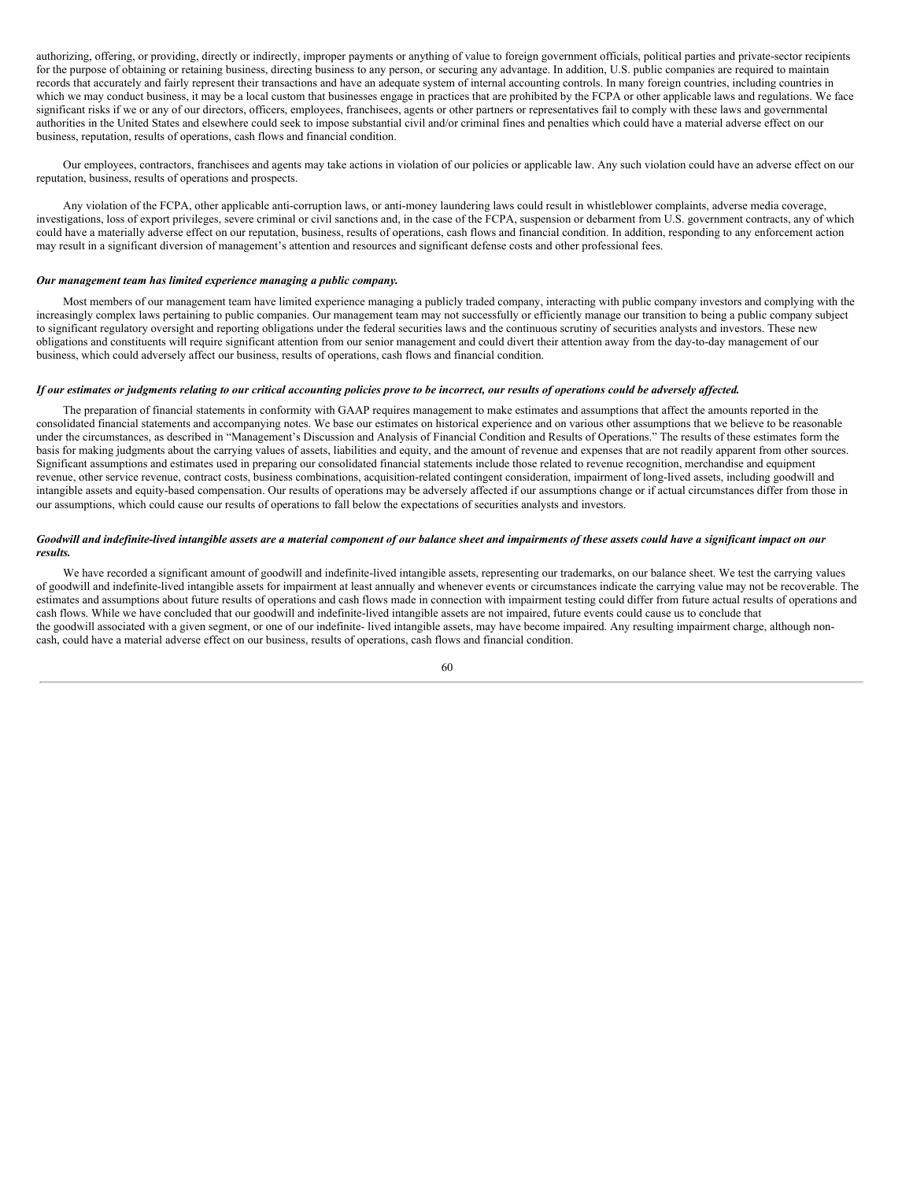authorizing, offering, or providing, directly or indirectly, improper payments or anything of value to foreign government officials, political parties and private-sector recipients for the purpose of obtaining or retaining business, directing business to any person, or securing any advantage. In addition, U.S. public companies are required to maintain records that accurately and fairly represent their transactions and have an adequate system of internal accounting controls. In many foreign countries, including countries in which we may conduct business, it may be a local custom that businesses engage in practices that are prohibited by the FCPA or other applicable laws and regulations. We face significant risks if we or any of our directors, officers, employees, franchisees, agents or other partners or representatives fail to comply with these laws and governmental authorities in the United States and elsewhere could seek to impose substantial civil and/or criminal fines and penalties which could have a material adverse effect on our business, reputation, results of operations, cash flows and financial condition.

Our employees, contractors, franchisees and agents may take actions in violation of our policies or applicable law. Any such violation could have an adverse effect on our reputation, business, results of operations and prospects.

Any violation of the FCPA, other applicable anti-corruption laws, or anti-money laundering laws could result in whistleblower complaints, adverse media coverage, investigations, loss of export privileges, severe criminal or civil sanctions and, in the case of the FCPA, suspension or debarment from U.S. government contracts, any of which could have a materially adverse effect on our reputation, business, results of operations, cash flows and financial condition. In addition, responding to any enforcement action may result in a significant diversion of management's attention and resources and significant defense costs and other professional fees.

***Our management team has limited experience managing a public company.***

Most members of our management team have limited experience managing a publicly traded company, interacting with public company investors and complying with the increasingly complex laws pertaining to public companies. Our management team may not successfully or efficiently manage our transition to being a public company subject to significant regulatory oversight and reporting obligations under the federal securities laws and the continuous scrutiny of securities analysts and investors. These new obligations and constituents will require significant attention from our senior management and could divert their attention away from the day-to-day management of our business, which could adversely affect our business, results of operations, cash flows and financial condition.

***If our estimates or judgments relating to our critical accounting policies prove to be incorrect, our results of operations could be adversely affected.***

The preparation of financial statements in conformity with GAAP requires management to make estimates and assumptions that affect the amounts reported in the consolidated financial statements and accompanying notes. We base our estimates on historical experience and on various other assumptions that we believe to be reasonable under the circumstances, as described in "Management's Discussion and Analysis of Financial Condition and Results of Operations." The results of these estimates form the basis for making judgments about the carrying values of assets, liabilities and equity, and the amount of revenue and expenses that are not readily apparent from other sources. Significant assumptions and estimates used in preparing our consolidated financial statements include those related to revenue recognition, merchandise and equipment revenue, other service revenue, contract costs, business combinations, acquisition-related contingent consideration, impairment of long-lived assets, including goodwill and intangible assets and equity-based compensation. Our results of operations may be adversely affected if our assumptions change or if actual circumstances differ from those in our assumptions, which could cause our results of operations to fall below the expectations of securities analysts and investors.

***Goodwill and indefinite-lived intangible assets are a material component of our balance sheet and impairments of these assets could have a significant impact on our results.***

We have recorded a significant amount of goodwill and indefinite-lived intangible assets, representing our trademarks, on our balance sheet. We test the carrying values of goodwill and indefinite-lived intangible assets for impairment at least annually and whenever events or circumstances indicate the carrying value may not be recoverable. The estimates and assumptions about future results of operations and cash flows made in connection with impairment testing could differ from future actual results of operations and cash flows. While we have concluded that our goodwill and indefinite-lived intangible assets are not impaired, future events could cause us to conclude that the goodwill associated with a given segment, or one of our indefinite- lived intangible assets, may have become impaired. Any resulting impairment charge, although non-cash, could have a material adverse effect on our business, results of operations, cash flows and financial condition.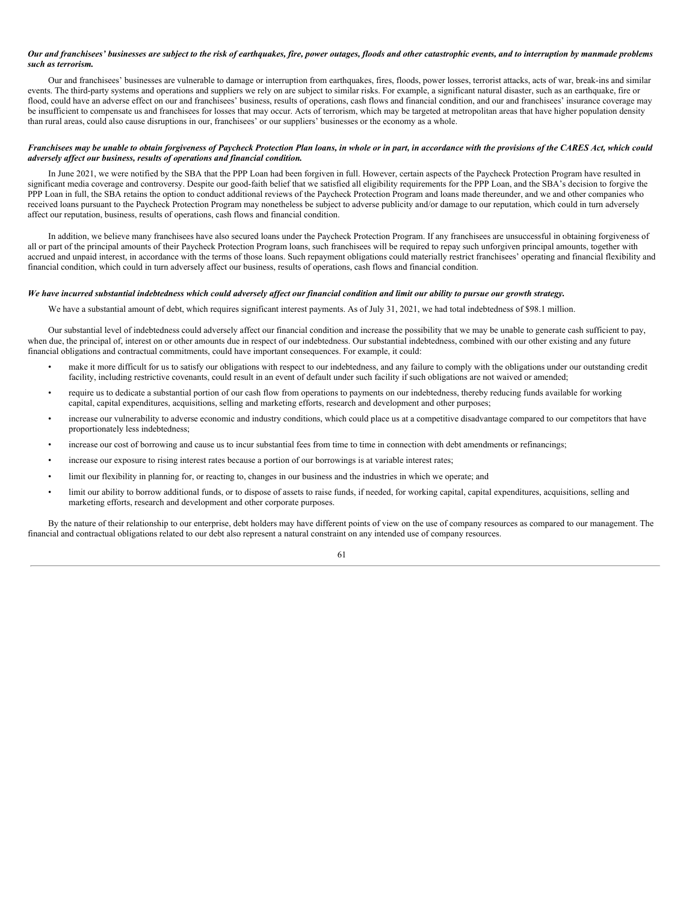***Our and franchisees' businesses are subject to the risk of earthquakes, fire, power outages, floods and other catastrophic events, and to interruption by manmade problems such as terrorism.***

Our and franchisees' businesses are vulnerable to damage or interruption from earthquakes, fires, floods, power losses, terrorist attacks, acts of war, break-ins and similar events. The third-party systems and operations and suppliers we rely on are subject to similar risks. For example, a significant natural disaster, such as an earthquake, fire or flood, could have an adverse effect on our and franchisees' business, results of operations, cash flows and financial condition, and our and franchisees' insurance coverage may be insufficient to compensate us and franchisees for losses that may occur. Acts of terrorism, which may be targeted at metropolitan areas that have higher population density than rural areas, could also cause disruptions in our, franchisees' or our suppliers' businesses or the economy as a whole.

***Franchisees may be unable to obtain forgiveness of Paycheck Protection Plan loans, in whole or in part, in accordance with the provisions of the CARES Act, which could adversely affect our business, results of operations and financial condition.***

In June 2021, we were notified by the SBA that the PPP Loan had been forgiven in full. However, certain aspects of the Paycheck Protection Program have resulted in significant media coverage and controversy. Despite our good-faith belief that we satisfied all eligibility requirements for the PPP Loan, and the SBA's decision to forgive the PPP Loan in full, the SBA retains the option to conduct additional reviews of the Paycheck Protection Program and loans made thereunder, and we and other companies who received loans pursuant to the Paycheck Protection Program may nonetheless be subject to adverse publicity and/or damage to our reputation, which could in turn adversely affect our reputation, business, results of operations, cash flows and financial condition.

In addition, we believe many franchisees have also secured loans under the Paycheck Protection Program. If any franchisees are unsuccessful in obtaining forgiveness of all or part of the principal amounts of their Paycheck Protection Program loans, such franchisees will be required to repay such unforgiven principal amounts, together with accrued and unpaid interest, in accordance with the terms of those loans. Such repayment obligations could materially restrict franchisees' operating and financial flexibility and financial condition, which could in turn adversely affect our business, results of operations, cash flows and financial condition.

***We have incurred substantial indebtedness which could adversely affect our financial condition and limit our ability to pursue our growth strategy.***

We have a substantial amount of debt, which requires significant interest payments. As of July 31, 2021, we had total indebtedness of $98.1 million.

Our substantial level of indebtedness could adversely affect our financial condition and increase the possibility that we may be unable to generate cash sufficient to pay, when due, the principal of, interest on or other amounts due in respect of our indebtedness. Our substantial indebtedness, combined with our other existing and any future financial obligations and contractual commitments, could have important consequences. For example, it could:

- make it more difficult for us to satisfy our obligations with respect to our indebtedness, and any failure to comply with the obligations under our outstanding credit facility, including restrictive covenants, could result in an event of default under such facility if such obligations are not waived or amended;
- require us to dedicate a substantial portion of our cash flow from operations to payments on our indebtedness, thereby reducing funds available for working capital, capital expenditures, acquisitions, selling and marketing efforts, research and development and other purposes;
- increase our vulnerability to adverse economic and industry conditions, which could place us at a competitive disadvantage compared to our competitors that have proportionately less indebtedness;
- increase our cost of borrowing and cause us to incur substantial fees from time to time in connection with debt amendments or refinancings;
- increase our exposure to rising interest rates because a portion of our borrowings is at variable interest rates;
- limit our flexibility in planning for, or reacting to, changes in our business and the industries in which we operate; and
- limit our ability to borrow additional funds, or to dispose of assets to raise funds, if needed, for working capital, capital expenditures, acquisitions, selling and marketing efforts, research and development and other corporate purposes.

By the nature of their relationship to our enterprise, debt holders may have different points of view on the use of company resources as compared to our management. The financial and contractual obligations related to our debt also represent a natural constraint on any intended use of company resources.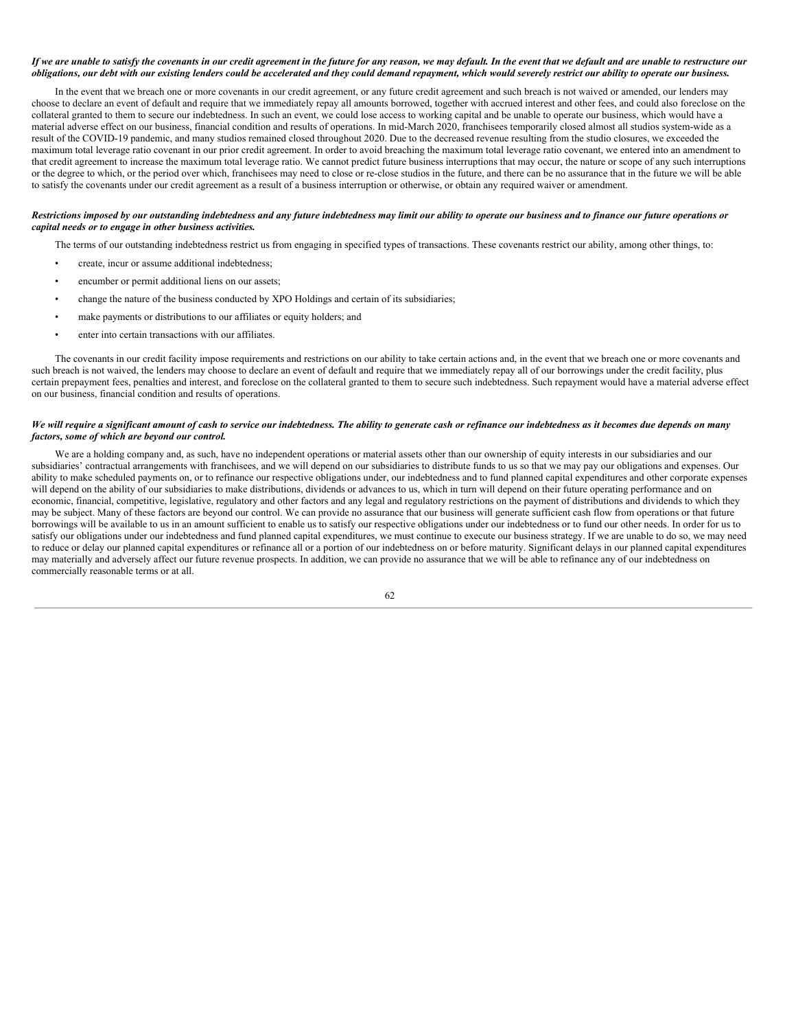***If we are unable to satisfy the covenants in our credit agreement in the future for any reason, we may default. In the event that we default and are unable to restructure our obligations, our debt with our existing lenders could be accelerated and they could demand repayment, which would severely restrict our ability to operate our business.***

In the event that we breach one or more covenants in our credit agreement, or any future credit agreement and such breach is not waived or amended, our lenders may choose to declare an event of default and require that we immediately repay all amounts borrowed, together with accrued interest and other fees, and could also foreclose on the collateral granted to them to secure our indebtedness. In such an event, we could lose access to working capital and be unable to operate our business, which would have a material adverse effect on our business, financial condition and results of operations. In mid-March 2020, franchisees temporarily closed almost all studios system-wide as a result of the COVID-19 pandemic, and many studios remained closed throughout 2020. Due to the decreased revenue resulting from the studio closures, we exceeded the maximum total leverage ratio covenant in our prior credit agreement. In order to avoid breaching the maximum total leverage ratio covenant, we entered into an amendment to that credit agreement to increase the maximum total leverage ratio. We cannot predict future business interruptions that may occur, the nature or scope of any such interruptions or the degree to which, or the period over which, franchisees may need to close or re-close studios in the future, and there can be no assurance that in the future we will be able to satisfy the covenants under our credit agreement as a result of a business interruption or otherwise, or obtain any required waiver or amendment.

***Restrictions imposed by our outstanding indebtedness and any future indebtedness may limit our ability to operate our business and to finance our future operations or capital needs or to engage in other business activities.***

The terms of our outstanding indebtedness restrict us from engaging in specified types of transactions. These covenants restrict our ability, among other things, to:

- create, incur or assume additional indebtedness;
- encumber or permit additional liens on our assets;
- change the nature of the business conducted by XPO Holdings and certain of its subsidiaries;
- make payments or distributions to our affiliates or equity holders; and
- enter into certain transactions with our affiliates.

The covenants in our credit facility impose requirements and restrictions on our ability to take certain actions and, in the event that we breach one or more covenants and such breach is not waived, the lenders may choose to declare an event of default and require that we immediately repay all of our borrowings under the credit facility, plus certain prepayment fees, penalties and interest, and foreclose on the collateral granted to them to secure such indebtedness. Such repayment would have a material adverse effect on our business, financial condition and results of operations.

***We will require a significant amount of cash to service our indebtedness. The ability to generate cash or refinance our indebtedness as it becomes due depends on many factors, some of which are beyond our control.***

We are a holding company and, as such, have no independent operations or material assets other than our ownership of equity interests in our subsidiaries and our subsidiaries' contractual arrangements with franchisees, and we will depend on our subsidiaries to distribute funds to us so that we may pay our obligations and expenses. Our ability to make scheduled payments on, or to refinance our respective obligations under, our indebtedness and to fund planned capital expenditures and other corporate expenses will depend on the ability of our subsidiaries to make distributions, dividends or advances to us, which in turn will depend on their future operating performance and on economic, financial, competitive, legislative, regulatory and other factors and any legal and regulatory restrictions on the payment of distributions and dividends to which they may be subject. Many of these factors are beyond our control. We can provide no assurance that our business will generate sufficient cash flow from operations or that future borrowings will be available to us in an amount sufficient to enable us to satisfy our respective obligations under our indebtedness or to fund our other needs. In order for us to satisfy our obligations under our indebtedness and fund planned capital expenditures, we must continue to execute our business strategy. If we are unable to do so, we may need to reduce or delay our planned capital expenditures or refinance all or a portion of our indebtedness on or before maturity. Significant delays in our planned capital expenditures may materially and adversely affect our future revenue prospects. In addition, we can provide no assurance that we will be able to refinance any of our indebtedness on commercially reasonable terms or at all.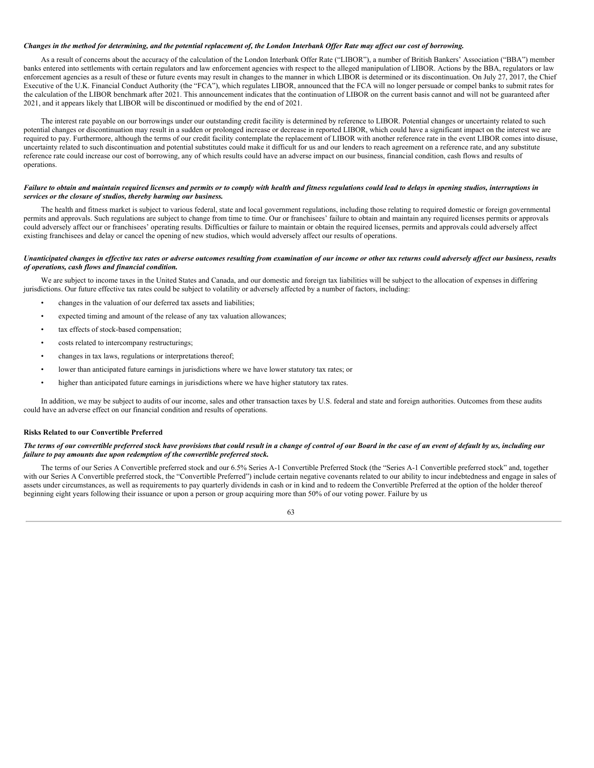***Changes in the method for determining, and the potential replacement of, the London Interbank Offer Rate may affect our cost of borrowing.***

As a result of concerns about the accuracy of the calculation of the London Interbank Offer Rate ("LIBOR"), a number of British Bankers' Association ("BBA") member banks entered into settlements with certain regulators and law enforcement agencies with respect to the alleged manipulation of LIBOR. Actions by the BBA, regulators or law enforcement agencies as a result of these or future events may result in changes to the manner in which LIBOR is determined or its discontinuation. On July 27, 2017, the Chief Executive of the U.K. Financial Conduct Authority (the "FCA"), which regulates LIBOR, announced that the FCA will no longer persuade or compel banks to submit rates for the calculation of the LIBOR benchmark after 2021. This announcement indicates that the continuation of LIBOR on the current basis cannot and will not be guaranteed after 2021, and it appears likely that LIBOR will be discontinued or modified by the end of 2021.

The interest rate payable on our borrowings under our outstanding credit facility is determined by reference to LIBOR. Potential changes or uncertainty related to such potential changes or discontinuation may result in a sudden or prolonged increase or decrease in reported LIBOR, which could have a significant impact on the interest we are required to pay. Furthermore, although the terms of our credit facility contemplate the replacement of LIBOR with another reference rate in the event LIBOR comes into disuse, uncertainty related to such discontinuation and potential substitutes could make it difficult for us and our lenders to reach agreement on a reference rate, and any substitute reference rate could increase our cost of borrowing, any of which results could have an adverse impact on our business, financial condition, cash flows and results of operations.

***Failure to obtain and maintain required licenses and permits or to comply with health and fitness regulations could lead to delays in opening studios, interruptions in services or the closure of studios, thereby harming our business.***

The health and fitness market is subject to various federal, state and local government regulations, including those relating to required domestic or foreign governmental permits and approvals. Such regulations are subject to change from time to time. Our or franchisees' failure to obtain and maintain any required licenses permits or approvals could adversely affect our or franchisees' operating results. Difficulties or failure to maintain or obtain the required licenses, permits and approvals could adversely affect existing franchisees and delay or cancel the opening of new studios, which would adversely affect our results of operations.

***Unanticipated changes in effective tax rates or adverse outcomes resulting from examination of our income or other tax returns could adversely affect our business, results of operations, cash flows and financial condition.***

We are subject to income taxes in the United States and Canada, and our domestic and foreign tax liabilities will be subject to the allocation of expenses in differing jurisdictions. Our future effective tax rates could be subject to volatility or adversely affected by a number of factors, including:

- changes in the valuation of our deferred tax assets and liabilities;
- expected timing and amount of the release of any tax valuation allowances;
- tax effects of stock-based compensation;
- costs related to intercompany restructurings;
- changes in tax laws, regulations or interpretations thereof;
- lower than anticipated future earnings in jurisdictions where we have lower statutory tax rates; or
- higher than anticipated future earnings in jurisdictions where we have higher statutory tax rates.

In addition, we may be subject to audits of our income, sales and other transaction taxes by U.S. federal and state and foreign authorities. Outcomes from these audits could have an adverse effect on our financial condition and results of operations.

**Risks Related to our Convertible Preferred**

***The terms of our convertible preferred stock have provisions that could result in a change of control of our Board in the case of an event of default by us, including our failure to pay amounts due upon redemption of the convertible preferred stock.***

The terms of our Series A Convertible preferred stock and our 6.5% Series A-1 Convertible Preferred Stock (the "Series A-1 Convertible preferred stock" and, together with our Series A Convertible preferred stock, the "Convertible Preferred") include certain negative covenants related to our ability to incur indebtedness and engage in sales of assets under circumstances, as well as requirements to pay quarterly dividends in cash or in kind and to redeem the Convertible Preferred at the option of the holder thereof beginning eight years following their issuance or upon a person or group acquiring more than 50% of our voting power. Failure by us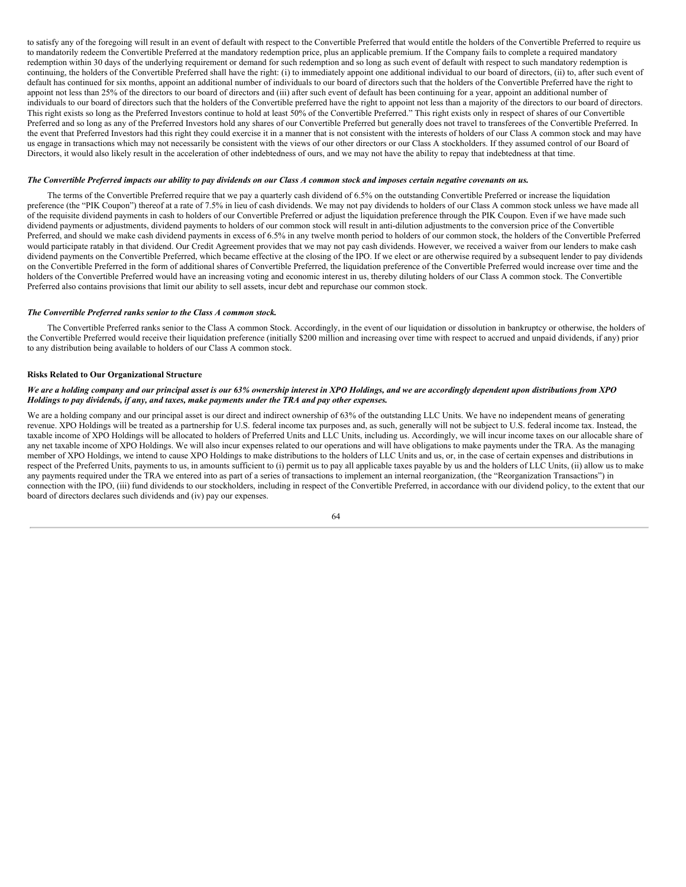to satisfy any of the foregoing will result in an event of default with respect to the Convertible Preferred that would entitle the holders of the Convertible Preferred to require us to mandatorily redeem the Convertible Preferred at the mandatory redemption price, plus an applicable premium. If the Company fails to complete a required mandatory redemption within 30 days of the underlying requirement or demand for such redemption and so long as such event of default with respect to such mandatory redemption is continuing, the holders of the Convertible Preferred shall have the right: (i) to immediately appoint one additional individual to our board of directors, (ii) to, after such event of default has continued for six months, appoint an additional number of individuals to our board of directors such that the holders of the Convertible Preferred have the right to appoint not less than 25% of the directors to our board of directors and (iii) after such event of default has been continuing for a year, appoint an additional number of individuals to our board of directors such that the holders of the Convertible preferred have the right to appoint not less than a majority of the directors to our board of directors. This right exists so long as the Preferred Investors continue to hold at least 50% of the Convertible Preferred." This right exists only in respect of shares of our Convertible Preferred and so long as any of the Preferred Investors hold any shares of our Convertible Preferred but generally does not travel to transferees of the Convertible Preferred. In the event that Preferred Investors had this right they could exercise it in a manner that is not consistent with the interests of holders of our Class A common stock and may have us engage in transactions which may not necessarily be consistent with the views of our other directors or our Class A stockholders. If they assumed control of our Board of Directors, it would also likely result in the acceleration of other indebtedness of ours, and we may not have the ability to repay that indebtedness at that time.

***The Convertible Preferred impacts our ability to pay dividends on our Class A common stock and imposes certain negative covenants on us.***

The terms of the Convertible Preferred require that we pay a quarterly cash dividend of 6.5% on the outstanding Convertible Preferred or increase the liquidation preference (the "PIK Coupon") thereof at a rate of 7.5% in lieu of cash dividends. We may not pay dividends to holders of our Class A common stock unless we have made all of the requisite dividend payments in cash to holders of our Convertible Preferred or adjust the liquidation preference through the PIK Coupon. Even if we have made such dividend payments or adjustments, dividend payments to holders of our common stock will result in anti-dilution adjustments to the conversion price of the Convertible Preferred, and should we make cash dividend payments in excess of 6.5% in any twelve month period to holders of our common stock, the holders of the Convertible Preferred would participate ratably in that dividend. Our Credit Agreement provides that we may not pay cash dividends. However, we received a waiver from our lenders to make cash dividend payments on the Convertible Preferred, which became effective at the closing of the IPO. If we elect or are otherwise required by a subsequent lender to pay dividends on the Convertible Preferred in the form of additional shares of Convertible Preferred, the liquidation preference of the Convertible Preferred would increase over time and the holders of the Convertible Preferred would have an increasing voting and economic interest in us, thereby diluting holders of our Class A common stock. The Convertible Preferred also contains provisions that limit our ability to sell assets, incur debt and repurchase our common stock.

***The Convertible Preferred ranks senior to the Class A common stock.***

The Convertible Preferred ranks senior to the Class A common Stock. Accordingly, in the event of our liquidation or dissolution in bankruptcy or otherwise, the holders of the Convertible Preferred would receive their liquidation preference (initially $200 million and increasing over time with respect to accrued and unpaid dividends, if any) prior to any distribution being available to holders of our Class A common stock.

**Risks Related to Our Organizational Structure**

***We are a holding company and our principal asset is our 63% ownership interest in XPO Holdings, and we are accordingly dependent upon distributions from XPO Holdings to pay dividends, if any, and taxes, make payments under the TRA and pay other expenses.***

We are a holding company and our principal asset is our direct and indirect ownership of 63% of the outstanding LLC Units. We have no independent means of generating revenue. XPO Holdings will be treated as a partnership for U.S. federal income tax purposes and, as such, generally will not be subject to U.S. federal income tax. Instead, the taxable income of XPO Holdings will be allocated to holders of Preferred Units and LLC Units, including us. Accordingly, we will incur income taxes on our allocable share of any net taxable income of XPO Holdings. We will also incur expenses related to our operations and will have obligations to make payments under the TRA. As the managing member of XPO Holdings, we intend to cause XPO Holdings to make distributions to the holders of LLC Units and us, or, in the case of certain expenses and distributions in respect of the Preferred Units, payments to us, in amounts sufficient to (i) permit us to pay all applicable taxes payable by us and the holders of LLC Units, (ii) allow us to make any payments required under the TRA we entered into as part of a series of transactions to implement an internal reorganization, (the "Reorganization Transactions") in connection with the IPO, (iii) fund dividends to our stockholders, including in respect of the Convertible Preferred, in accordance with our dividend policy, to the extent that our board of directors declares such dividends and (iv) pay our expenses.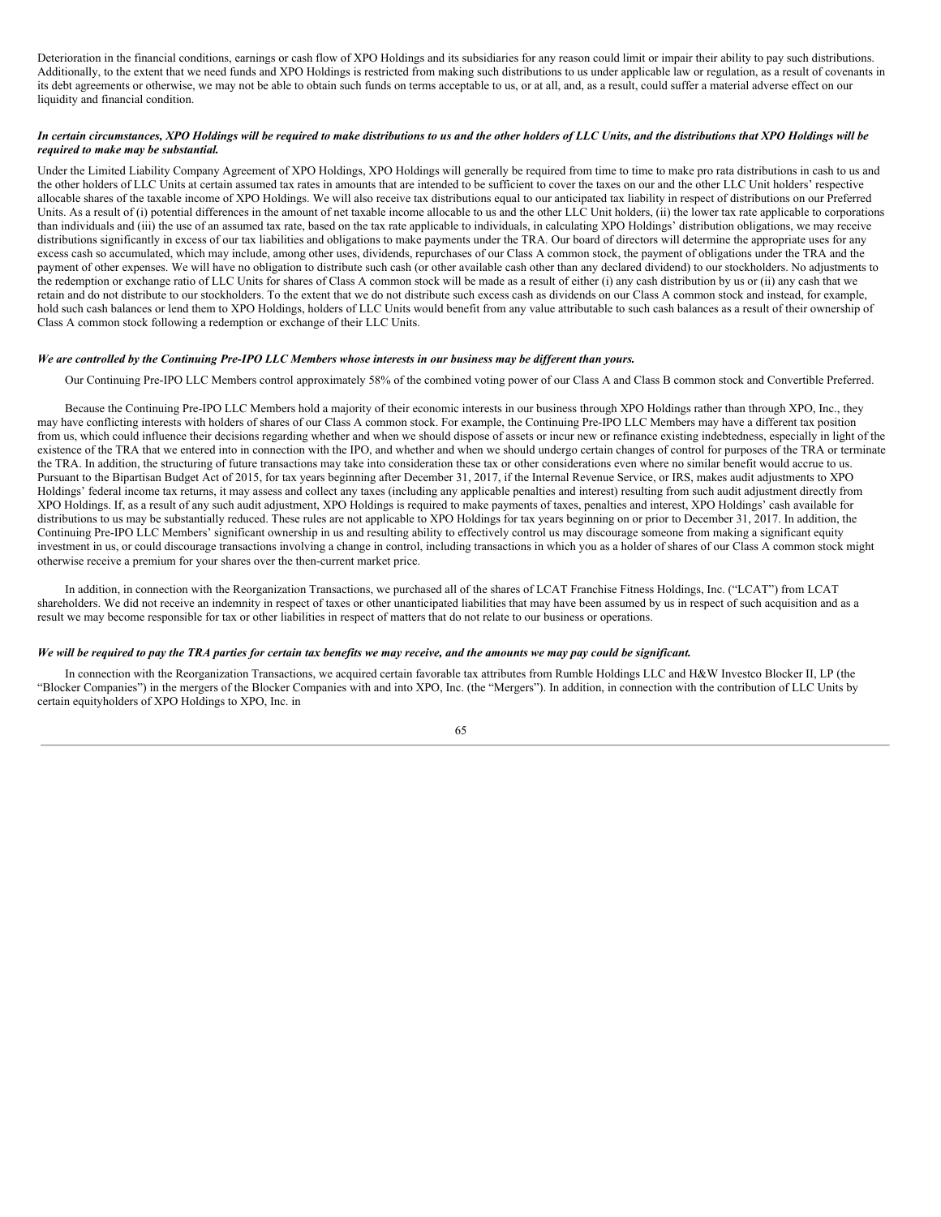Deterioration in the financial conditions, earnings or cash flow of XPO Holdings and its subsidiaries for any reason could limit or impair their ability to pay such distributions. Additionally, to the extent that we need funds and XPO Holdings is restricted from making such distributions to us under applicable law or regulation, as a result of covenants in its debt agreements or otherwise, we may not be able to obtain such funds on terms acceptable to us, or at all, and, as a result, could suffer a material adverse effect on our liquidity and financial condition.

***In certain circumstances, XPO Holdings will be required to make distributions to us and the other holders of LLC Units, and the distributions that XPO Holdings will be required to make may be substantial.***

Under the Limited Liability Company Agreement of XPO Holdings, XPO Holdings will generally be required from time to time to make pro rata distributions in cash to us and the other holders of LLC Units at certain assumed tax rates in amounts that are intended to be sufficient to cover the taxes on our and the other LLC Unit holders' respective allocable shares of the taxable income of XPO Holdings. We will also receive tax distributions equal to our anticipated tax liability in respect of distributions on our Preferred Units. As a result of (i) potential differences in the amount of net taxable income allocable to us and the other LLC Unit holders, (ii) the lower tax rate applicable to corporations than individuals and (iii) the use of an assumed tax rate, based on the tax rate applicable to individuals, in calculating XPO Holdings' distribution obligations, we may receive distributions significantly in excess of our tax liabilities and obligations to make payments under the TRA. Our board of directors will determine the appropriate uses for any excess cash so accumulated, which may include, among other uses, dividends, repurchases of our Class A common stock, the payment of obligations under the TRA and the payment of other expenses. We will have no obligation to distribute such cash (or other available cash other than any declared dividend) to our stockholders. No adjustments to the redemption or exchange ratio of LLC Units for shares of Class A common stock will be made as a result of either (i) any cash distribution by us or (ii) any cash that we retain and do not distribute to our stockholders. To the extent that we do not distribute such excess cash as dividends on our Class A common stock and instead, for example, hold such cash balances or lend them to XPO Holdings, holders of LLC Units would benefit from any value attributable to such cash balances as a result of their ownership of Class A common stock following a redemption or exchange of their LLC Units.

***We are controlled by the Continuing Pre-IPO LLC Members whose interests in our business may be different than yours.***

Our Continuing Pre-IPO LLC Members control approximately 58% of the combined voting power of our Class A and Class B common stock and Convertible Preferred.

Because the Continuing Pre-IPO LLC Members hold a majority of their economic interests in our business through XPO Holdings rather than through XPO, Inc., they may have conflicting interests with holders of shares of our Class A common stock. For example, the Continuing Pre-IPO LLC Members may have a different tax position from us, which could influence their decisions regarding whether and when we should dispose of assets or incur new or refinance existing indebtedness, especially in light of the existence of the TRA that we entered into in connection with the IPO, and whether and when we should undergo certain changes of control for purposes of the TRA or terminate the TRA. In addition, the structuring of future transactions may take into consideration these tax or other considerations even where no similar benefit would accrue to us. Pursuant to the Bipartisan Budget Act of 2015, for tax years beginning after December 31, 2017, if the Internal Revenue Service, or IRS, makes audit adjustments to XPO Holdings' federal income tax returns, it may assess and collect any taxes (including any applicable penalties and interest) resulting from such audit adjustment directly from XPO Holdings. If, as a result of any such audit adjustment, XPO Holdings is required to make payments of taxes, penalties and interest, XPO Holdings' cash available for distributions to us may be substantially reduced. These rules are not applicable to XPO Holdings for tax years beginning on or prior to December 31, 2017. In addition, the Continuing Pre-IPO LLC Members' significant ownership in us and resulting ability to effectively control us may discourage someone from making a significant equity investment in us, or could discourage transactions involving a change in control, including transactions in which you as a holder of shares of our Class A common stock might otherwise receive a premium for your shares over the then-current market price.

In addition, in connection with the Reorganization Transactions, we purchased all of the shares of LCAT Franchise Fitness Holdings, Inc. ("LCAT") from LCAT shareholders. We did not receive an indemnity in respect of taxes or other unanticipated liabilities that may have been assumed by us in respect of such acquisition and as a result we may become responsible for tax or other liabilities in respect of matters that do not relate to our business or operations.

***We will be required to pay the TRA parties for certain tax benefits we may receive, and the amounts we may pay could be significant.***

In connection with the Reorganization Transactions, we acquired certain favorable tax attributes from Rumble Holdings LLC and H&W Investco Blocker II, LP (the "Blocker Companies") in the mergers of the Blocker Companies with and into XPO, Inc. (the "Mergers"). In addition, in connection with the contribution of LLC Units by certain equityholders of XPO Holdings to XPO, Inc. in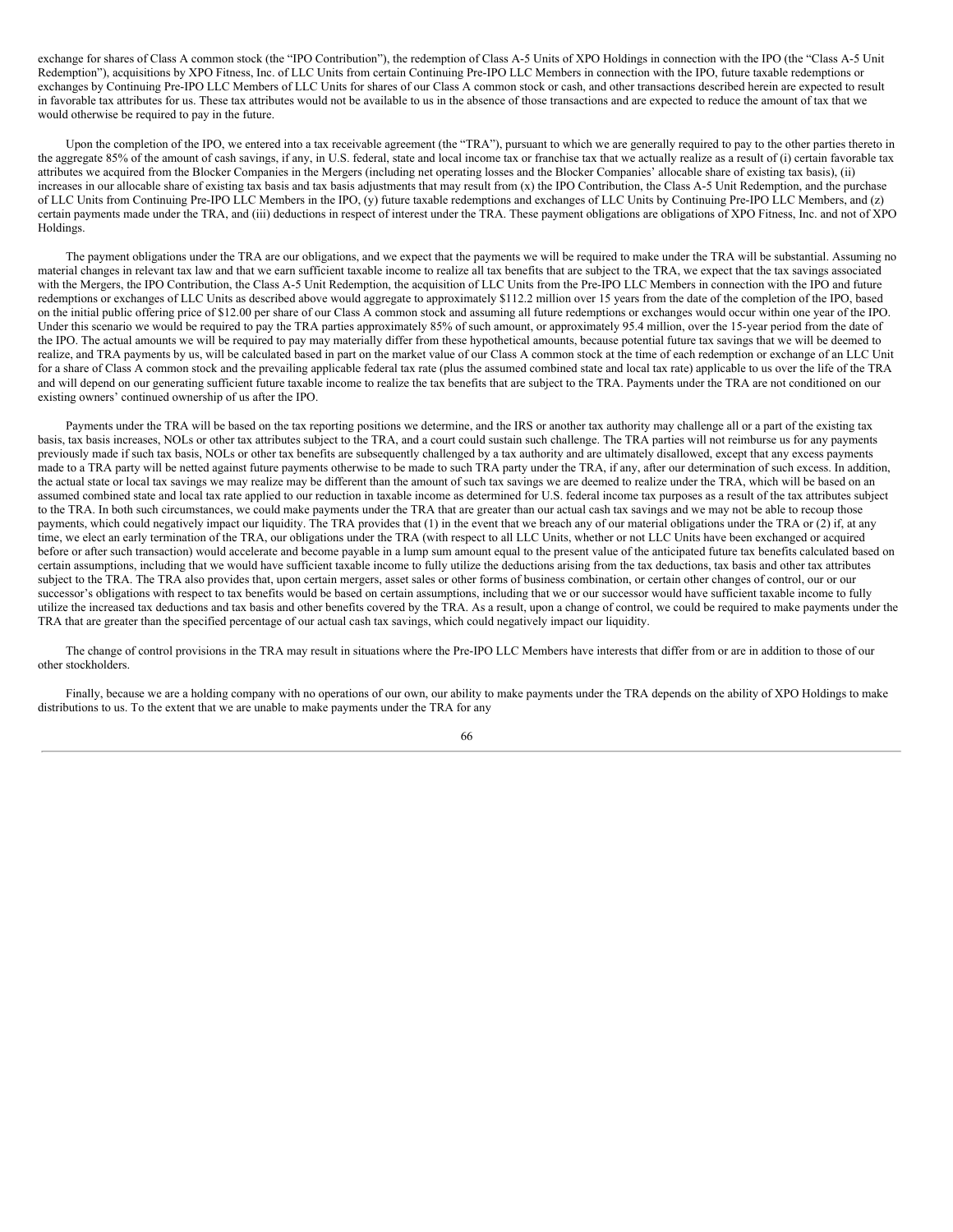exchange for shares of Class A common stock (the "IPO Contribution"), the redemption of Class A-5 Units of XPO Holdings in connection with the IPO (the "Class A-5 Unit Redemption"), acquisitions by XPO Fitness, Inc. of LLC Units from certain Continuing Pre-IPO LLC Members in connection with the IPO, future taxable redemptions or exchanges by Continuing Pre-IPO LLC Members of LLC Units for shares of our Class A common stock or cash, and other transactions described herein are expected to result in favorable tax attributes for us. These tax attributes would not be available to us in the absence of those transactions and are expected to reduce the amount of tax that we would otherwise be required to pay in the future.

Upon the completion of the IPO, we entered into a tax receivable agreement (the "TRA"), pursuant to which we are generally required to pay to the other parties thereto in the aggregate 85% of the amount of cash savings, if any, in U.S. federal, state and local income tax or franchise tax that we actually realize as a result of (i) certain favorable tax attributes we acquired from the Blocker Companies in the Mergers (including net operating losses and the Blocker Companies' allocable share of existing tax basis), (ii) increases in our allocable share of existing tax basis and tax basis adjustments that may result from (x) the IPO Contribution, the Class A-5 Unit Redemption, and the purchase of LLC Units from Continuing Pre-IPO LLC Members in the IPO, (y) future taxable redemptions and exchanges of LLC Units by Continuing Pre-IPO LLC Members, and (z) certain payments made under the TRA, and (iii) deductions in respect of interest under the TRA. These payment obligations are obligations of XPO Fitness, Inc. and not of XPO Holdings.

The payment obligations under the TRA are our obligations, and we expect that the payments we will be required to make under the TRA will be substantial. Assuming no material changes in relevant tax law and that we earn sufficient taxable income to realize all tax benefits that are subject to the TRA, we expect that the tax savings associated with the Mergers, the IPO Contribution, the Class A-5 Unit Redemption, the acquisition of LLC Units from the Pre-IPO LLC Members in connection with the IPO and future redemptions or exchanges of LLC Units as described above would aggregate to approximately $112.2 million over 15 years from the date of the completion of the IPO, based on the initial public offering price of $12.00 per share of our Class A common stock and assuming all future redemptions or exchanges would occur within one year of the IPO. Under this scenario we would be required to pay the TRA parties approximately 85% of such amount, or approximately 95.4 million, over the 15-year period from the date of the IPO. The actual amounts we will be required to pay may materially differ from these hypothetical amounts, because potential future tax savings that we will be deemed to realize, and TRA payments by us, will be calculated based in part on the market value of our Class A common stock at the time of each redemption or exchange of an LLC Unit for a share of Class A common stock and the prevailing applicable federal tax rate (plus the assumed combined state and local tax rate) applicable to us over the life of the TRA and will depend on our generating sufficient future taxable income to realize the tax benefits that are subject to the TRA. Payments under the TRA are not conditioned on our existing owners' continued ownership of us after the IPO.

Payments under the TRA will be based on the tax reporting positions we determine, and the IRS or another tax authority may challenge all or a part of the existing tax basis, tax basis increases, NOLs or other tax attributes subject to the TRA, and a court could sustain such challenge. The TRA parties will not reimburse us for any payments previously made if such tax basis, NOLs or other tax benefits are subsequently challenged by a tax authority and are ultimately disallowed, except that any excess payments made to a TRA party will be netted against future payments otherwise to be made to such TRA party under the TRA, if any, after our determination of such excess. In addition, the actual state or local tax savings we may realize may be different than the amount of such tax savings we are deemed to realize under the TRA, which will be based on an assumed combined state and local tax rate applied to our reduction in taxable income as determined for U.S. federal income tax purposes as a result of the tax attributes subject to the TRA. In both such circumstances, we could make payments under the TRA that are greater than our actual cash tax savings and we may not be able to recoup those payments, which could negatively impact our liquidity. The TRA provides that (1) in the event that we breach any of our material obligations under the TRA or (2) if, at any time, we elect an early termination of the TRA, our obligations under the TRA (with respect to all LLC Units, whether or not LLC Units have been exchanged or acquired before or after such transaction) would accelerate and become payable in a lump sum amount equal to the present value of the anticipated future tax benefits calculated based on certain assumptions, including that we would have sufficient taxable income to fully utilize the deductions arising from the tax deductions, tax basis and other tax attributes subject to the TRA. The TRA also provides that, upon certain mergers, asset sales or other forms of business combination, or certain other changes of control, our or our successor's obligations with respect to tax benefits would be based on certain assumptions, including that we or our successor would have sufficient taxable income to fully utilize the increased tax deductions and tax basis and other benefits covered by the TRA. As a result, upon a change of control, we could be required to make payments under the TRA that are greater than the specified percentage of our actual cash tax savings, which could negatively impact our liquidity.

The change of control provisions in the TRA may result in situations where the Pre-IPO LLC Members have interests that differ from or are in addition to those of our other stockholders.

Finally, because we are a holding company with no operations of our own, our ability to make payments under the TRA depends on the ability of XPO Holdings to make distributions to us. To the extent that we are unable to make payments under the TRA for any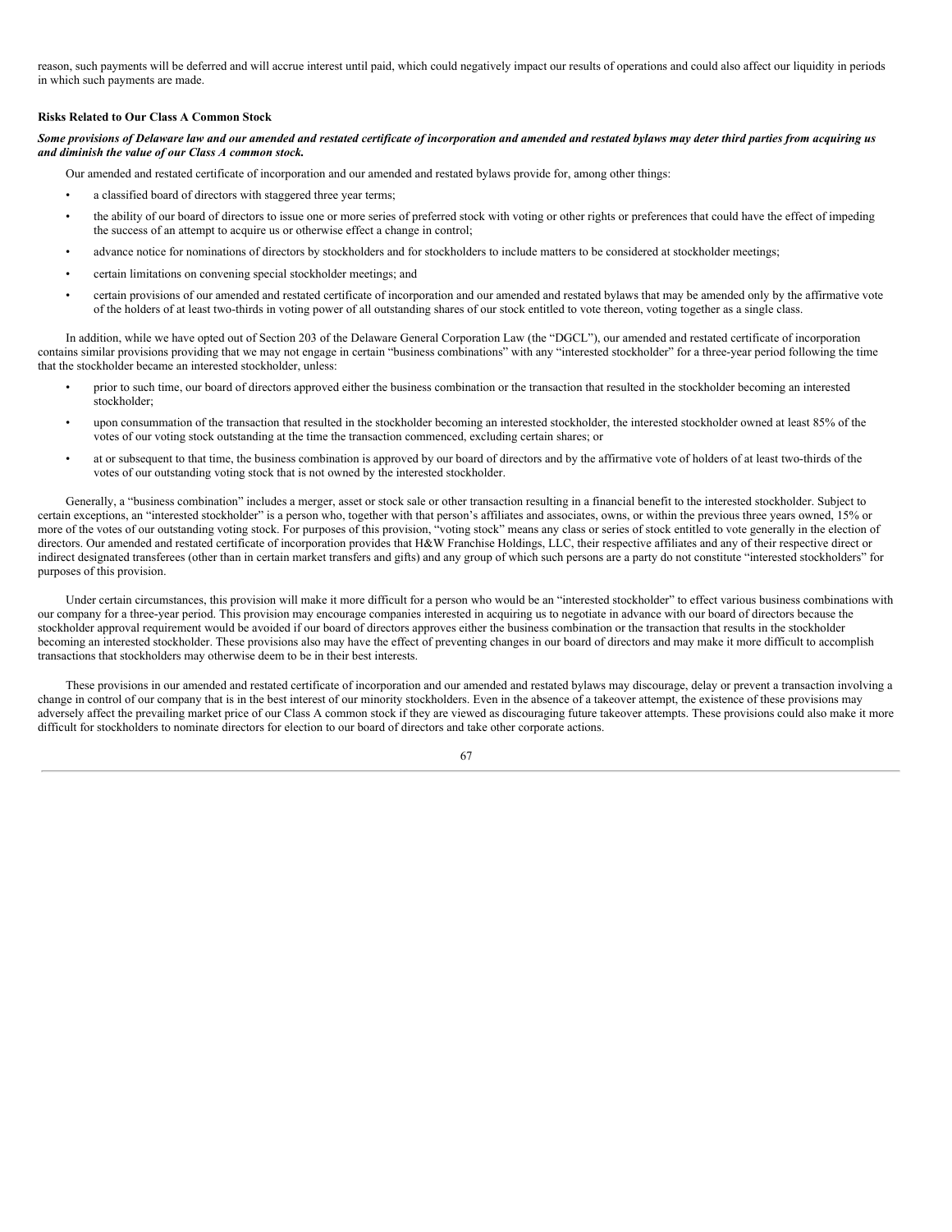reason, such payments will be deferred and will accrue interest until paid, which could negatively impact our results of operations and could also affect our liquidity in periods in which such payments are made.

**Risks Related to Our Class A Common Stock**

***Some provisions of Delaware law and our amended and restated certificate of incorporation and amended and restated bylaws may deter third parties from acquiring us and diminish the value of our Class A common stock.***

Our amended and restated certificate of incorporation and our amended and restated bylaws provide for, among other things:

- a classified board of directors with staggered three year terms;
- the ability of our board of directors to issue one or more series of preferred stock with voting or other rights or preferences that could have the effect of impeding the success of an attempt to acquire us or otherwise effect a change in control;
- advance notice for nominations of directors by stockholders and for stockholders to include matters to be considered at stockholder meetings;
- certain limitations on convening special stockholder meetings; and
- certain provisions of our amended and restated certificate of incorporation and our amended and restated bylaws that may be amended only by the affirmative vote of the holders of at least two-thirds in voting power of all outstanding shares of our stock entitled to vote thereon, voting together as a single class.

In addition, while we have opted out of Section 203 of the Delaware General Corporation Law (the "DGCL"), our amended and restated certificate of incorporation contains similar provisions providing that we may not engage in certain "business combinations" with any "interested stockholder" for a three-year period following the time that the stockholder became an interested stockholder, unless:

- prior to such time, our board of directors approved either the business combination or the transaction that resulted in the stockholder becoming an interested stockholder;
- upon consummation of the transaction that resulted in the stockholder becoming an interested stockholder, the interested stockholder owned at least 85% of the votes of our voting stock outstanding at the time the transaction commenced, excluding certain shares; or
- at or subsequent to that time, the business combination is approved by our board of directors and by the affirmative vote of holders of at least two-thirds of the votes of our outstanding voting stock that is not owned by the interested stockholder.

Generally, a "business combination" includes a merger, asset or stock sale or other transaction resulting in a financial benefit to the interested stockholder. Subject to certain exceptions, an "interested stockholder" is a person who, together with that person's affiliates and associates, owns, or within the previous three years owned, 15% or more of the votes of our outstanding voting stock. For purposes of this provision, "voting stock" means any class or series of stock entitled to vote generally in the election of directors. Our amended and restated certificate of incorporation provides that H&W Franchise Holdings, LLC, their respective affiliates and any of their respective direct or indirect designated transferees (other than in certain market transfers and gifts) and any group of which such persons are a party do not constitute "interested stockholders" for purposes of this provision.

Under certain circumstances, this provision will make it more difficult for a person who would be an "interested stockholder" to effect various business combinations with our company for a three-year period. This provision may encourage companies interested in acquiring us to negotiate in advance with our board of directors because the stockholder approval requirement would be avoided if our board of directors approves either the business combination or the transaction that results in the stockholder becoming an interested stockholder. These provisions also may have the effect of preventing changes in our board of directors and may make it more difficult to accomplish transactions that stockholders may otherwise deem to be in their best interests.

These provisions in our amended and restated certificate of incorporation and our amended and restated bylaws may discourage, delay or prevent a transaction involving a change in control of our company that is in the best interest of our minority stockholders. Even in the absence of a takeover attempt, the existence of these provisions may adversely affect the prevailing market price of our Class A common stock if they are viewed as discouraging future takeover attempts. These provisions could also make it more difficult for stockholders to nominate directors for election to our board of directors and take other corporate actions.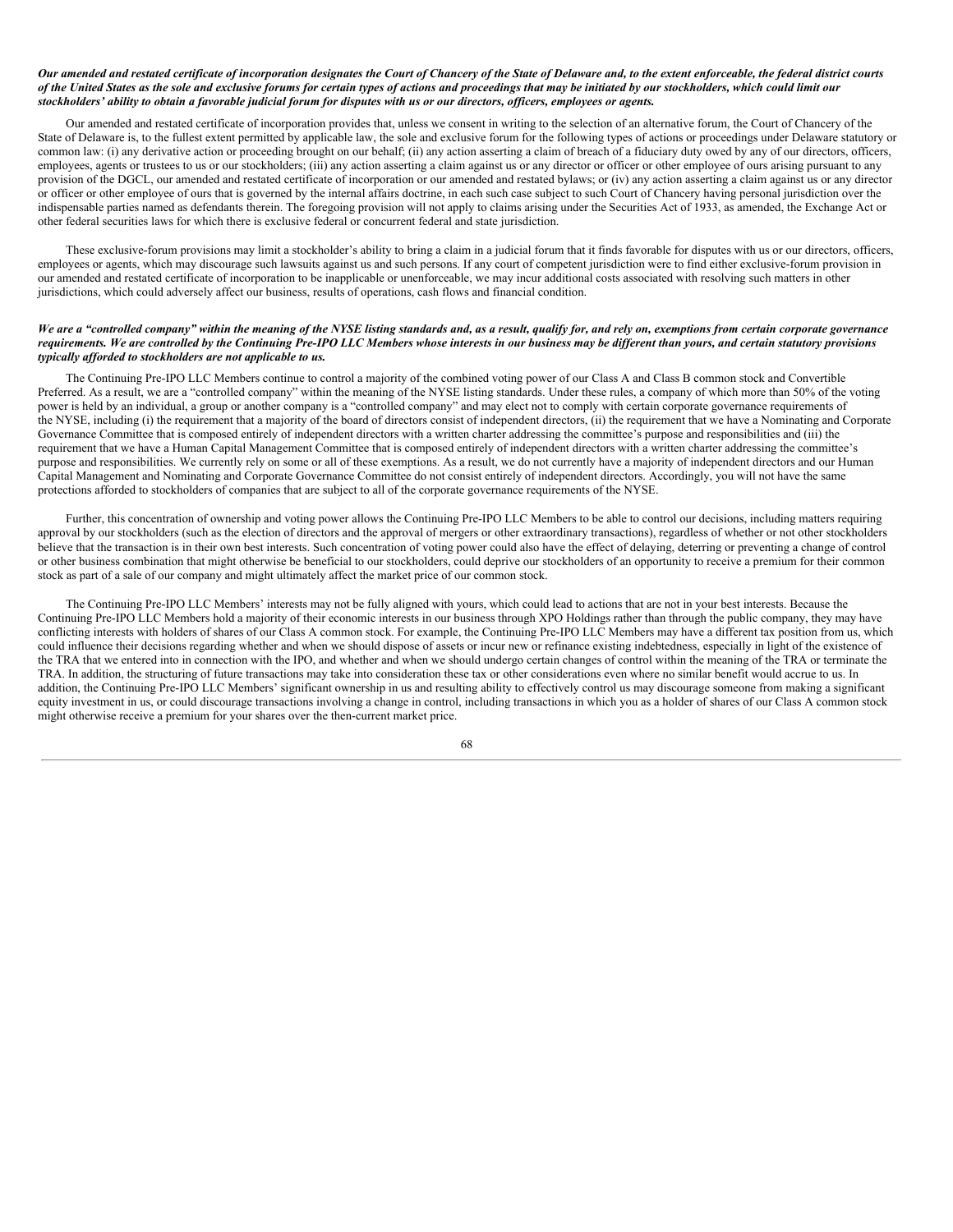***Our amended and restated certificate of incorporation designates the Court of Chancery of the State of Delaware and, to the extent enforceable, the federal district courts of the United States as the sole and exclusive forums for certain types of actions and proceedings that may be initiated by our stockholders, which could limit our stockholders' ability to obtain a favorable judicial forum for disputes with us or our directors, officers, employees or agents.***

Our amended and restated certificate of incorporation provides that, unless we consent in writing to the selection of an alternative forum, the Court of Chancery of the State of Delaware is, to the fullest extent permitted by applicable law, the sole and exclusive forum for the following types of actions or proceedings under Delaware statutory or common law: (i) any derivative action or proceeding brought on our behalf; (ii) any action asserting a claim of breach of a fiduciary duty owed by any of our directors, officers, employees, agents or trustees to us or our stockholders; (iii) any action asserting a claim against us or any director or officer or other employee of ours arising pursuant to any provision of the DGCL, our amended and restated certificate of incorporation or our amended and restated bylaws; or (iv) any action asserting a claim against us or any director or officer or other employee of ours that is governed by the internal affairs doctrine, in each such case subject to such Court of Chancery having personal jurisdiction over the indispensable parties named as defendants therein. The foregoing provision will not apply to claims arising under the Securities Act of 1933, as amended, the Exchange Act or other federal securities laws for which there is exclusive federal or concurrent federal and state jurisdiction.

These exclusive-forum provisions may limit a stockholder's ability to bring a claim in a judicial forum that it finds favorable for disputes with us or our directors, officers, employees or agents, which may discourage such lawsuits against us and such persons. If any court of competent jurisdiction were to find either exclusive-forum provision in our amended and restated certificate of incorporation to be inapplicable or unenforceable, we may incur additional costs associated with resolving such matters in other jurisdictions, which could adversely affect our business, results of operations, cash flows and financial condition.

***We are a "controlled company" within the meaning of the NYSE listing standards and, as a result, qualify for, and rely on, exemptions from certain corporate governance requirements. We are controlled by the Continuing Pre-IPO LLC Members whose interests in our business may be different than yours, and certain statutory provisions typically afforded to stockholders are not applicable to us.***

The Continuing Pre-IPO LLC Members continue to control a majority of the combined voting power of our Class A and Class B common stock and Convertible Preferred. As a result, we are a "controlled company" within the meaning of the NYSE listing standards. Under these rules, a company of which more than 50% of the voting power is held by an individual, a group or another company is a "controlled company" and may elect not to comply with certain corporate governance requirements of the NYSE, including (i) the requirement that a majority of the board of directors consist of independent directors, (ii) the requirement that we have a Nominating and Corporate Governance Committee that is composed entirely of independent directors with a written charter addressing the committee's purpose and responsibilities and (iii) the requirement that we have a Human Capital Management Committee that is composed entirely of independent directors with a written charter addressing the committee's purpose and responsibilities. We currently rely on some or all of these exemptions. As a result, we do not currently have a majority of independent directors and our Human Capital Management and Nominating and Corporate Governance Committee do not consist entirely of independent directors. Accordingly, you will not have the same protections afforded to stockholders of companies that are subject to all of the corporate governance requirements of the NYSE.

Further, this concentration of ownership and voting power allows the Continuing Pre-IPO LLC Members to be able to control our decisions, including matters requiring approval by our stockholders (such as the election of directors and the approval of mergers or other extraordinary transactions), regardless of whether or not other stockholders believe that the transaction is in their own best interests. Such concentration of voting power could also have the effect of delaying, deterring or preventing a change of control or other business combination that might otherwise be beneficial to our stockholders, could deprive our stockholders of an opportunity to receive a premium for their common stock as part of a sale of our company and might ultimately affect the market price of our common stock.

The Continuing Pre-IPO LLC Members' interests may not be fully aligned with yours, which could lead to actions that are not in your best interests. Because the Continuing Pre-IPO LLC Members hold a majority of their economic interests in our business through XPO Holdings rather than through the public company, they may have conflicting interests with holders of shares of our Class A common stock. For example, the Continuing Pre-IPO LLC Members may have a different tax position from us, which could influence their decisions regarding whether and when we should dispose of assets or incur new or refinance existing indebtedness, especially in light of the existence of the TRA that we entered into in connection with the IPO, and whether and when we should undergo certain changes of control within the meaning of the TRA or terminate the TRA. In addition, the structuring of future transactions may take into consideration these tax or other considerations even where no similar benefit would accrue to us. In addition, the Continuing Pre-IPO LLC Members' significant ownership in us and resulting ability to effectively control us may discourage someone from making a significant equity investment in us, or could discourage transactions involving a change in control, including transactions in which you as a holder of shares of our Class A common stock might otherwise receive a premium for your shares over the then-current market price.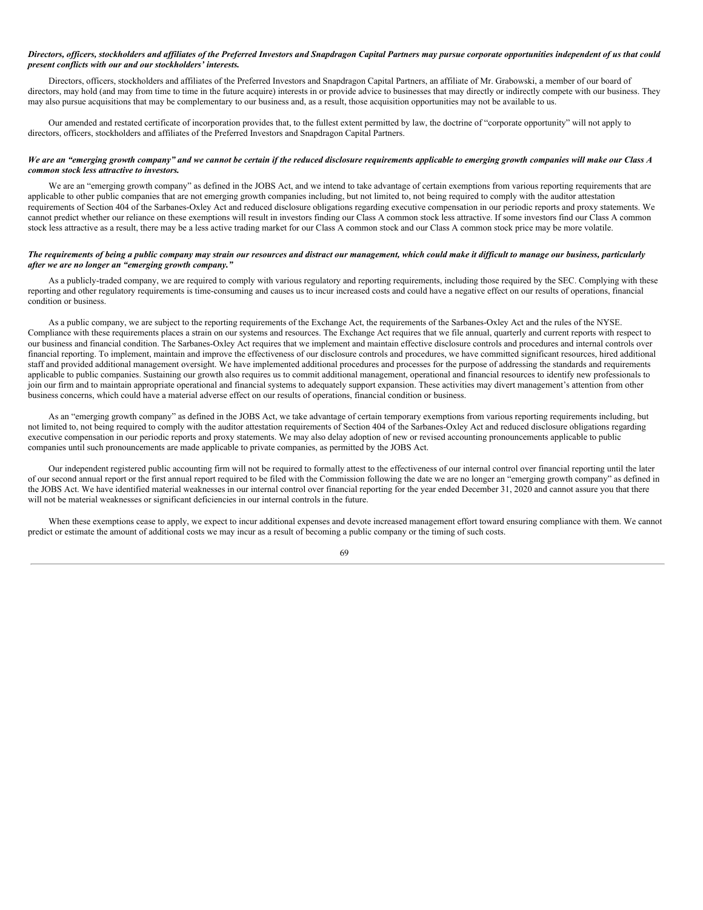***Directors, officers, stockholders and affiliates of the Preferred Investors and Snapdragon Capital Partners may pursue corporate opportunities independent of us that could present conflicts with our and our stockholders' interests.***

Directors, officers, stockholders and affiliates of the Preferred Investors and Snapdragon Capital Partners, an affiliate of Mr. Grabowski, a member of our board of directors, may hold (and may from time to time in the future acquire) interests in or provide advice to businesses that may directly or indirectly compete with our business. They may also pursue acquisitions that may be complementary to our business and, as a result, those acquisition opportunities may not be available to us.

Our amended and restated certificate of incorporation provides that, to the fullest extent permitted by law, the doctrine of "corporate opportunity" will not apply to directors, officers, stockholders and affiliates of the Preferred Investors and Snapdragon Capital Partners.

***We are an "emerging growth company" and we cannot be certain if the reduced disclosure requirements applicable to emerging growth companies will make our Class A common stock less attractive to investors.***

We are an "emerging growth company" as defined in the JOBS Act, and we intend to take advantage of certain exemptions from various reporting requirements that are applicable to other public companies that are not emerging growth companies including, but not limited to, not being required to comply with the auditor attestation requirements of Section 404 of the Sarbanes-Oxley Act and reduced disclosure obligations regarding executive compensation in our periodic reports and proxy statements. We cannot predict whether our reliance on these exemptions will result in investors finding our Class A common stock less attractive. If some investors find our Class A common stock less attractive as a result, there may be a less active trading market for our Class A common stock and our Class A common stock price may be more volatile.

***The requirements of being a public company may strain our resources and distract our management, which could make it difficult to manage our business, particularly after we are no longer an "emerging growth company."***

As a publicly-traded company, we are required to comply with various regulatory and reporting requirements, including those required by the SEC. Complying with these reporting and other regulatory requirements is time-consuming and causes us to incur increased costs and could have a negative effect on our results of operations, financial condition or business.

As a public company, we are subject to the reporting requirements of the Exchange Act, the requirements of the Sarbanes-Oxley Act and the rules of the NYSE. Compliance with these requirements places a strain on our systems and resources. The Exchange Act requires that we file annual, quarterly and current reports with respect to our business and financial condition. The Sarbanes-Oxley Act requires that we implement and maintain effective disclosure controls and procedures and internal controls over financial reporting. To implement, maintain and improve the effectiveness of our disclosure controls and procedures, we have committed significant resources, hired additional staff and provided additional management oversight. We have implemented additional procedures and processes for the purpose of addressing the standards and requirements applicable to public companies. Sustaining our growth also requires us to commit additional management, operational and financial resources to identify new professionals to join our firm and to maintain appropriate operational and financial systems to adequately support expansion. These activities may divert management's attention from other business concerns, which could have a material adverse effect on our results of operations, financial condition or business.

As an "emerging growth company" as defined in the JOBS Act, we take advantage of certain temporary exemptions from various reporting requirements including, but not limited to, not being required to comply with the auditor attestation requirements of Section 404 of the Sarbanes-Oxley Act and reduced disclosure obligations regarding executive compensation in our periodic reports and proxy statements. We may also delay adoption of new or revised accounting pronouncements applicable to public companies until such pronouncements are made applicable to private companies, as permitted by the JOBS Act.

Our independent registered public accounting firm will not be required to formally attest to the effectiveness of our internal control over financial reporting until the later of our second annual report or the first annual report required to be filed with the Commission following the date we are no longer an "emerging growth company" as defined in the JOBS Act. We have identified material weaknesses in our internal control over financial reporting for the year ended December 31, 2020 and cannot assure you that there will not be material weaknesses or significant deficiencies in our internal controls in the future.

When these exemptions cease to apply, we expect to incur additional expenses and devote increased management effort toward ensuring compliance with them. We cannot predict or estimate the amount of additional costs we may incur as a result of becoming a public company or the timing of such costs.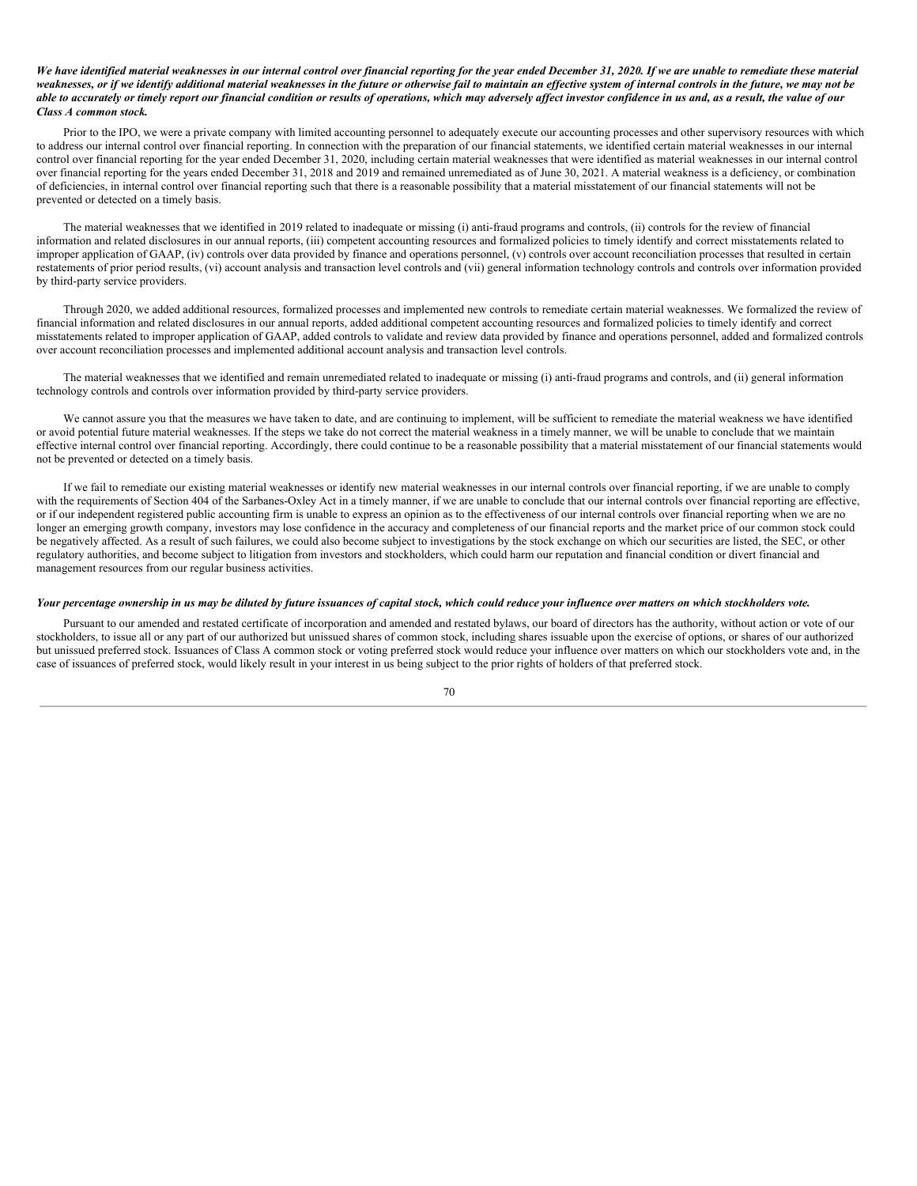***We have identified material weaknesses in our internal control over financial reporting for the year ended December 31, 2020. If we are unable to remediate these material weaknesses, or if we identify additional material weaknesses in the future or otherwise fail to maintain an effective system of internal controls in the future, we may not be able to accurately or timely report our financial condition or results of operations, which may adversely affect investor confidence in us and, as a result, the value of our Class A common stock.***

Prior to the IPO, we were a private company with limited accounting personnel to adequately execute our accounting processes and other supervisory resources with which to address our internal control over financial reporting. In connection with the preparation of our financial statements, we identified certain material weaknesses in our internal control over financial reporting for the year ended December 31, 2020, including certain material weaknesses that were identified as material weaknesses in our internal control over financial reporting for the years ended December 31, 2018 and 2019 and remained unremediated as of June 30, 2021. A material weakness is a deficiency, or combination of deficiencies, in internal control over financial reporting such that there is a reasonable possibility that a material misstatement of our financial statements will not be prevented or detected on a timely basis.

The material weaknesses that we identified in 2019 related to inadequate or missing (i) anti-fraud programs and controls, (ii) controls for the review of financial information and related disclosures in our annual reports, (iii) competent accounting resources and formalized policies to timely identify and correct misstatements related to improper application of GAAP, (iv) controls over data provided by finance and operations personnel, (v) controls over account reconciliation processes that resulted in certain restatements of prior period results, (vi) account analysis and transaction level controls and (vii) general information technology controls and controls over information provided by third-party service providers.

Through 2020, we added additional resources, formalized processes and implemented new controls to remediate certain material weaknesses. We formalized the review of financial information and related disclosures in our annual reports, added additional competent accounting resources and formalized policies to timely identify and correct misstatements related to improper application of GAAP, added controls to validate and review data provided by finance and operations personnel, added and formalized controls over account reconciliation processes and implemented additional account analysis and transaction level controls.

The material weaknesses that we identified and remain unremediated related to inadequate or missing (i) anti-fraud programs and controls, and (ii) general information technology controls and controls over information provided by third-party service providers.

We cannot assure you that the measures we have taken to date, and are continuing to implement, will be sufficient to remediate the material weakness we have identified or avoid potential future material weaknesses. If the steps we take do not correct the material weakness in a timely manner, we will be unable to conclude that we maintain effective internal control over financial reporting. Accordingly, there could continue to be a reasonable possibility that a material misstatement of our financial statements would not be prevented or detected on a timely basis.

If we fail to remediate our existing material weaknesses or identify new material weaknesses in our internal controls over financial reporting, if we are unable to comply with the requirements of Section 404 of the Sarbanes-Oxley Act in a timely manner, if we are unable to conclude that our internal controls over financial reporting are effective, or if our independent registered public accounting firm is unable to express an opinion as to the effectiveness of our internal controls over financial reporting when we are no longer an emerging growth company, investors may lose confidence in the accuracy and completeness of our financial reports and the market price of our common stock could be negatively affected. As a result of such failures, we could also become subject to investigations by the stock exchange on which our securities are listed, the SEC, or other regulatory authorities, and become subject to litigation from investors and stockholders, which could harm our reputation and financial condition or divert financial and management resources from our regular business activities.

***Your percentage ownership in us may be diluted by future issuances of capital stock, which could reduce your influence over matters on which stockholders vote.***

Pursuant to our amended and restated certificate of incorporation and amended and restated bylaws, our board of directors has the authority, without action or vote of our stockholders, to issue all or any part of our authorized but unissued shares of common stock, including shares issuable upon the exercise of options, or shares of our authorized but unissued preferred stock. Issuances of Class A common stock or voting preferred stock would reduce your influence over matters on which our stockholders vote and, in the case of issuances of preferred stock, would likely result in your interest in us being subject to the prior rights of holders of that preferred stock.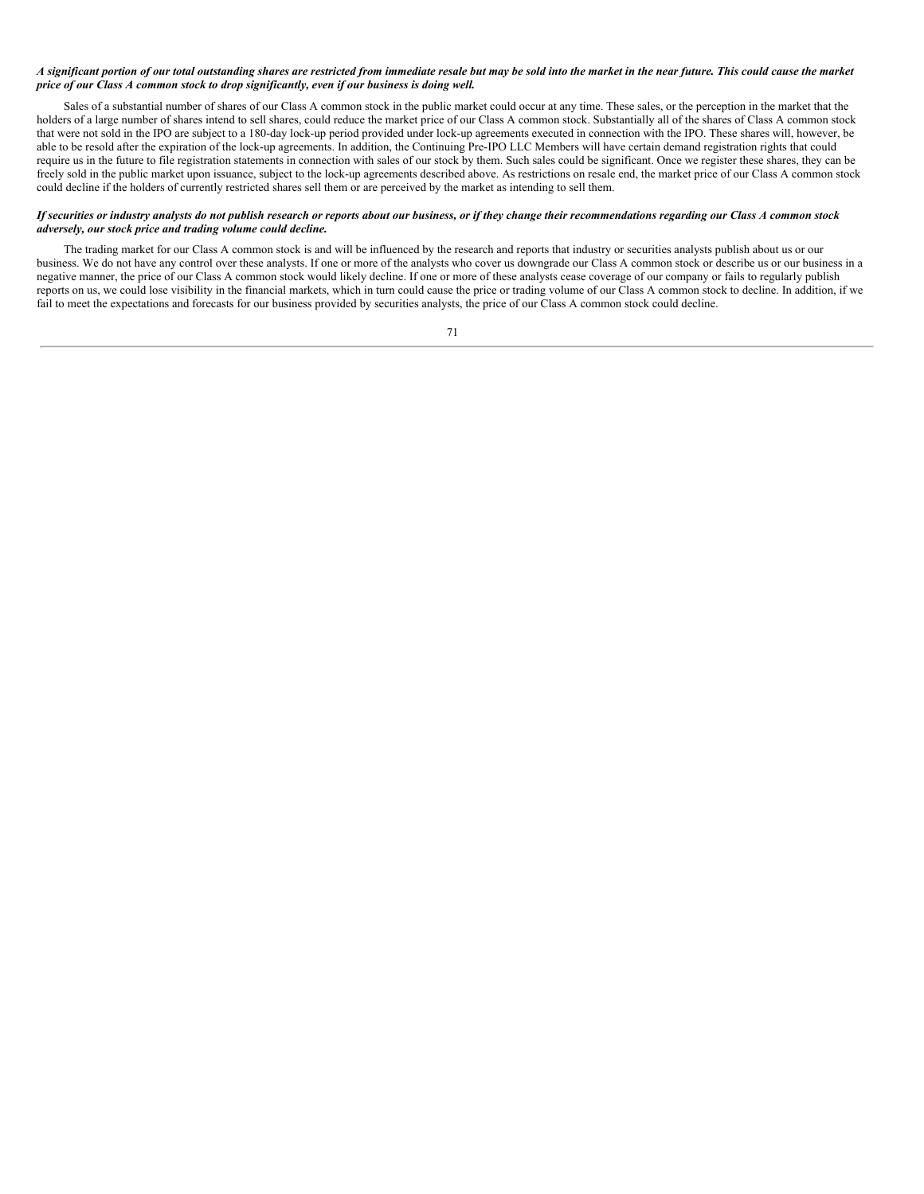***A significant portion of our total outstanding shares are restricted from immediate resale but may be sold into the market in the near future. This could cause the market price of our Class A common stock to drop significantly, even if our business is doing well.***

Sales of a substantial number of shares of our Class A common stock in the public market could occur at any time. These sales, or the perception in the market that the holders of a large number of shares intend to sell shares, could reduce the market price of our Class A common stock. Substantially all of the shares of Class A common stock that were not sold in the IPO are subject to a 180-day lock-up period provided under lock-up agreements executed in connection with the IPO. These shares will, however, be able to be resold after the expiration of the lock-up agreements. In addition, the Continuing Pre-IPO LLC Members will have certain demand registration rights that could require us in the future to file registration statements in connection with sales of our stock by them. Such sales could be significant. Once we register these shares, they can be freely sold in the public market upon issuance, subject to the lock-up agreements described above. As restrictions on resale end, the market price of our Class A common stock could decline if the holders of currently restricted shares sell them or are perceived by the market as intending to sell them.

***If securities or industry analysts do not publish research or reports about our business, or if they change their recommendations regarding our Class A common stock adversely, our stock price and trading volume could decline.***

The trading market for our Class A common stock is and will be influenced by the research and reports that industry or securities analysts publish about us or our business. We do not have any control over these analysts. If one or more of the analysts who cover us downgrade our Class A common stock or describe us or our business in a negative manner, the price of our Class A common stock would likely decline. If one or more of these analysts cease coverage of our company or fails to regularly publish reports on us, we could lose visibility in the financial markets, which in turn could cause the price or trading volume of our Class A common stock to decline. In addition, if we fail to meet the expectations and forecasts for our business provided by securities analysts, the price of our Class A common stock could decline.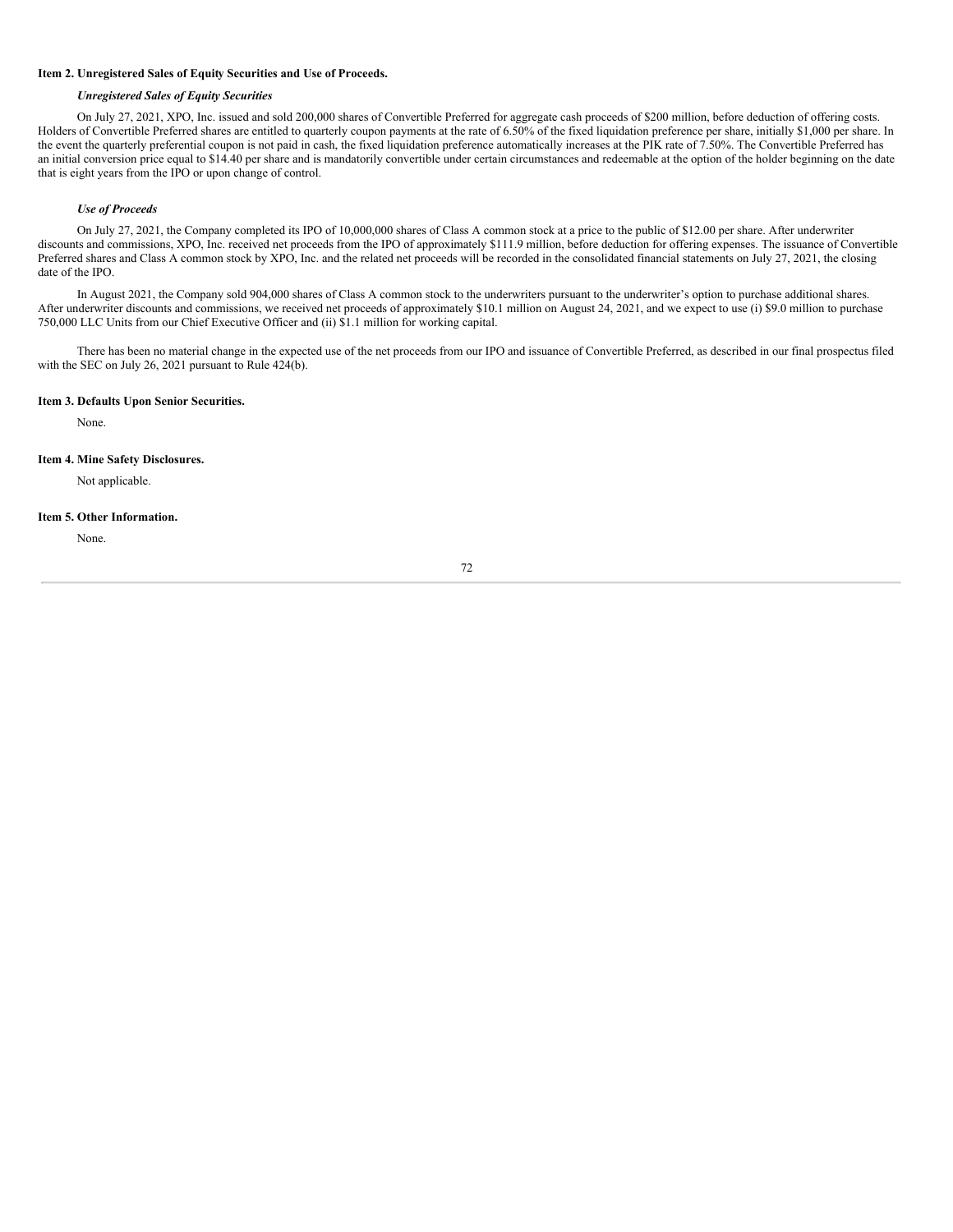**Item 2. Unregistered Sales of Equity Securities and Use of Proceeds.**

***Unregistered Sales of Equity Securities***

On July 27, 2021, XPO, Inc. issued and sold 200,000 shares of Convertible Preferred for aggregate cash proceeds of $200 million, before deduction of offering costs. Holders of Convertible Preferred shares are entitled to quarterly coupon payments at the rate of 6.50% of the fixed liquidation preference per share, initially $1,000 per share. In the event the quarterly preferential coupon is not paid in cash, the fixed liquidation preference automatically increases at the PIK rate of 7.50%. The Convertible Preferred has an initial conversion price equal to $14.40 per share and is mandatorily convertible under certain circumstances and redeemable at the option of the holder beginning on the date that is eight years from the IPO or upon change of control.

***Use of Proceeds***

On July 27, 2021, the Company completed its IPO of 10,000,000 shares of Class A common stock at a price to the public of $12.00 per share. After underwriter discounts and commissions, XPO, Inc. received net proceeds from the IPO of approximately $111.9 million, before deduction for offering expenses. The issuance of Convertible Preferred shares and Class A common stock by XPO, Inc. and the related net proceeds will be recorded in the consolidated financial statements on July 27, 2021, the closing date of the IPO.

In August 2021, the Company sold 904,000 shares of Class A common stock to the underwriters pursuant to the underwriter's option to purchase additional shares. After underwriter discounts and commissions, we received net proceeds of approximately $10.1 million on August 24, 2021, and we expect to use (i) $9.0 million to purchase 750,000 LLC Units from our Chief Executive Officer and (ii) $1.1 million for working capital.

There has been no material change in the expected use of the net proceeds from our IPO and issuance of Convertible Preferred, as described in our final prospectus filed with the SEC on July 26, 2021 pursuant to Rule 424(b).

**Item 3. Defaults Upon Senior Securities.**

None.

**Item 4. Mine Safety Disclosures.**

Not applicable.

**Item 5. Other Information.**

None.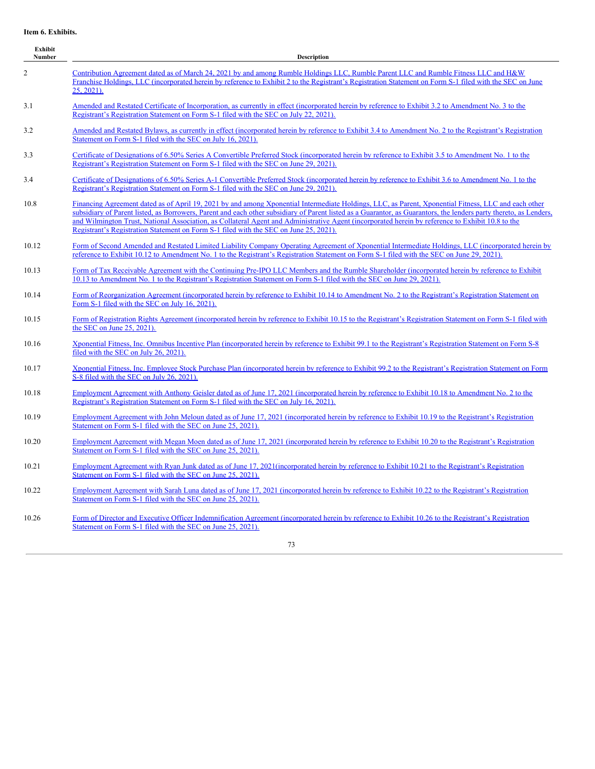**Item 6. Exhibits.**

| Exhibit Number | Description |
|---|---|
| 2 | Contribution Agreement dated as of March 24, 2021 by and among Rumble Holdings LLC, Rumble Parent LLC and Rumble Fitness LLC and H&W Franchise Holdings, LLC (incorporated herein by reference to Exhibit 2 to the Registrant's Registration Statement on Form S-1 filed with the SEC on June 25, 2021). |
| 3.1 | Amended and Restated Certificate of Incorporation, as currently in effect (incorporated herein by reference to Exhibit 3.2 to Amendment No. 3 to the Registrant's Registration Statement on Form S-1 filed with the SEC on July 22, 2021). |
| 3.2 | Amended and Restated Bylaws, as currently in effect (incorporated herein by reference to Exhibit 3.4 to Amendment No. 2 to the Registrant's Registration Statement on Form S-1 filed with the SEC on July 16, 2021). |
| 3.3 | Certificate of Designations of 6.50% Series A Convertible Preferred Stock (incorporated herein by reference to Exhibit 3.5 to Amendment No. 1 to the Registrant's Registration Statement on Form S-1 filed with the SEC on June 29, 2021). |
| 3.4 | Certificate of Designations of 6.50% Series A-1 Convertible Preferred Stock (incorporated herein by reference to Exhibit 3.6 to Amendment No. 1 to the Registrant's Registration Statement on Form S-1 filed with the SEC on June 29, 2021). |
| 10.8 | Financing Agreement dated as of April 19, 2021 by and among Xponential Intermediate Holdings, LLC, as Parent, Xponential Fitness, LLC and each other subsidiary of Parent listed, as Borrowers, Parent and each other subsidiary of Parent listed as a Guarantor, as Guarantors, the lenders party thereto, as Lenders, and Wilmington Trust, National Association, as Collateral Agent and Administrative Agent (incorporated herein by reference to Exhibit 10.8 to the Registrant's Registration Statement on Form S-1 filed with the SEC on June 25, 2021). |
| 10.12 | Form of Second Amended and Restated Limited Liability Company Operating Agreement of Xponential Intermediate Holdings, LLC (incorporated herein by reference to Exhibit 10.12 to Amendment No. 1 to the Registrant's Registration Statement on Form S-1 filed with the SEC on June 29, 2021). |
| 10.13 | Form of Tax Receivable Agreement with the Continuing Pre-IPO LLC Members and the Rumble Shareholder (incorporated herein by reference to Exhibit 10.13 to Amendment No. 1 to the Registrant's Registration Statement on Form S-1 filed with the SEC on June 29, 2021). |
| 10.14 | Form of Reorganization Agreement (incorporated herein by reference to Exhibit 10.14 to Amendment No. 2 to the Registrant's Registration Statement on Form S-1 filed with the SEC on July 16, 2021). |
| 10.15 | Form of Registration Rights Agreement (incorporated herein by reference to Exhibit 10.15 to the Registrant's Registration Statement on Form S-1 filed with the SEC on June 25, 2021). |
| 10.16 | Xponential Fitness, Inc. Omnibus Incentive Plan (incorporated herein by reference to Exhibit 99.1 to the Registrant's Registration Statement on Form S-8 filed with the SEC on July 26, 2021). |
| 10.17 | Xponential Fitness, Inc. Employee Stock Purchase Plan (incorporated herein by reference to Exhibit 99.2 to the Registrant's Registration Statement on Form S-8 filed with the SEC on July 26, 2021). |
| 10.18 | Employment Agreement with Anthony Geisler dated as of June 17, 2021 (incorporated herein by reference to Exhibit 10.18 to Amendment No. 2 to the Registrant's Registration Statement on Form S-1 filed with the SEC on July 16, 2021). |
| 10.19 | Employment Agreement with John Meloun dated as of June 17, 2021 (incorporated herein by reference to Exhibit 10.19 to the Registrant's Registration Statement on Form S-1 filed with the SEC on June 25, 2021). |
| 10.20 | Employment Agreement with Megan Moen dated as of June 17, 2021 (incorporated herein by reference to Exhibit 10.20 to the Registrant's Registration Statement on Form S-1 filed with the SEC on June 25, 2021). |
| 10.21 | Employment Agreement with Ryan Junk dated as of June 17, 2021(incorporated herein by reference to Exhibit 10.21 to the Registrant's Registration Statement on Form S-1 filed with the SEC on June 25, 2021). |
| 10.22 | Employment Agreement with Sarah Luna dated as of June 17, 2021 (incorporated herein by reference to Exhibit 10.22 to the Registrant's Registration Statement on Form S-1 filed with the SEC on June 25, 2021). |
| 10.26 | Form of Director and Executive Officer Indemnification Agreement (incorporated herein by reference to Exhibit 10.26 to the Registrant's Registration Statement on Form S-1 filed with the SEC on June 25, 2021). |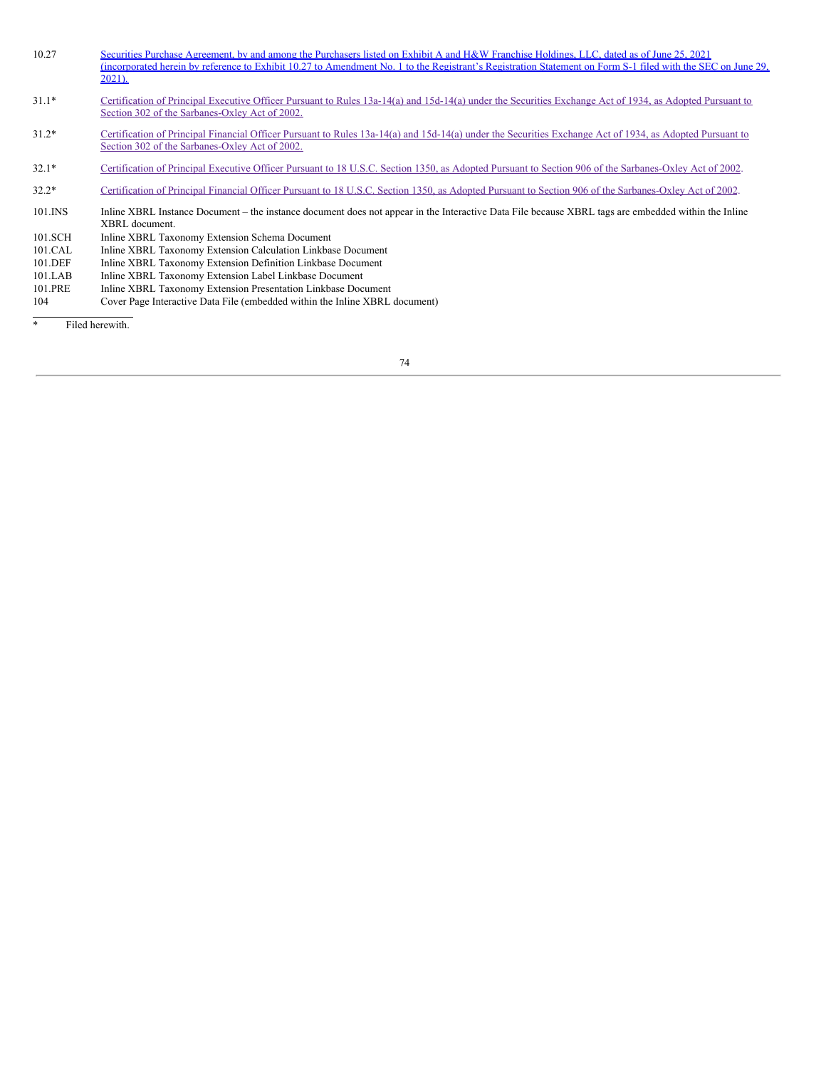| | |
|---|---|
| 10.27 | Securities Purchase Agreement, by and among the Purchasers listed on Exhibit A and H&W Franchise Holdings, LLC, dated as of June 25, 2021 (incorporated herein by reference to Exhibit 10.27 to Amendment No. 1 to the Registrant's Registration Statement on Form S-1 filed with the SEC on June 29, 2021). |
| 31.1* | Certification of Principal Executive Officer Pursuant to Rules 13a-14(a) and 15d-14(a) under the Securities Exchange Act of 1934, as Adopted Pursuant to Section 302 of the Sarbanes-Oxley Act of 2002. |
| 31.2* | Certification of Principal Financial Officer Pursuant to Rules 13a-14(a) and 15d-14(a) under the Securities Exchange Act of 1934, as Adopted Pursuant to Section 302 of the Sarbanes-Oxley Act of 2002. |
| 32.1* | Certification of Principal Executive Officer Pursuant to 18 U.S.C. Section 1350, as Adopted Pursuant to Section 906 of the Sarbanes-Oxley Act of 2002. |
| 32.2* | Certification of Principal Financial Officer Pursuant to 18 U.S.C. Section 1350, as Adopted Pursuant to Section 906 of the Sarbanes-Oxley Act of 2002. |
| 101.INS | Inline XBRL Instance Document – the instance document does not appear in the Interactive Data File because XBRL tags are embedded within the Inline XBRL document. |
| 101.SCH | Inline XBRL Taxonomy Extension Schema Document |
| 101.CAL | Inline XBRL Taxonomy Extension Calculation Linkbase Document |
| 101.DEF | Inline XBRL Taxonomy Extension Definition Linkbase Document |
| 101.LAB | Inline XBRL Taxonomy Extension Label Linkbase Document |
| 101.PRE | Inline XBRL Taxonomy Extension Presentation Linkbase Document |
| 104 | Cover Page Interactive Data File (embedded within the Inline XBRL document) |

\* Filed herewith.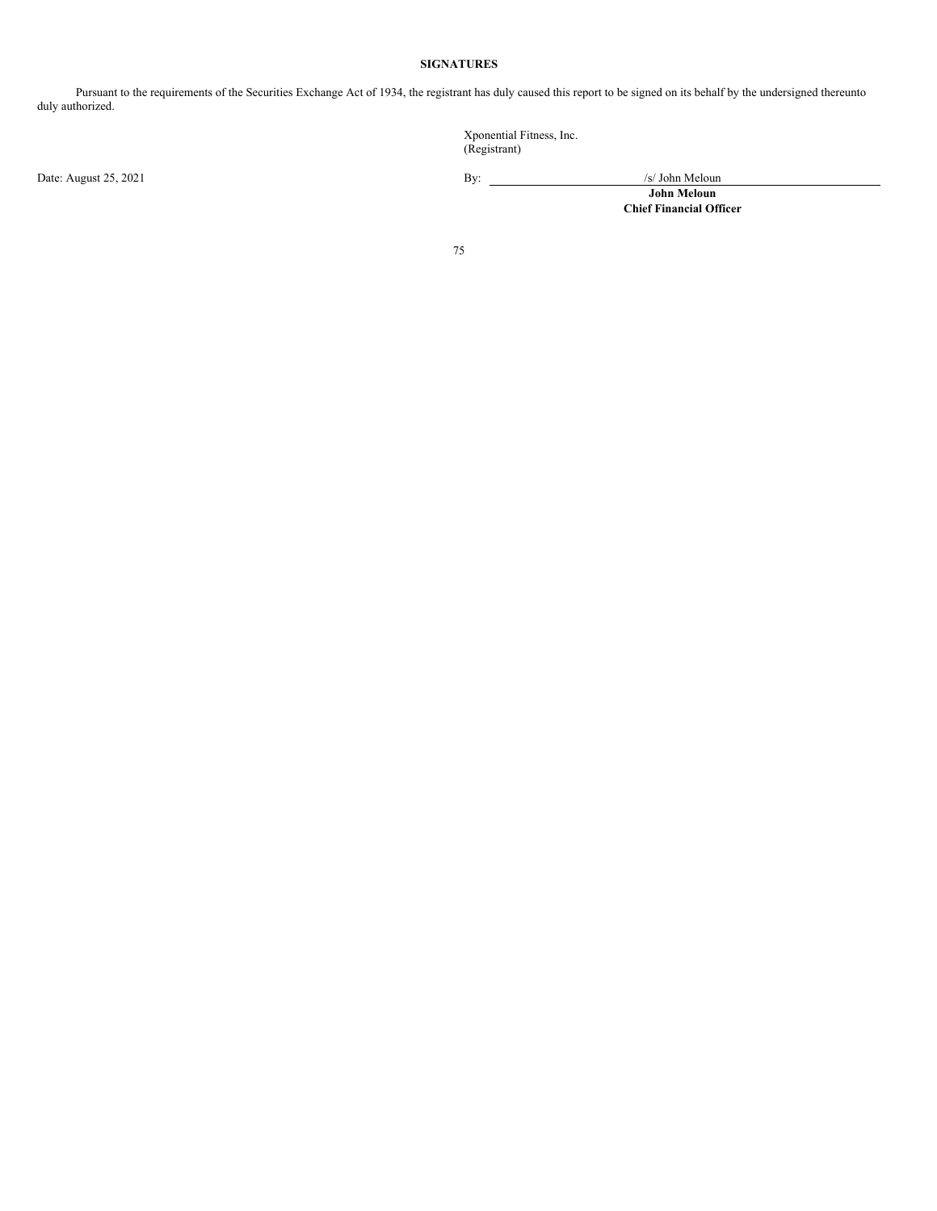**SIGNATURES**

Pursuant to the requirements of the Securities Exchange Act of 1934, the registrant has duly caused this report to be signed on its behalf by the undersigned thereunto duly authorized.

Xponential Fitness, Inc.
(Registrant)

Date: August 25, 2021

By: /s/ John Meloun

**John Meloun**
**Chief Financial Officer**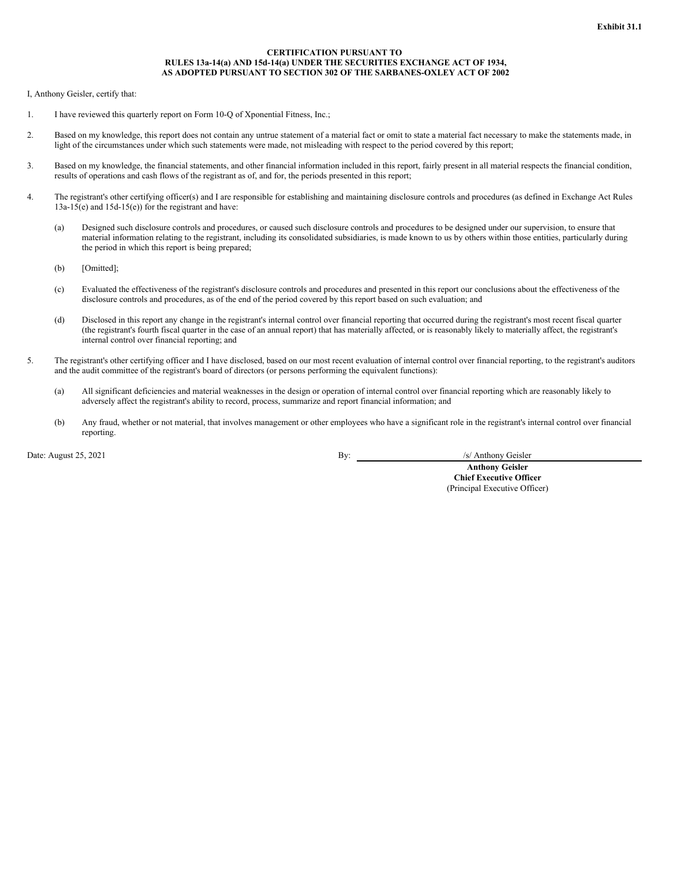**Exhibit 31.1**

**CERTIFICATION PURSUANT TO RULES 13a-14(a) AND 15d-14(a) UNDER THE SECURITIES EXCHANGE ACT OF 1934, AS ADOPTED PURSUANT TO SECTION 302 OF THE SARBANES-OXLEY ACT OF 2002**

I, Anthony Geisler, certify that:

1. I have reviewed this quarterly report on Form 10-Q of Xponential Fitness, Inc.;

2. Based on my knowledge, this report does not contain any untrue statement of a material fact or omit to state a material fact necessary to make the statements made, in light of the circumstances under which such statements were made, not misleading with respect to the period covered by this report;

3. Based on my knowledge, the financial statements, and other financial information included in this report, fairly present in all material respects the financial condition, results of operations and cash flows of the registrant as of, and for, the periods presented in this report;

4. The registrant's other certifying officer(s) and I are responsible for establishing and maintaining disclosure controls and procedures (as defined in Exchange Act Rules 13a-15(e) and 15d-15(e)) for the registrant and have:

   (a) Designed such disclosure controls and procedures, or caused such disclosure controls and procedures to be designed under our supervision, to ensure that material information relating to the registrant, including its consolidated subsidiaries, is made known to us by others within those entities, particularly during the period in which this report is being prepared;

   (b) [Omitted];

   (c) Evaluated the effectiveness of the registrant's disclosure controls and procedures and presented in this report our conclusions about the effectiveness of the disclosure controls and procedures, as of the end of the period covered by this report based on such evaluation; and

   (d) Disclosed in this report any change in the registrant's internal control over financial reporting that occurred during the registrant's most recent fiscal quarter (the registrant's fourth fiscal quarter in the case of an annual report) that has materially affected, or is reasonably likely to materially affect, the registrant's internal control over financial reporting; and

5. The registrant's other certifying officer and I have disclosed, based on our most recent evaluation of internal control over financial reporting, to the registrant's auditors and the audit committee of the registrant's board of directors (or persons performing the equivalent functions):

   (a) All significant deficiencies and material weaknesses in the design or operation of internal control over financial reporting which are reasonably likely to adversely affect the registrant's ability to record, process, summarize and report financial information; and

   (b) Any fraud, whether or not material, that involves management or other employees who have a significant role in the registrant's internal control over financial reporting.

Date: August 25, 2021

By: /s/ Anthony Geisler

**Anthony Geisler**
**Chief Executive Officer**
(Principal Executive Officer)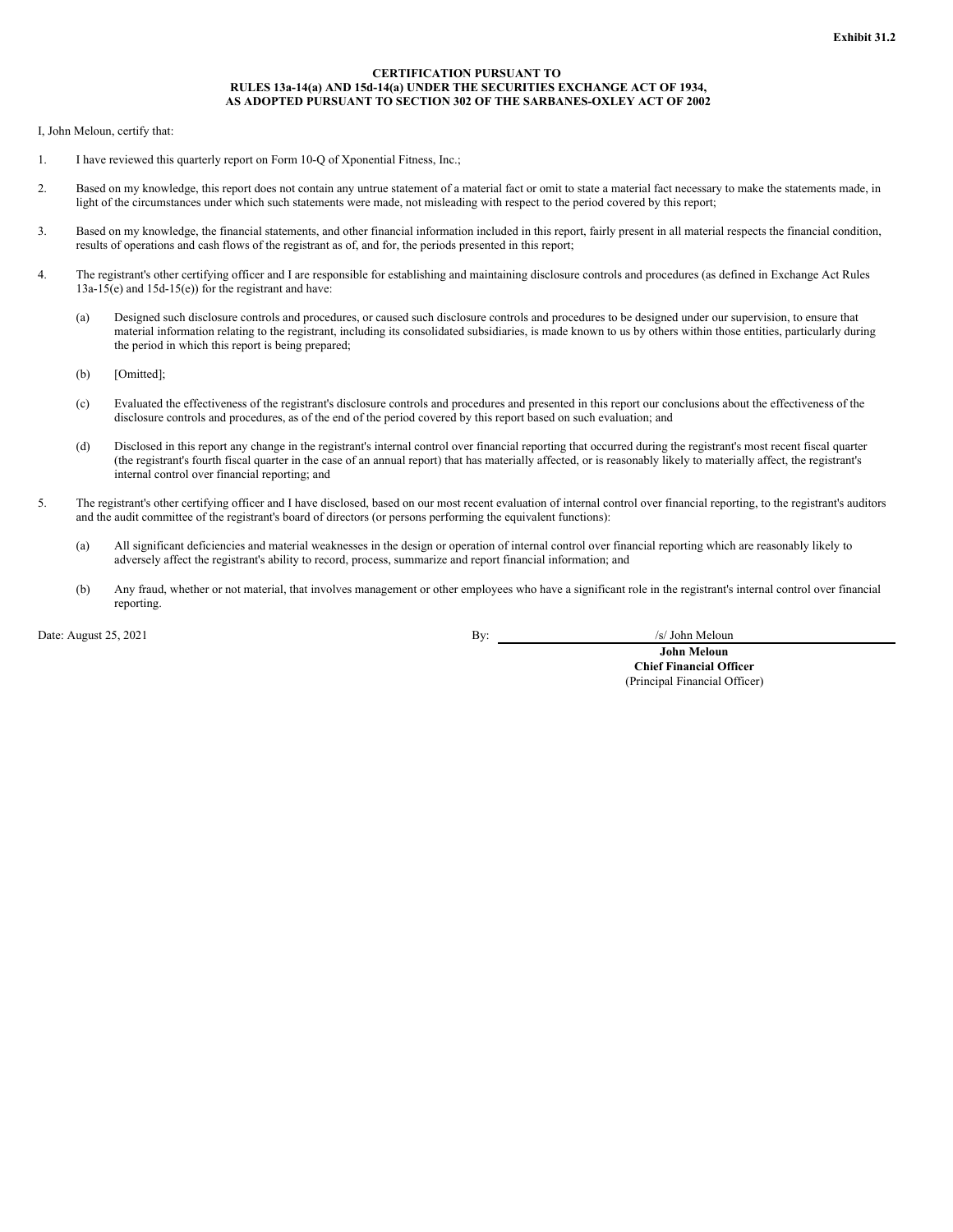**Exhibit 31.2**

**CERTIFICATION PURSUANT TO RULES 13a-14(a) AND 15d-14(a) UNDER THE SECURITIES EXCHANGE ACT OF 1934, AS ADOPTED PURSUANT TO SECTION 302 OF THE SARBANES-OXLEY ACT OF 2002**

I, John Meloun, certify that:

1. I have reviewed this quarterly report on Form 10-Q of Xponential Fitness, Inc.;

2. Based on my knowledge, this report does not contain any untrue statement of a material fact or omit to state a material fact necessary to make the statements made, in light of the circumstances under which such statements were made, not misleading with respect to the period covered by this report;

3. Based on my knowledge, the financial statements, and other financial information included in this report, fairly present in all material respects the financial condition, results of operations and cash flows of the registrant as of, and for, the periods presented in this report;

4. The registrant's other certifying officer and I are responsible for establishing and maintaining disclosure controls and procedures (as defined in Exchange Act Rules 13a-15(e) and 15d-15(e)) for the registrant and have:

   (a) Designed such disclosure controls and procedures, or caused such disclosure controls and procedures to be designed under our supervision, to ensure that material information relating to the registrant, including its consolidated subsidiaries, is made known to us by others within those entities, particularly during the period in which this report is being prepared;

   (b) [Omitted];

   (c) Evaluated the effectiveness of the registrant's disclosure controls and procedures and presented in this report our conclusions about the effectiveness of the disclosure controls and procedures, as of the end of the period covered by this report based on such evaluation; and

   (d) Disclosed in this report any change in the registrant's internal control over financial reporting that occurred during the registrant's most recent fiscal quarter (the registrant's fourth fiscal quarter in the case of an annual report) that has materially affected, or is reasonably likely to materially affect, the registrant's internal control over financial reporting; and

5. The registrant's other certifying officer and I have disclosed, based on our most recent evaluation of internal control over financial reporting, to the registrant's auditors and the audit committee of the registrant's board of directors (or persons performing the equivalent functions):

   (a) All significant deficiencies and material weaknesses in the design or operation of internal control over financial reporting which are reasonably likely to adversely affect the registrant's ability to record, process, summarize and report financial information; and

   (b) Any fraud, whether or not material, that involves management or other employees who have a significant role in the registrant's internal control over financial reporting.

Date: August 25, 2021

By: /s/ John Meloun

**John Meloun**
**Chief Financial Officer**
(Principal Financial Officer)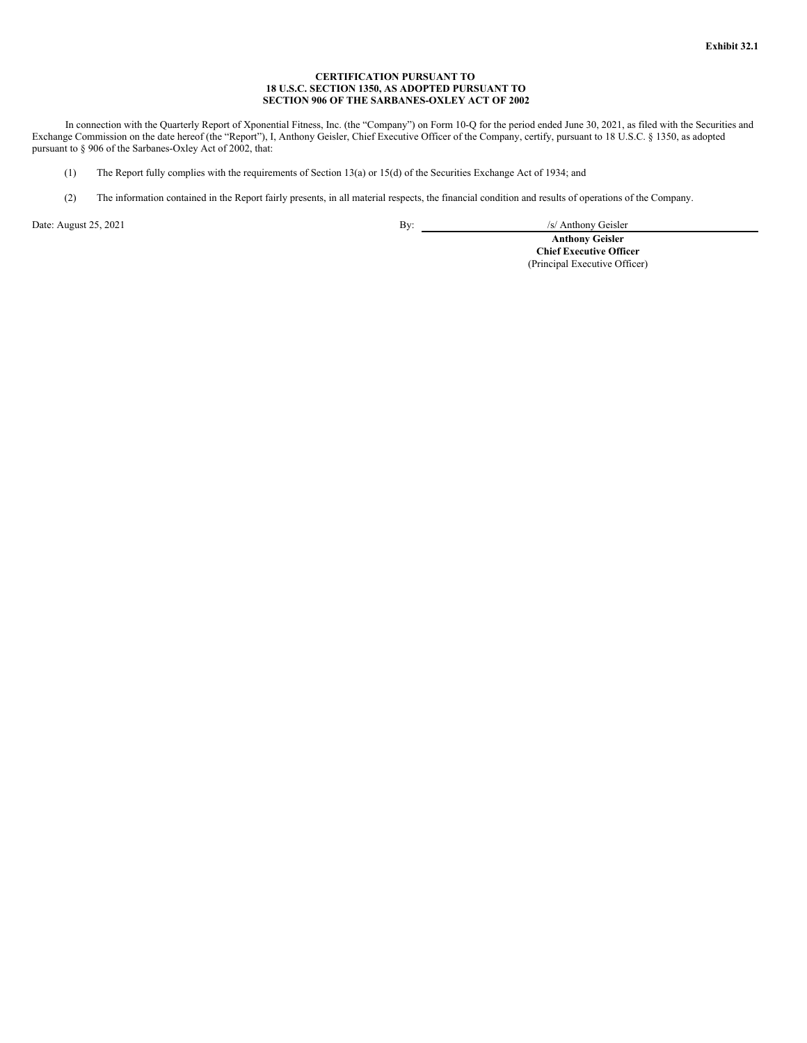**Exhibit 32.1**

**CERTIFICATION PURSUANT TO
18 U.S.C. SECTION 1350, AS ADOPTED PURSUANT TO
SECTION 906 OF THE SARBANES-OXLEY ACT OF 2002**

In connection with the Quarterly Report of Xponential Fitness, Inc. (the "Company") on Form 10-Q for the period ended June 30, 2021, as filed with the Securities and Exchange Commission on the date hereof (the "Report"), I, Anthony Geisler, Chief Executive Officer of the Company, certify, pursuant to 18 U.S.C. § 1350, as adopted pursuant to § 906 of the Sarbanes-Oxley Act of 2002, that:

(1) The Report fully complies with the requirements of Section 13(a) or 15(d) of the Securities Exchange Act of 1934; and

(2) The information contained in the Report fairly presents, in all material respects, the financial condition and results of operations of the Company.

Date: August 25, 2021

By: /s/ Anthony Geisler
**Anthony Geisler**
**Chief Executive Officer**
(Principal Executive Officer)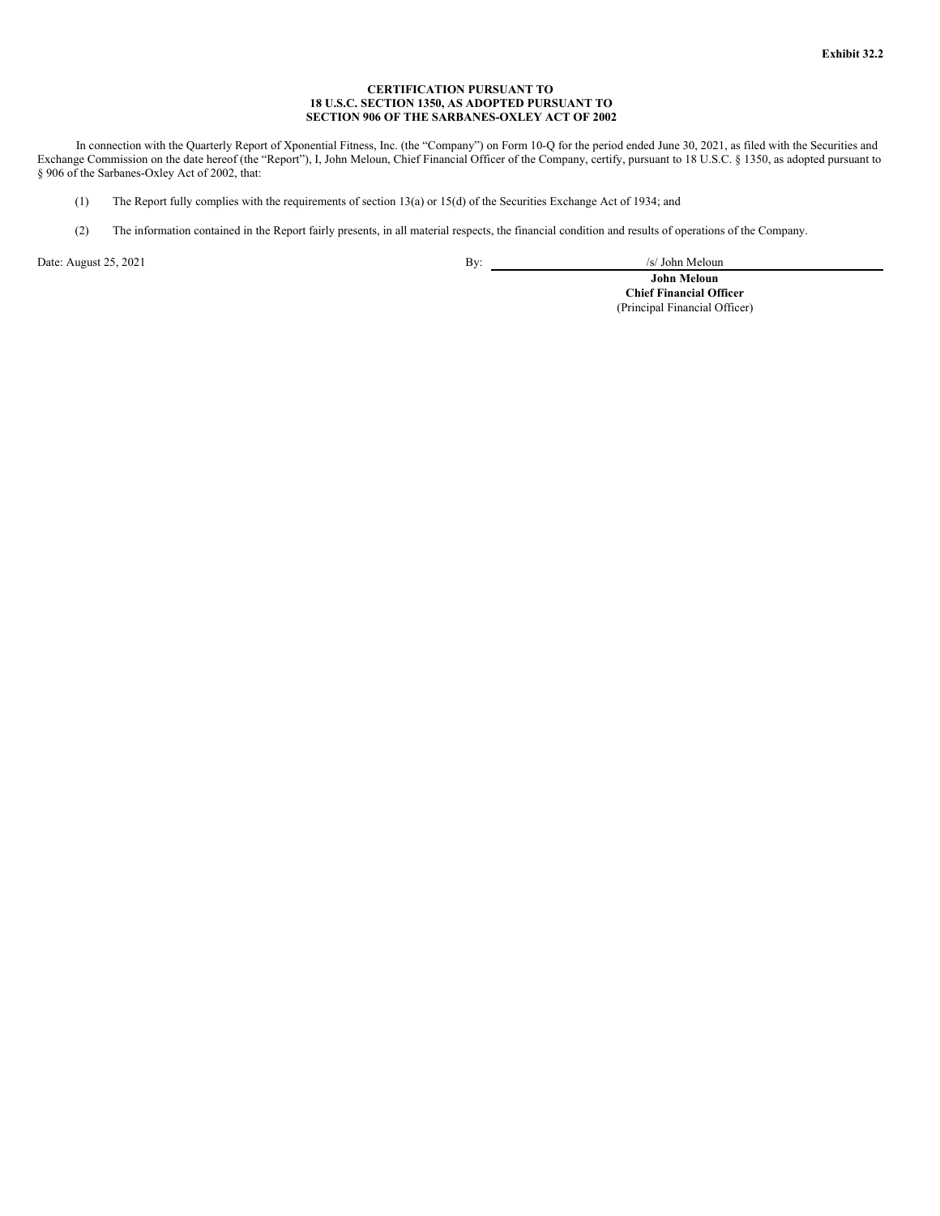**Exhibit 32.2**

**CERTIFICATION PURSUANT TO**
**18 U.S.C. SECTION 1350, AS ADOPTED PURSUANT TO**
**SECTION 906 OF THE SARBANES-OXLEY ACT OF 2002**

In connection with the Quarterly Report of Xponential Fitness, Inc. (the "Company") on Form 10-Q for the period ended June 30, 2021, as filed with the Securities and Exchange Commission on the date hereof (the "Report"), I, John Meloun, Chief Financial Officer of the Company, certify, pursuant to 18 U.S.C. § 1350, as adopted pursuant to § 906 of the Sarbanes-Oxley Act of 2002, that:

(1) The Report fully complies with the requirements of section 13(a) or 15(d) of the Securities Exchange Act of 1934; and

(2) The information contained in the Report fairly presents, in all material respects, the financial condition and results of operations of the Company.

Date: August 25, 2021

By: /s/ John Meloun
**John Meloun**
**Chief Financial Officer**
(Principal Financial Officer)